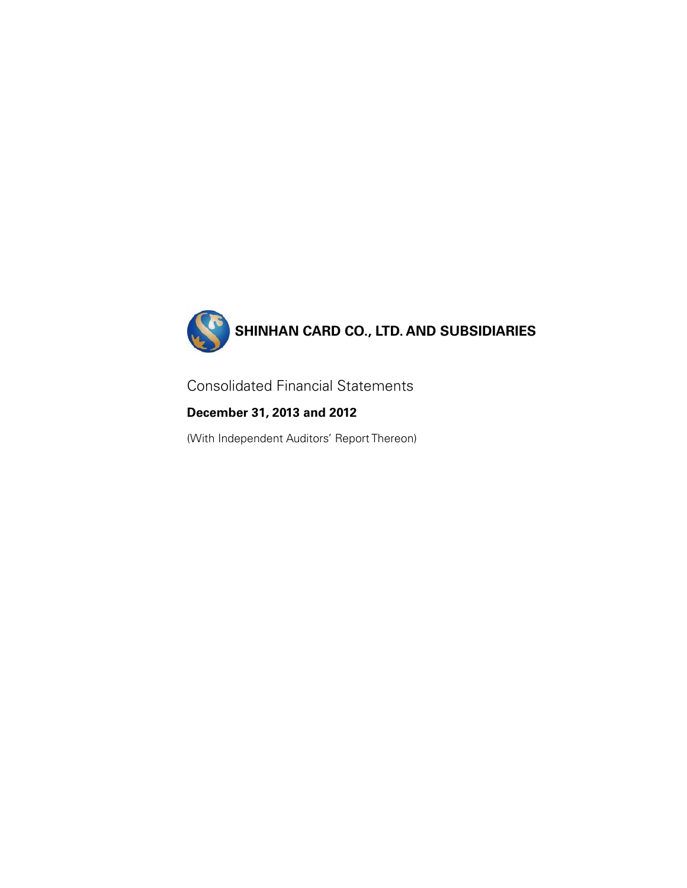# SHINHAN CARD CO., LTD. AND SUBSIDIARIES

Consolidated Financial Statements

**December 31, 2013 and 2012**

(With Independent Auditors' Report Thereon)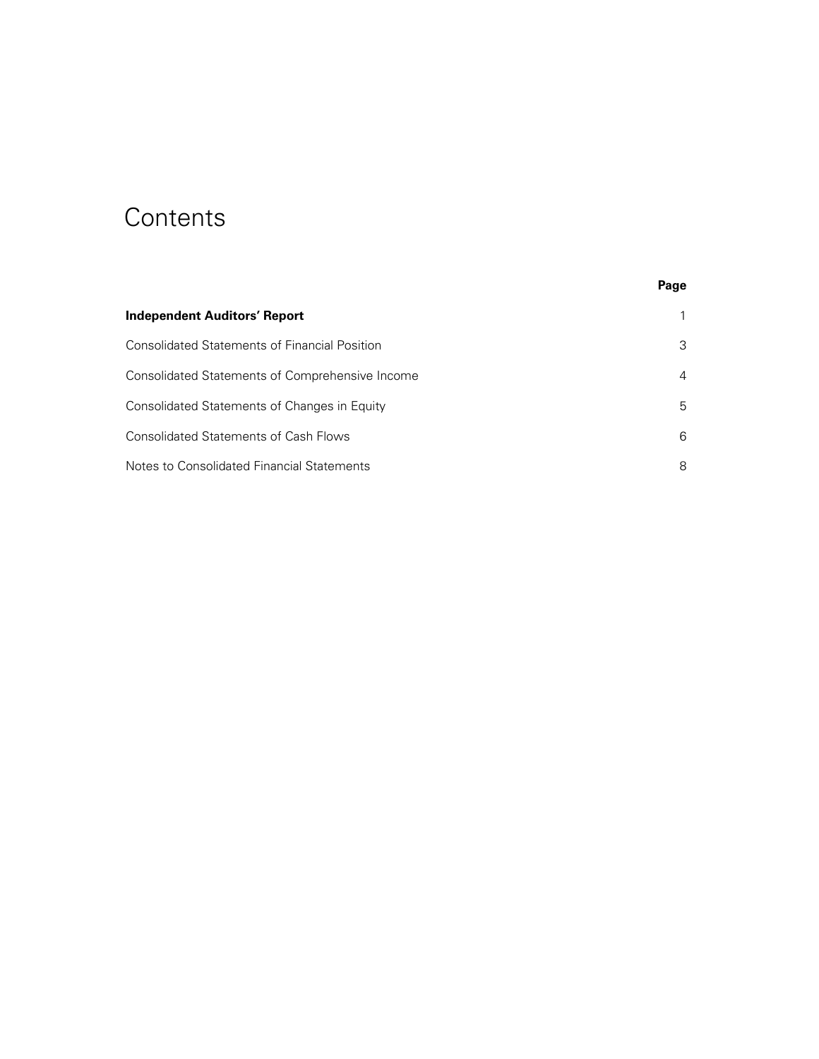# Contents

| | Page |
|---|---|
| **Independent Auditors' Report** | 1 |
| Consolidated Statements of Financial Position | 3 |
| Consolidated Statements of Comprehensive Income | 4 |
| Consolidated Statements of Changes in Equity | 5 |
| Consolidated Statements of Cash Flows | 6 |
| Notes to Consolidated Financial Statements | 8 |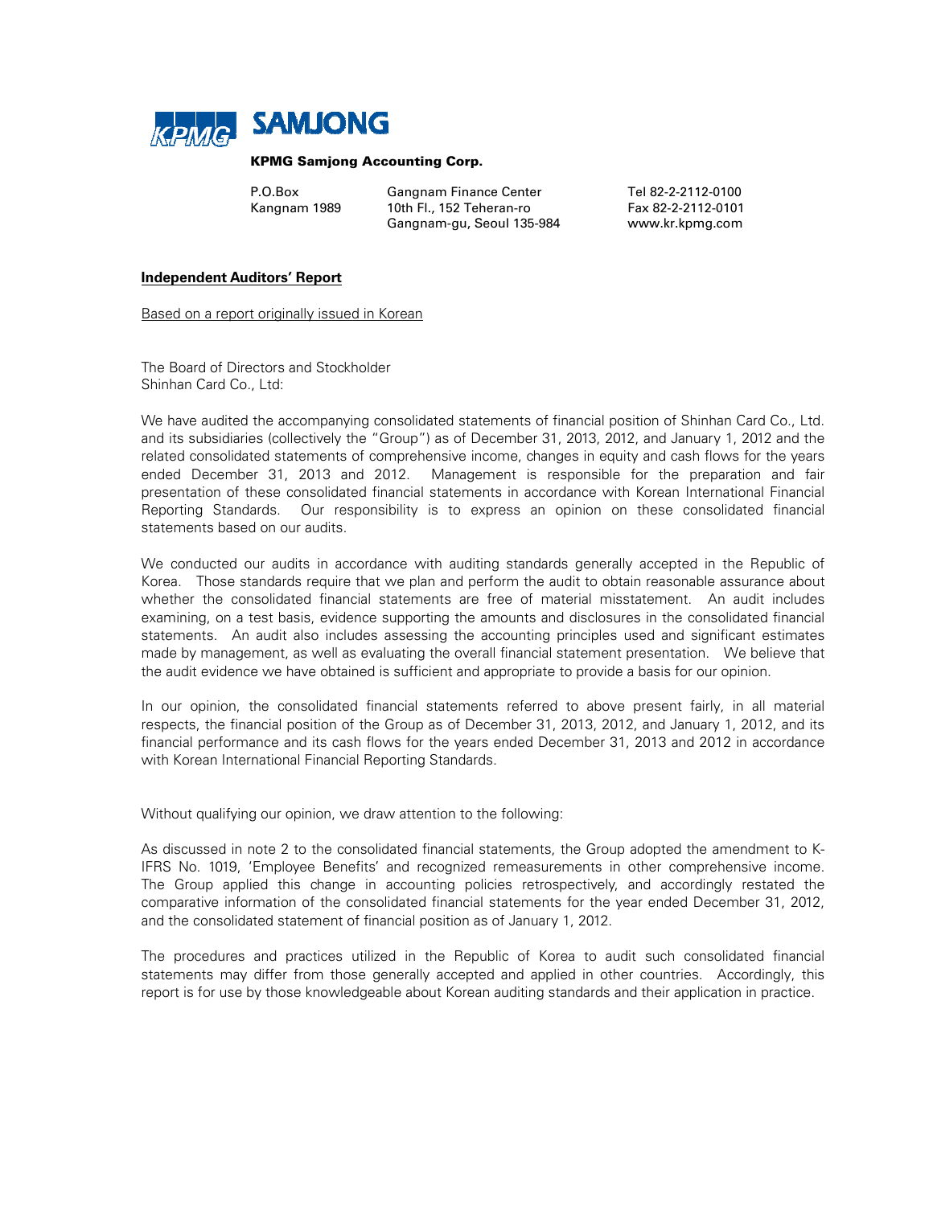**KPMG SAMJONG**

**KPMG Samjong Accounting Corp.**

P.O.Box Kangnam 1989
Gangnam Finance Center
10th Fl., 152 Teheran-ro
Gangnam-gu, Seoul 135-984
Tel 82-2-2112-0100
Fax 82-2-2112-0101
www.kr.kpmg.com

## Independent Auditors' Report

Based on a report originally issued in Korean

The Board of Directors and Stockholder
Shinhan Card Co., Ltd:

We have audited the accompanying consolidated statements of financial position of Shinhan Card Co., Ltd. and its subsidiaries (collectively the "Group") as of December 31, 2013, 2012, and January 1, 2012 and the related consolidated statements of comprehensive income, changes in equity and cash flows for the years ended December 31, 2013 and 2012. Management is responsible for the preparation and fair presentation of these consolidated financial statements in accordance with Korean International Financial Reporting Standards. Our responsibility is to express an opinion on these consolidated financial statements based on our audits.

We conducted our audits in accordance with auditing standards generally accepted in the Republic of Korea. Those standards require that we plan and perform the audit to obtain reasonable assurance about whether the consolidated financial statements are free of material misstatement. An audit includes examining, on a test basis, evidence supporting the amounts and disclosures in the consolidated financial statements. An audit also includes assessing the accounting principles used and significant estimates made by management, as well as evaluating the overall financial statement presentation. We believe that the audit evidence we have obtained is sufficient and appropriate to provide a basis for our opinion.

In our opinion, the consolidated financial statements referred to above present fairly, in all material respects, the financial position of the Group as of December 31, 2013, 2012, and January 1, 2012, and its financial performance and its cash flows for the years ended December 31, 2013 and 2012 in accordance with Korean International Financial Reporting Standards.

Without qualifying our opinion, we draw attention to the following:

As discussed in note 2 to the consolidated financial statements, the Group adopted the amendment to K-IFRS No. 1019, 'Employee Benefits' and recognized remeasurements in other comprehensive income. The Group applied this change in accounting policies retrospectively, and accordingly restated the comparative information of the consolidated financial statements for the year ended December 31, 2012, and the consolidated statement of financial position as of January 1, 2012.

The procedures and practices utilized in the Republic of Korea to audit such consolidated financial statements may differ from those generally accepted and applied in other countries. Accordingly, this report is for use by those knowledgeable about Korean auditing standards and their application in practice.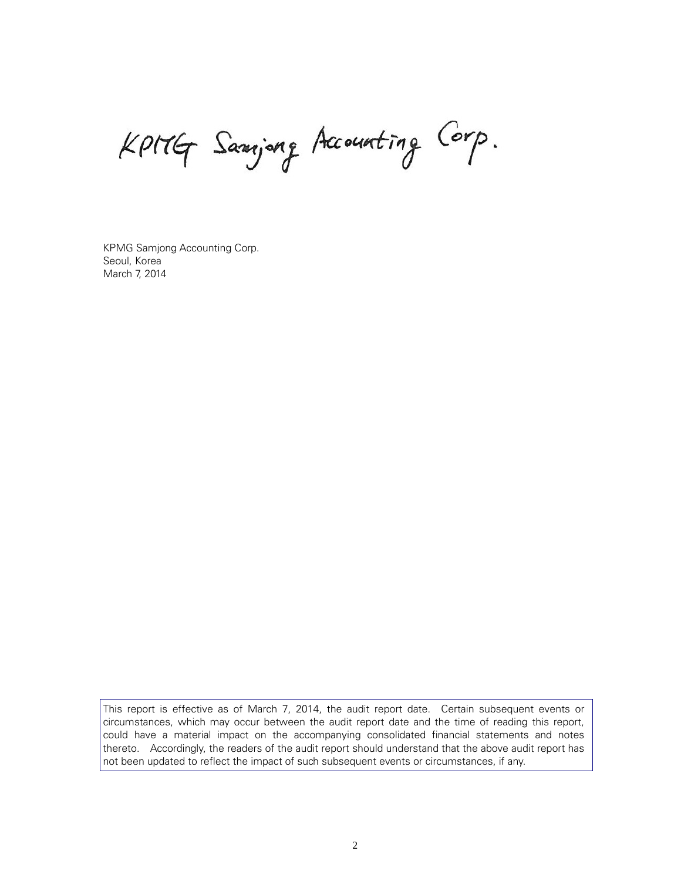KPMG Samjong Accounting Corp.

KPMG Samjong Accounting Corp.
Seoul, Korea
March 7, 2014

This report is effective as of March 7, 2014, the audit report date. Certain subsequent events or circumstances, which may occur between the audit report date and the time of reading this report, could have a material impact on the accompanying consolidated financial statements and notes thereto. Accordingly, the readers of the audit report should understand that the above audit report has not been updated to reflect the impact of such subsequent events or circumstances, if any.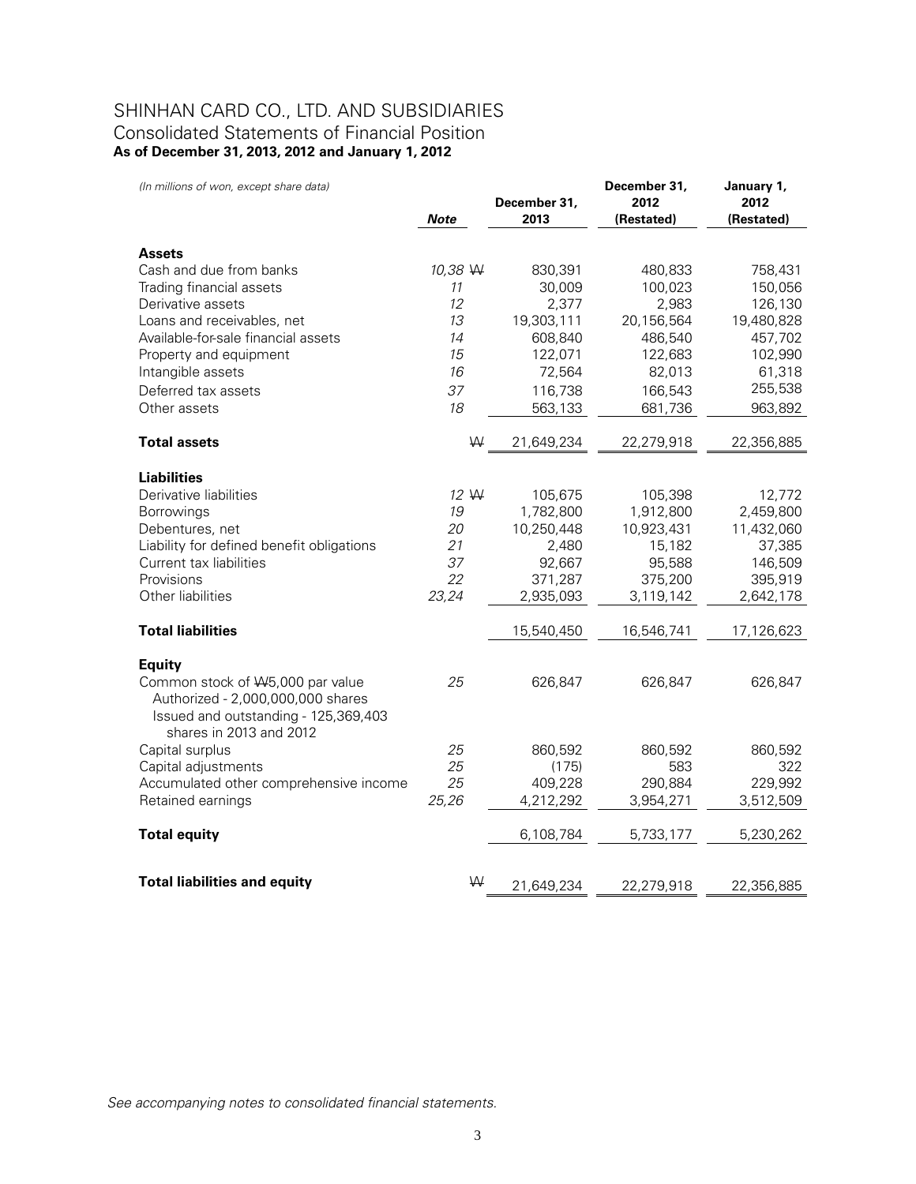# SHINHAN CARD CO., LTD. AND SUBSIDIARIES

## Consolidated Statements of Financial Position

**As of December 31, 2013, 2012 and January 1, 2012**

*(In millions of won, except share data)*

| | *Note* | | December 31, 2013 | December 31, 2012 (Restated) | January 1, 2012 (Restated) |
|---|---|---|---|---|---|
| **Assets** | | | | | |
| Cash and due from banks | *10,38* | ₩ | 830,391 | 480,833 | 758,431 |
| Trading financial assets | *11* | | 30,009 | 100,023 | 150,056 |
| Derivative assets | *12* | | 2,377 | 2,983 | 126,130 |
| Loans and receivables, net | *13* | | 19,303,111 | 20,156,564 | 19,480,828 |
| Available-for-sale financial assets | *14* | | 608,840 | 486,540 | 457,702 |
| Property and equipment | *15* | | 122,071 | 122,683 | 102,990 |
| Intangible assets | *16* | | 72,564 | 82,013 | 61,318 |
| Deferred tax assets | *37* | | 116,738 | 166,543 | 255,538 |
| Other assets | *18* | | 563,133 | 681,736 | 963,892 |
| **Total assets** | | ₩ | 21,649,234 | 22,279,918 | 22,356,885 |
| **Liabilities** | | | | | |
| Derivative liabilities | *12* | ₩ | 105,675 | 105,398 | 12,772 |
| Borrowings | *19* | | 1,782,800 | 1,912,800 | 2,459,800 |
| Debentures, net | *20* | | 10,250,448 | 10,923,431 | 11,432,060 |
| Liability for defined benefit obligations | *21* | | 2,480 | 15,182 | 37,385 |
| Current tax liabilities | *37* | | 92,667 | 95,588 | 146,509 |
| Provisions | *22* | | 371,287 | 375,200 | 395,919 |
| Other liabilities | *23,24* | | 2,935,093 | 3,119,142 | 2,642,178 |
| **Total liabilities** | | | 15,540,450 | 16,546,741 | 17,126,623 |
| **Equity** | | | | | |
| Common stock of ₩5,000 par value<br>Authorized - 2,000,000,000 shares<br>Issued and outstanding - 125,369,403 shares in 2013 and 2012 | *25* | | 626,847 | 626,847 | 626,847 |
| Capital surplus | *25* | | 860,592 | 860,592 | 860,592 |
| Capital adjustments | *25* | | (175) | 583 | 322 |
| Accumulated other comprehensive income | *25* | | 409,228 | 290,884 | 229,992 |
| Retained earnings | *25,26* | | 4,212,292 | 3,954,271 | 3,512,509 |
| **Total equity** | | | 6,108,784 | 5,733,177 | 5,230,262 |
| **Total liabilities and equity** | | ₩ | 21,649,234 | 22,279,918 | 22,356,885 |

*See accompanying notes to consolidated financial statements.*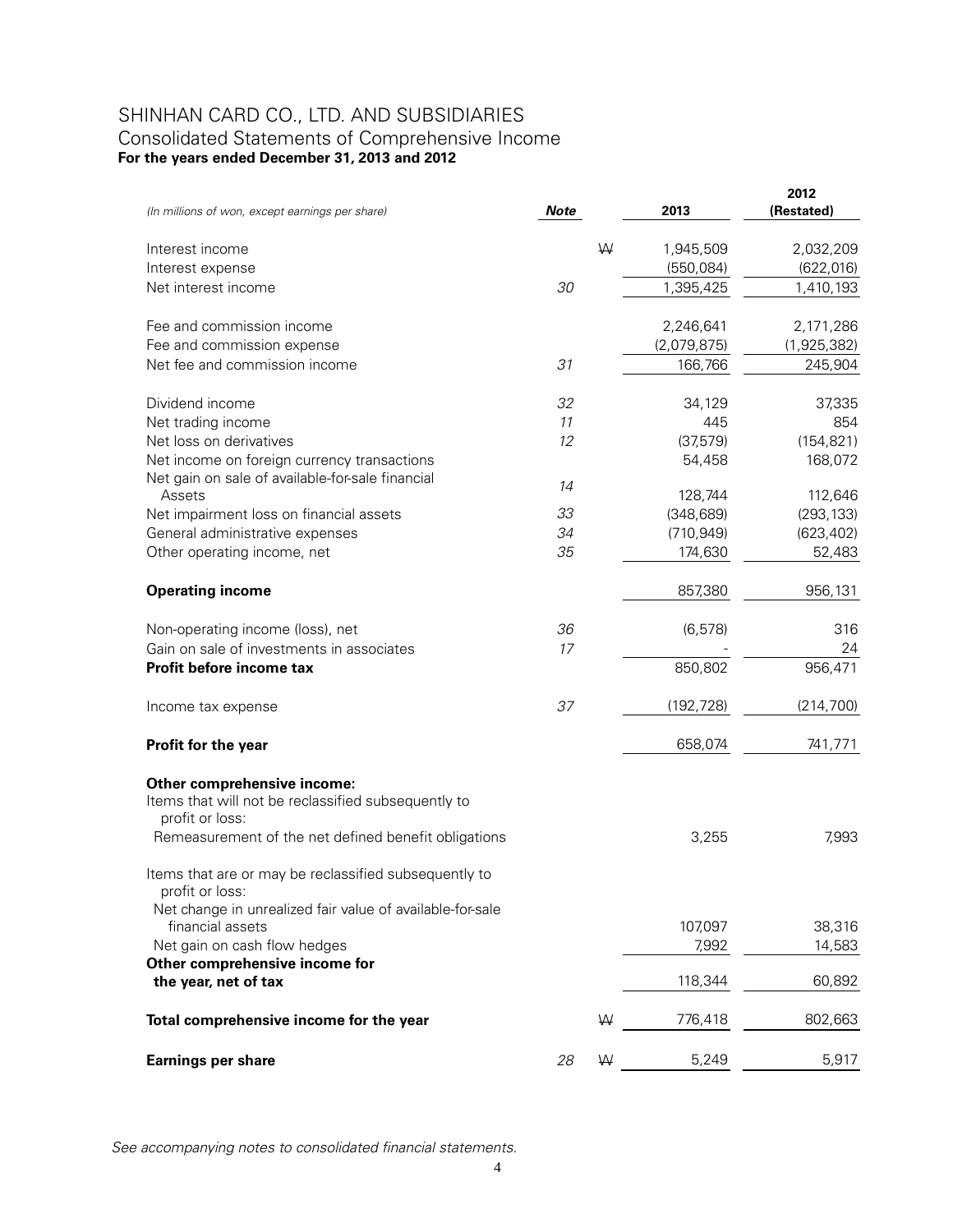# SHINHAN CARD CO., LTD. AND SUBSIDIARIES

## Consolidated Statements of Comprehensive Income

**For the years ended December 31, 2013 and 2012**

| *(In millions of won, except earnings per share)* | ***Note*** | | **2013** | **2012 (Restated)** |
|---|---|---|---|---|
| Interest income | | ₩ | 1,945,509 | 2,032,209 |
| Interest expense | | | (550,084) | (622,016) |
| Net interest income | *30* | | 1,395,425 | 1,410,193 |
| Fee and commission income | | | 2,246,641 | 2,171,286 |
| Fee and commission expense | | | (2,079,875) | (1,925,382) |
| Net fee and commission income | *31* | | 166,766 | 245,904 |
| Dividend income | *32* | | 34,129 | 37,335 |
| Net trading income | *11* | | 445 | 854 |
| Net loss on derivatives | *12* | | (37,579) | (154,821) |
| Net income on foreign currency transactions | | | 54,458 | 168,072 |
| Net gain on sale of available-for-sale financial Assets | *14* | | 128,744 | 112,646 |
| Net impairment loss on financial assets | *33* | | (348,689) | (293,133) |
| General administrative expenses | *34* | | (710,949) | (623,402) |
| Other operating income, net | *35* | | 174,630 | 52,483 |
| **Operating income** | | | 857,380 | 956,131 |
| Non-operating income (loss), net | *36* | | (6,578) | 316 |
| Gain on sale of investments in associates | *17* | | - | 24 |
| **Profit before income tax** | | | 850,802 | 956,471 |
| Income tax expense | *37* | | (192,728) | (214,700) |
| **Profit for the year** | | | 658,074 | 741,771 |
| **Other comprehensive income:** | | | | |
| Items that will not be reclassified subsequently to profit or loss: | | | | |
| Remeasurement of the net defined benefit obligations | | | 3,255 | 7,993 |
| Items that are or may be reclassified subsequently to profit or loss: | | | | |
| Net change in unrealized fair value of available-for-sale financial assets | | | 107,097 | 38,316 |
| Net gain on cash flow hedges | | | 7,992 | 14,583 |
| **Other comprehensive income for the year, net of tax** | | | 118,344 | 60,892 |
| **Total comprehensive income for the year** | | ₩ | 776,418 | 802,663 |
| **Earnings per share** | *28* | ₩ | 5,249 | 5,917 |

*See accompanying notes to consolidated financial statements.*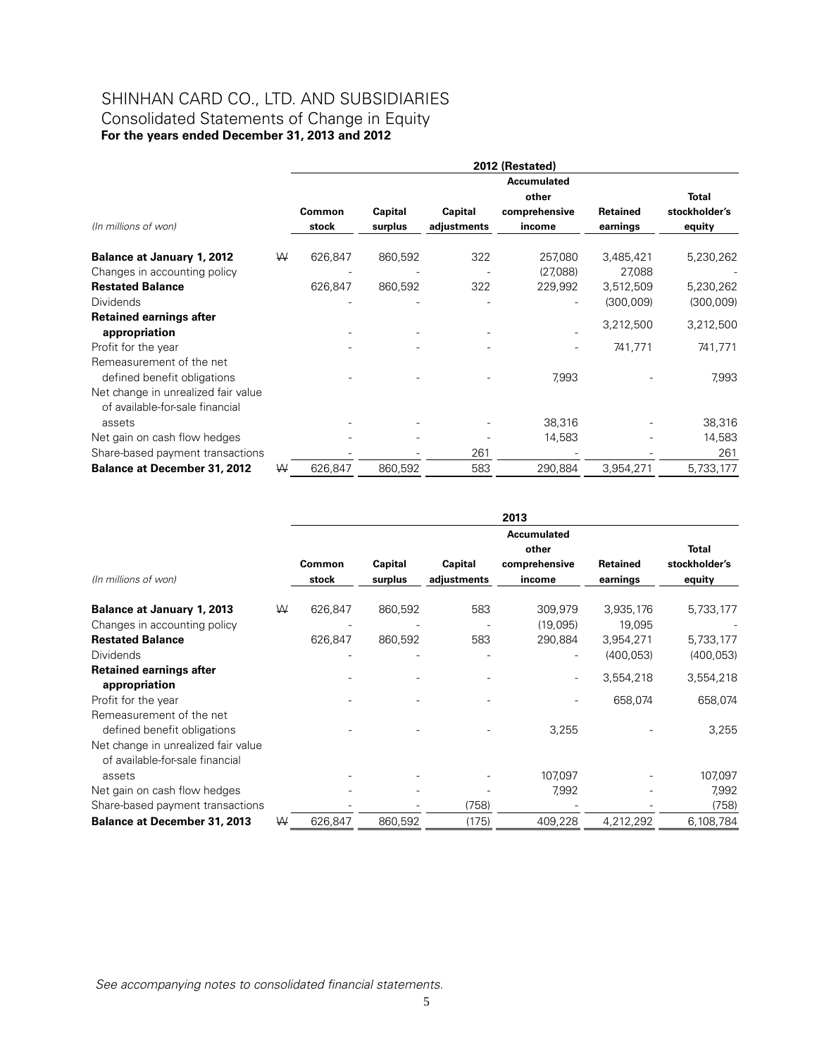# SHINHAN CARD CO., LTD. AND SUBSIDIARIES
## Consolidated Statements of Change in Equity
**For the years ended December 31, 2013 and 2012**

| | | 2012 (Restated) | | | | | |
|---|---|---|---|---|---|---|---|
| *(In millions of won)* | | Common stock | Capital surplus | Capital adjustments | Accumulated other comprehensive income | Retained earnings | Total stockholder's equity |
| **Balance at January 1, 2012** | ₩ | 626,847 | 860,592 | 322 | 257,080 | 3,485,421 | 5,230,262 |
| Changes in accounting policy | | - | - | - | (27,088) | 27,088 | - |
| **Restated Balance** | | 626,847 | 860,592 | 322 | 229,992 | 3,512,509 | 5,230,262 |
| Dividends | | - | - | - | - | (300,009) | (300,009) |
| **Retained earnings after appropriation** | | - | - | - | - | 3,212,500 | 3,212,500 |
| Profit for the year | | - | - | - | - | 741,771 | 741,771 |
| Remeasurement of the net defined benefit obligations | | - | - | - | 7,993 | - | 7,993 |
| Net change in unrealized fair value of available-for-sale financial assets | | - | - | - | 38,316 | - | 38,316 |
| Net gain on cash flow hedges | | - | - | - | 14,583 | - | 14,583 |
| Share-based payment transactions | | - | - | 261 | - | - | 261 |
| **Balance at December 31, 2012** | ₩ | 626,847 | 860,592 | 583 | 290,884 | 3,954,271 | 5,733,177 |

| | | 2013 | | | | | |
|---|---|---|---|---|---|---|---|
| *(In millions of won)* | | Common stock | Capital surplus | Capital adjustments | Accumulated other comprehensive income | Retained earnings | Total stockholder's equity |
| **Balance at January 1, 2013** | ₩ | 626,847 | 860,592 | 583 | 309,979 | 3,935,176 | 5,733,177 |
| Changes in accounting policy | | - | - | - | (19,095) | 19,095 | - |
| **Restated Balance** | | 626,847 | 860,592 | 583 | 290,884 | 3,954,271 | 5,733,177 |
| Dividends | | - | - | - | - | (400,053) | (400,053) |
| **Retained earnings after appropriation** | | - | - | - | - | 3,554,218 | 3,554,218 |
| Profit for the year | | - | - | - | - | 658,074 | 658,074 |
| Remeasurement of the net defined benefit obligations | | - | - | - | 3,255 | - | 3,255 |
| Net change in unrealized fair value of available-for-sale financial assets | | - | - | - | 107,097 | - | 107,097 |
| Net gain on cash flow hedges | | - | - | - | 7,992 | - | 7,992 |
| Share-based payment transactions | | - | - | (758) | - | - | (758) |
| **Balance at December 31, 2013** | ₩ | 626,847 | 860,592 | (175) | 409,228 | 4,212,292 | 6,108,784 |

*See accompanying notes to consolidated financial statements.*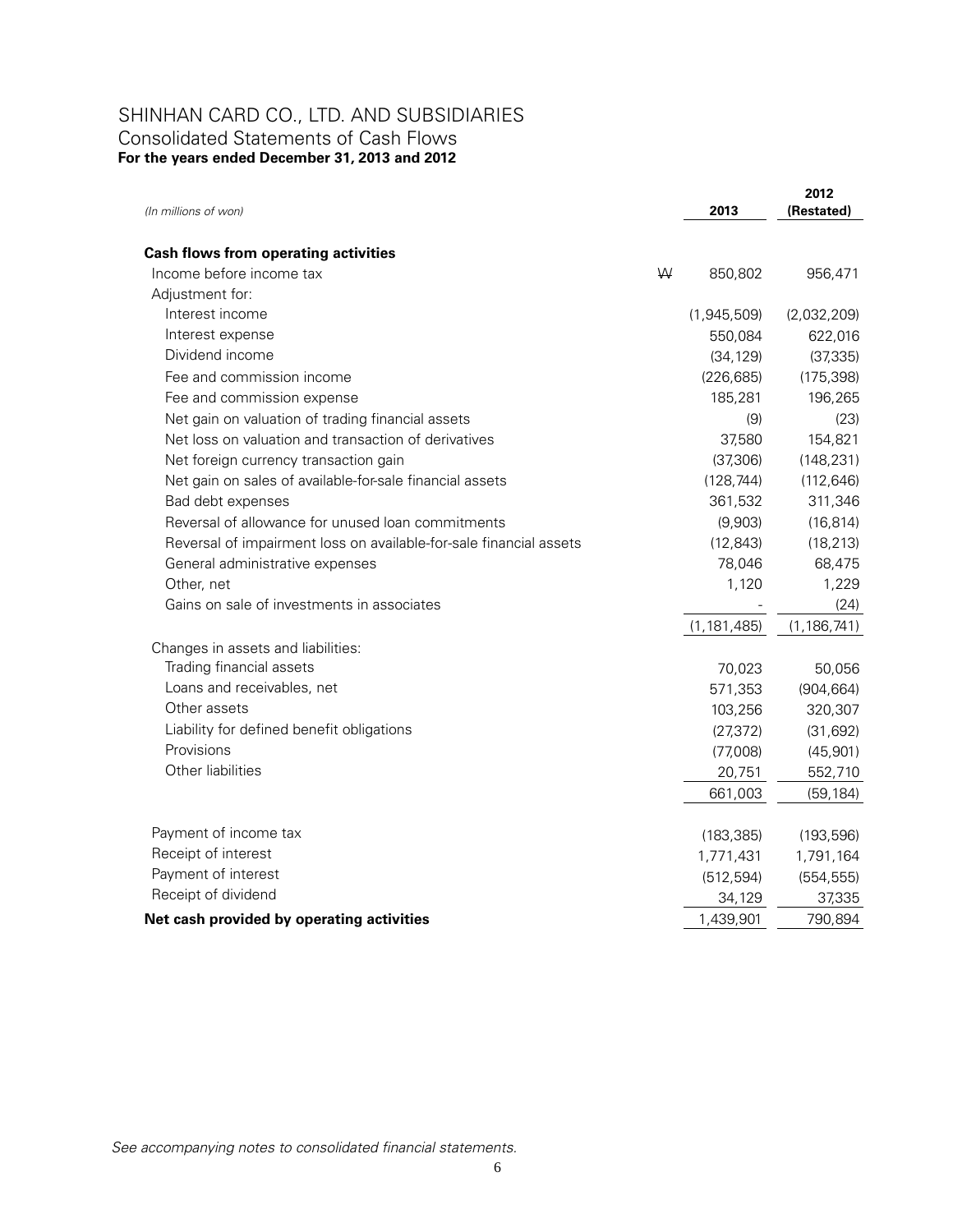# SHINHAN CARD CO., LTD. AND SUBSIDIARIES

## Consolidated Statements of Cash Flows

**For the years ended December 31, 2013 and 2012**

| *(In millions of won)* | | 2013 | 2012 (Restated) |
|---|---|---|---|
| **Cash flows from operating activities** | | | |
| Income before income tax | ₩ | 850,802 | 956,471 |
| Adjustment for: | | | |
| Interest income | | (1,945,509) | (2,032,209) |
| Interest expense | | 550,084 | 622,016 |
| Dividend income | | (34,129) | (37,335) |
| Fee and commission income | | (226,685) | (175,398) |
| Fee and commission expense | | 185,281 | 196,265 |
| Net gain on valuation of trading financial assets | | (9) | (23) |
| Net loss on valuation and transaction of derivatives | | 37,580 | 154,821 |
| Net foreign currency transaction gain | | (37,306) | (148,231) |
| Net gain on sales of available-for-sale financial assets | | (128,744) | (112,646) |
| Bad debt expenses | | 361,532 | 311,346 |
| Reversal of allowance for unused loan commitments | | (9,903) | (16,814) |
| Reversal of impairment loss on available-for-sale financial assets | | (12,843) | (18,213) |
| General administrative expenses | | 78,046 | 68,475 |
| Other, net | | 1,120 | 1,229 |
| Gains on sale of investments in associates | | - | (24) |
| | | (1,181,485) | (1,186,741) |
| Changes in assets and liabilities: | | | |
| Trading financial assets | | 70,023 | 50,056 |
| Loans and receivables, net | | 571,353 | (904,664) |
| Other assets | | 103,256 | 320,307 |
| Liability for defined benefit obligations | | (27,372) | (31,692) |
| Provisions | | (77,008) | (45,901) |
| Other liabilities | | 20,751 | 552,710 |
| | | 661,003 | (59,184) |
| Payment of income tax | | (183,385) | (193,596) |
| Receipt of interest | | 1,771,431 | 1,791,164 |
| Payment of interest | | (512,594) | (554,555) |
| Receipt of dividend | | 34,129 | 37,335 |
| **Net cash provided by operating activities** | | 1,439,901 | 790,894 |

*See accompanying notes to consolidated financial statements.*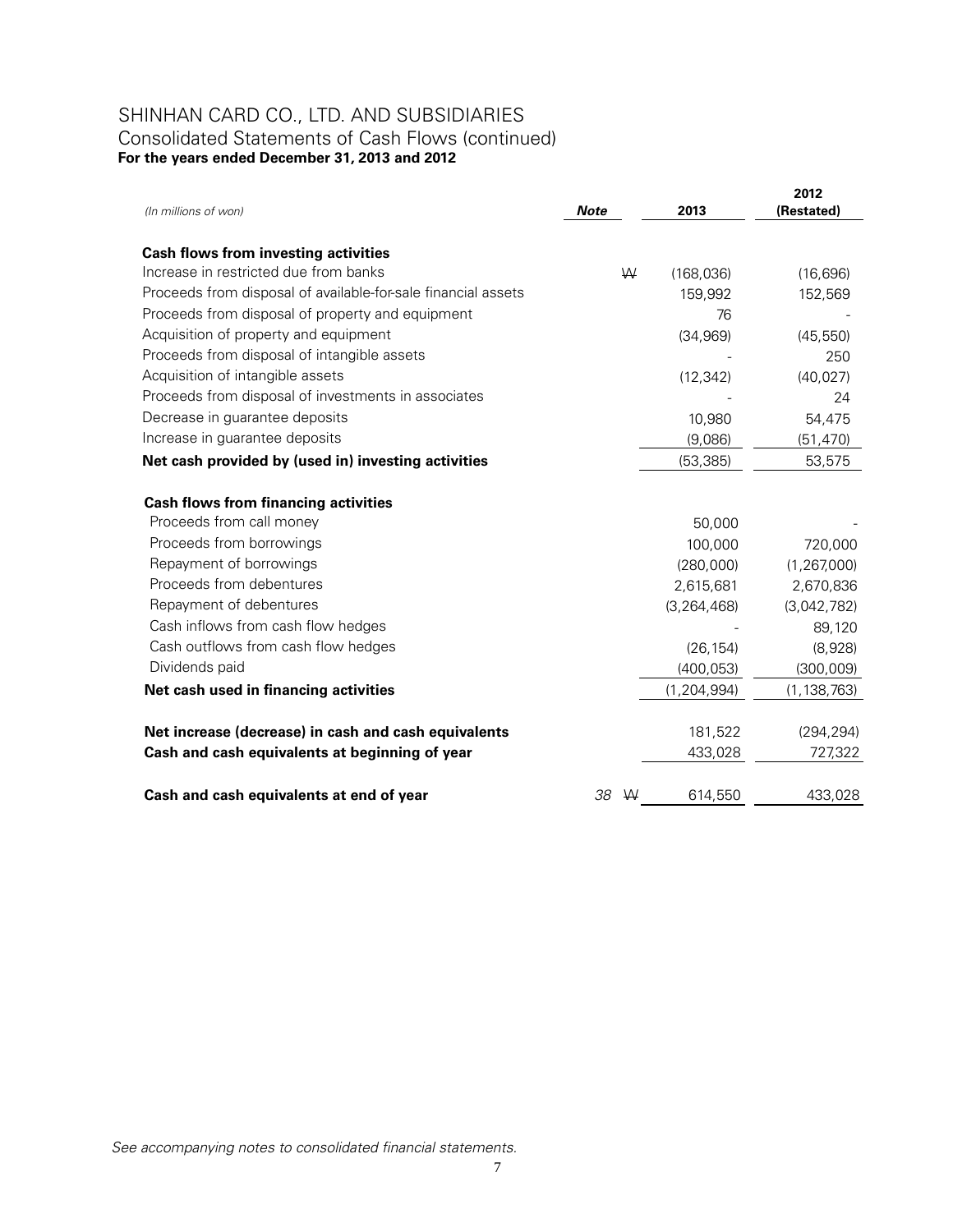# SHINHAN CARD CO., LTD. AND SUBSIDIARIES
## Consolidated Statements of Cash Flows (continued)
**For the years ended December 31, 2013 and 2012**

| *(In millions of won)* | ***Note*** | | **2013** | **2012 (Restated)** |
|---|---|---|---|---|
| **Cash flows from investing activities** | | | | |
| Increase in restricted due from banks | | ₩ | (168,036) | (16,696) |
| Proceeds from disposal of available-for-sale financial assets | | | 159,992 | 152,569 |
| Proceeds from disposal of property and equipment | | | 76 | - |
| Acquisition of property and equipment | | | (34,969) | (45,550) |
| Proceeds from disposal of intangible assets | | | - | 250 |
| Acquisition of intangible assets | | | (12,342) | (40,027) |
| Proceeds from disposal of investments in associates | | | - | 24 |
| Decrease in guarantee deposits | | | 10,980 | 54,475 |
| Increase in guarantee deposits | | | (9,086) | (51,470) |
| **Net cash provided by (used in) investing activities** | | | (53,385) | 53,575 |
| **Cash flows from financing activities** | | | | |
| Proceeds from call money | | | 50,000 | - |
| Proceeds from borrowings | | | 100,000 | 720,000 |
| Repayment of borrowings | | | (280,000) | (1,267,000) |
| Proceeds from debentures | | | 2,615,681 | 2,670,836 |
| Repayment of debentures | | | (3,264,468) | (3,042,782) |
| Cash inflows from cash flow hedges | | | - | 89,120 |
| Cash outflows from cash flow hedges | | | (26,154) | (8,928) |
| Dividends paid | | | (400,053) | (300,009) |
| **Net cash used in financing activities** | | | (1,204,994) | (1,138,763) |
| **Net increase (decrease) in cash and cash equivalents** | | | 181,522 | (294,294) |
| **Cash and cash equivalents at beginning of year** | | | 433,028 | 727,322 |
| **Cash and cash equivalents at end of year** | *38* | ₩ | 614,550 | 433,028 |

*See accompanying notes to consolidated financial statements.*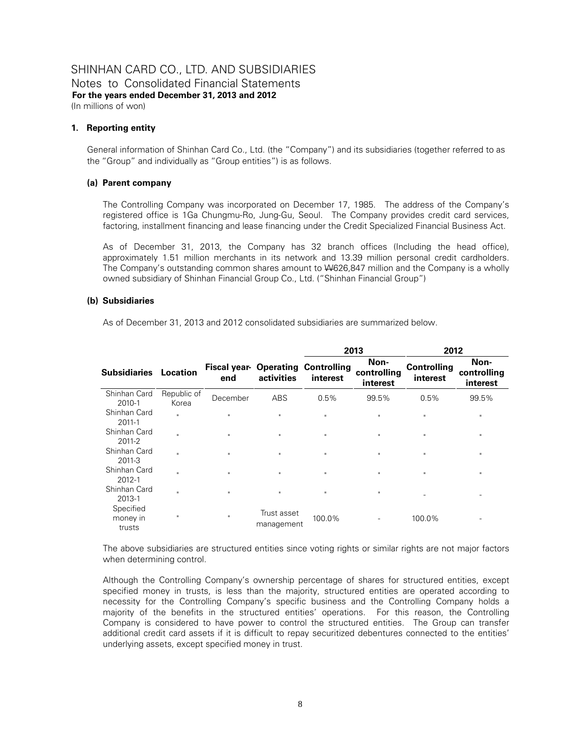# SHINHAN CARD CO., LTD. AND SUBSIDIARIES
Notes to Consolidated Financial Statements
**For the years ended December 31, 2013 and 2012**
(In millions of won)

## 1. Reporting entity

General information of Shinhan Card Co., Ltd. (the "Company") and its subsidiaries (together referred to as the "Group" and individually as "Group entities") is as follows.

### (a) Parent company

The Controlling Company was incorporated on December 17, 1985. The address of the Company's registered office is 1Ga Chungmu-Ro, Jung-Gu, Seoul. The Company provides credit card services, factoring, installment financing and lease financing under the Credit Specialized Financial Business Act.

As of December 31, 2013, the Company has 32 branch offices (Including the head office), approximately 1.51 million merchants in its network and 13.39 million personal credit cardholders. The Company's outstanding common shares amount to ₩626,847 million and the Company is a wholly owned subsidiary of Shinhan Financial Group Co., Ltd. ("Shinhan Financial Group")

### (b) Subsidiaries

As of December 31, 2013 and 2012 consolidated subsidiaries are summarized below.

| | | | | 2013 | | 2012 | |
|---|---|---|---|---|---|---|---|
| **Subsidiaries** | **Location** | **Fiscal year-end** | **Operating activities** | **Controlling interest** | **Non-controlling interest** | **Controlling interest** | **Non-controlling interest** |
| Shinhan Card 2010-1 | Republic of Korea | December | ABS | 0.5% | 99.5% | 0.5% | 99.5% |
| Shinhan Card 2011-1 | " | " | " | " | " | " | " |
| Shinhan Card 2011-2 | " | " | " | " | " | " | " |
| Shinhan Card 2011-3 | " | " | " | " | " | " | " |
| Shinhan Card 2012-1 | " | " | " | " | " | " | " |
| Shinhan Card 2013-1 | " | " | " | " | " | - | - |
| Specified money in trusts | " | " | Trust asset management | 100.0% | - | 100.0% | - |

The above subsidiaries are structured entities since voting rights or similar rights are not major factors when determining control.

Although the Controlling Company's ownership percentage of shares for structured entities, except specified money in trusts, is less than the majority, structured entities are operated according to necessity for the Controlling Company's specific business and the Controlling Company holds a majority of the benefits in the structured entities' operations. For this reason, the Controlling Company is considered to have power to control the structured entities. The Group can transfer additional credit card assets if it is difficult to repay securitized debentures connected to the entities' underlying assets, except specified money in trust.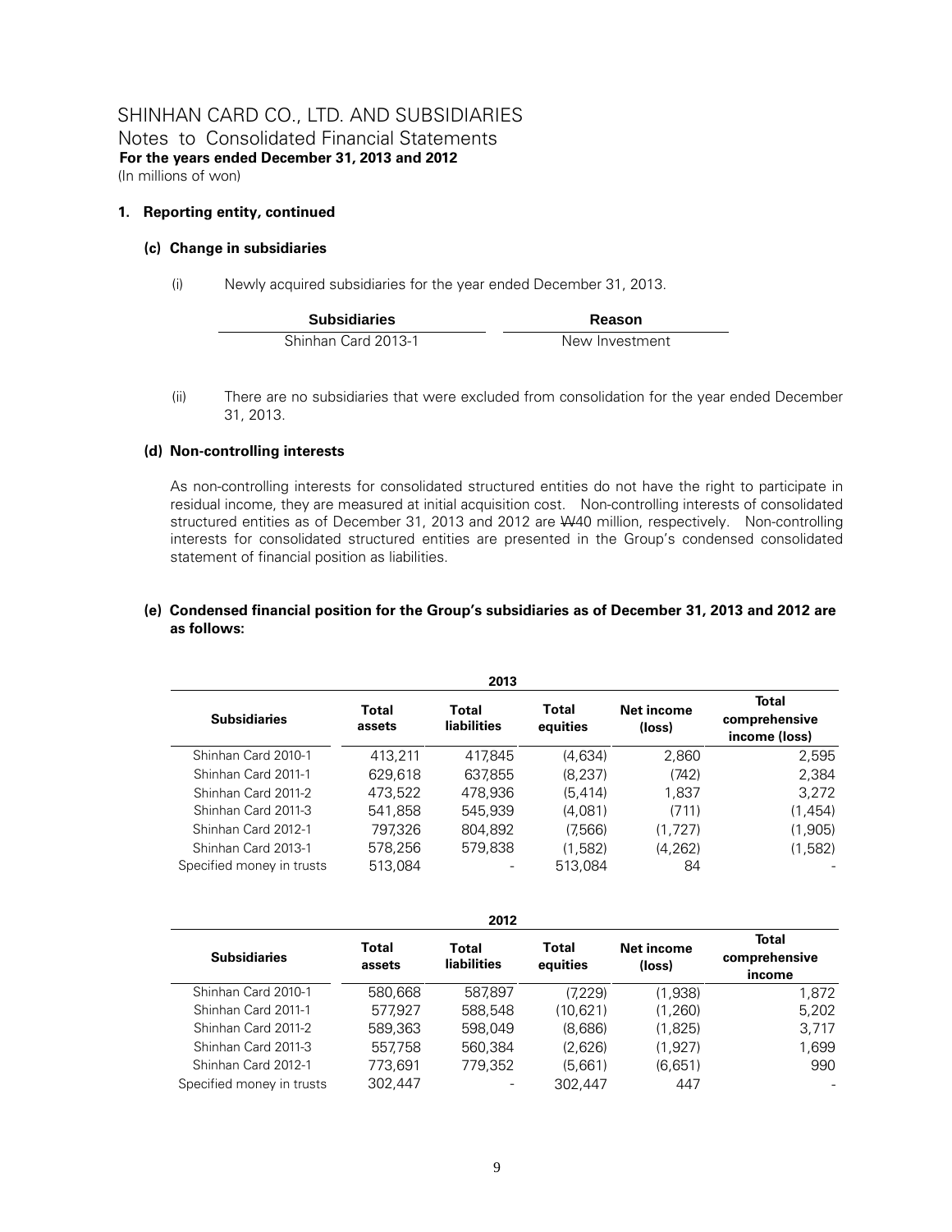SHINHAN CARD CO., LTD. AND SUBSIDIARIES
Notes to Consolidated Financial Statements
**For the years ended December 31, 2013 and 2012**
(In millions of won)

**1. Reporting entity, continued**

**(c) Change in subsidiaries**

(i) Newly acquired subsidiaries for the year ended December 31, 2013.

| Subsidiaries | Reason |
|---|---|
| Shinhan Card 2013-1 | New Investment |

(ii) There are no subsidiaries that were excluded from consolidation for the year ended December 31, 2013.

**(d) Non-controlling interests**

As non-controlling interests for consolidated structured entities do not have the right to participate in residual income, they are measured at initial acquisition cost. Non-controlling interests of consolidated structured entities as of December 31, 2013 and 2012 are ₩40 million, respectively. Non-controlling interests for consolidated structured entities are presented in the Group's condensed consolidated statement of financial position as liabilities.

**(e) Condensed financial position for the Group's subsidiaries as of December 31, 2013 and 2012 are as follows:**

| | | | 2013 | | |
|---|---|---|---|---|---|
| **Subsidiaries** | **Total assets** | **Total liabilities** | **Total equities** | **Net income (loss)** | **Total comprehensive income (loss)** |
| Shinhan Card 2010-1 | 413,211 | 417,845 | (4,634) | 2,860 | 2,595 |
| Shinhan Card 2011-1 | 629,618 | 637,855 | (8,237) | (742) | 2,384 |
| Shinhan Card 2011-2 | 473,522 | 478,936 | (5,414) | 1,837 | 3,272 |
| Shinhan Card 2011-3 | 541,858 | 545,939 | (4,081) | (711) | (1,454) |
| Shinhan Card 2012-1 | 797,326 | 804,892 | (7,566) | (1,727) | (1,905) |
| Shinhan Card 2013-1 | 578,256 | 579,838 | (1,582) | (4,262) | (1,582) |
| Specified money in trusts | 513,084 | - | 513,084 | 84 | - |

| | | | 2012 | | |
|---|---|---|---|---|---|
| **Subsidiaries** | **Total assets** | **Total liabilities** | **Total equities** | **Net income (loss)** | **Total comprehensive income** |
| Shinhan Card 2010-1 | 580,668 | 587,897 | (7,229) | (1,938) | 1,872 |
| Shinhan Card 2011-1 | 577,927 | 588,548 | (10,621) | (1,260) | 5,202 |
| Shinhan Card 2011-2 | 589,363 | 598,049 | (8,686) | (1,825) | 3,717 |
| Shinhan Card 2011-3 | 557,758 | 560,384 | (2,626) | (1,927) | 1,699 |
| Shinhan Card 2012-1 | 773,691 | 779,352 | (5,661) | (6,651) | 990 |
| Specified money in trusts | 302,447 | - | 302,447 | 447 | - |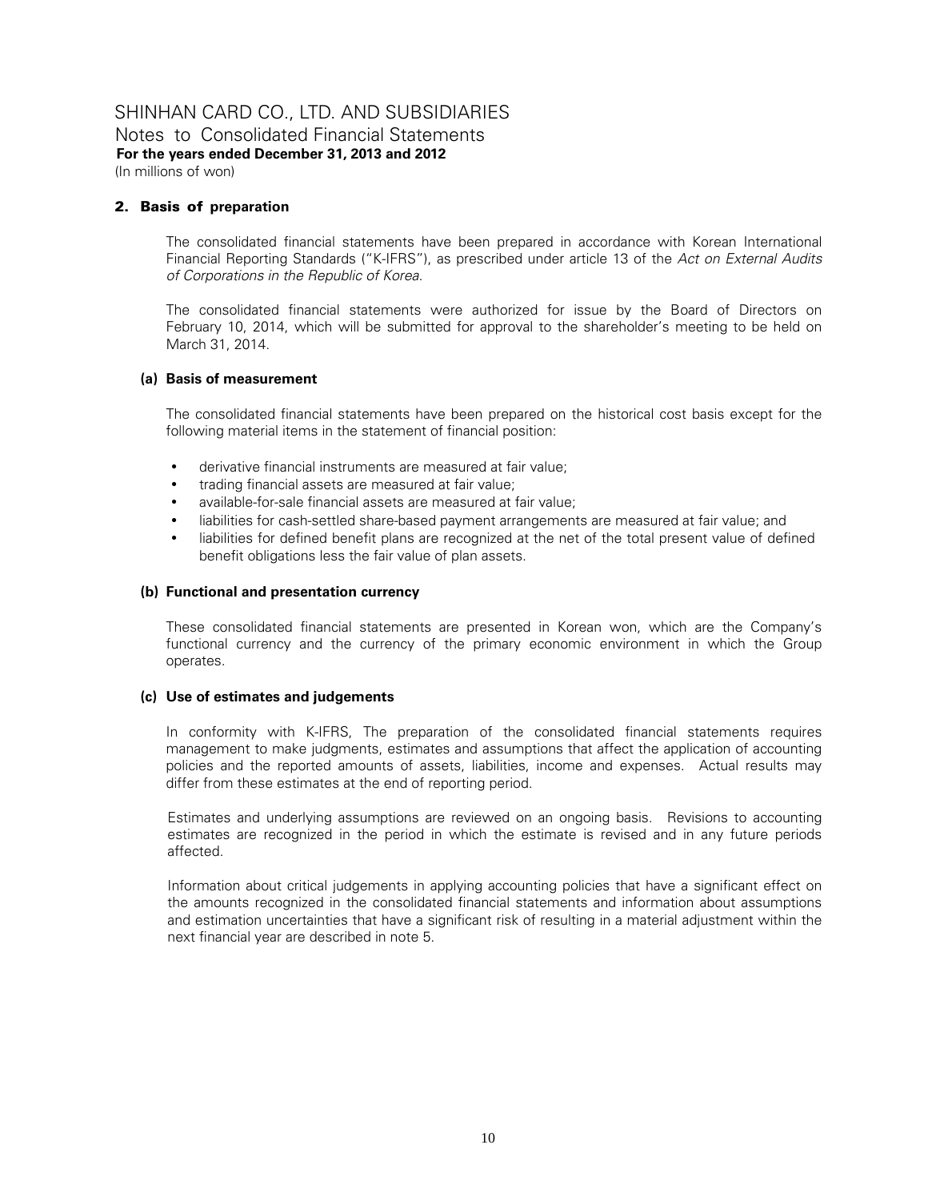## 2. Basis of preparation

The consolidated financial statements have been prepared in accordance with Korean International Financial Reporting Standards ("K-IFRS"), as prescribed under article 13 of the *Act on External Audits of Corporations in the Republic of Korea*.

The consolidated financial statements were authorized for issue by the Board of Directors on February 10, 2014, which will be submitted for approval to the shareholder's meeting to be held on March 31, 2014.

### (a) Basis of measurement

The consolidated financial statements have been prepared on the historical cost basis except for the following material items in the statement of financial position:

- derivative financial instruments are measured at fair value;
- trading financial assets are measured at fair value;
- available-for-sale financial assets are measured at fair value;
- liabilities for cash-settled share-based payment arrangements are measured at fair value; and
- liabilities for defined benefit plans are recognized at the net of the total present value of defined benefit obligations less the fair value of plan assets.

### (b) Functional and presentation currency

These consolidated financial statements are presented in Korean won, which are the Company's functional currency and the currency of the primary economic environment in which the Group operates.

### (c) Use of estimates and judgements

In conformity with K-IFRS, The preparation of the consolidated financial statements requires management to make judgments, estimates and assumptions that affect the application of accounting policies and the reported amounts of assets, liabilities, income and expenses. Actual results may differ from these estimates at the end of reporting period.

Estimates and underlying assumptions are reviewed on an ongoing basis. Revisions to accounting estimates are recognized in the period in which the estimate is revised and in any future periods affected.

Information about critical judgements in applying accounting policies that have a significant effect on the amounts recognized in the consolidated financial statements and information about assumptions and estimation uncertainties that have a significant risk of resulting in a material adjustment within the next financial year are described in note 5.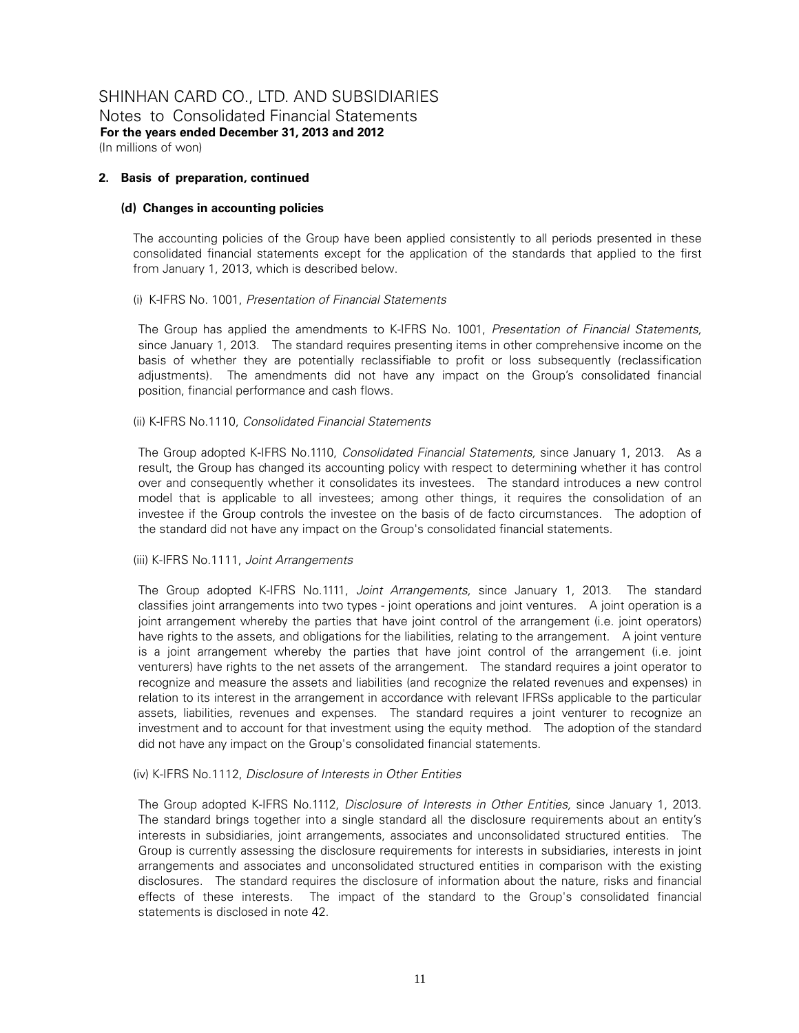## 2. Basis of preparation, continued

### (d) Changes in accounting policies

The accounting policies of the Group have been applied consistently to all periods presented in these consolidated financial statements except for the application of the standards that applied to the first from January 1, 2013, which is described below.

(i) K-IFRS No. 1001, *Presentation of Financial Statements*

The Group has applied the amendments to K-IFRS No. 1001, *Presentation of Financial Statements,* since January 1, 2013. The standard requires presenting items in other comprehensive income on the basis of whether they are potentially reclassifiable to profit or loss subsequently (reclassification adjustments). The amendments did not have any impact on the Group's consolidated financial position, financial performance and cash flows.

(ii) K-IFRS No.1110, *Consolidated Financial Statements*

The Group adopted K-IFRS No.1110, *Consolidated Financial Statements,* since January 1, 2013. As a result, the Group has changed its accounting policy with respect to determining whether it has control over and consequently whether it consolidates its investees. The standard introduces a new control model that is applicable to all investees; among other things, it requires the consolidation of an investee if the Group controls the investee on the basis of de facto circumstances. The adoption of the standard did not have any impact on the Group's consolidated financial statements.

(iii) K-IFRS No.1111, *Joint Arrangements*

The Group adopted K-IFRS No.1111, *Joint Arrangements,* since January 1, 2013. The standard classifies joint arrangements into two types - joint operations and joint ventures. A joint operation is a joint arrangement whereby the parties that have joint control of the arrangement (i.e. joint operators) have rights to the assets, and obligations for the liabilities, relating to the arrangement. A joint venture is a joint arrangement whereby the parties that have joint control of the arrangement (i.e. joint venturers) have rights to the net assets of the arrangement. The standard requires a joint operator to recognize and measure the assets and liabilities (and recognize the related revenues and expenses) in relation to its interest in the arrangement in accordance with relevant IFRSs applicable to the particular assets, liabilities, revenues and expenses. The standard requires a joint venturer to recognize an investment and to account for that investment using the equity method. The adoption of the standard did not have any impact on the Group's consolidated financial statements.

(iv) K-IFRS No.1112, *Disclosure of Interests in Other Entities*

The Group adopted K-IFRS No.1112, *Disclosure of Interests in Other Entities,* since January 1, 2013. The standard brings together into a single standard all the disclosure requirements about an entity's interests in subsidiaries, joint arrangements, associates and unconsolidated structured entities. The Group is currently assessing the disclosure requirements for interests in subsidiaries, interests in joint arrangements and associates and unconsolidated structured entities in comparison with the existing disclosures. The standard requires the disclosure of information about the nature, risks and financial effects of these interests. The impact of the standard to the Group's consolidated financial statements is disclosed in note 42.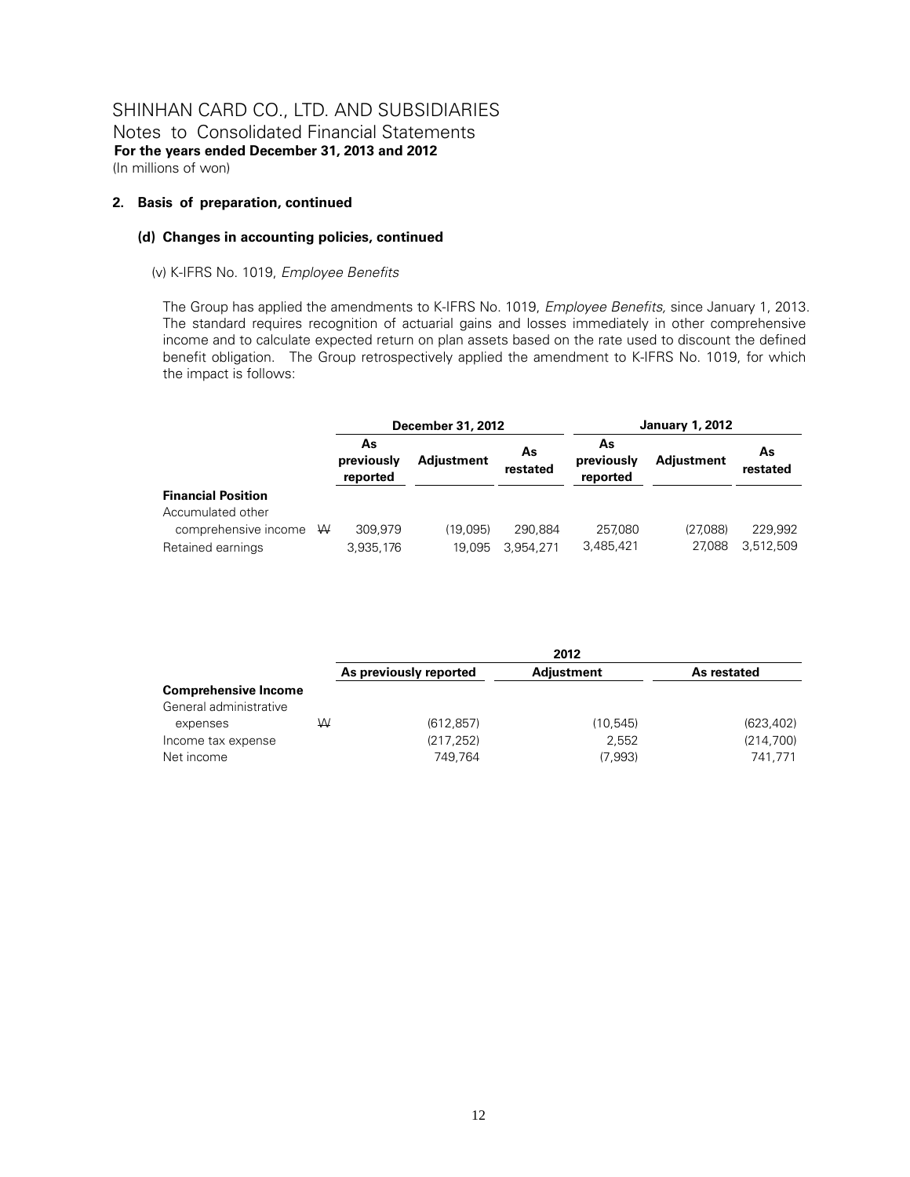# SHINHAN CARD CO., LTD. AND SUBSIDIARIES

Notes to Consolidated Financial Statements

**For the years ended December 31, 2013 and 2012**

(In millions of won)

## 2. Basis of preparation, continued

### (d) Changes in accounting policies, continued

(v) K-IFRS No. 1019, *Employee Benefits*

The Group has applied the amendments to K-IFRS No. 1019, *Employee Benefits,* since January 1, 2013. The standard requires recognition of actuarial gains and losses immediately in other comprehensive income and to calculate expected return on plan assets based on the rate used to discount the defined benefit obligation. The Group retrospectively applied the amendment to K-IFRS No. 1019, for which the impact is follows:

| | | December 31, 2012 | | | January 1, 2012 | | |
|---|---|---|---|---|---|---|---|
| | | As previously reported | Adjustment | As restated | As previously reported | Adjustment | As restated |
| **Financial Position** | | | | | | | |
| Accumulated other comprehensive income | ₩ | 309,979 | (19,095) | 290,884 | 257,080 | (27,088) | 229,992 |
| Retained earnings | | 3,935,176 | 19,095 | 3,954,271 | 3,485,421 | 27,088 | 3,512,509 |

| | | 2012 | | |
|---|---|---|---|---|
| | | As previously reported | Adjustment | As restated |
| **Comprehensive Income** | | | | |
| General administrative expenses | ₩ | (612,857) | (10,545) | (623,402) |
| Income tax expense | | (217,252) | 2,552 | (214,700) |
| Net income | | 749,764 | (7,993) | 741,771 |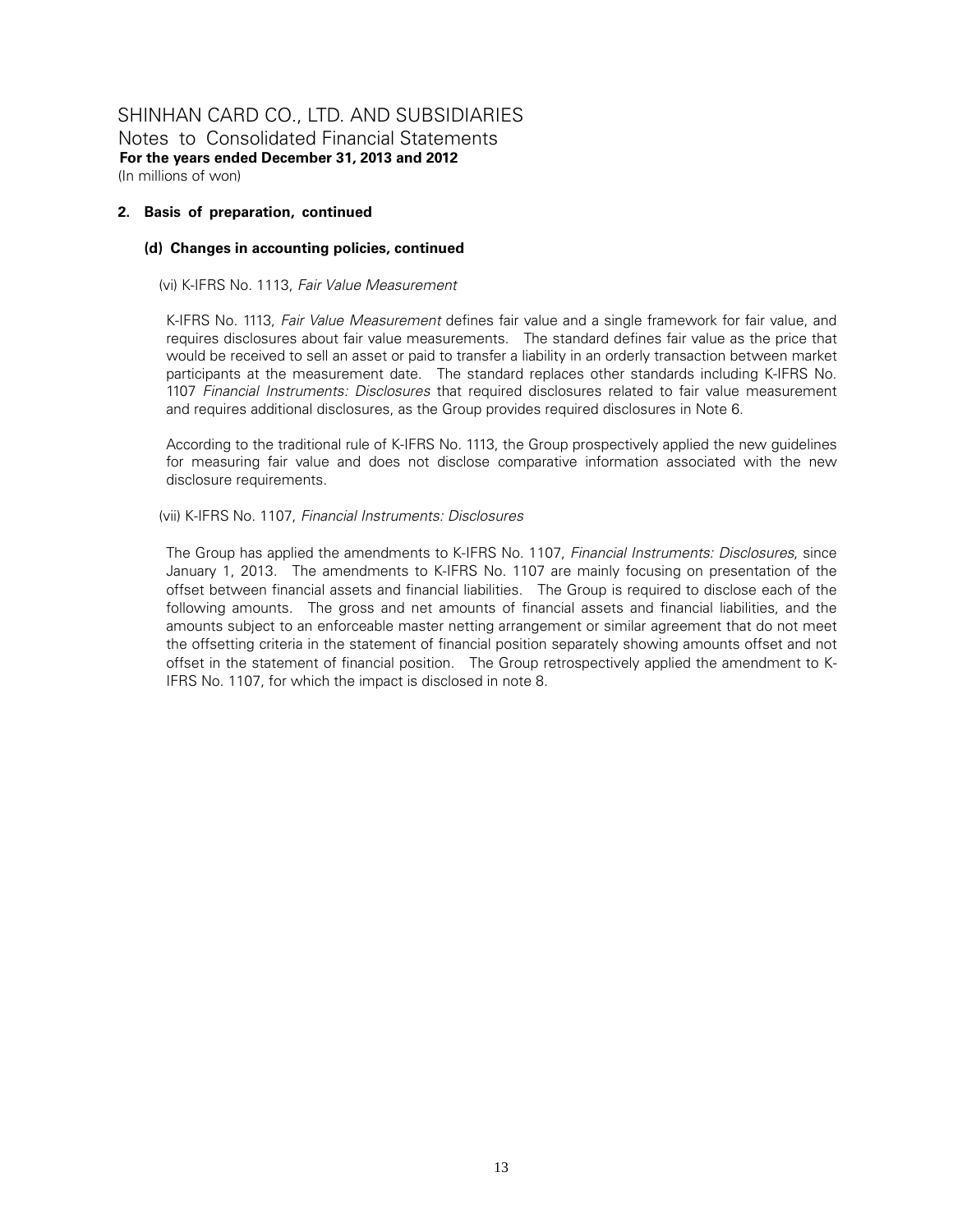SHINHAN CARD CO., LTD. AND SUBSIDIARIES
Notes to Consolidated Financial Statements
**For the years ended December 31, 2013 and 2012**
(In millions of won)

## 2. Basis of preparation, continued

### (d) Changes in accounting policies, continued

(vi) K-IFRS No. 1113, *Fair Value Measurement*

K-IFRS No. 1113, *Fair Value Measurement* defines fair value and a single framework for fair value, and requires disclosures about fair value measurements. The standard defines fair value as the price that would be received to sell an asset or paid to transfer a liability in an orderly transaction between market participants at the measurement date. The standard replaces other standards including K-IFRS No. 1107 *Financial Instruments: Disclosures* that required disclosures related to fair value measurement and requires additional disclosures, as the Group provides required disclosures in Note 6.

According to the traditional rule of K-IFRS No. 1113, the Group prospectively applied the new guidelines for measuring fair value and does not disclose comparative information associated with the new disclosure requirements.

(vii) K-IFRS No. 1107, *Financial Instruments: Disclosures*

The Group has applied the amendments to K-IFRS No. 1107, *Financial Instruments: Disclosures*, since January 1, 2013. The amendments to K-IFRS No. 1107 are mainly focusing on presentation of the offset between financial assets and financial liabilities. The Group is required to disclose each of the following amounts. The gross and net amounts of financial assets and financial liabilities, and the amounts subject to an enforceable master netting arrangement or similar agreement that do not meet the offsetting criteria in the statement of financial position separately showing amounts offset and not offset in the statement of financial position. The Group retrospectively applied the amendment to K-IFRS No. 1107, for which the impact is disclosed in note 8.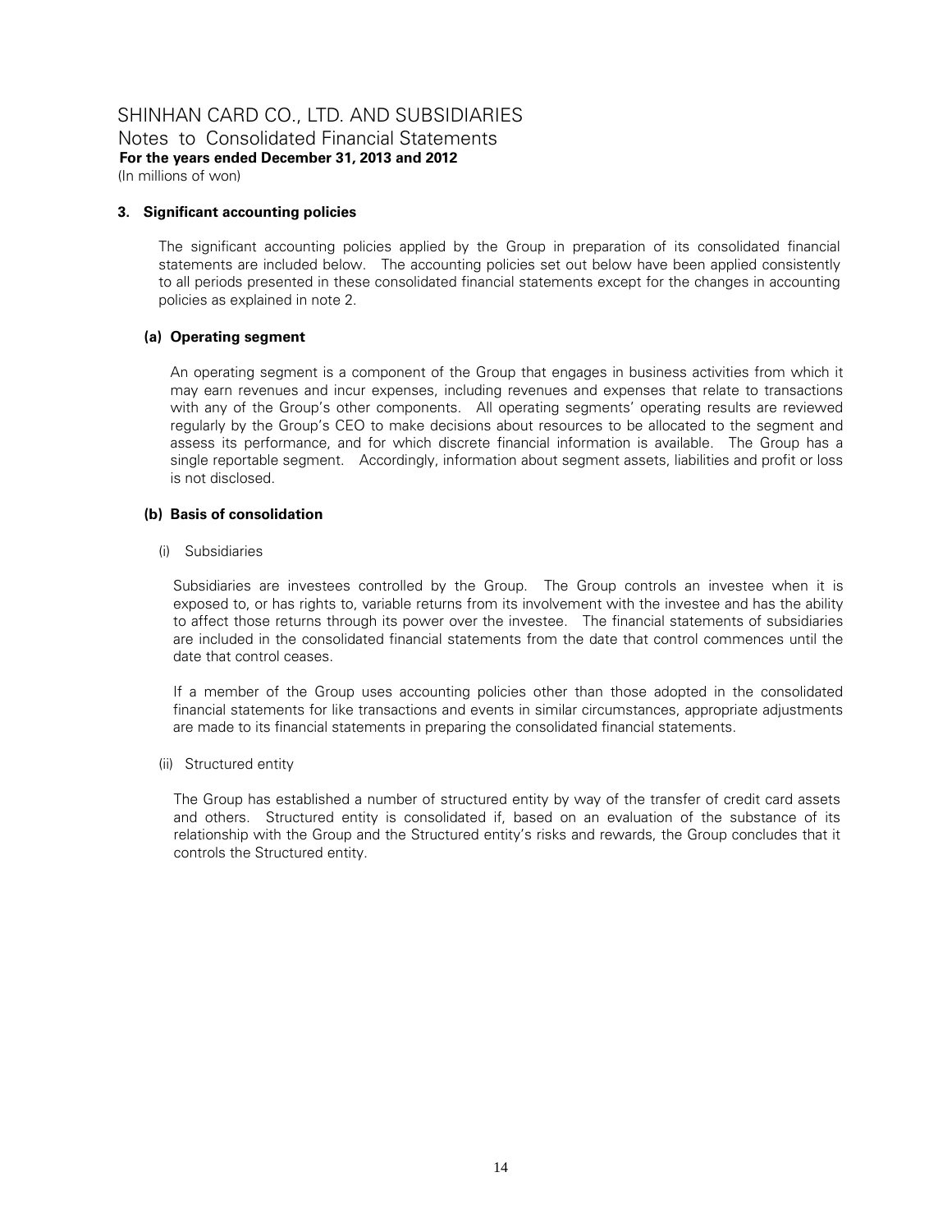## 3. Significant accounting policies

The significant accounting policies applied by the Group in preparation of its consolidated financial statements are included below. The accounting policies set out below have been applied consistently to all periods presented in these consolidated financial statements except for the changes in accounting policies as explained in note 2.

### (a) Operating segment

An operating segment is a component of the Group that engages in business activities from which it may earn revenues and incur expenses, including revenues and expenses that relate to transactions with any of the Group's other components. All operating segments' operating results are reviewed regularly by the Group's CEO to make decisions about resources to be allocated to the segment and assess its performance, and for which discrete financial information is available. The Group has a single reportable segment. Accordingly, information about segment assets, liabilities and profit or loss is not disclosed.

### (b) Basis of consolidation

(i) Subsidiaries

Subsidiaries are investees controlled by the Group. The Group controls an investee when it is exposed to, or has rights to, variable returns from its involvement with the investee and has the ability to affect those returns through its power over the investee. The financial statements of subsidiaries are included in the consolidated financial statements from the date that control commences until the date that control ceases.

If a member of the Group uses accounting policies other than those adopted in the consolidated financial statements for like transactions and events in similar circumstances, appropriate adjustments are made to its financial statements in preparing the consolidated financial statements.

(ii) Structured entity

The Group has established a number of structured entity by way of the transfer of credit card assets and others. Structured entity is consolidated if, based on an evaluation of the substance of its relationship with the Group and the Structured entity's risks and rewards, the Group concludes that it controls the Structured entity.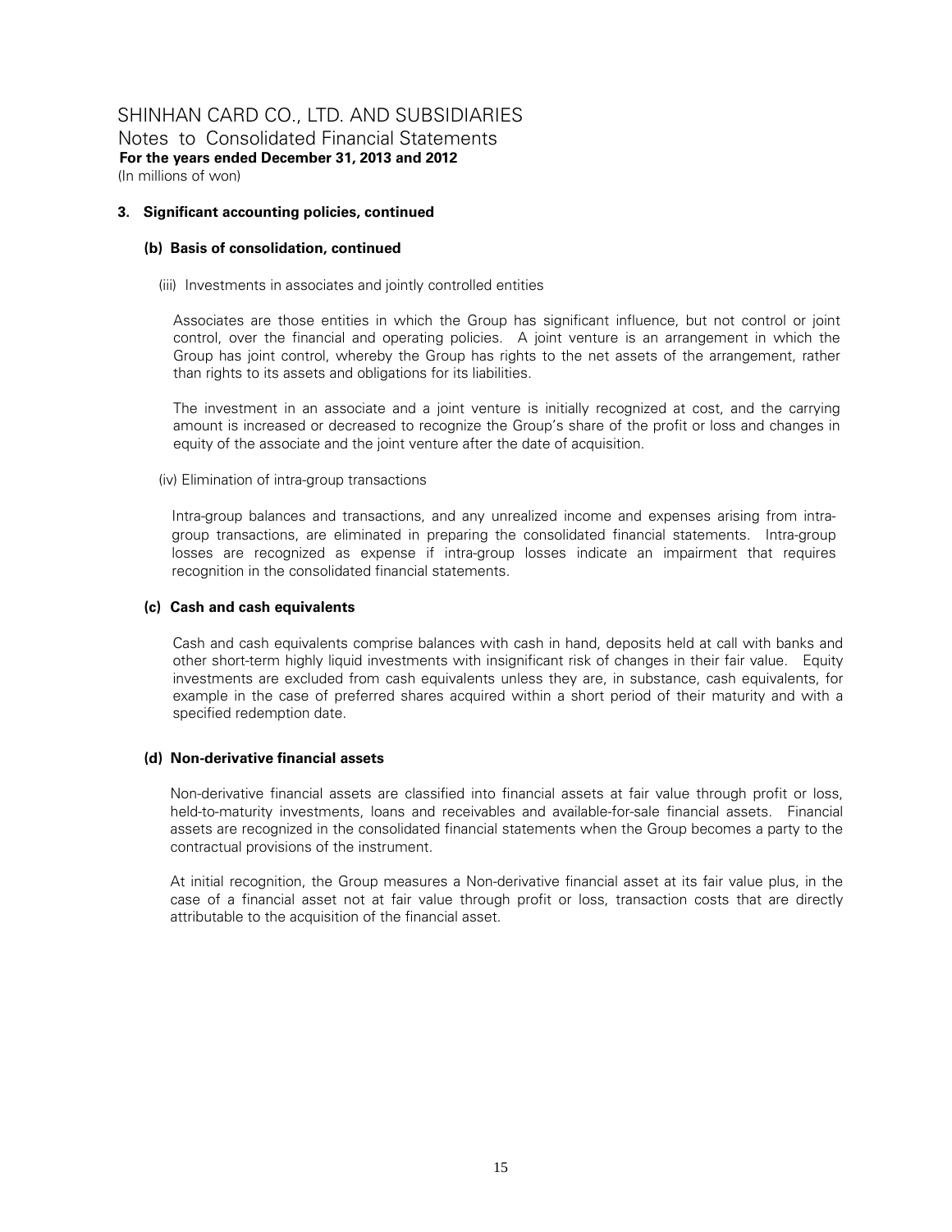### 3. Significant accounting policies, continued

#### (b) Basis of consolidation, continued

(iii) Investments in associates and jointly controlled entities

Associates are those entities in which the Group has significant influence, but not control or joint control, over the financial and operating policies. A joint venture is an arrangement in which the Group has joint control, whereby the Group has rights to the net assets of the arrangement, rather than rights to its assets and obligations for its liabilities.

The investment in an associate and a joint venture is initially recognized at cost, and the carrying amount is increased or decreased to recognize the Group's share of the profit or loss and changes in equity of the associate and the joint venture after the date of acquisition.

(iv) Elimination of intra-group transactions

Intra-group balances and transactions, and any unrealized income and expenses arising from intra-group transactions, are eliminated in preparing the consolidated financial statements. Intra-group losses are recognized as expense if intra-group losses indicate an impairment that requires recognition in the consolidated financial statements.

#### (c) Cash and cash equivalents

Cash and cash equivalents comprise balances with cash in hand, deposits held at call with banks and other short-term highly liquid investments with insignificant risk of changes in their fair value. Equity investments are excluded from cash equivalents unless they are, in substance, cash equivalents, for example in the case of preferred shares acquired within a short period of their maturity and with a specified redemption date.

#### (d) Non-derivative financial assets

Non-derivative financial assets are classified into financial assets at fair value through profit or loss, held-to-maturity investments, loans and receivables and available-for-sale financial assets. Financial assets are recognized in the consolidated financial statements when the Group becomes a party to the contractual provisions of the instrument.

At initial recognition, the Group measures a Non-derivative financial asset at its fair value plus, in the case of a financial asset not at fair value through profit or loss, transaction costs that are directly attributable to the acquisition of the financial asset.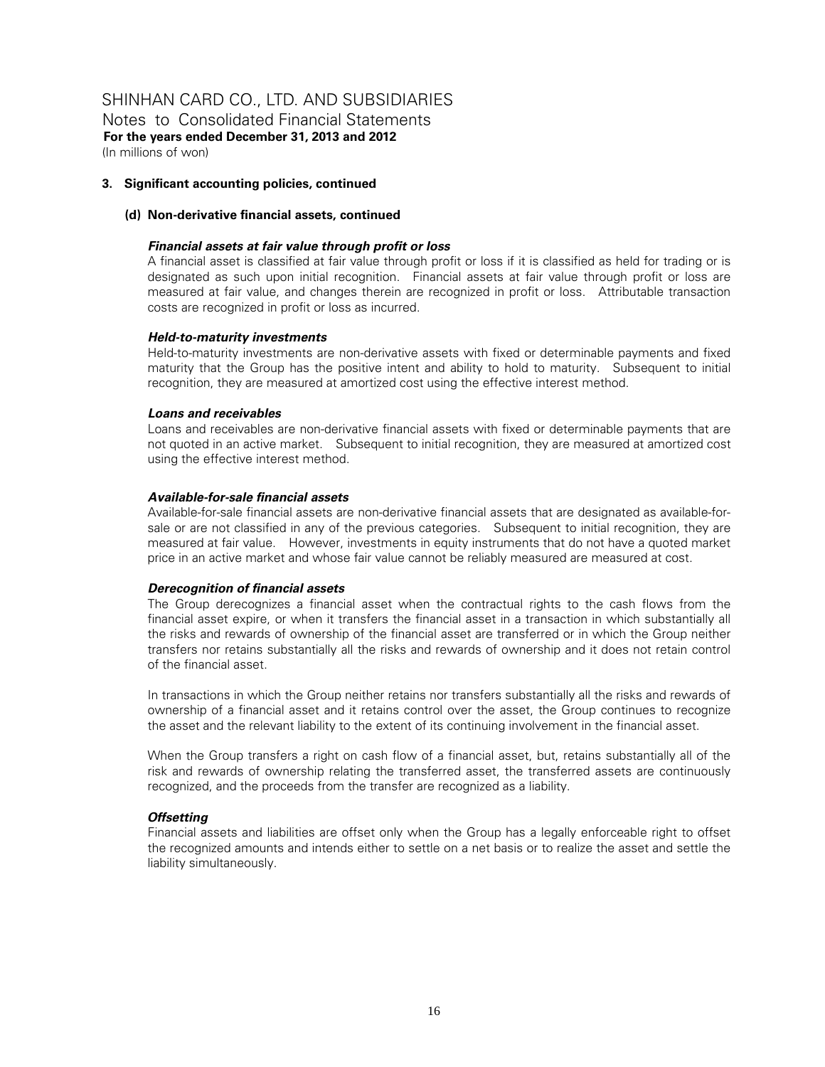# SHINHAN CARD CO., LTD. AND SUBSIDIARIES

Notes to Consolidated Financial Statements

**For the years ended December 31, 2013 and 2012**

(In millions of won)

### 3. Significant accounting policies, continued

#### (d) Non-derivative financial assets, continued

***Financial assets at fair value through profit or loss***

A financial asset is classified at fair value through profit or loss if it is classified as held for trading or is designated as such upon initial recognition. Financial assets at fair value through profit or loss are measured at fair value, and changes therein are recognized in profit or loss. Attributable transaction costs are recognized in profit or loss as incurred.

***Held-to-maturity investments***

Held-to-maturity investments are non-derivative assets with fixed or determinable payments and fixed maturity that the Group has the positive intent and ability to hold to maturity. Subsequent to initial recognition, they are measured at amortized cost using the effective interest method.

***Loans and receivables***

Loans and receivables are non-derivative financial assets with fixed or determinable payments that are not quoted in an active market. Subsequent to initial recognition, they are measured at amortized cost using the effective interest method.

***Available-for-sale financial assets***

Available-for-sale financial assets are non-derivative financial assets that are designated as available-for-sale or are not classified in any of the previous categories. Subsequent to initial recognition, they are measured at fair value. However, investments in equity instruments that do not have a quoted market price in an active market and whose fair value cannot be reliably measured are measured at cost.

***Derecognition of financial assets***

The Group derecognizes a financial asset when the contractual rights to the cash flows from the financial asset expire, or when it transfers the financial asset in a transaction in which substantially all the risks and rewards of ownership of the financial asset are transferred or in which the Group neither transfers nor retains substantially all the risks and rewards of ownership and it does not retain control of the financial asset.

In transactions in which the Group neither retains nor transfers substantially all the risks and rewards of ownership of a financial asset and it retains control over the asset, the Group continues to recognize the asset and the relevant liability to the extent of its continuing involvement in the financial asset.

When the Group transfers a right on cash flow of a financial asset, but, retains substantially all of the risk and rewards of ownership relating the transferred asset, the transferred assets are continuously recognized, and the proceeds from the transfer are recognized as a liability.

***Offsetting***

Financial assets and liabilities are offset only when the Group has a legally enforceable right to offset the recognized amounts and intends either to settle on a net basis or to realize the asset and settle the liability simultaneously.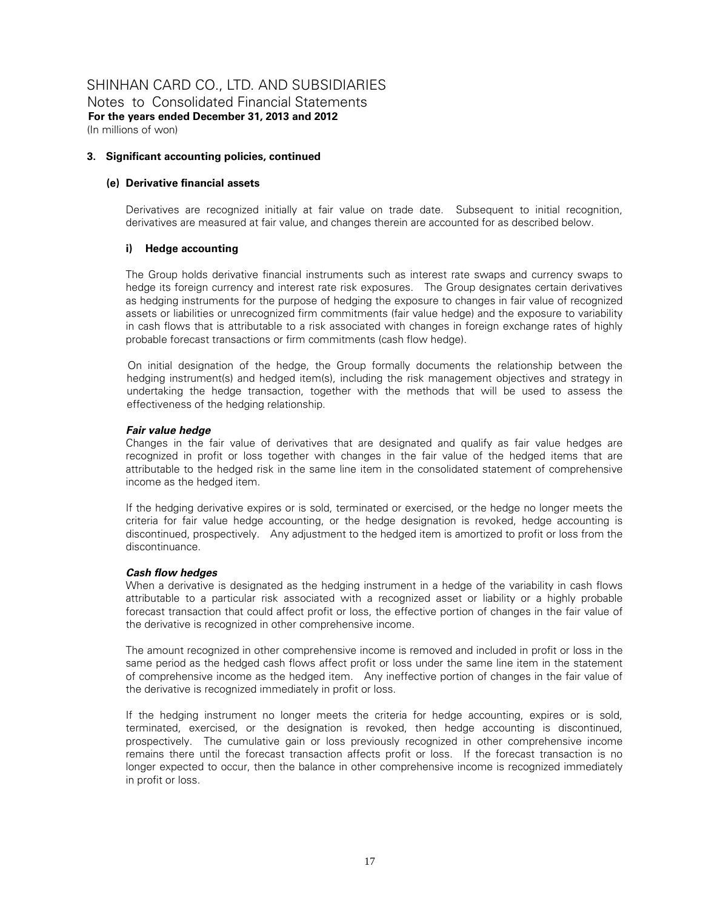# SHINHAN CARD CO., LTD. AND SUBSIDIARIES

Notes to Consolidated Financial Statements

**For the years ended December 31, 2013 and 2012**

(In millions of won)

**3. Significant accounting policies, continued**

**(e) Derivative financial assets**

Derivatives are recognized initially at fair value on trade date. Subsequent to initial recognition, derivatives are measured at fair value, and changes therein are accounted for as described below.

**i) Hedge accounting**

The Group holds derivative financial instruments such as interest rate swaps and currency swaps to hedge its foreign currency and interest rate risk exposures. The Group designates certain derivatives as hedging instruments for the purpose of hedging the exposure to changes in fair value of recognized assets or liabilities or unrecognized firm commitments (fair value hedge) and the exposure to variability in cash flows that is attributable to a risk associated with changes in foreign exchange rates of highly probable forecast transactions or firm commitments (cash flow hedge).

On initial designation of the hedge, the Group formally documents the relationship between the hedging instrument(s) and hedged item(s), including the risk management objectives and strategy in undertaking the hedge transaction, together with the methods that will be used to assess the effectiveness of the hedging relationship.

***Fair value hedge***

Changes in the fair value of derivatives that are designated and qualify as fair value hedges are recognized in profit or loss together with changes in the fair value of the hedged items that are attributable to the hedged risk in the same line item in the consolidated statement of comprehensive income as the hedged item.

If the hedging derivative expires or is sold, terminated or exercised, or the hedge no longer meets the criteria for fair value hedge accounting, or the hedge designation is revoked, hedge accounting is discontinued, prospectively. Any adjustment to the hedged item is amortized to profit or loss from the discontinuance.

***Cash flow hedges***

When a derivative is designated as the hedging instrument in a hedge of the variability in cash flows attributable to a particular risk associated with a recognized asset or liability or a highly probable forecast transaction that could affect profit or loss, the effective portion of changes in the fair value of the derivative is recognized in other comprehensive income.

The amount recognized in other comprehensive income is removed and included in profit or loss in the same period as the hedged cash flows affect profit or loss under the same line item in the statement of comprehensive income as the hedged item. Any ineffective portion of changes in the fair value of the derivative is recognized immediately in profit or loss.

If the hedging instrument no longer meets the criteria for hedge accounting, expires or is sold, terminated, exercised, or the designation is revoked, then hedge accounting is discontinued, prospectively. The cumulative gain or loss previously recognized in other comprehensive income remains there until the forecast transaction affects profit or loss. If the forecast transaction is no longer expected to occur, then the balance in other comprehensive income is recognized immediately in profit or loss.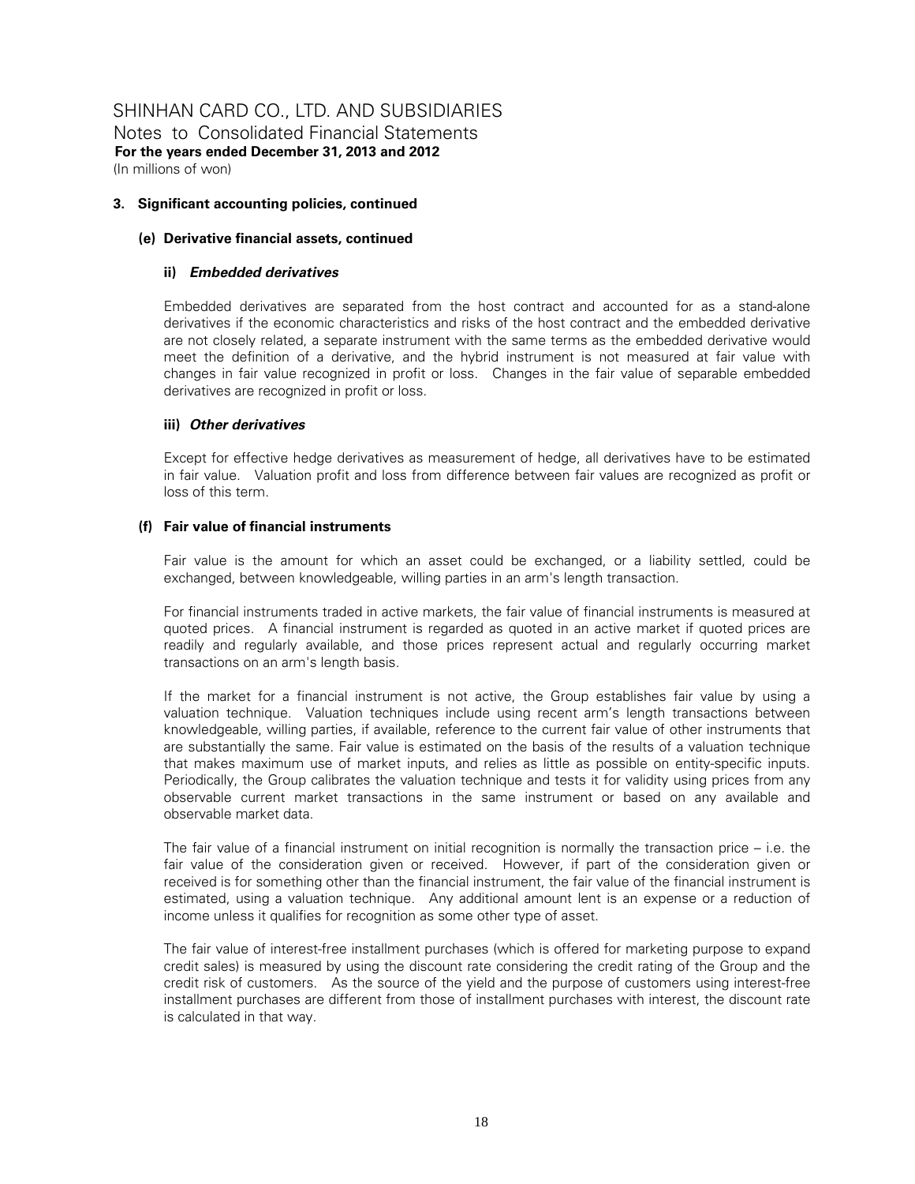SHINHAN CARD CO., LTD. AND SUBSIDIARIES
Notes to Consolidated Financial Statements
**For the years ended December 31, 2013 and 2012**
(In millions of won)

**3. Significant accounting policies, continued**

**(e) Derivative financial assets, continued**

**ii) *Embedded derivatives***

Embedded derivatives are separated from the host contract and accounted for as a stand-alone derivatives if the economic characteristics and risks of the host contract and the embedded derivative are not closely related, a separate instrument with the same terms as the embedded derivative would meet the definition of a derivative, and the hybrid instrument is not measured at fair value with changes in fair value recognized in profit or loss. Changes in the fair value of separable embedded derivatives are recognized in profit or loss.

**iii) *Other derivatives***

Except for effective hedge derivatives as measurement of hedge, all derivatives have to be estimated in fair value. Valuation profit and loss from difference between fair values are recognized as profit or loss of this term.

**(f) Fair value of financial instruments**

Fair value is the amount for which an asset could be exchanged, or a liability settled, could be exchanged, between knowledgeable, willing parties in an arm's length transaction.

For financial instruments traded in active markets, the fair value of financial instruments is measured at quoted prices. A financial instrument is regarded as quoted in an active market if quoted prices are readily and regularly available, and those prices represent actual and regularly occurring market transactions on an arm's length basis.

If the market for a financial instrument is not active, the Group establishes fair value by using a valuation technique. Valuation techniques include using recent arm's length transactions between knowledgeable, willing parties, if available, reference to the current fair value of other instruments that are substantially the same. Fair value is estimated on the basis of the results of a valuation technique that makes maximum use of market inputs, and relies as little as possible on entity-specific inputs. Periodically, the Group calibrates the valuation technique and tests it for validity using prices from any observable current market transactions in the same instrument or based on any available and observable market data.

The fair value of a financial instrument on initial recognition is normally the transaction price – i.e. the fair value of the consideration given or received. However, if part of the consideration given or received is for something other than the financial instrument, the fair value of the financial instrument is estimated, using a valuation technique. Any additional amount lent is an expense or a reduction of income unless it qualifies for recognition as some other type of asset.

The fair value of interest-free installment purchases (which is offered for marketing purpose to expand credit sales) is measured by using the discount rate considering the credit rating of the Group and the credit risk of customers. As the source of the yield and the purpose of customers using interest-free installment purchases are different from those of installment purchases with interest, the discount rate is calculated in that way.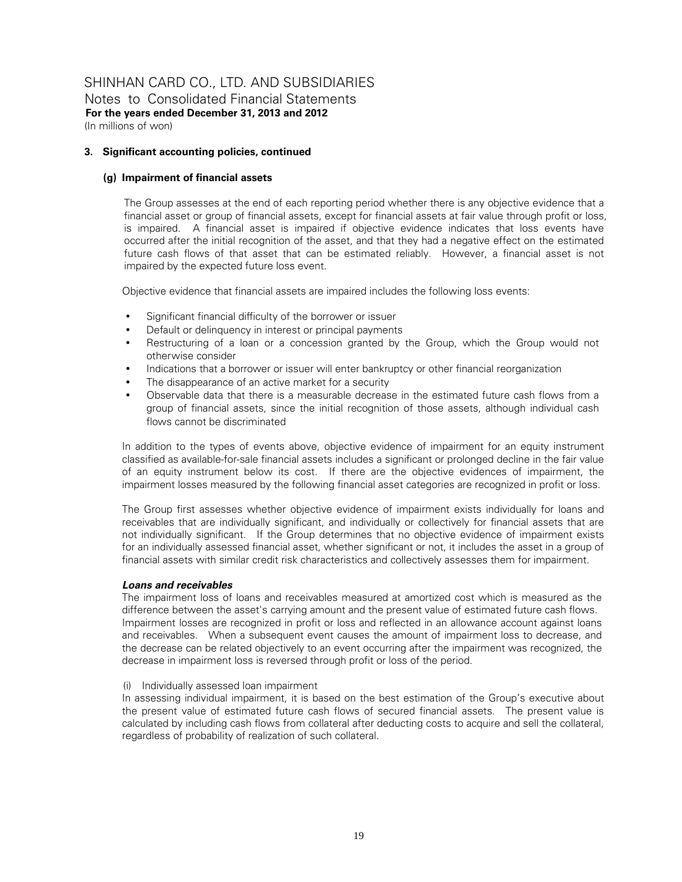### 3. Significant accounting policies, continued

#### (g) Impairment of financial assets

The Group assesses at the end of each reporting period whether there is any objective evidence that a financial asset or group of financial assets, except for financial assets at fair value through profit or loss, is impaired. A financial asset is impaired if objective evidence indicates that loss events have occurred after the initial recognition of the asset, and that they had a negative effect on the estimated future cash flows of that asset that can be estimated reliably. However, a financial asset is not impaired by the expected future loss event.

Objective evidence that financial assets are impaired includes the following loss events:

- Significant financial difficulty of the borrower or issuer
- Default or delinquency in interest or principal payments
- Restructuring of a loan or a concession granted by the Group, which the Group would not otherwise consider
- Indications that a borrower or issuer will enter bankruptcy or other financial reorganization
- The disappearance of an active market for a security
- Observable data that there is a measurable decrease in the estimated future cash flows from a group of financial assets, since the initial recognition of those assets, although individual cash flows cannot be discriminated

In addition to the types of events above, objective evidence of impairment for an equity instrument classified as available-for-sale financial assets includes a significant or prolonged decline in the fair value of an equity instrument below its cost. If there are the objective evidences of impairment, the impairment losses measured by the following financial asset categories are recognized in profit or loss.

The Group first assesses whether objective evidence of impairment exists individually for loans and receivables that are individually significant, and individually or collectively for financial assets that are not individually significant. If the Group determines that no objective evidence of impairment exists for an individually assessed financial asset, whether significant or not, it includes the asset in a group of financial assets with similar credit risk characteristics and collectively assesses them for impairment.

***Loans and receivables***

The impairment loss of loans and receivables measured at amortized cost which is measured as the difference between the asset's carrying amount and the present value of estimated future cash flows. Impairment losses are recognized in profit or loss and reflected in an allowance account against loans and receivables. When a subsequent event causes the amount of impairment loss to decrease, and the decrease can be related objectively to an event occurring after the impairment was recognized, the decrease in impairment loss is reversed through profit or loss of the period.

(i) Individually assessed loan impairment

In assessing individual impairment, it is based on the best estimation of the Group's executive about the present value of estimated future cash flows of secured financial assets. The present value is calculated by including cash flows from collateral after deducting costs to acquire and sell the collateral, regardless of probability of realization of such collateral.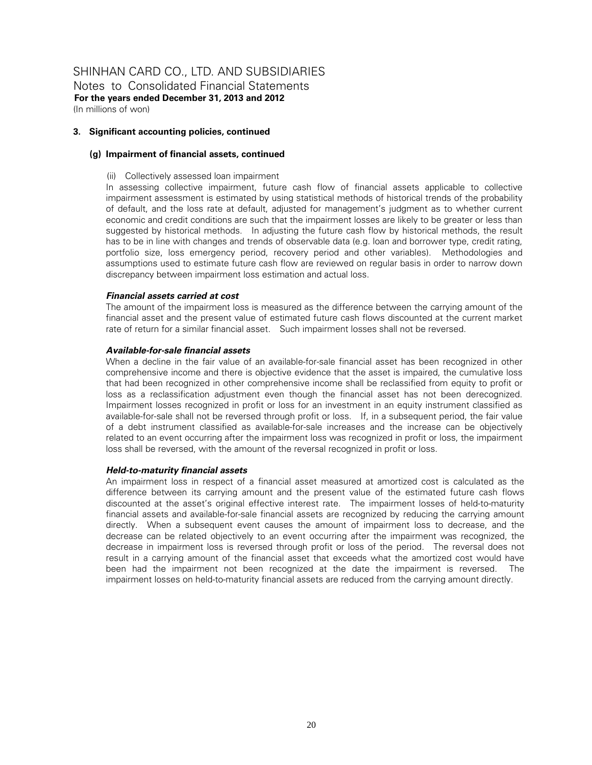### 3. Significant accounting policies, continued

#### (g) Impairment of financial assets, continued

(ii) Collectively assessed loan impairment

In assessing collective impairment, future cash flow of financial assets applicable to collective impairment assessment is estimated by using statistical methods of historical trends of the probability of default, and the loss rate at default, adjusted for management's judgment as to whether current economic and credit conditions are such that the impairment losses are likely to be greater or less than suggested by historical methods. In adjusting the future cash flow by historical methods, the result has to be in line with changes and trends of observable data (e.g. loan and borrower type, credit rating, portfolio size, loss emergency period, recovery period and other variables). Methodologies and assumptions used to estimate future cash flow are reviewed on regular basis in order to narrow down discrepancy between impairment loss estimation and actual loss.

***Financial assets carried at cost***

The amount of the impairment loss is measured as the difference between the carrying amount of the financial asset and the present value of estimated future cash flows discounted at the current market rate of return for a similar financial asset. Such impairment losses shall not be reversed.

***Available-for-sale financial assets***

When a decline in the fair value of an available-for-sale financial asset has been recognized in other comprehensive income and there is objective evidence that the asset is impaired, the cumulative loss that had been recognized in other comprehensive income shall be reclassified from equity to profit or loss as a reclassification adjustment even though the financial asset has not been derecognized. Impairment losses recognized in profit or loss for an investment in an equity instrument classified as available-for-sale shall not be reversed through profit or loss. If, in a subsequent period, the fair value of a debt instrument classified as available-for-sale increases and the increase can be objectively related to an event occurring after the impairment loss was recognized in profit or loss, the impairment loss shall be reversed, with the amount of the reversal recognized in profit or loss.

***Held-to-maturity financial assets***

An impairment loss in respect of a financial asset measured at amortized cost is calculated as the difference between its carrying amount and the present value of the estimated future cash flows discounted at the asset's original effective interest rate. The impairment losses of held-to-maturity financial assets and available-for-sale financial assets are recognized by reducing the carrying amount directly. When a subsequent event causes the amount of impairment loss to decrease, and the decrease can be related objectively to an event occurring after the impairment was recognized, the decrease in impairment loss is reversed through profit or loss of the period. The reversal does not result in a carrying amount of the financial asset that exceeds what the amortized cost would have been had the impairment not been recognized at the date the impairment is reversed. The impairment losses on held-to-maturity financial assets are reduced from the carrying amount directly.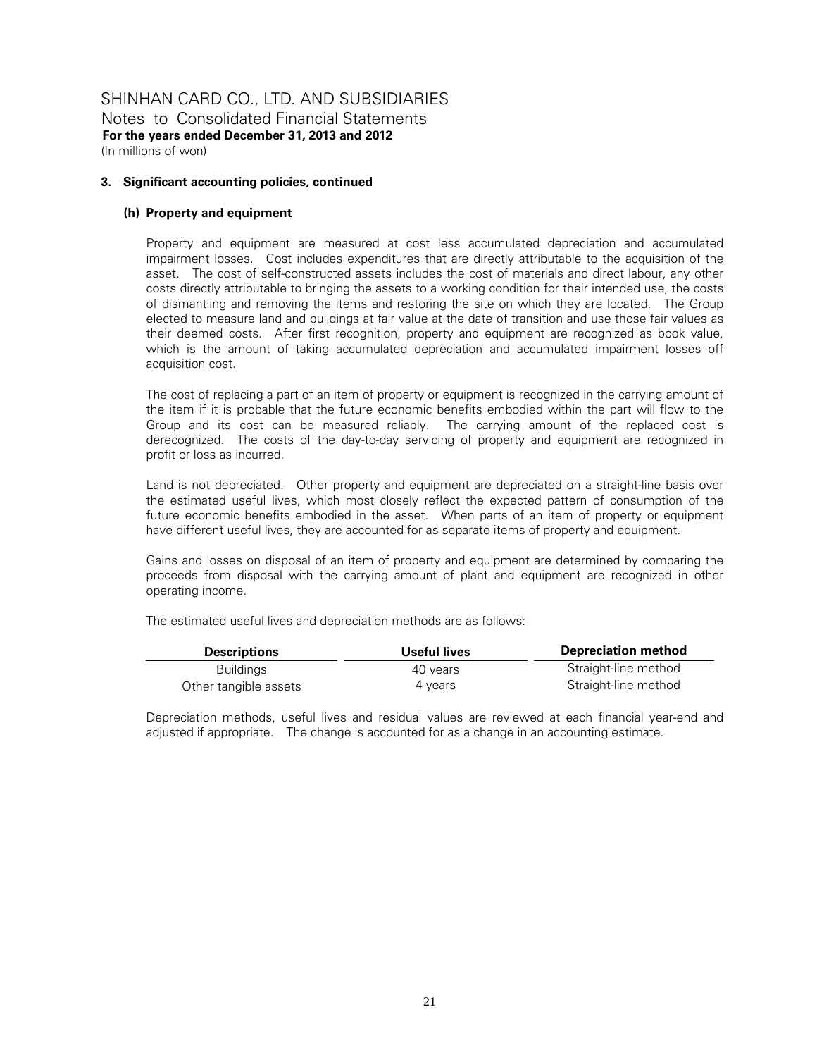SHINHAN CARD CO., LTD. AND SUBSIDIARIES
Notes to Consolidated Financial Statements
**For the years ended December 31, 2013 and 2012**
(In millions of won)

### 3. Significant accounting policies, continued

#### (h) Property and equipment

Property and equipment are measured at cost less accumulated depreciation and accumulated impairment losses. Cost includes expenditures that are directly attributable to the acquisition of the asset. The cost of self-constructed assets includes the cost of materials and direct labour, any other costs directly attributable to bringing the assets to a working condition for their intended use, the costs of dismantling and removing the items and restoring the site on which they are located. The Group elected to measure land and buildings at fair value at the date of transition and use those fair values as their deemed costs. After first recognition, property and equipment are recognized as book value, which is the amount of taking accumulated depreciation and accumulated impairment losses off acquisition cost.

The cost of replacing a part of an item of property or equipment is recognized in the carrying amount of the item if it is probable that the future economic benefits embodied within the part will flow to the Group and its cost can be measured reliably. The carrying amount of the replaced cost is derecognized. The costs of the day-to-day servicing of property and equipment are recognized in profit or loss as incurred.

Land is not depreciated. Other property and equipment are depreciated on a straight-line basis over the estimated useful lives, which most closely reflect the expected pattern of consumption of the future economic benefits embodied in the asset. When parts of an item of property or equipment have different useful lives, they are accounted for as separate items of property and equipment.

Gains and losses on disposal of an item of property and equipment are determined by comparing the proceeds from disposal with the carrying amount of plant and equipment are recognized in other operating income.

The estimated useful lives and depreciation methods are as follows:

| Descriptions | Useful lives | Depreciation method |
|---|---|---|
| Buildings | 40 years | Straight-line method |
| Other tangible assets | 4 years | Straight-line method |

Depreciation methods, useful lives and residual values are reviewed at each financial year-end and adjusted if appropriate. The change is accounted for as a change in an accounting estimate.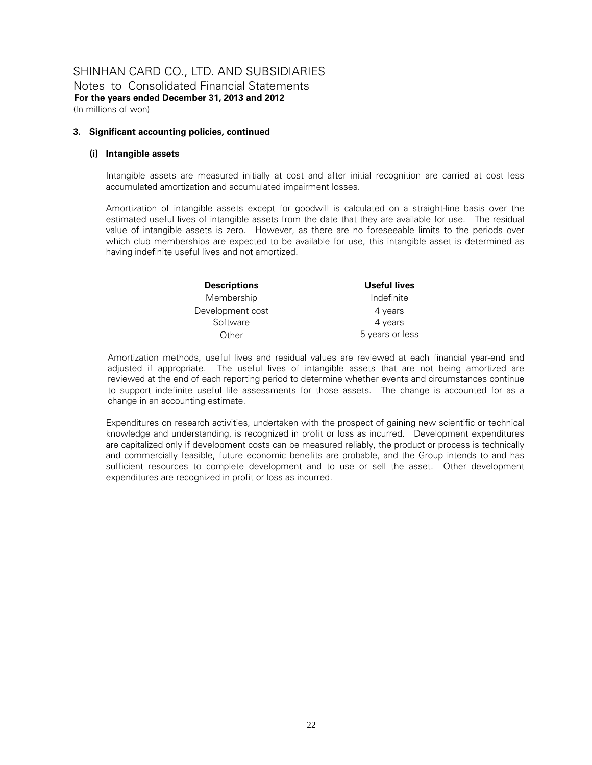# SHINHAN CARD CO., LTD. AND SUBSIDIARIES

Notes to Consolidated Financial Statements

**For the years ended December 31, 2013 and 2012**

(In millions of won)

### 3. Significant accounting policies, continued

#### (i) Intangible assets

Intangible assets are measured initially at cost and after initial recognition are carried at cost less accumulated amortization and accumulated impairment losses.

Amortization of intangible assets except for goodwill is calculated on a straight-line basis over the estimated useful lives of intangible assets from the date that they are available for use. The residual value of intangible assets is zero. However, as there are no foreseeable limits to the periods over which club memberships are expected to be available for use, this intangible asset is determined as having indefinite useful lives and not amortized.

| Descriptions | Useful lives |
|---|---|
| Membership | Indefinite |
| Development cost | 4 years |
| Software | 4 years |
| Other | 5 years or less |

Amortization methods, useful lives and residual values are reviewed at each financial year-end and adjusted if appropriate. The useful lives of intangible assets that are not being amortized are reviewed at the end of each reporting period to determine whether events and circumstances continue to support indefinite useful life assessments for those assets. The change is accounted for as a change in an accounting estimate.

Expenditures on research activities, undertaken with the prospect of gaining new scientific or technical knowledge and understanding, is recognized in profit or loss as incurred. Development expenditures are capitalized only if development costs can be measured reliably, the product or process is technically and commercially feasible, future economic benefits are probable, and the Group intends to and has sufficient resources to complete development and to use or sell the asset. Other development expenditures are recognized in profit or loss as incurred.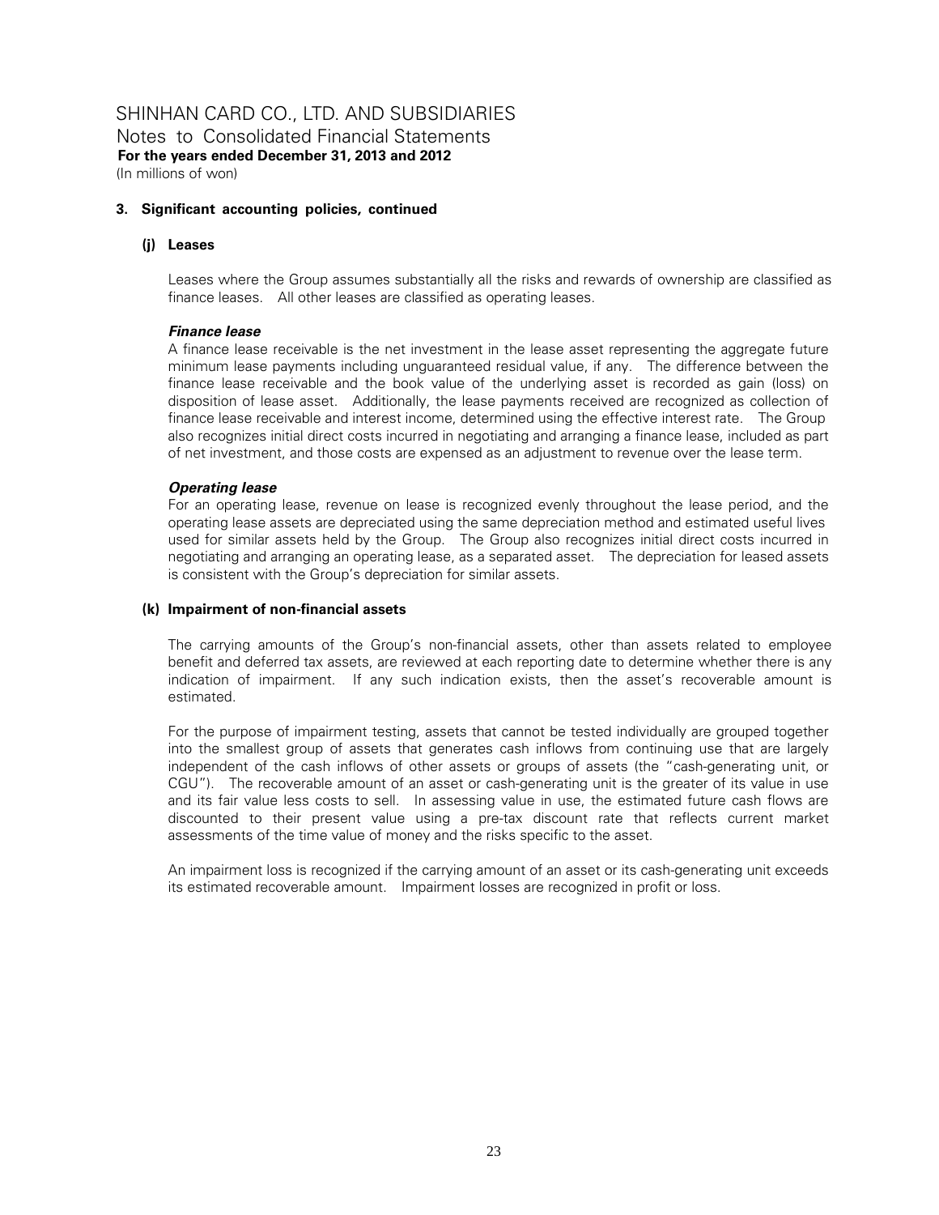## 3. Significant accounting policies, continued

### (j) Leases

Leases where the Group assumes substantially all the risks and rewards of ownership are classified as finance leases. All other leases are classified as operating leases.

***Finance lease***

A finance lease receivable is the net investment in the lease asset representing the aggregate future minimum lease payments including unguaranteed residual value, if any. The difference between the finance lease receivable and the book value of the underlying asset is recorded as gain (loss) on disposition of lease asset. Additionally, the lease payments received are recognized as collection of finance lease receivable and interest income, determined using the effective interest rate. The Group also recognizes initial direct costs incurred in negotiating and arranging a finance lease, included as part of net investment, and those costs are expensed as an adjustment to revenue over the lease term.

***Operating lease***

For an operating lease, revenue on lease is recognized evenly throughout the lease period, and the operating lease assets are depreciated using the same depreciation method and estimated useful lives used for similar assets held by the Group. The Group also recognizes initial direct costs incurred in negotiating and arranging an operating lease, as a separated asset. The depreciation for leased assets is consistent with the Group's depreciation for similar assets.

### (k) Impairment of non-financial assets

The carrying amounts of the Group's non-financial assets, other than assets related to employee benefit and deferred tax assets, are reviewed at each reporting date to determine whether there is any indication of impairment. If any such indication exists, then the asset's recoverable amount is estimated.

For the purpose of impairment testing, assets that cannot be tested individually are grouped together into the smallest group of assets that generates cash inflows from continuing use that are largely independent of the cash inflows of other assets or groups of assets (the "cash-generating unit, or CGU"). The recoverable amount of an asset or cash-generating unit is the greater of its value in use and its fair value less costs to sell. In assessing value in use, the estimated future cash flows are discounted to their present value using a pre-tax discount rate that reflects current market assessments of the time value of money and the risks specific to the asset.

An impairment loss is recognized if the carrying amount of an asset or its cash-generating unit exceeds its estimated recoverable amount. Impairment losses are recognized in profit or loss.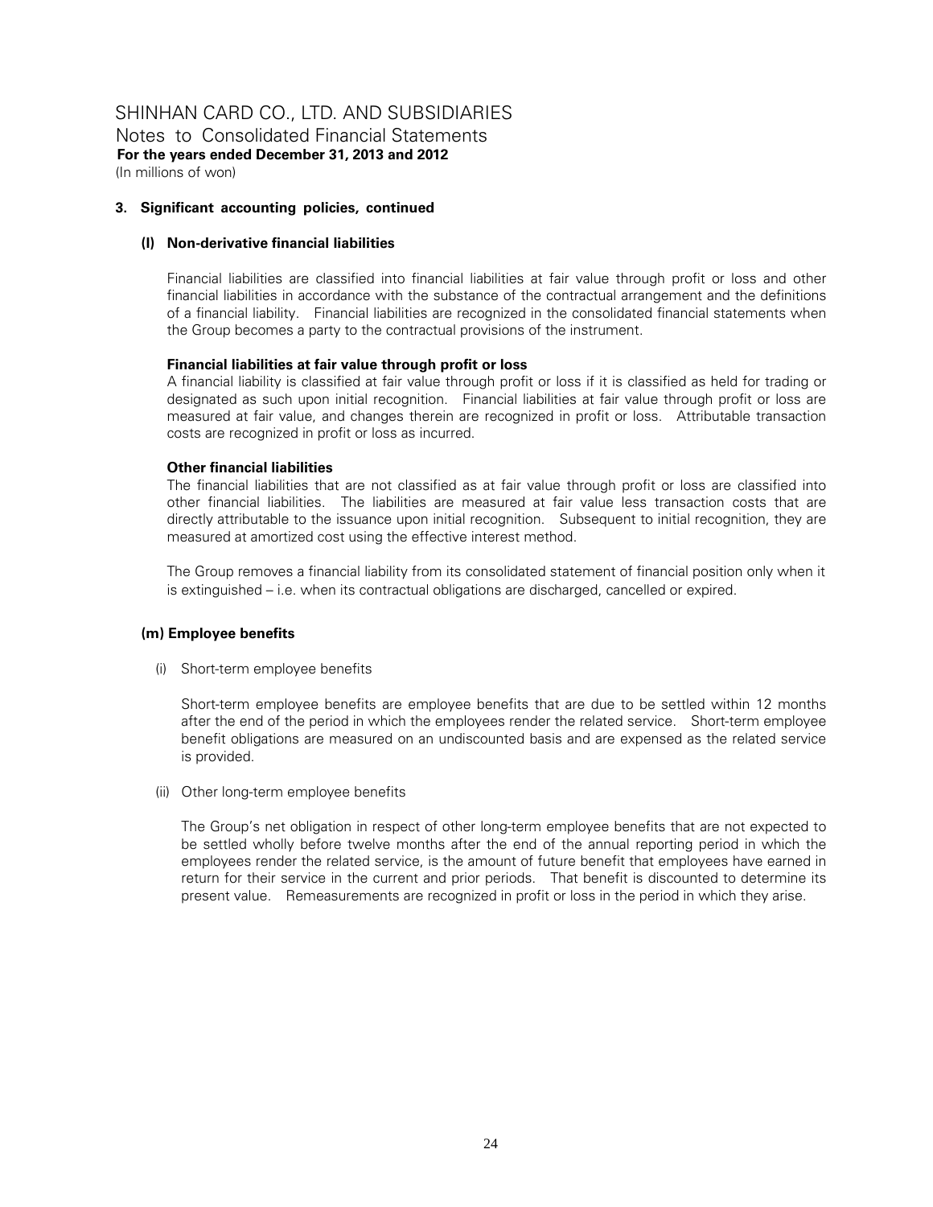SHINHAN CARD CO., LTD. AND SUBSIDIARIES
Notes to Consolidated Financial Statements
**For the years ended December 31, 2013 and 2012**
(In millions of won)

### 3. Significant accounting policies, continued

#### (l) Non-derivative financial liabilities

Financial liabilities are classified into financial liabilities at fair value through profit or loss and other financial liabilities in accordance with the substance of the contractual arrangement and the definitions of a financial liability. Financial liabilities are recognized in the consolidated financial statements when the Group becomes a party to the contractual provisions of the instrument.

**Financial liabilities at fair value through profit or loss**
A financial liability is classified at fair value through profit or loss if it is classified as held for trading or designated as such upon initial recognition. Financial liabilities at fair value through profit or loss are measured at fair value, and changes therein are recognized in profit or loss. Attributable transaction costs are recognized in profit or loss as incurred.

**Other financial liabilities**
The financial liabilities that are not classified as at fair value through profit or loss are classified into other financial liabilities. The liabilities are measured at fair value less transaction costs that are directly attributable to the issuance upon initial recognition. Subsequent to initial recognition, they are measured at amortized cost using the effective interest method.

The Group removes a financial liability from its consolidated statement of financial position only when it is extinguished – i.e. when its contractual obligations are discharged, cancelled or expired.

#### (m) Employee benefits

(i) Short-term employee benefits

Short-term employee benefits are employee benefits that are due to be settled within 12 months after the end of the period in which the employees render the related service. Short-term employee benefit obligations are measured on an undiscounted basis and are expensed as the related service is provided.

(ii) Other long-term employee benefits

The Group's net obligation in respect of other long-term employee benefits that are not expected to be settled wholly before twelve months after the end of the annual reporting period in which the employees render the related service, is the amount of future benefit that employees have earned in return for their service in the current and prior periods. That benefit is discounted to determine its present value. Remeasurements are recognized in profit or loss in the period in which they arise.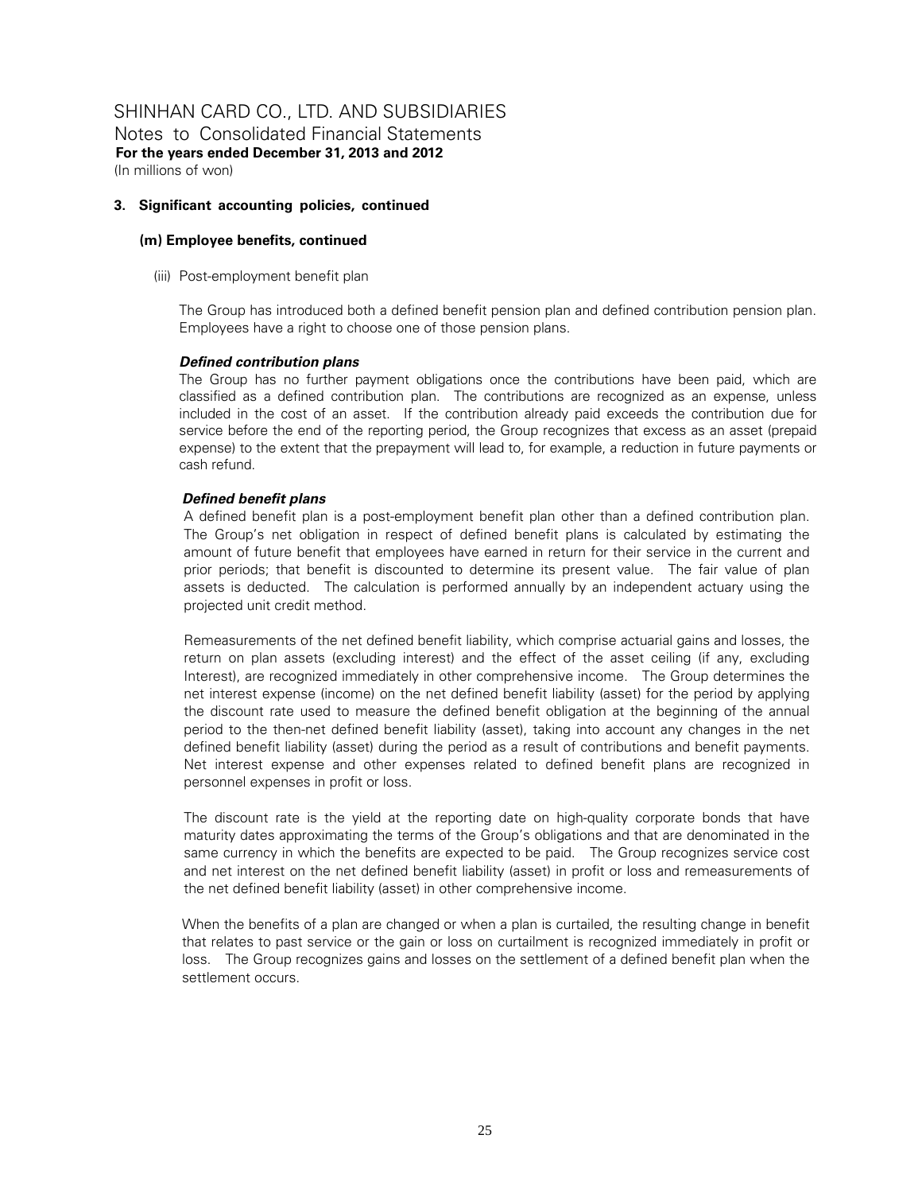# SHINHAN CARD CO., LTD. AND SUBSIDIARIES
Notes to Consolidated Financial Statements
**For the years ended December 31, 2013 and 2012**
(In millions of won)

## 3. Significant accounting policies, continued

### (m) Employee benefits, continued

(iii) Post-employment benefit plan

The Group has introduced both a defined benefit pension plan and defined contribution pension plan. Employees have a right to choose one of those pension plans.

***Defined contribution plans***
The Group has no further payment obligations once the contributions have been paid, which are classified as a defined contribution plan. The contributions are recognized as an expense, unless included in the cost of an asset. If the contribution already paid exceeds the contribution due for service before the end of the reporting period, the Group recognizes that excess as an asset (prepaid expense) to the extent that the prepayment will lead to, for example, a reduction in future payments or cash refund.

***Defined benefit plans***
A defined benefit plan is a post-employment benefit plan other than a defined contribution plan. The Group's net obligation in respect of defined benefit plans is calculated by estimating the amount of future benefit that employees have earned in return for their service in the current and prior periods; that benefit is discounted to determine its present value. The fair value of plan assets is deducted. The calculation is performed annually by an independent actuary using the projected unit credit method.

Remeasurements of the net defined benefit liability, which comprise actuarial gains and losses, the return on plan assets (excluding interest) and the effect of the asset ceiling (if any, excluding Interest), are recognized immediately in other comprehensive income. The Group determines the net interest expense (income) on the net defined benefit liability (asset) for the period by applying the discount rate used to measure the defined benefit obligation at the beginning of the annual period to the then-net defined benefit liability (asset), taking into account any changes in the net defined benefit liability (asset) during the period as a result of contributions and benefit payments. Net interest expense and other expenses related to defined benefit plans are recognized in personnel expenses in profit or loss.

The discount rate is the yield at the reporting date on high-quality corporate bonds that have maturity dates approximating the terms of the Group's obligations and that are denominated in the same currency in which the benefits are expected to be paid. The Group recognizes service cost and net interest on the net defined benefit liability (asset) in profit or loss and remeasurements of the net defined benefit liability (asset) in other comprehensive income.

When the benefits of a plan are changed or when a plan is curtailed, the resulting change in benefit that relates to past service or the gain or loss on curtailment is recognized immediately in profit or loss. The Group recognizes gains and losses on the settlement of a defined benefit plan when the settlement occurs.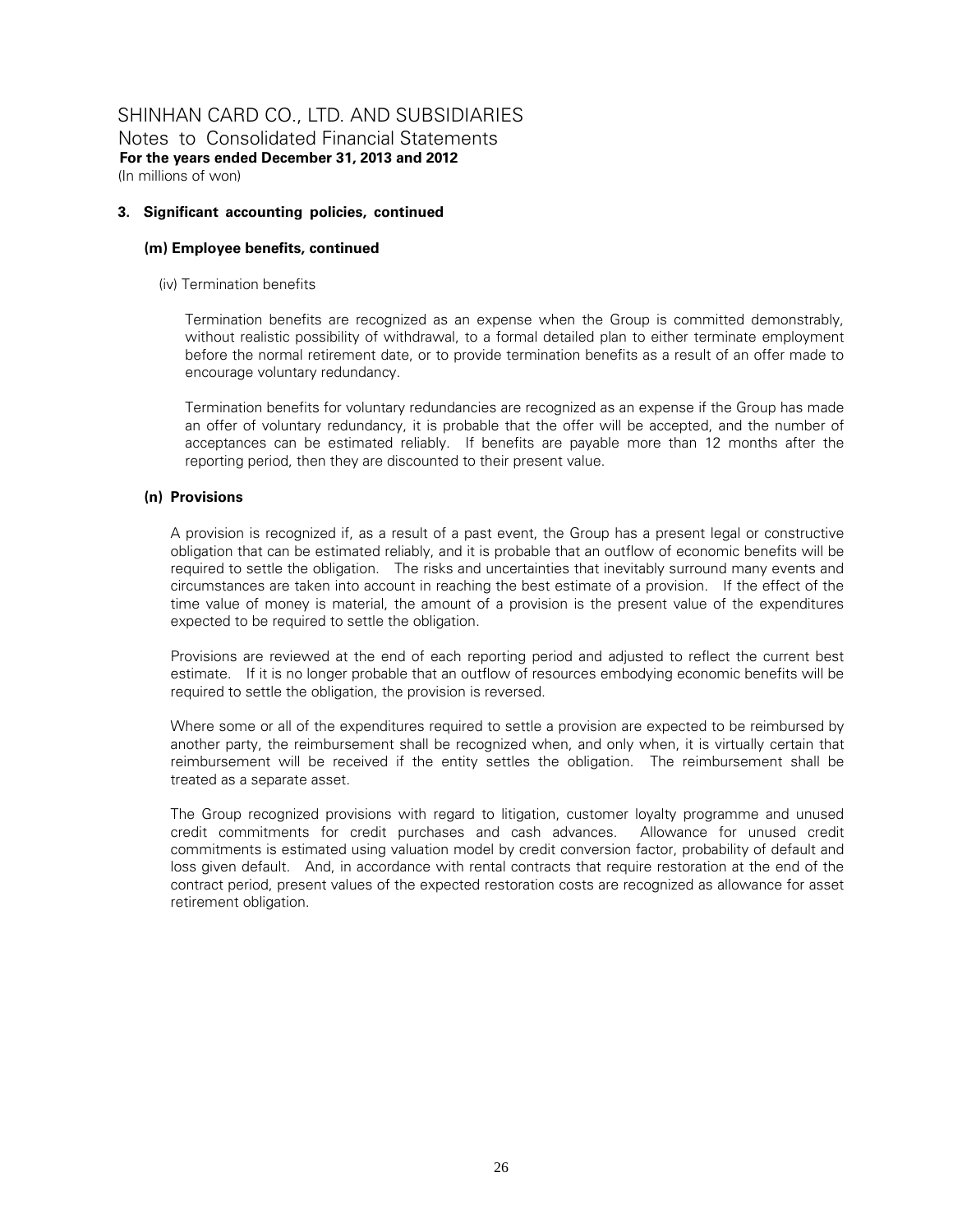### 3. Significant accounting policies, continued

#### (m) Employee benefits, continued

(iv) Termination benefits

Termination benefits are recognized as an expense when the Group is committed demonstrably, without realistic possibility of withdrawal, to a formal detailed plan to either terminate employment before the normal retirement date, or to provide termination benefits as a result of an offer made to encourage voluntary redundancy.

Termination benefits for voluntary redundancies are recognized as an expense if the Group has made an offer of voluntary redundancy, it is probable that the offer will be accepted, and the number of acceptances can be estimated reliably. If benefits are payable more than 12 months after the reporting period, then they are discounted to their present value.

#### (n) Provisions

A provision is recognized if, as a result of a past event, the Group has a present legal or constructive obligation that can be estimated reliably, and it is probable that an outflow of economic benefits will be required to settle the obligation. The risks and uncertainties that inevitably surround many events and circumstances are taken into account in reaching the best estimate of a provision. If the effect of the time value of money is material, the amount of a provision is the present value of the expenditures expected to be required to settle the obligation.

Provisions are reviewed at the end of each reporting period and adjusted to reflect the current best estimate. If it is no longer probable that an outflow of resources embodying economic benefits will be required to settle the obligation, the provision is reversed.

Where some or all of the expenditures required to settle a provision are expected to be reimbursed by another party, the reimbursement shall be recognized when, and only when, it is virtually certain that reimbursement will be received if the entity settles the obligation. The reimbursement shall be treated as a separate asset.

The Group recognized provisions with regard to litigation, customer loyalty programme and unused credit commitments for credit purchases and cash advances. Allowance for unused credit commitments is estimated using valuation model by credit conversion factor, probability of default and loss given default. And, in accordance with rental contracts that require restoration at the end of the contract period, present values of the expected restoration costs are recognized as allowance for asset retirement obligation.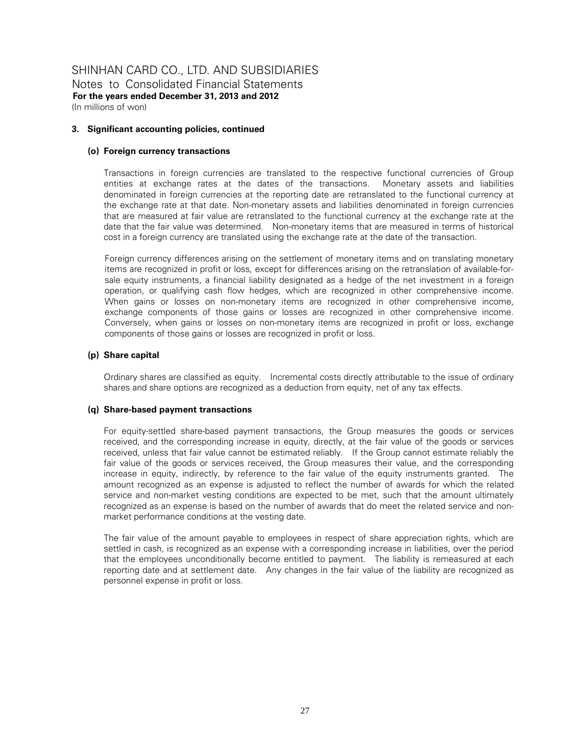### 3. Significant accounting policies, continued

#### (o) Foreign currency transactions

Transactions in foreign currencies are translated to the respective functional currencies of Group entities at exchange rates at the dates of the transactions. Monetary assets and liabilities denominated in foreign currencies at the reporting date are retranslated to the functional currency at the exchange rate at that date. Non-monetary assets and liabilities denominated in foreign currencies that are measured at fair value are retranslated to the functional currency at the exchange rate at the date that the fair value was determined. Non-monetary items that are measured in terms of historical cost in a foreign currency are translated using the exchange rate at the date of the transaction.

Foreign currency differences arising on the settlement of monetary items and on translating monetary items are recognized in profit or loss, except for differences arising on the retranslation of available-for-sale equity instruments, a financial liability designated as a hedge of the net investment in a foreign operation, or qualifying cash flow hedges, which are recognized in other comprehensive income. When gains or losses on non-monetary items are recognized in other comprehensive income, exchange components of those gains or losses are recognized in other comprehensive income. Conversely, when gains or losses on non-monetary items are recognized in profit or loss, exchange components of those gains or losses are recognized in profit or loss.

#### (p) Share capital

Ordinary shares are classified as equity. Incremental costs directly attributable to the issue of ordinary shares and share options are recognized as a deduction from equity, net of any tax effects.

#### (q) Share-based payment transactions

For equity-settled share-based payment transactions, the Group measures the goods or services received, and the corresponding increase in equity, directly, at the fair value of the goods or services received, unless that fair value cannot be estimated reliably. If the Group cannot estimate reliably the fair value of the goods or services received, the Group measures their value, and the corresponding increase in equity, indirectly, by reference to the fair value of the equity instruments granted. The amount recognized as an expense is adjusted to reflect the number of awards for which the related service and non-market vesting conditions are expected to be met, such that the amount ultimately recognized as an expense is based on the number of awards that do meet the related service and non-market performance conditions at the vesting date.

The fair value of the amount payable to employees in respect of share appreciation rights, which are settled in cash, is recognized as an expense with a corresponding increase in liabilities, over the period that the employees unconditionally become entitled to payment. The liability is remeasured at each reporting date and at settlement date. Any changes in the fair value of the liability are recognized as personnel expense in profit or loss.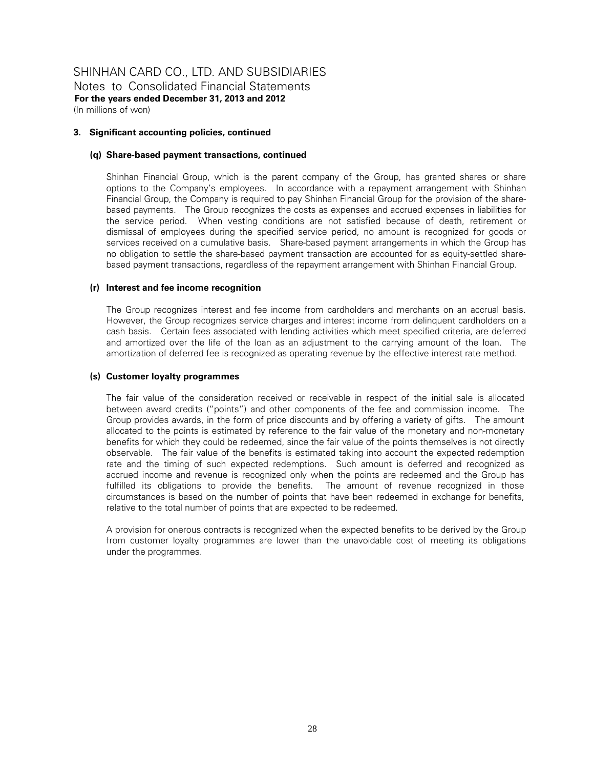SHINHAN CARD CO., LTD. AND SUBSIDIARIES
Notes to Consolidated Financial Statements
**For the years ended December 31, 2013 and 2012**
(In millions of won)

**3. Significant accounting policies, continued**

**(q) Share-based payment transactions, continued**

Shinhan Financial Group, which is the parent company of the Group, has granted shares or share options to the Company's employees. In accordance with a repayment arrangement with Shinhan Financial Group, the Company is required to pay Shinhan Financial Group for the provision of the share-based payments. The Group recognizes the costs as expenses and accrued expenses in liabilities for the service period. When vesting conditions are not satisfied because of death, retirement or dismissal of employees during the specified service period, no amount is recognized for goods or services received on a cumulative basis. Share-based payment arrangements in which the Group has no obligation to settle the share-based payment transaction are accounted for as equity-settled share-based payment transactions, regardless of the repayment arrangement with Shinhan Financial Group.

**(r) Interest and fee income recognition**

The Group recognizes interest and fee income from cardholders and merchants on an accrual basis. However, the Group recognizes service charges and interest income from delinquent cardholders on a cash basis. Certain fees associated with lending activities which meet specified criteria, are deferred and amortized over the life of the loan as an adjustment to the carrying amount of the loan. The amortization of deferred fee is recognized as operating revenue by the effective interest rate method.

**(s) Customer loyalty programmes**

The fair value of the consideration received or receivable in respect of the initial sale is allocated between award credits ("points") and other components of the fee and commission income. The Group provides awards, in the form of price discounts and by offering a variety of gifts. The amount allocated to the points is estimated by reference to the fair value of the monetary and non-monetary benefits for which they could be redeemed, since the fair value of the points themselves is not directly observable. The fair value of the benefits is estimated taking into account the expected redemption rate and the timing of such expected redemptions. Such amount is deferred and recognized as accrued income and revenue is recognized only when the points are redeemed and the Group has fulfilled its obligations to provide the benefits. The amount of revenue recognized in those circumstances is based on the number of points that have been redeemed in exchange for benefits, relative to the total number of points that are expected to be redeemed.

A provision for onerous contracts is recognized when the expected benefits to be derived by the Group from customer loyalty programmes are lower than the unavoidable cost of meeting its obligations under the programmes.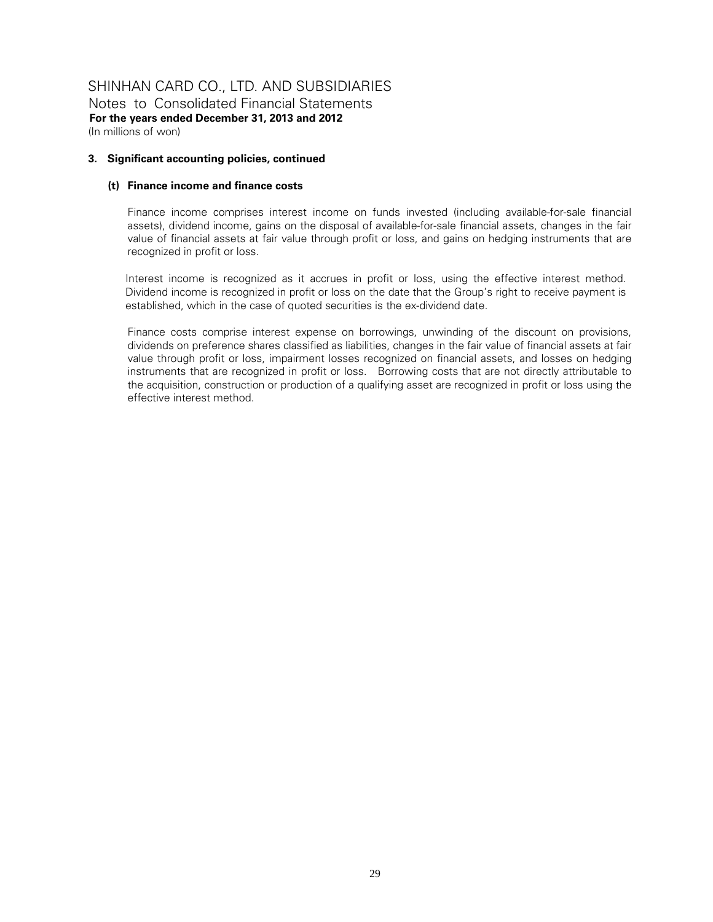### 3. Significant accounting policies, continued

#### (t) Finance income and finance costs

Finance income comprises interest income on funds invested (including available-for-sale financial assets), dividend income, gains on the disposal of available-for-sale financial assets, changes in the fair value of financial assets at fair value through profit or loss, and gains on hedging instruments that are recognized in profit or loss.

Interest income is recognized as it accrues in profit or loss, using the effective interest method. Dividend income is recognized in profit or loss on the date that the Group's right to receive payment is established, which in the case of quoted securities is the ex-dividend date.

Finance costs comprise interest expense on borrowings, unwinding of the discount on provisions, dividends on preference shares classified as liabilities, changes in the fair value of financial assets at fair value through profit or loss, impairment losses recognized on financial assets, and losses on hedging instruments that are recognized in profit or loss. Borrowing costs that are not directly attributable to the acquisition, construction or production of a qualifying asset are recognized in profit or loss using the effective interest method.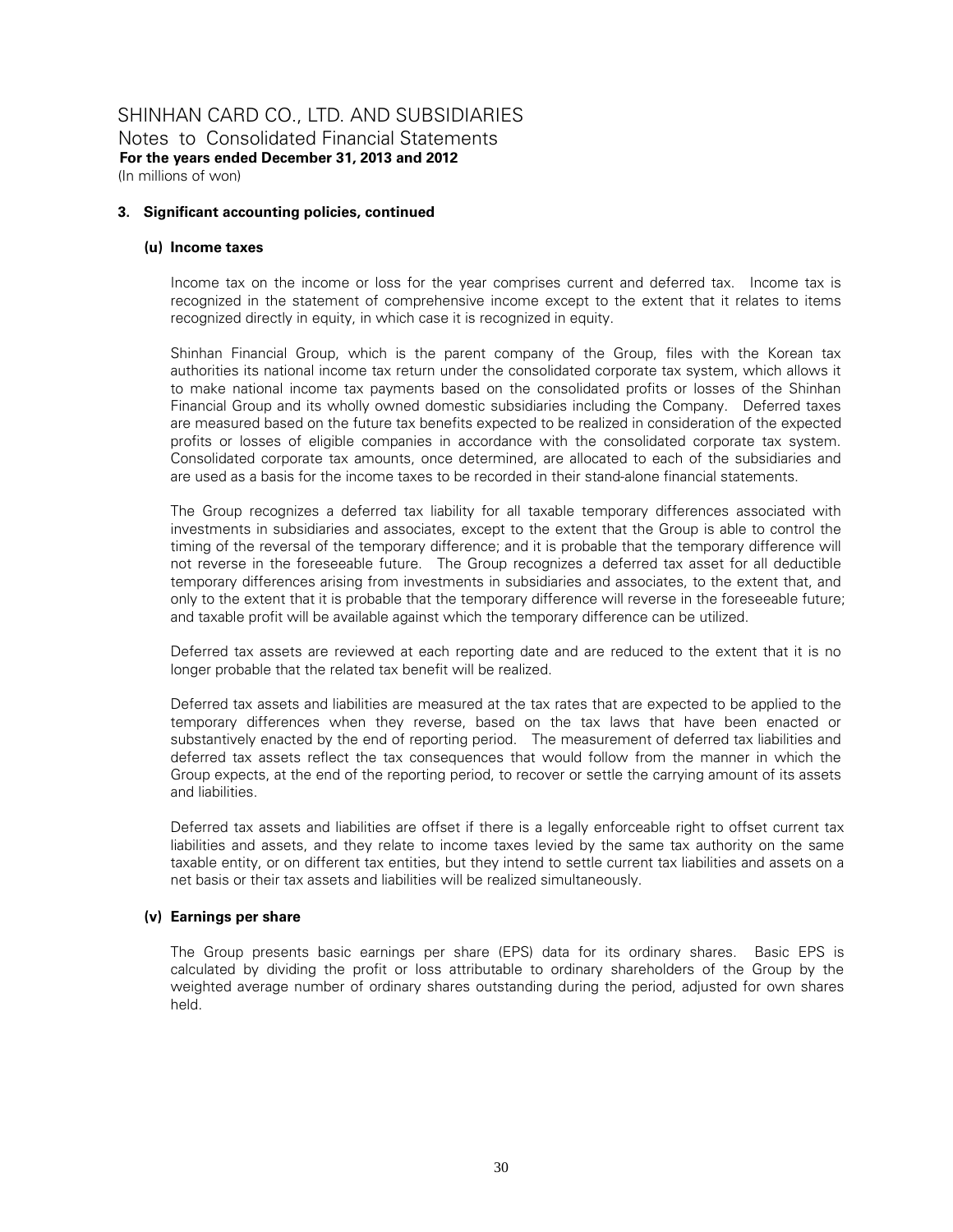### 3. Significant accounting policies, continued

#### (u) Income taxes

Income tax on the income or loss for the year comprises current and deferred tax. Income tax is recognized in the statement of comprehensive income except to the extent that it relates to items recognized directly in equity, in which case it is recognized in equity.

Shinhan Financial Group, which is the parent company of the Group, files with the Korean tax authorities its national income tax return under the consolidated corporate tax system, which allows it to make national income tax payments based on the consolidated profits or losses of the Shinhan Financial Group and its wholly owned domestic subsidiaries including the Company. Deferred taxes are measured based on the future tax benefits expected to be realized in consideration of the expected profits or losses of eligible companies in accordance with the consolidated corporate tax system. Consolidated corporate tax amounts, once determined, are allocated to each of the subsidiaries and are used as a basis for the income taxes to be recorded in their stand-alone financial statements.

The Group recognizes a deferred tax liability for all taxable temporary differences associated with investments in subsidiaries and associates, except to the extent that the Group is able to control the timing of the reversal of the temporary difference; and it is probable that the temporary difference will not reverse in the foreseeable future. The Group recognizes a deferred tax asset for all deductible temporary differences arising from investments in subsidiaries and associates, to the extent that, and only to the extent that it is probable that the temporary difference will reverse in the foreseeable future; and taxable profit will be available against which the temporary difference can be utilized.

Deferred tax assets are reviewed at each reporting date and are reduced to the extent that it is no longer probable that the related tax benefit will be realized.

Deferred tax assets and liabilities are measured at the tax rates that are expected to be applied to the temporary differences when they reverse, based on the tax laws that have been enacted or substantively enacted by the end of reporting period. The measurement of deferred tax liabilities and deferred tax assets reflect the tax consequences that would follow from the manner in which the Group expects, at the end of the reporting period, to recover or settle the carrying amount of its assets and liabilities.

Deferred tax assets and liabilities are offset if there is a legally enforceable right to offset current tax liabilities and assets, and they relate to income taxes levied by the same tax authority on the same taxable entity, or on different tax entities, but they intend to settle current tax liabilities and assets on a net basis or their tax assets and liabilities will be realized simultaneously.

#### (v) Earnings per share

The Group presents basic earnings per share (EPS) data for its ordinary shares. Basic EPS is calculated by dividing the profit or loss attributable to ordinary shareholders of the Group by the weighted average number of ordinary shares outstanding during the period, adjusted for own shares held.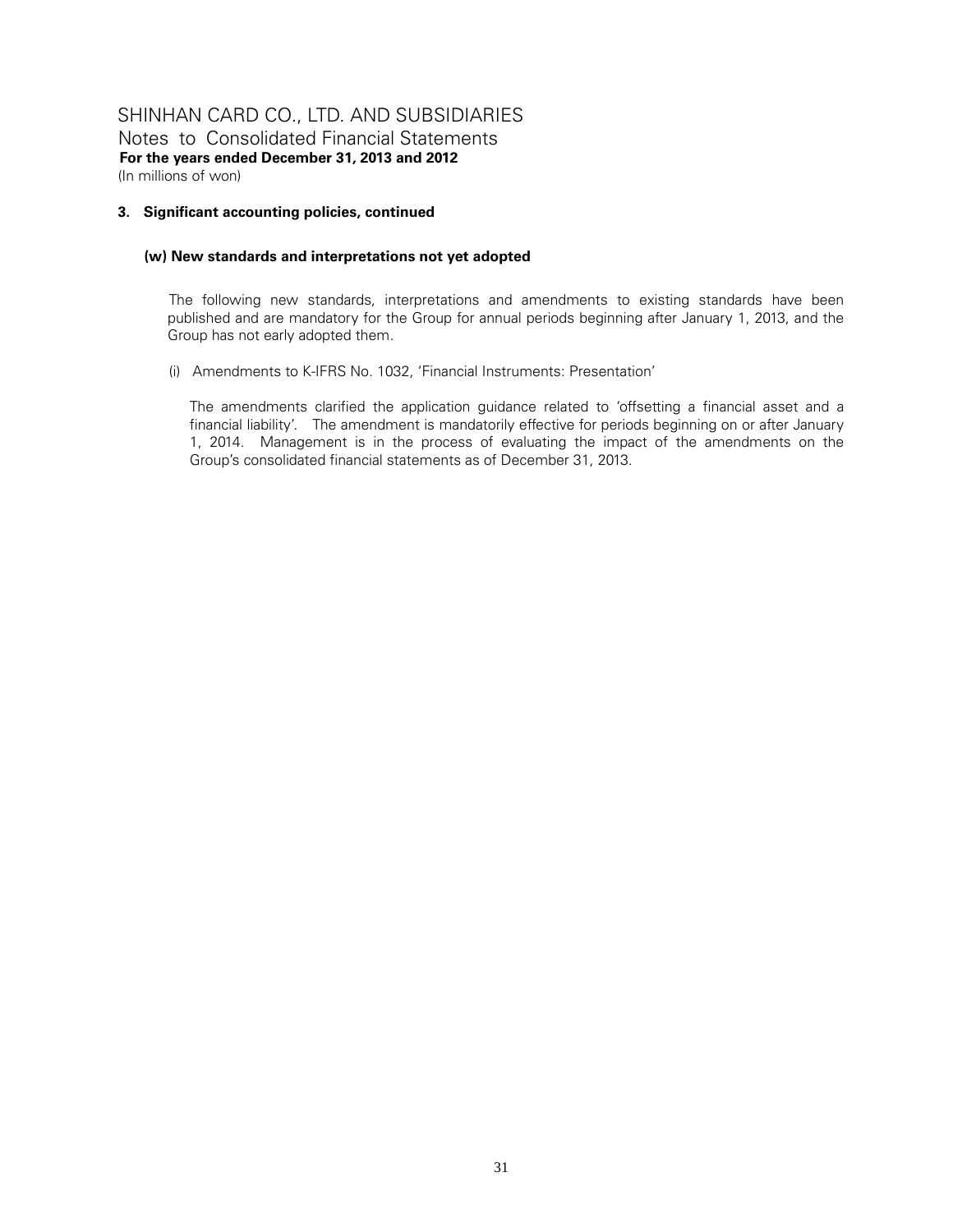## 3. Significant accounting policies, continued

### (w) New standards and interpretations not yet adopted

The following new standards, interpretations and amendments to existing standards have been published and are mandatory for the Group for annual periods beginning after January 1, 2013, and the Group has not early adopted them.

(i) Amendments to K-IFRS No. 1032, 'Financial Instruments: Presentation'

The amendments clarified the application guidance related to 'offsetting a financial asset and a financial liability'. The amendment is mandatorily effective for periods beginning on or after January 1, 2014. Management is in the process of evaluating the impact of the amendments on the Group's consolidated financial statements as of December 31, 2013.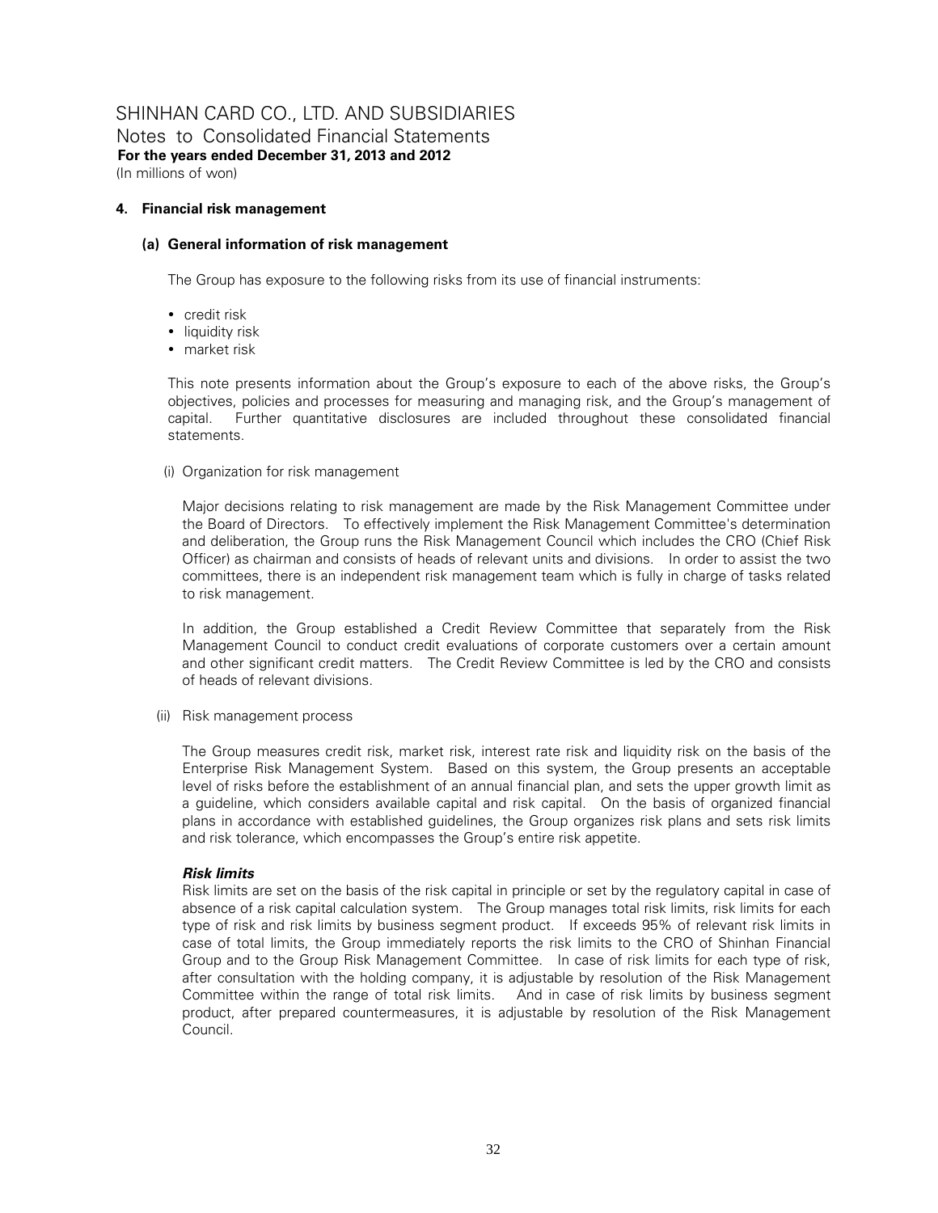SHINHAN CARD CO., LTD. AND SUBSIDIARIES
Notes to Consolidated Financial Statements
**For the years ended December 31, 2013 and 2012**
(In millions of won)

## 4. Financial risk management

### (a) General information of risk management

The Group has exposure to the following risks from its use of financial instruments:

- credit risk
- liquidity risk
- market risk

This note presents information about the Group's exposure to each of the above risks, the Group's objectives, policies and processes for measuring and managing risk, and the Group's management of capital. Further quantitative disclosures are included throughout these consolidated financial statements.

(i) Organization for risk management

Major decisions relating to risk management are made by the Risk Management Committee under the Board of Directors. To effectively implement the Risk Management Committee's determination and deliberation, the Group runs the Risk Management Council which includes the CRO (Chief Risk Officer) as chairman and consists of heads of relevant units and divisions. In order to assist the two committees, there is an independent risk management team which is fully in charge of tasks related to risk management.

In addition, the Group established a Credit Review Committee that separately from the Risk Management Council to conduct credit evaluations of corporate customers over a certain amount and other significant credit matters. The Credit Review Committee is led by the CRO and consists of heads of relevant divisions.

(ii) Risk management process

The Group measures credit risk, market risk, interest rate risk and liquidity risk on the basis of the Enterprise Risk Management System. Based on this system, the Group presents an acceptable level of risks before the establishment of an annual financial plan, and sets the upper growth limit as a guideline, which considers available capital and risk capital. On the basis of organized financial plans in accordance with established guidelines, the Group organizes risk plans and sets risk limits and risk tolerance, which encompasses the Group's entire risk appetite.

***Risk limits***

Risk limits are set on the basis of the risk capital in principle or set by the regulatory capital in case of absence of a risk capital calculation system. The Group manages total risk limits, risk limits for each type of risk and risk limits by business segment product. If exceeds 95% of relevant risk limits in case of total limits, the Group immediately reports the risk limits to the CRO of Shinhan Financial Group and to the Group Risk Management Committee. In case of risk limits for each type of risk, after consultation with the holding company, it is adjustable by resolution of the Risk Management Committee within the range of total risk limits. And in case of risk limits by business segment product, after prepared countermeasures, it is adjustable by resolution of the Risk Management Council.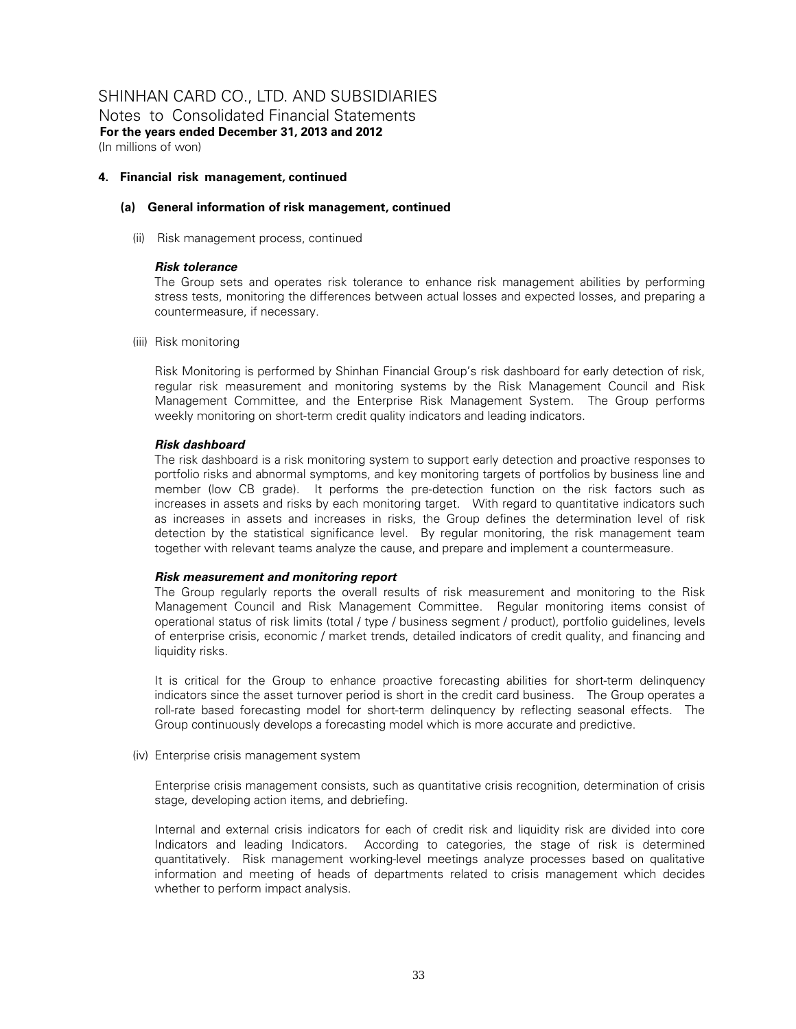# SHINHAN CARD CO., LTD. AND SUBSIDIARIES

Notes to Consolidated Financial Statements

**For the years ended December 31, 2013 and 2012**

(In millions of won)

### 4. Financial risk management, continued

#### (a) General information of risk management, continued

(ii) Risk management process, continued

***Risk tolerance***

The Group sets and operates risk tolerance to enhance risk management abilities by performing stress tests, monitoring the differences between actual losses and expected losses, and preparing a countermeasure, if necessary.

(iii) Risk monitoring

Risk Monitoring is performed by Shinhan Financial Group's risk dashboard for early detection of risk, regular risk measurement and monitoring systems by the Risk Management Council and Risk Management Committee, and the Enterprise Risk Management System. The Group performs weekly monitoring on short-term credit quality indicators and leading indicators.

***Risk dashboard***

The risk dashboard is a risk monitoring system to support early detection and proactive responses to portfolio risks and abnormal symptoms, and key monitoring targets of portfolios by business line and member (low CB grade). It performs the pre-detection function on the risk factors such as increases in assets and risks by each monitoring target. With regard to quantitative indicators such as increases in assets and increases in risks, the Group defines the determination level of risk detection by the statistical significance level. By regular monitoring, the risk management team together with relevant teams analyze the cause, and prepare and implement a countermeasure.

***Risk measurement and monitoring report***

The Group regularly reports the overall results of risk measurement and monitoring to the Risk Management Council and Risk Management Committee. Regular monitoring items consist of operational status of risk limits (total / type / business segment / product), portfolio guidelines, levels of enterprise crisis, economic / market trends, detailed indicators of credit quality, and financing and liquidity risks.

It is critical for the Group to enhance proactive forecasting abilities for short-term delinquency indicators since the asset turnover period is short in the credit card business. The Group operates a roll-rate based forecasting model for short-term delinquency by reflecting seasonal effects. The Group continuously develops a forecasting model which is more accurate and predictive.

(iv) Enterprise crisis management system

Enterprise crisis management consists, such as quantitative crisis recognition, determination of crisis stage, developing action items, and debriefing.

Internal and external crisis indicators for each of credit risk and liquidity risk are divided into core Indicators and leading Indicators. According to categories, the stage of risk is determined quantitatively. Risk management working-level meetings analyze processes based on qualitative information and meeting of heads of departments related to crisis management which decides whether to perform impact analysis.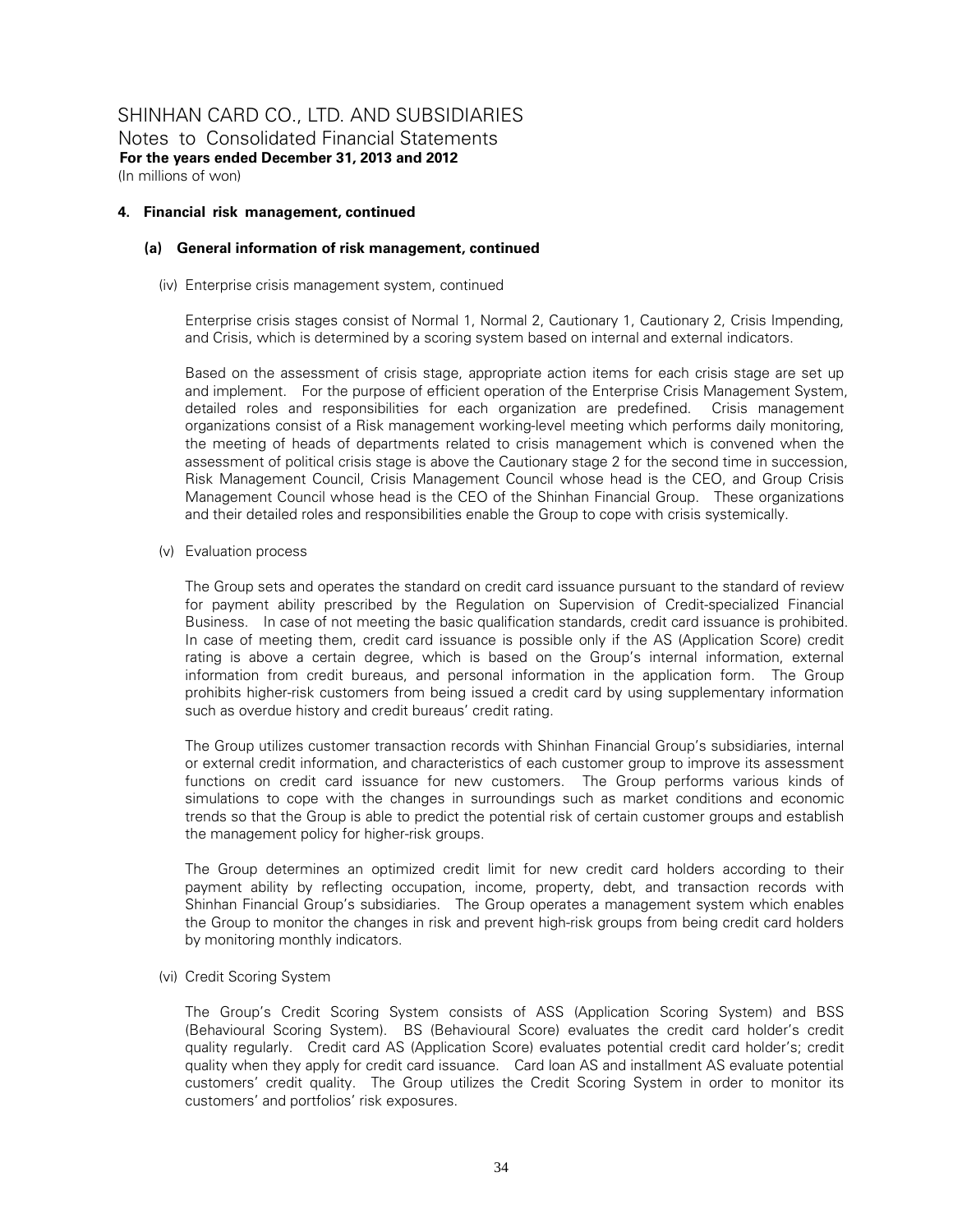# SHINHAN CARD CO., LTD. AND SUBSIDIARIES

Notes to Consolidated Financial Statements

**For the years ended December 31, 2013 and 2012**

(In millions of won)

**4. Financial risk management, continued**

**(a) General information of risk management, continued**

(iv) Enterprise crisis management system, continued

Enterprise crisis stages consist of Normal 1, Normal 2, Cautionary 1, Cautionary 2, Crisis Impending, and Crisis, which is determined by a scoring system based on internal and external indicators.

Based on the assessment of crisis stage, appropriate action items for each crisis stage are set up and implement. For the purpose of efficient operation of the Enterprise Crisis Management System, detailed roles and responsibilities for each organization are predefined. Crisis management organizations consist of a Risk management working-level meeting which performs daily monitoring, the meeting of heads of departments related to crisis management which is convened when the assessment of political crisis stage is above the Cautionary stage 2 for the second time in succession, Risk Management Council, Crisis Management Council whose head is the CEO, and Group Crisis Management Council whose head is the CEO of the Shinhan Financial Group. These organizations and their detailed roles and responsibilities enable the Group to cope with crisis systemically.

(v) Evaluation process

The Group sets and operates the standard on credit card issuance pursuant to the standard of review for payment ability prescribed by the Regulation on Supervision of Credit-specialized Financial Business. In case of not meeting the basic qualification standards, credit card issuance is prohibited. In case of meeting them, credit card issuance is possible only if the AS (Application Score) credit rating is above a certain degree, which is based on the Group's internal information, external information from credit bureaus, and personal information in the application form. The Group prohibits higher-risk customers from being issued a credit card by using supplementary information such as overdue history and credit bureaus' credit rating.

The Group utilizes customer transaction records with Shinhan Financial Group's subsidiaries, internal or external credit information, and characteristics of each customer group to improve its assessment functions on credit card issuance for new customers. The Group performs various kinds of simulations to cope with the changes in surroundings such as market conditions and economic trends so that the Group is able to predict the potential risk of certain customer groups and establish the management policy for higher-risk groups.

The Group determines an optimized credit limit for new credit card holders according to their payment ability by reflecting occupation, income, property, debt, and transaction records with Shinhan Financial Group's subsidiaries. The Group operates a management system which enables the Group to monitor the changes in risk and prevent high-risk groups from being credit card holders by monitoring monthly indicators.

(vi) Credit Scoring System

The Group's Credit Scoring System consists of ASS (Application Scoring System) and BSS (Behavioural Scoring System). BS (Behavioural Score) evaluates the credit card holder's credit quality regularly. Credit card AS (Application Score) evaluates potential credit card holder's; credit quality when they apply for credit card issuance. Card loan AS and installment AS evaluate potential customers' credit quality. The Group utilizes the Credit Scoring System in order to monitor its customers' and portfolios' risk exposures.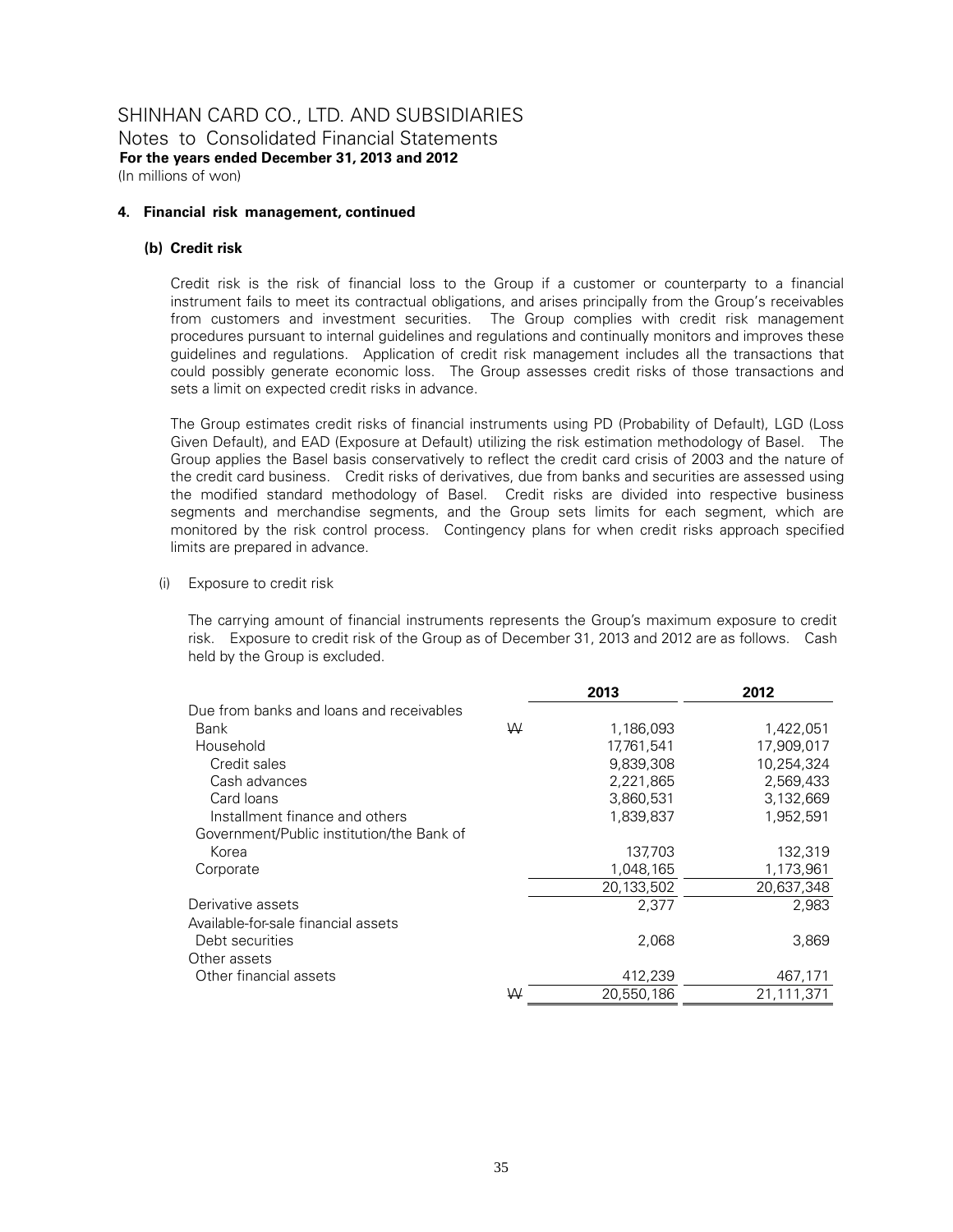SHINHAN CARD CO., LTD. AND SUBSIDIARIES
Notes to Consolidated Financial Statements
**For the years ended December 31, 2013 and 2012**
(In millions of won)

#### 4. Financial risk management, continued

##### (b) Credit risk

Credit risk is the risk of financial loss to the Group if a customer or counterparty to a financial instrument fails to meet its contractual obligations, and arises principally from the Group's receivables from customers and investment securities. The Group complies with credit risk management procedures pursuant to internal guidelines and regulations and continually monitors and improves these guidelines and regulations. Application of credit risk management includes all the transactions that could possibly generate economic loss. The Group assesses credit risks of those transactions and sets a limit on expected credit risks in advance.

The Group estimates credit risks of financial instruments using PD (Probability of Default), LGD (Loss Given Default), and EAD (Exposure at Default) utilizing the risk estimation methodology of Basel. The Group applies the Basel basis conservatively to reflect the credit card crisis of 2003 and the nature of the credit card business. Credit risks of derivatives, due from banks and securities are assessed using the modified standard methodology of Basel. Credit risks are divided into respective business segments and merchandise segments, and the Group sets limits for each segment, which are monitored by the risk control process. Contingency plans for when credit risks approach specified limits are prepared in advance.

(i) Exposure to credit risk

The carrying amount of financial instruments represents the Group's maximum exposure to credit risk. Exposure to credit risk of the Group as of December 31, 2013 and 2012 are as follows. Cash held by the Group is excluded.

| | | 2013 | 2012 |
|---|---|---|---|
| Due from banks and loans and receivables | | | |
| Bank | ₩ | 1,186,093 | 1,422,051 |
| Household | | 17,761,541 | 17,909,017 |
| Credit sales | | 9,839,308 | 10,254,324 |
| Cash advances | | 2,221,865 | 2,569,433 |
| Card loans | | 3,860,531 | 3,132,669 |
| Installment finance and others | | 1,839,837 | 1,952,591 |
| Government/Public institution/the Bank of Korea | | 137,703 | 132,319 |
| Corporate | | 1,048,165 | 1,173,961 |
| | | 20,133,502 | 20,637,348 |
| Derivative assets | | 2,377 | 2,983 |
| Available-for-sale financial assets | | | |
| Debt securities | | 2,068 | 3,869 |
| Other assets | | | |
| Other financial assets | | 412,239 | 467,171 |
| | ₩ | 20,550,186 | 21,111,371 |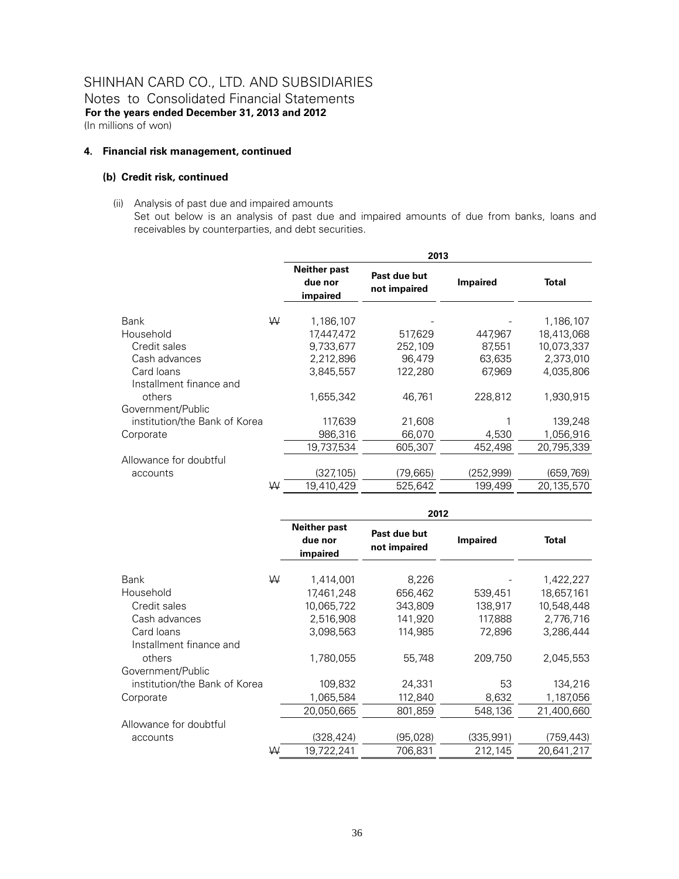# SHINHAN CARD CO., LTD. AND SUBSIDIARIES

Notes to Consolidated Financial Statements

**For the years ended December 31, 2013 and 2012**

(In millions of won)

## 4. Financial risk management, continued

### (b) Credit risk, continued

(ii) Analysis of past due and impaired amounts

Set out below is an analysis of past due and impaired amounts of due from banks, loans and receivables by counterparties, and debt securities.

| | | 2013 | | | |
|---|---|---|---|---|---|
| | | **Neither past due nor impaired** | **Past due but not impaired** | **Impaired** | **Total** |
| Bank | ₩ | 1,186,107 | - | - | 1,186,107 |
| Household | | 17,447,472 | 517,629 | 447,967 | 18,413,068 |
| Credit sales | | 9,733,677 | 252,109 | 87,551 | 10,073,337 |
| Cash advances | | 2,212,896 | 96,479 | 63,635 | 2,373,010 |
| Card loans | | 3,845,557 | 122,280 | 67,969 | 4,035,806 |
| Installment finance and others | | 1,655,342 | 46,761 | 228,812 | 1,930,915 |
| Government/Public institution/the Bank of Korea | | 117,639 | 21,608 | 1 | 139,248 |
| Corporate | | 986,316 | 66,070 | 4,530 | 1,056,916 |
| | | 19,737,534 | 605,307 | 452,498 | 20,795,339 |
| Allowance for doubtful accounts | | (327,105) | (79,665) | (252,999) | (659,769) |
| | ₩ | 19,410,429 | 525,642 | 199,499 | 20,135,570 |

| | | 2012 | | | |
|---|---|---|---|---|---|
| | | **Neither past due nor impaired** | **Past due but not impaired** | **Impaired** | **Total** |
| Bank | ₩ | 1,414,001 | 8,226 | - | 1,422,227 |
| Household | | 17,461,248 | 656,462 | 539,451 | 18,657,161 |
| Credit sales | | 10,065,722 | 343,809 | 138,917 | 10,548,448 |
| Cash advances | | 2,516,908 | 141,920 | 117,888 | 2,776,716 |
| Card loans | | 3,098,563 | 114,985 | 72,896 | 3,286,444 |
| Installment finance and others | | 1,780,055 | 55,748 | 209,750 | 2,045,553 |
| Government/Public institution/the Bank of Korea | | 109,832 | 24,331 | 53 | 134,216 |
| Corporate | | 1,065,584 | 112,840 | 8,632 | 1,187,056 |
| | | 20,050,665 | 801,859 | 548,136 | 21,400,660 |
| Allowance for doubtful accounts | | (328,424) | (95,028) | (335,991) | (759,443) |
| | ₩ | 19,722,241 | 706,831 | 212,145 | 20,641,217 |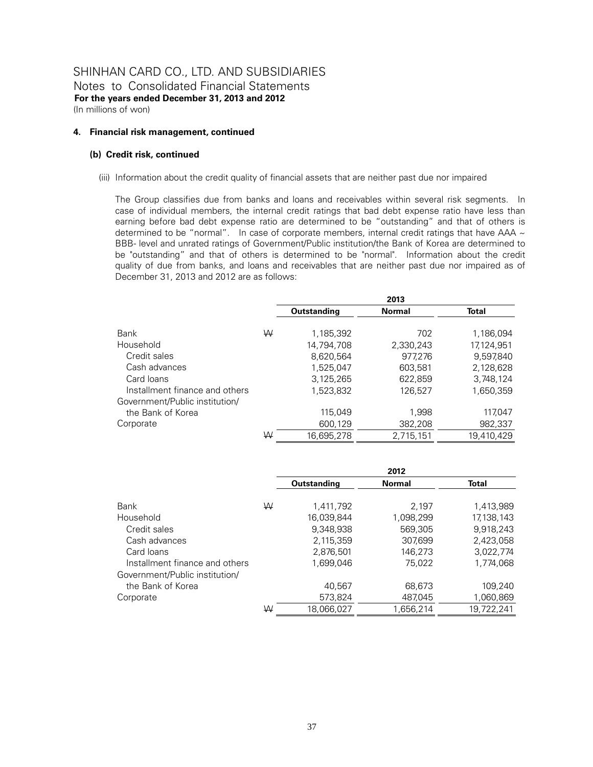SHINHAN CARD CO., LTD. AND SUBSIDIARIES
Notes to Consolidated Financial Statements
**For the years ended December 31, 2013 and 2012**
(In millions of won)

#### 4. Financial risk management, continued

##### (b) Credit risk, continued

(iii) Information about the credit quality of financial assets that are neither past due nor impaired

The Group classifies due from banks and loans and receivables within several risk segments. In case of individual members, the internal credit ratings that bad debt expense ratio have less than earning before bad debt expense ratio are determined to be "outstanding" and that of others is determined to be "normal". In case of corporate members, internal credit ratings that have AAA ~ BBB- level and unrated ratings of Government/Public institution/the Bank of Korea are determined to be "outstanding" and that of others is determined to be "normal". Information about the credit quality of due from banks, and loans and receivables that are neither past due nor impaired as of December 31, 2013 and 2012 are as follows:

| | | 2013 | | |
|---|---|---|---|---|
| | | **Outstanding** | **Normal** | **Total** |
| Bank | ₩ | 1,185,392 | 702 | 1,186,094 |
| Household | | 14,794,708 | 2,330,243 | 17,124,951 |
| Credit sales | | 8,620,564 | 977,276 | 9,597,840 |
| Cash advances | | 1,525,047 | 603,581 | 2,128,628 |
| Card loans | | 3,125,265 | 622,859 | 3,748,124 |
| Installment finance and others | | 1,523,832 | 126,527 | 1,650,359 |
| Government/Public institution/ the Bank of Korea | | 115,049 | 1,998 | 117,047 |
| Corporate | | 600,129 | 382,208 | 982,337 |
| | ₩ | 16,695,278 | 2,715,151 | 19,410,429 |

| | | 2012 | | |
|---|---|---|---|---|
| | | **Outstanding** | **Normal** | **Total** |
| Bank | ₩ | 1,411,792 | 2,197 | 1,413,989 |
| Household | | 16,039,844 | 1,098,299 | 17,138,143 |
| Credit sales | | 9,348,938 | 569,305 | 9,918,243 |
| Cash advances | | 2,115,359 | 307,699 | 2,423,058 |
| Card loans | | 2,876,501 | 146,273 | 3,022,774 |
| Installment finance and others | | 1,699,046 | 75,022 | 1,774,068 |
| Government/Public institution/ the Bank of Korea | | 40,567 | 68,673 | 109,240 |
| Corporate | | 573,824 | 487,045 | 1,060,869 |
| | ₩ | 18,066,027 | 1,656,214 | 19,722,241 |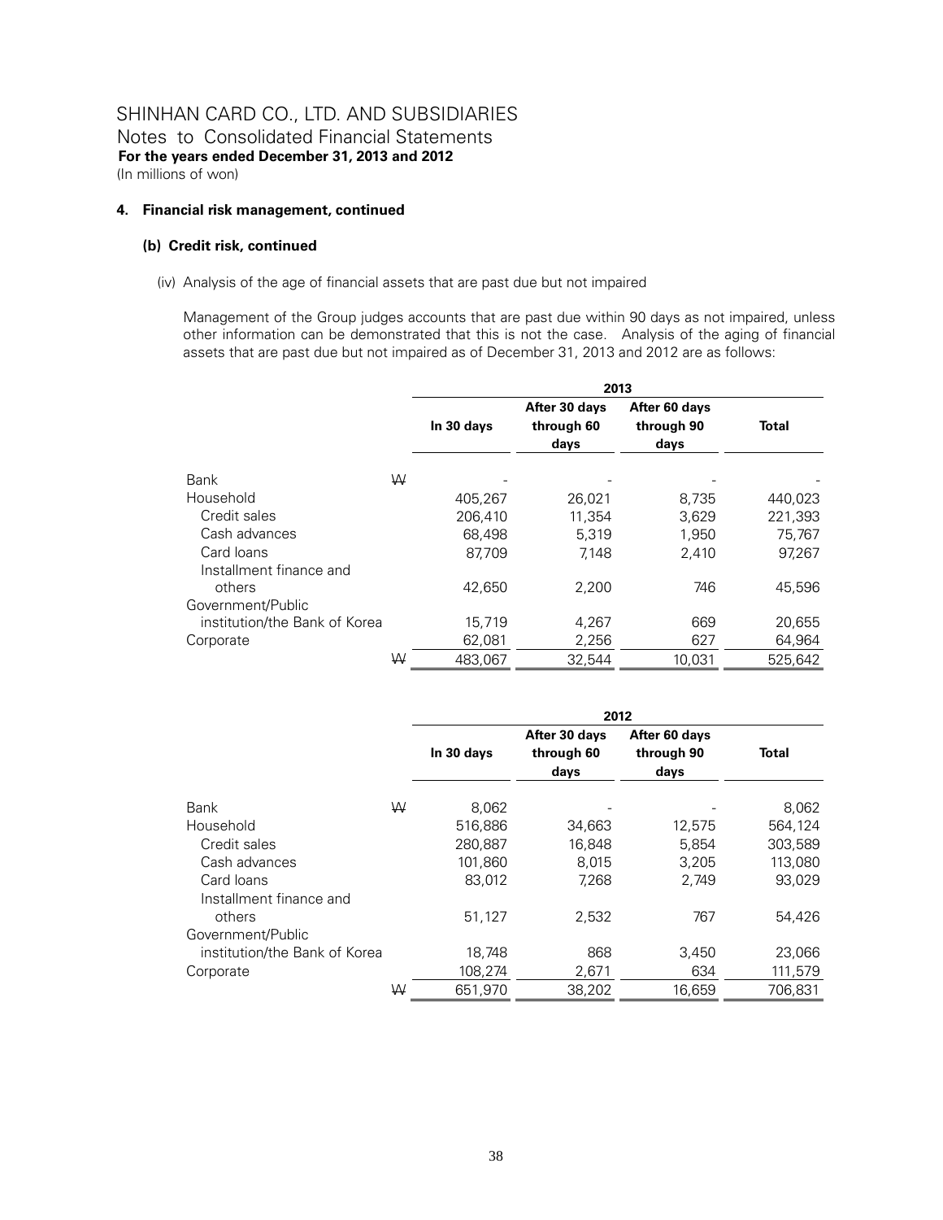SHINHAN CARD CO., LTD. AND SUBSIDIARIES
Notes to Consolidated Financial Statements
**For the years ended December 31, 2013 and 2012**
(In millions of won)

**4. Financial risk management, continued**

**(b) Credit risk, continued**

(iv) Analysis of the age of financial assets that are past due but not impaired

Management of the Group judges accounts that are past due within 90 days as not impaired, unless other information can be demonstrated that this is not the case. Analysis of the aging of financial assets that are past due but not impaired as of December 31, 2013 and 2012 are as follows:

| | | 2013 | | | |
|---|---|---|---|---|---|
| | | **In 30 days** | **After 30 days through 60 days** | **After 60 days through 90 days** | **Total** |
| Bank | ₩ | - | - | - | - |
| Household | | 405,267 | 26,021 | 8,735 | 440,023 |
| Credit sales | | 206,410 | 11,354 | 3,629 | 221,393 |
| Cash advances | | 68,498 | 5,319 | 1,950 | 75,767 |
| Card loans | | 87,709 | 7,148 | 2,410 | 97,267 |
| Installment finance and others | | 42,650 | 2,200 | 746 | 45,596 |
| Government/Public institution/the Bank of Korea | | 15,719 | 4,267 | 669 | 20,655 |
| Corporate | | 62,081 | 2,256 | 627 | 64,964 |
| | ₩ | 483,067 | 32,544 | 10,031 | 525,642 |

| | | 2012 | | | |
|---|---|---|---|---|---|
| | | **In 30 days** | **After 30 days through 60 days** | **After 60 days through 90 days** | **Total** |
| Bank | ₩ | 8,062 | - | - | 8,062 |
| Household | | 516,886 | 34,663 | 12,575 | 564,124 |
| Credit sales | | 280,887 | 16,848 | 5,854 | 303,589 |
| Cash advances | | 101,860 | 8,015 | 3,205 | 113,080 |
| Card loans | | 83,012 | 7,268 | 2,749 | 93,029 |
| Installment finance and others | | 51,127 | 2,532 | 767 | 54,426 |
| Government/Public institution/the Bank of Korea | | 18,748 | 868 | 3,450 | 23,066 |
| Corporate | | 108,274 | 2,671 | 634 | 111,579 |
| | ₩ | 651,970 | 38,202 | 16,659 | 706,831 |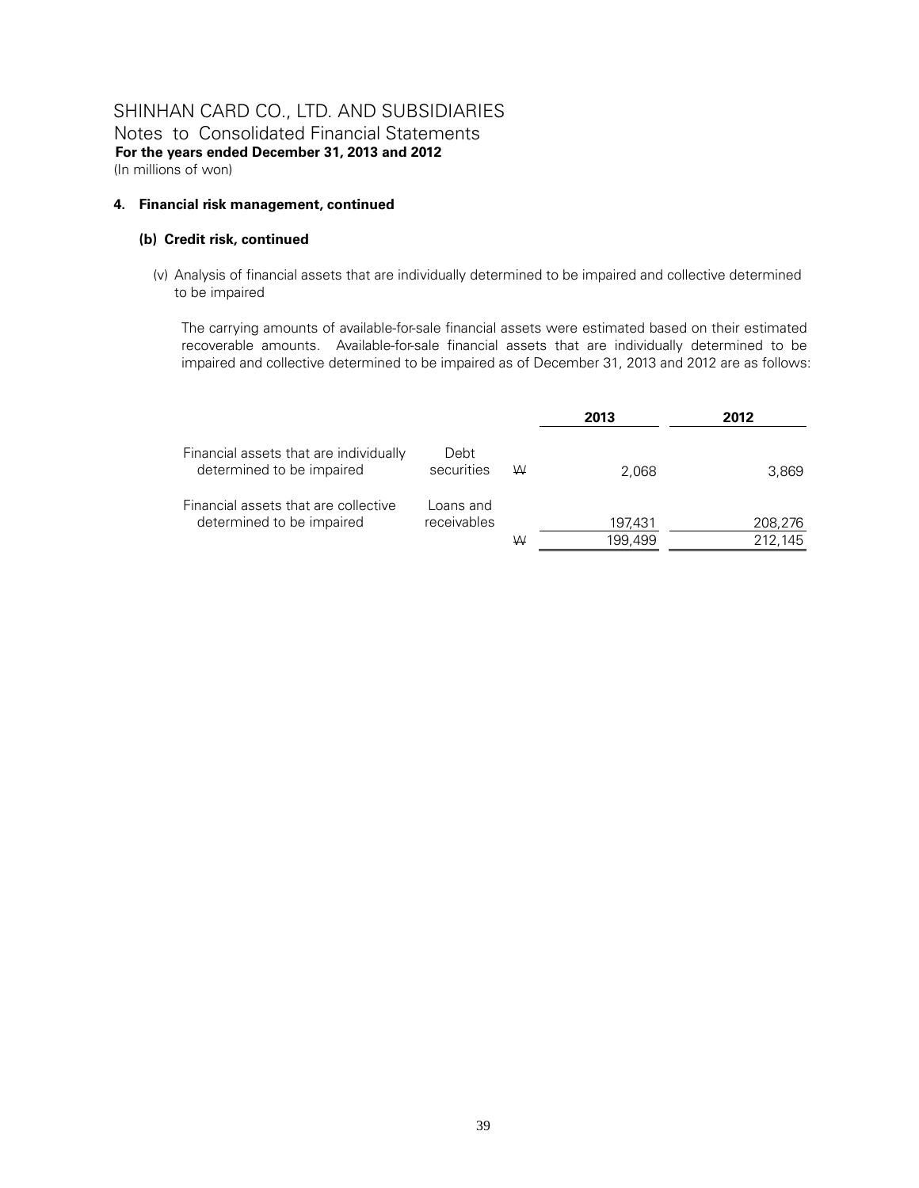# SHINHAN CARD CO., LTD. AND SUBSIDIARIES

Notes to Consolidated Financial Statements

**For the years ended December 31, 2013 and 2012**

(In millions of won)

### 4. Financial risk management, continued

#### (b) Credit risk, continued

(v) Analysis of financial assets that are individually determined to be impaired and collective determined to be impaired

The carrying amounts of available-for-sale financial assets were estimated based on their estimated recoverable amounts. Available-for-sale financial assets that are individually determined to be impaired and collective determined to be impaired as of December 31, 2013 and 2012 are as follows:

| | | | 2013 | 2012 |
|---|---|---|---|---|
| Financial assets that are individually determined to be impaired | Debt securities | ₩ | 2,068 | 3,869 |
| Financial assets that are collective determined to be impaired | Loans and receivables | | 197,431 | 208,276 |
| | | ₩ | 199,499 | 212,145 |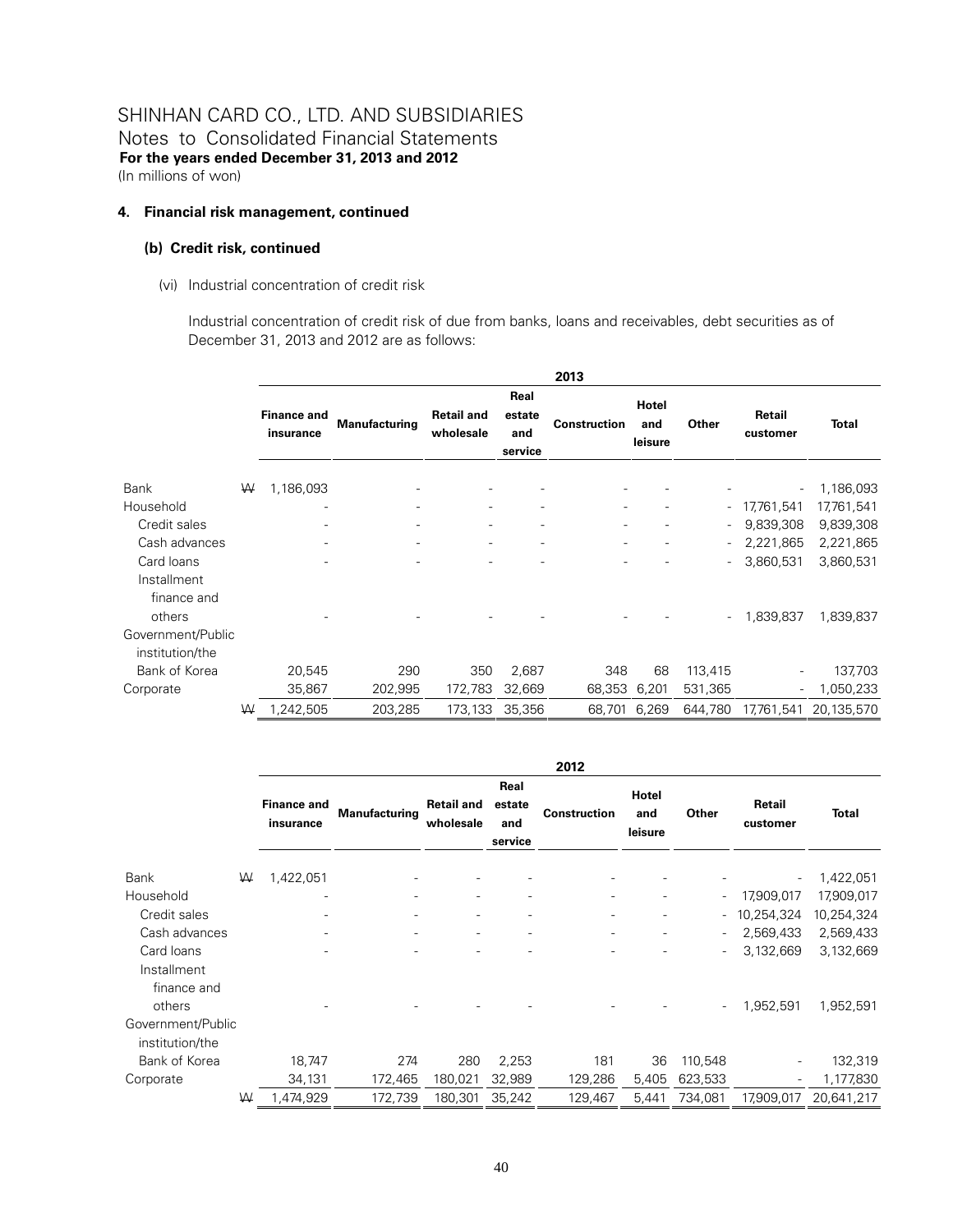# SHINHAN CARD CO., LTD. AND SUBSIDIARIES

Notes to Consolidated Financial Statements

**For the years ended December 31, 2013 and 2012**

(In millions of won)

## 4. Financial risk management, continued

### (b) Credit risk, continued

(vi) Industrial concentration of credit risk

Industrial concentration of credit risk of due from banks, loans and receivables, debt securities as of December 31, 2013 and 2012 are as follows:

| | | 2013 | | | | | | | | |
|---|---|---|---|---|---|---|---|---|---|---|
| | | **Finance and insurance** | **Manufacturing** | **Retail and wholesale** | **Real estate and service** | **Construction** | **Hotel and leisure** | **Other** | **Retail customer** | **Total** |
| Bank | ₩ | 1,186,093 | - | - | - | - | - | - | - | 1,186,093 |
| Household | | - | - | - | - | - | - | - | 17,761,541 | 17,761,541 |
| Credit sales | | - | - | - | - | - | - | - | 9,839,308 | 9,839,308 |
| Cash advances | | - | - | - | - | - | - | - | 2,221,865 | 2,221,865 |
| Card loans | | - | - | - | - | - | - | - | 3,860,531 | 3,860,531 |
| Installment finance and others | | - | - | - | - | - | - | - | 1,839,837 | 1,839,837 |
| Government/Public institution/the Bank of Korea | | 20,545 | 290 | 350 | 2,687 | 348 | 68 | 113,415 | - | 137,703 |
| Corporate | | 35,867 | 202,995 | 172,783 | 32,669 | 68,353 | 6,201 | 531,365 | - | 1,050,233 |
| | ₩ | 1,242,505 | 203,285 | 173,133 | 35,356 | 68,701 | 6,269 | 644,780 | 17,761,541 | 20,135,570 |

| | | 2012 | | | | | | | | |
|---|---|---|---|---|---|---|---|---|---|---|
| | | **Finance and insurance** | **Manufacturing** | **Retail and wholesale** | **Real estate and service** | **Construction** | **Hotel and leisure** | **Other** | **Retail customer** | **Total** |
| Bank | ₩ | 1,422,051 | - | - | - | - | - | - | - | 1,422,051 |
| Household | | - | - | - | - | - | - | - | 17,909,017 | 17,909,017 |
| Credit sales | | - | - | - | - | - | - | - | 10,254,324 | 10,254,324 |
| Cash advances | | - | - | - | - | - | - | - | 2,569,433 | 2,569,433 |
| Card loans | | - | - | - | - | - | - | - | 3,132,669 | 3,132,669 |
| Installment finance and others | | - | - | - | - | - | - | - | 1,952,591 | 1,952,591 |
| Government/Public institution/the Bank of Korea | | 18,747 | 274 | 280 | 2,253 | 181 | 36 | 110,548 | - | 132,319 |
| Corporate | | 34,131 | 172,465 | 180,021 | 32,989 | 129,286 | 5,405 | 623,533 | - | 1,177,830 |
| | ₩ | 1,474,929 | 172,739 | 180,301 | 35,242 | 129,467 | 5,441 | 734,081 | 17,909,017 | 20,641,217 |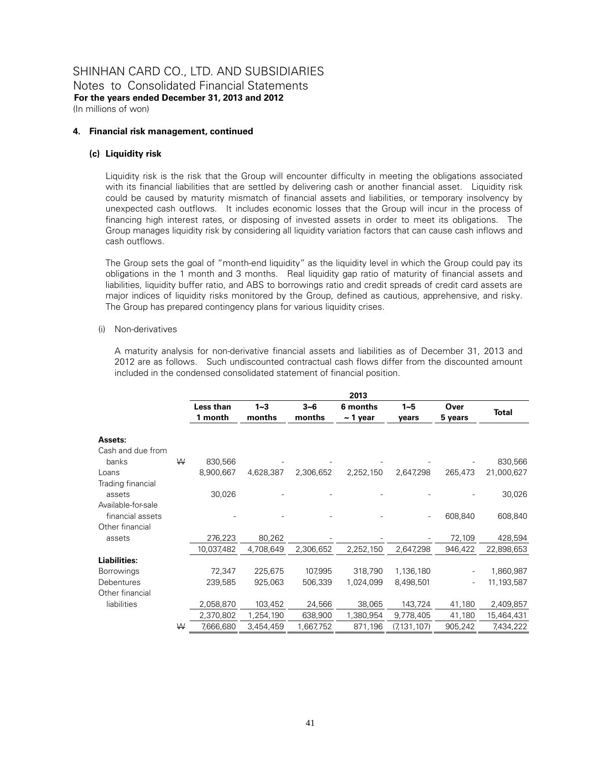SHINHAN CARD CO., LTD. AND SUBSIDIARIES
Notes to Consolidated Financial Statements
**For the years ended December 31, 2013 and 2012**
(In millions of won)

**4. Financial risk management, continued**

**(c) Liquidity risk**

Liquidity risk is the risk that the Group will encounter difficulty in meeting the obligations associated with its financial liabilities that are settled by delivering cash or another financial asset. Liquidity risk could be caused by maturity mismatch of financial assets and liabilities, or temporary insolvency by unexpected cash outflows. It includes economic losses that the Group will incur in the process of financing high interest rates, or disposing of invested assets in order to meet its obligations. The Group manages liquidity risk by considering all liquidity variation factors that can cause cash inflows and cash outflows.

The Group sets the goal of "month-end liquidity" as the liquidity level in which the Group could pay its obligations in the 1 month and 3 months. Real liquidity gap ratio of maturity of financial assets and liabilities, liquidity buffer ratio, and ABS to borrowings ratio and credit spreads of credit card assets are major indices of liquidity risks monitored by the Group, defined as cautious, apprehensive, and risky. The Group has prepared contingency plans for various liquidity crises.

(i) Non-derivatives

A maturity analysis for non-derivative financial assets and liabilities as of December 31, 2013 and 2012 are as follows. Such undiscounted contractual cash flows differ from the discounted amount included in the condensed consolidated statement of financial position.

| | 2013 | | | | | | |
|---|---|---|---|---|---|---|---|
| | Less than 1 month | 1~3 months | 3~6 months | 6 months ~ 1 year | 1~5 years | Over 5 years | Total |
| **Assets:** | | | | | | | |
| Cash and due from banks | ₩ 830,566 | - | - | - | - | - | 830,566 |
| Loans | 8,900,667 | 4,628,387 | 2,306,652 | 2,252,150 | 2,647,298 | 265,473 | 21,000,627 |
| Trading financial assets | 30,026 | - | - | - | - | - | 30,026 |
| Available-for-sale financial assets | - | - | - | - | - | 608,840 | 608,840 |
| Other financial assets | 276,223 | 80,262 | - | - | - | 72,109 | 428,594 |
| | 10,037,482 | 4,708,649 | 2,306,652 | 2,252,150 | 2,647,298 | 946,422 | 22,898,653 |
| **Liabilities:** | | | | | | | |
| Borrowings | 72,347 | 225,675 | 107,995 | 318,790 | 1,136,180 | - | 1,860,987 |
| Debentures | 239,585 | 925,063 | 506,339 | 1,024,099 | 8,498,501 | - | 11,193,587 |
| Other financial liabilities | 2,058,870 | 103,452 | 24,566 | 38,065 | 143,724 | 41,180 | 2,409,857 |
| | 2,370,802 | 1,254,190 | 638,900 | 1,380,954 | 9,778,405 | 41,180 | 15,464,431 |
| | ₩ 7,666,680 | 3,454,459 | 1,667,752 | 871,196 | (7,131,107) | 905,242 | 7,434,222 |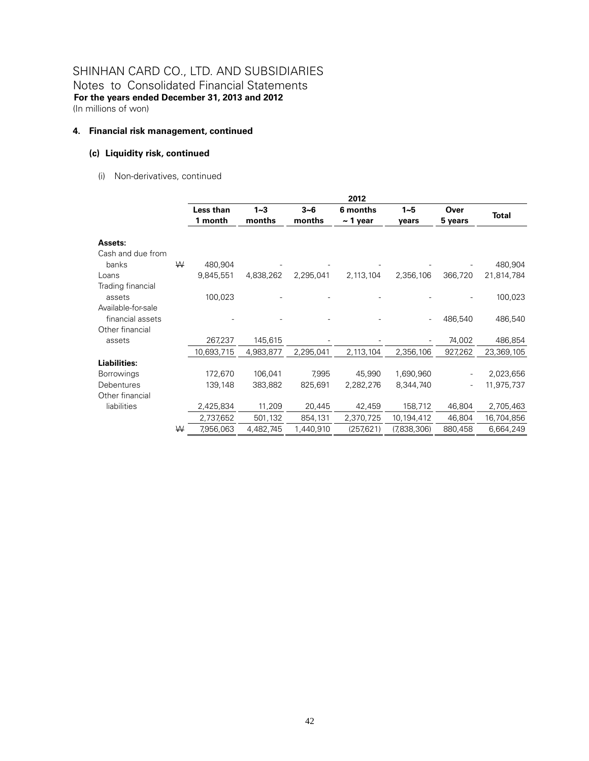# SHINHAN CARD CO., LTD. AND SUBSIDIARIES

Notes to Consolidated Financial Statements

**For the years ended December 31, 2013 and 2012**

(In millions of won)

### 4. Financial risk management, continued

#### (c) Liquidity risk, continued

(i) Non-derivatives, continued

| | | 2012 | | | | | | |
|---|---|---|---|---|---|---|---|---|
| | | **Less than 1 month** | **1~3 months** | **3~6 months** | **6 months ~ 1 year** | **1~5 years** | **Over 5 years** | **Total** |
| **Assets:** | | | | | | | | |
| Cash and due from banks | ₩ | 480,904 | - | - | - | - | - | 480,904 |
| Loans | | 9,845,551 | 4,838,262 | 2,295,041 | 2,113,104 | 2,356,106 | 366,720 | 21,814,784 |
| Trading financial assets | | 100,023 | - | - | - | - | - | 100,023 |
| Available-for-sale financial assets | | - | - | - | - | - | 486,540 | 486,540 |
| Other financial assets | | 267,237 | 145,615 | - | - | - | 74,002 | 486,854 |
| | | 10,693,715 | 4,983,877 | 2,295,041 | 2,113,104 | 2,356,106 | 927,262 | 23,369,105 |
| **Liabilities:** | | | | | | | | |
| Borrowings | | 172,670 | 106,041 | 7,995 | 45,990 | 1,690,960 | - | 2,023,656 |
| Debentures | | 139,148 | 383,882 | 825,691 | 2,282,276 | 8,344,740 | - | 11,975,737 |
| Other financial liabilities | | 2,425,834 | 11,209 | 20,445 | 42,459 | 158,712 | 46,804 | 2,705,463 |
| | | 2,737,652 | 501,132 | 854,131 | 2,370,725 | 10,194,412 | 46,804 | 16,704,856 |
| | ₩ | 7,956,063 | 4,482,745 | 1,440,910 | (257,621) | (7,838,306) | 880,458 | 6,664,249 |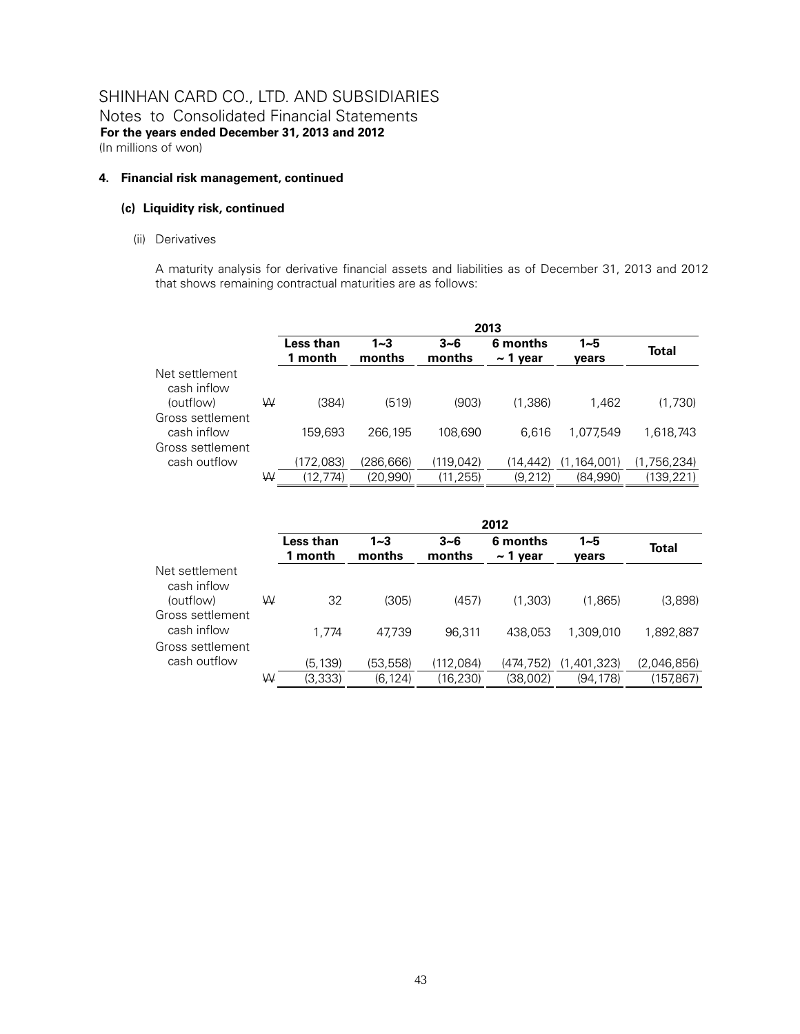# SHINHAN CARD CO., LTD. AND SUBSIDIARIES

Notes to Consolidated Financial Statements

**For the years ended December 31, 2013 and 2012**

(In millions of won)

## 4. Financial risk management, continued

### (c) Liquidity risk, continued

(ii) Derivatives

A maturity analysis for derivative financial assets and liabilities as of December 31, 2013 and 2012 that shows remaining contractual maturities are as follows:

| | | 2013 | | | | | |
|---|---|---|---|---|---|---|---|
| | | **Less than 1 month** | **1~3 months** | **3~6 months** | **6 months ~ 1 year** | **1~5 years** | **Total** |
| Net settlement cash inflow (outflow) | ₩ | (384) | (519) | (903) | (1,386) | 1,462 | (1,730) |
| Gross settlement cash inflow | | 159,693 | 266,195 | 108,690 | 6,616 | 1,077,549 | 1,618,743 |
| Gross settlement cash outflow | | (172,083) | (286,666) | (119,042) | (14,442) | (1,164,001) | (1,756,234) |
| | ₩ | (12,774) | (20,990) | (11,255) | (9,212) | (84,990) | (139,221) |

| | | 2012 | | | | | |
|---|---|---|---|---|---|---|---|
| | | **Less than 1 month** | **1~3 months** | **3~6 months** | **6 months ~ 1 year** | **1~5 years** | **Total** |
| Net settlement cash inflow (outflow) | ₩ | 32 | (305) | (457) | (1,303) | (1,865) | (3,898) |
| Gross settlement cash inflow | | 1,774 | 47,739 | 96,311 | 438,053 | 1,309,010 | 1,892,887 |
| Gross settlement cash outflow | | (5,139) | (53,558) | (112,084) | (474,752) | (1,401,323) | (2,046,856) |
| | ₩ | (3,333) | (6,124) | (16,230) | (38,002) | (94,178) | (157,867) |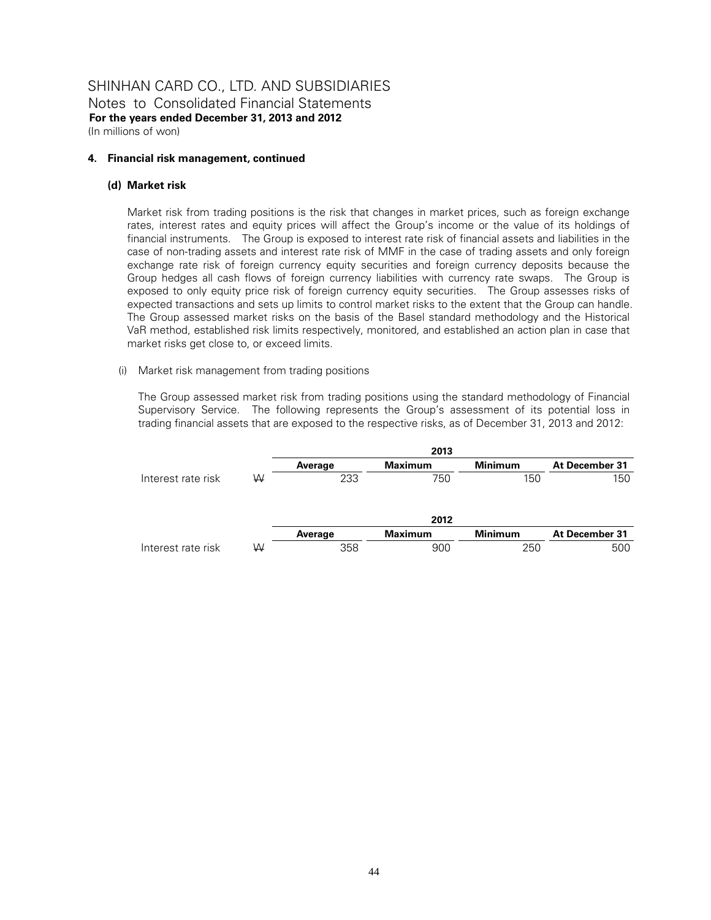SHINHAN CARD CO., LTD. AND SUBSIDIARIES
Notes to Consolidated Financial Statements
**For the years ended December 31, 2013 and 2012**
(In millions of won)

**4. Financial risk management, continued**

**(d) Market risk**

Market risk from trading positions is the risk that changes in market prices, such as foreign exchange rates, interest rates and equity prices will affect the Group's income or the value of its holdings of financial instruments. The Group is exposed to interest rate risk of financial assets and liabilities in the case of non-trading assets and interest rate risk of MMF in the case of trading assets and only foreign exchange rate risk of foreign currency equity securities and foreign currency deposits because the Group hedges all cash flows of foreign currency liabilities with currency rate swaps. The Group is exposed to only equity price risk of foreign currency equity securities. The Group assesses risks of expected transactions and sets up limits to control market risks to the extent that the Group can handle. The Group assessed market risks on the basis of the Basel standard methodology and the Historical VaR method, established risk limits respectively, monitored, and established an action plan in case that market risks get close to, or exceed limits.

(i) Market risk management from trading positions

The Group assessed market risk from trading positions using the standard methodology of Financial Supervisory Service. The following represents the Group's assessment of its potential loss in trading financial assets that are exposed to the respective risks, as of December 31, 2013 and 2012:

| | | 2013 | | | |
|---|---|---|---|---|---|
| | | **Average** | **Maximum** | **Minimum** | **At December 31** |
| Interest rate risk | ₩ | 233 | 750 | 150 | 150 |

| | | 2012 | | | |
|---|---|---|---|---|---|
| | | **Average** | **Maximum** | **Minimum** | **At December 31** |
| Interest rate risk | ₩ | 358 | 900 | 250 | 500 |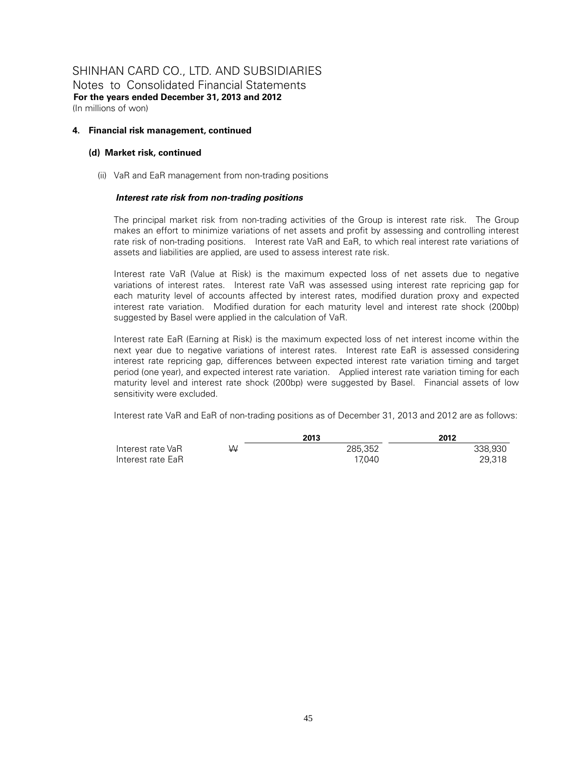SHINHAN CARD CO., LTD. AND SUBSIDIARIES
Notes to Consolidated Financial Statements
**For the years ended December 31, 2013 and 2012**
(In millions of won)

#### 4. Financial risk management, continued

##### (d) Market risk, continued

(ii) VaR and EaR management from non-trading positions

***Interest rate risk from non-trading positions***

The principal market risk from non-trading activities of the Group is interest rate risk. The Group makes an effort to minimize variations of net assets and profit by assessing and controlling interest rate risk of non-trading positions. Interest rate VaR and EaR, to which real interest rate variations of assets and liabilities are applied, are used to assess interest rate risk.

Interest rate VaR (Value at Risk) is the maximum expected loss of net assets due to negative variations of interest rates. Interest rate VaR was assessed using interest rate repricing gap for each maturity level of accounts affected by interest rates, modified duration proxy and expected interest rate variation. Modified duration for each maturity level and interest rate shock (200bp) suggested by Basel were applied in the calculation of VaR.

Interest rate EaR (Earning at Risk) is the maximum expected loss of net interest income within the next year due to negative variations of interest rates. Interest rate EaR is assessed considering interest rate repricing gap, differences between expected interest rate variation timing and target period (one year), and expected interest rate variation. Applied interest rate variation timing for each maturity level and interest rate shock (200bp) were suggested by Basel. Financial assets of low sensitivity were excluded.

Interest rate VaR and EaR of non-trading positions as of December 31, 2013 and 2012 are as follows:

| | | 2013 | 2012 |
|---|---|---|---|
| Interest rate VaR | ₩ | 285,352 | 338,930 |
| Interest rate EaR | | 17,040 | 29,318 |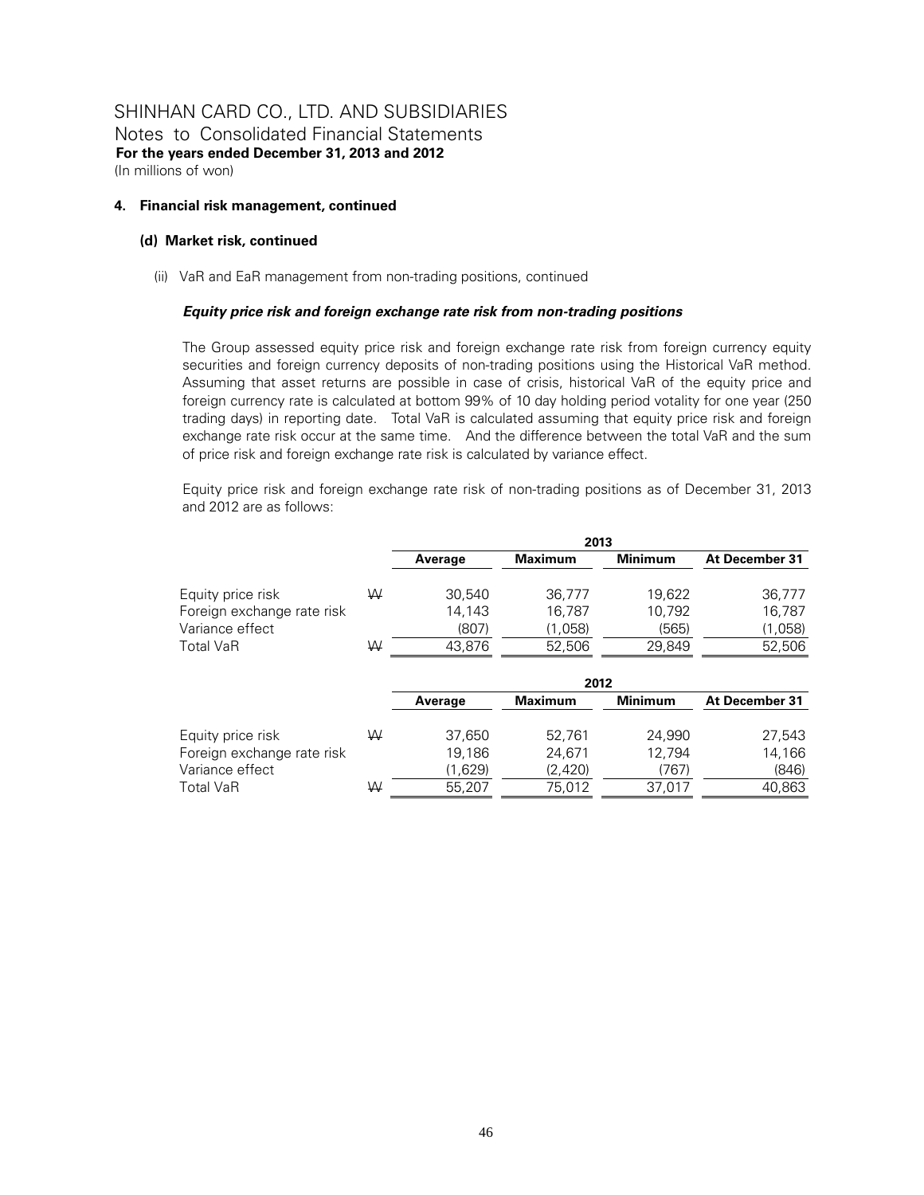SHINHAN CARD CO., LTD. AND SUBSIDIARIES
Notes to Consolidated Financial Statements
**For the years ended December 31, 2013 and 2012**
(In millions of won)

#### 4. Financial risk management, continued

##### (d) Market risk, continued

(ii) VaR and EaR management from non-trading positions, continued

***Equity price risk and foreign exchange rate risk from non-trading positions***

The Group assessed equity price risk and foreign exchange rate risk from foreign currency equity securities and foreign currency deposits of non-trading positions using the Historical VaR method. Assuming that asset returns are possible in case of crisis, historical VaR of the equity price and foreign currency rate is calculated at bottom 99% of 10 day holding period votality for one year (250 trading days) in reporting date. Total VaR is calculated assuming that equity price risk and foreign exchange rate risk occur at the same time. And the difference between the total VaR and the sum of price risk and foreign exchange rate risk is calculated by variance effect.

Equity price risk and foreign exchange rate risk of non-trading positions as of December 31, 2013 and 2012 are as follows:

| | | 2013 | | | |
|---|---|---|---|---|---|
| | | **Average** | **Maximum** | **Minimum** | **At December 31** |
| Equity price risk | W | 30,540 | 36,777 | 19,622 | 36,777 |
| Foreign exchange rate risk | | 14,143 | 16,787 | 10,792 | 16,787 |
| Variance effect | | (807) | (1,058) | (565) | (1,058) |
| Total VaR | W | 43,876 | 52,506 | 29,849 | 52,506 |

| | | 2012 | | | |
|---|---|---|---|---|---|
| | | **Average** | **Maximum** | **Minimum** | **At December 31** |
| Equity price risk | W | 37,650 | 52,761 | 24,990 | 27,543 |
| Foreign exchange rate risk | | 19,186 | 24,671 | 12,794 | 14,166 |
| Variance effect | | (1,629) | (2,420) | (767) | (846) |
| Total VaR | W | 55,207 | 75,012 | 37,017 | 40,863 |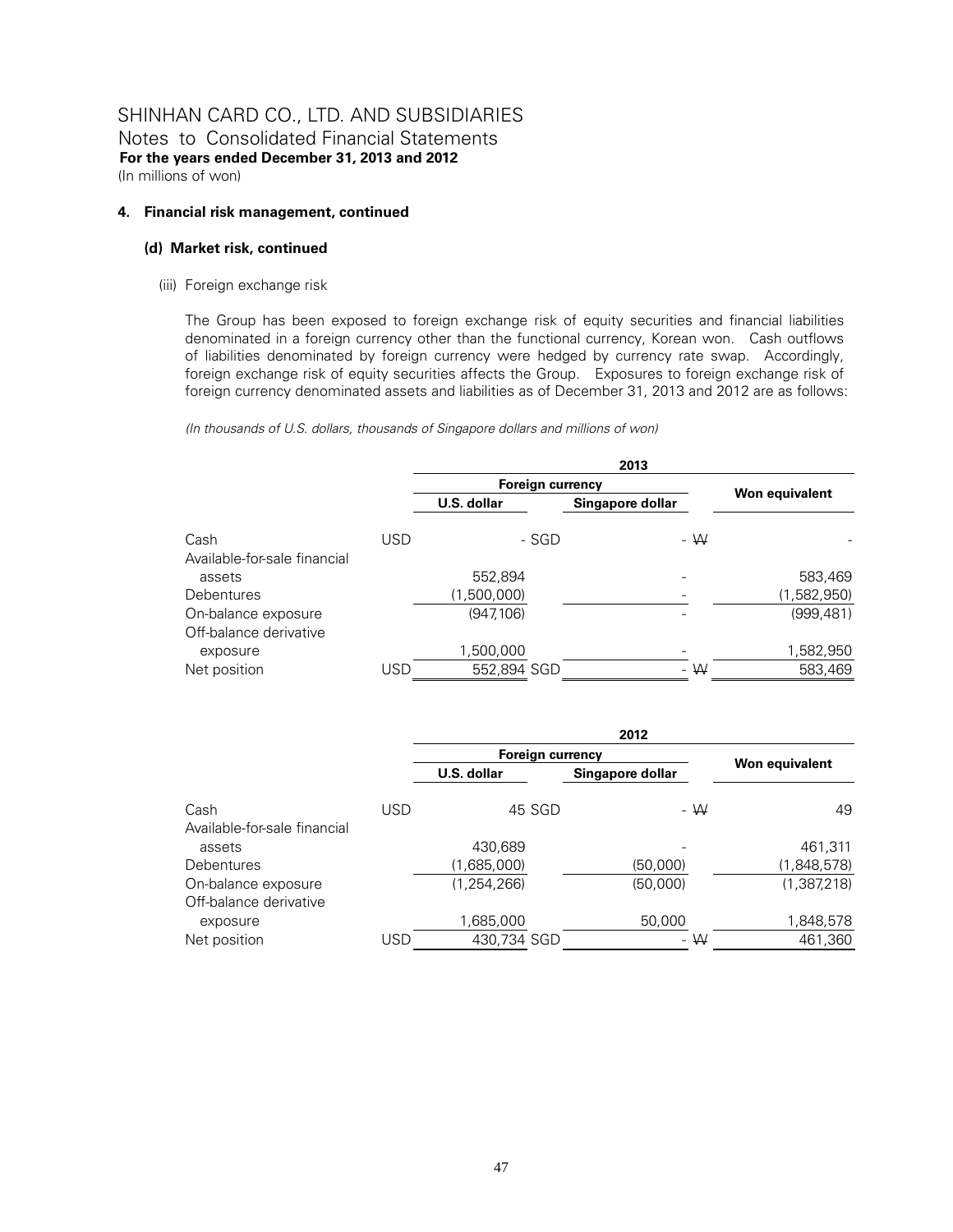SHINHAN CARD CO., LTD. AND SUBSIDIARIES
Notes to Consolidated Financial Statements
**For the years ended December 31, 2013 and 2012**
(In millions of won)

**4. Financial risk management, continued**

**(d) Market risk, continued**

(iii) Foreign exchange risk

The Group has been exposed to foreign exchange risk of equity securities and financial liabilities denominated in a foreign currency other than the functional currency, Korean won. Cash outflows of liabilities denominated by foreign currency were hedged by currency rate swap. Accordingly, foreign exchange risk of equity securities affects the Group. Exposures to foreign exchange risk of foreign currency denominated assets and liabilities as of December 31, 2013 and 2012 are as follows:

*(In thousands of U.S. dollars, thousands of Singapore dollars and millions of won)*

| | 2013 | | |
|---|---|---|---|
| | Foreign currency | | Won equivalent |
| | U.S. dollar | Singapore dollar | |
| Cash | USD - | SGD - | ₩ - |
| Available-for-sale financial assets | 552,894 | - | 583,469 |
| Debentures | (1,500,000) | - | (1,582,950) |
| On-balance exposure | (947,106) | - | (999,481) |
| Off-balance derivative exposure | 1,500,000 | - | 1,582,950 |
| Net position | USD 552,894 | SGD - | ₩ 583,469 |

| | 2012 | | |
|---|---|---|---|
| | Foreign currency | | Won equivalent |
| | U.S. dollar | Singapore dollar | |
| Cash | USD 45 | SGD - | ₩ 49 |
| Available-for-sale financial assets | 430,689 | - | 461,311 |
| Debentures | (1,685,000) | (50,000) | (1,848,578) |
| On-balance exposure | (1,254,266) | (50,000) | (1,387,218) |
| Off-balance derivative exposure | 1,685,000 | 50,000 | 1,848,578 |
| Net position | USD 430,734 | SGD - | ₩ 461,360 |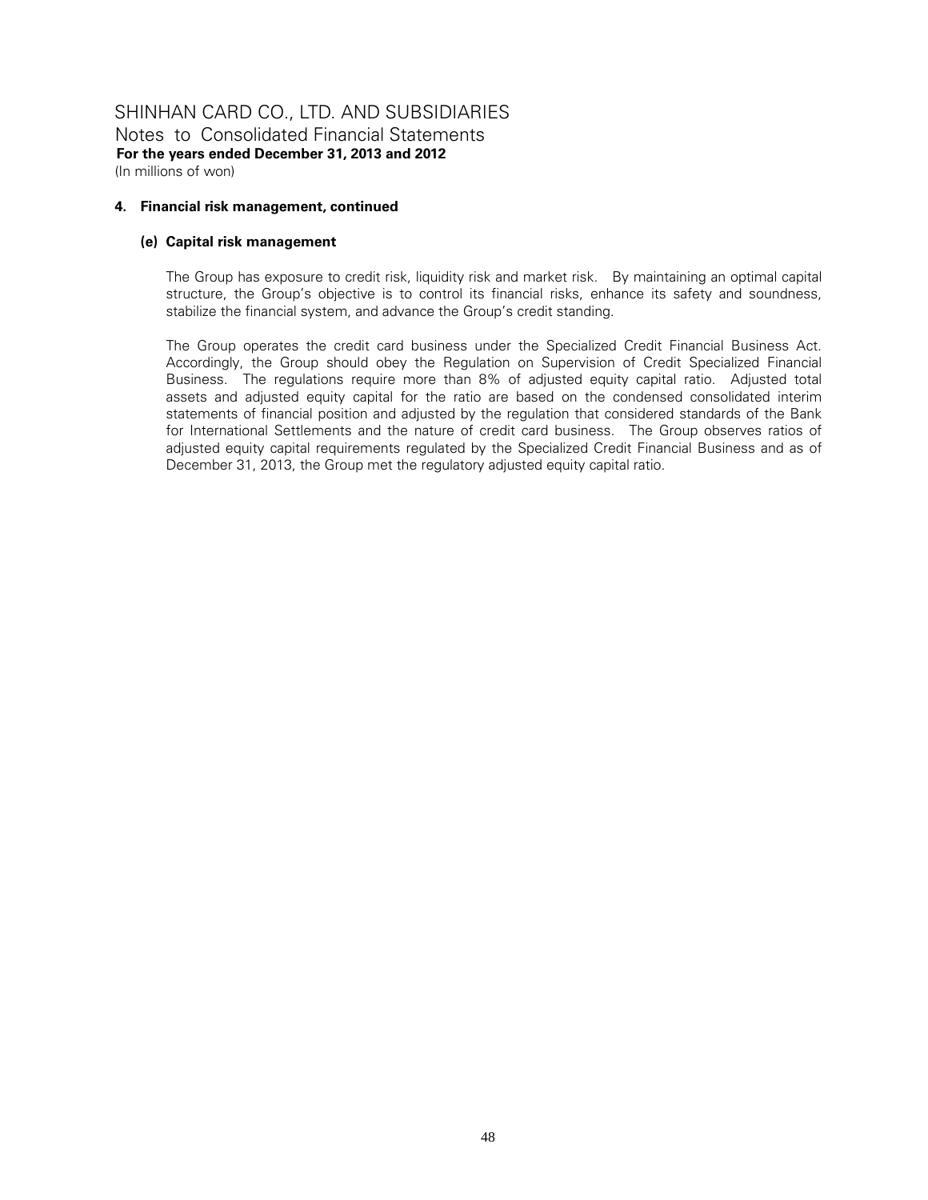## 4. Financial risk management, continued

### (e) Capital risk management

The Group has exposure to credit risk, liquidity risk and market risk. By maintaining an optimal capital structure, the Group's objective is to control its financial risks, enhance its safety and soundness, stabilize the financial system, and advance the Group's credit standing.

The Group operates the credit card business under the Specialized Credit Financial Business Act. Accordingly, the Group should obey the Regulation on Supervision of Credit Specialized Financial Business. The regulations require more than 8% of adjusted equity capital ratio. Adjusted total assets and adjusted equity capital for the ratio are based on the condensed consolidated interim statements of financial position and adjusted by the regulation that considered standards of the Bank for International Settlements and the nature of credit card business. The Group observes ratios of adjusted equity capital requirements regulated by the Specialized Credit Financial Business and as of December 31, 2013, the Group met the regulatory adjusted equity capital ratio.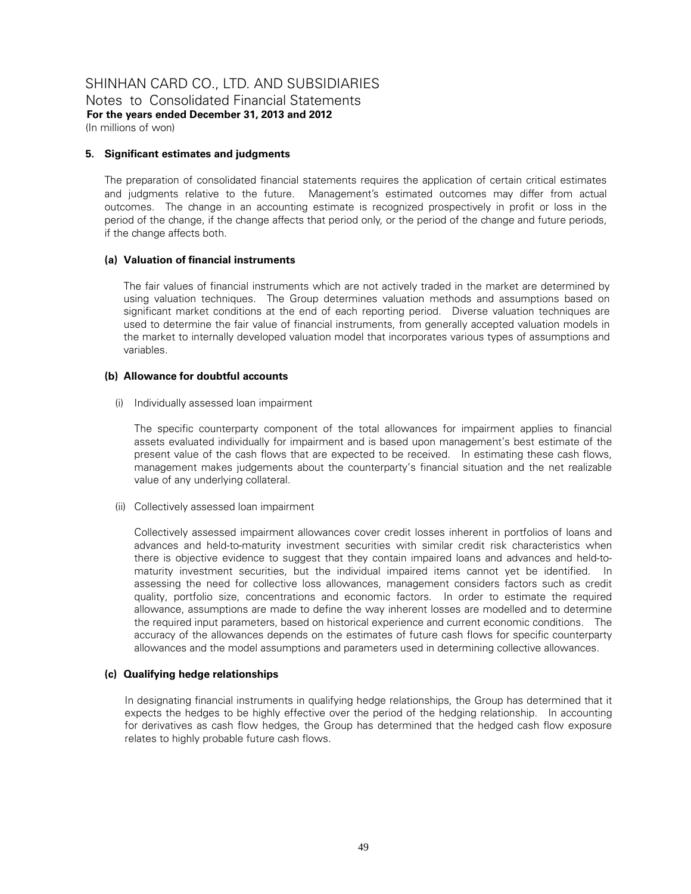SHINHAN CARD CO., LTD. AND SUBSIDIARIES
Notes to Consolidated Financial Statements
**For the years ended December 31, 2013 and 2012**
(In millions of won)

## 5. Significant estimates and judgments

The preparation of consolidated financial statements requires the application of certain critical estimates and judgments relative to the future. Management's estimated outcomes may differ from actual outcomes. The change in an accounting estimate is recognized prospectively in profit or loss in the period of the change, if the change affects that period only, or the period of the change and future periods, if the change affects both.

### (a) Valuation of financial instruments

The fair values of financial instruments which are not actively traded in the market are determined by using valuation techniques. The Group determines valuation methods and assumptions based on significant market conditions at the end of each reporting period. Diverse valuation techniques are used to determine the fair value of financial instruments, from generally accepted valuation models in the market to internally developed valuation model that incorporates various types of assumptions and variables.

### (b) Allowance for doubtful accounts

(i) Individually assessed loan impairment

The specific counterparty component of the total allowances for impairment applies to financial assets evaluated individually for impairment and is based upon management's best estimate of the present value of the cash flows that are expected to be received. In estimating these cash flows, management makes judgements about the counterparty's financial situation and the net realizable value of any underlying collateral.

(ii) Collectively assessed loan impairment

Collectively assessed impairment allowances cover credit losses inherent in portfolios of loans and advances and held-to-maturity investment securities with similar credit risk characteristics when there is objective evidence to suggest that they contain impaired loans and advances and held-to-maturity investment securities, but the individual impaired items cannot yet be identified. In assessing the need for collective loss allowances, management considers factors such as credit quality, portfolio size, concentrations and economic factors. In order to estimate the required allowance, assumptions are made to define the way inherent losses are modelled and to determine the required input parameters, based on historical experience and current economic conditions. The accuracy of the allowances depends on the estimates of future cash flows for specific counterparty allowances and the model assumptions and parameters used in determining collective allowances.

### (c) Qualifying hedge relationships

In designating financial instruments in qualifying hedge relationships, the Group has determined that it expects the hedges to be highly effective over the period of the hedging relationship. In accounting for derivatives as cash flow hedges, the Group has determined that the hedged cash flow exposure relates to highly probable future cash flows.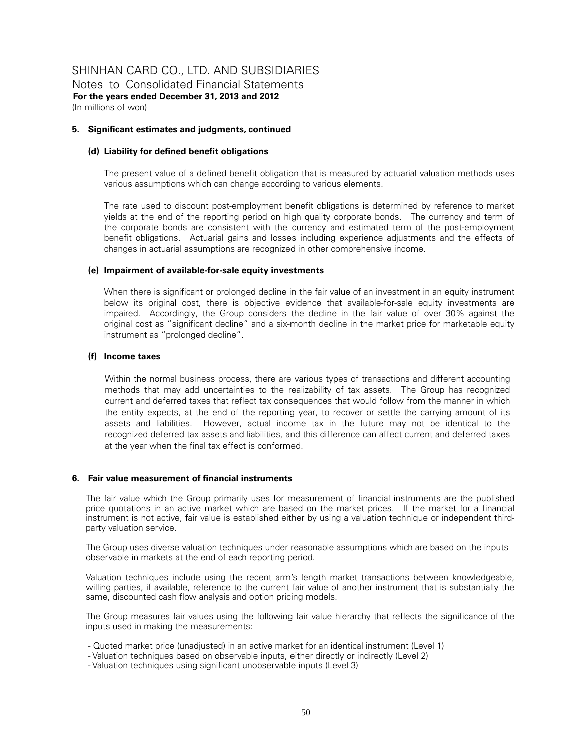SHINHAN CARD CO., LTD. AND SUBSIDIARIES
Notes to Consolidated Financial Statements
**For the years ended December 31, 2013 and 2012**
(In millions of won)

### 5. Significant estimates and judgments, continued

#### (d) Liability for defined benefit obligations

The present value of a defined benefit obligation that is measured by actuarial valuation methods uses various assumptions which can change according to various elements.

The rate used to discount post-employment benefit obligations is determined by reference to market yields at the end of the reporting period on high quality corporate bonds. The currency and term of the corporate bonds are consistent with the currency and estimated term of the post-employment benefit obligations. Actuarial gains and losses including experience adjustments and the effects of changes in actuarial assumptions are recognized in other comprehensive income.

#### (e) Impairment of available-for-sale equity investments

When there is significant or prolonged decline in the fair value of an investment in an equity instrument below its original cost, there is objective evidence that available-for-sale equity investments are impaired. Accordingly, the Group considers the decline in the fair value of over 30% against the original cost as "significant decline" and a six-month decline in the market price for marketable equity instrument as "prolonged decline".

#### (f) Income taxes

Within the normal business process, there are various types of transactions and different accounting methods that may add uncertainties to the realizability of tax assets. The Group has recognized current and deferred taxes that reflect tax consequences that would follow from the manner in which the entity expects, at the end of the reporting year, to recover or settle the carrying amount of its assets and liabilities. However, actual income tax in the future may not be identical to the recognized deferred tax assets and liabilities, and this difference can affect current and deferred taxes at the year when the final tax effect is conformed.

### 6. Fair value measurement of financial instruments

The fair value which the Group primarily uses for measurement of financial instruments are the published price quotations in an active market which are based on the market prices. If the market for a financial instrument is not active, fair value is established either by using a valuation technique or independent third-party valuation service.

The Group uses diverse valuation techniques under reasonable assumptions which are based on the inputs observable in markets at the end of each reporting period.

Valuation techniques include using the recent arm's length market transactions between knowledgeable, willing parties, if available, reference to the current fair value of another instrument that is substantially the same, discounted cash flow analysis and option pricing models.

The Group measures fair values using the following fair value hierarchy that reflects the significance of the inputs used in making the measurements:

- Quoted market price (unadjusted) in an active market for an identical instrument (Level 1)
- Valuation techniques based on observable inputs, either directly or indirectly (Level 2)
- Valuation techniques using significant unobservable inputs (Level 3)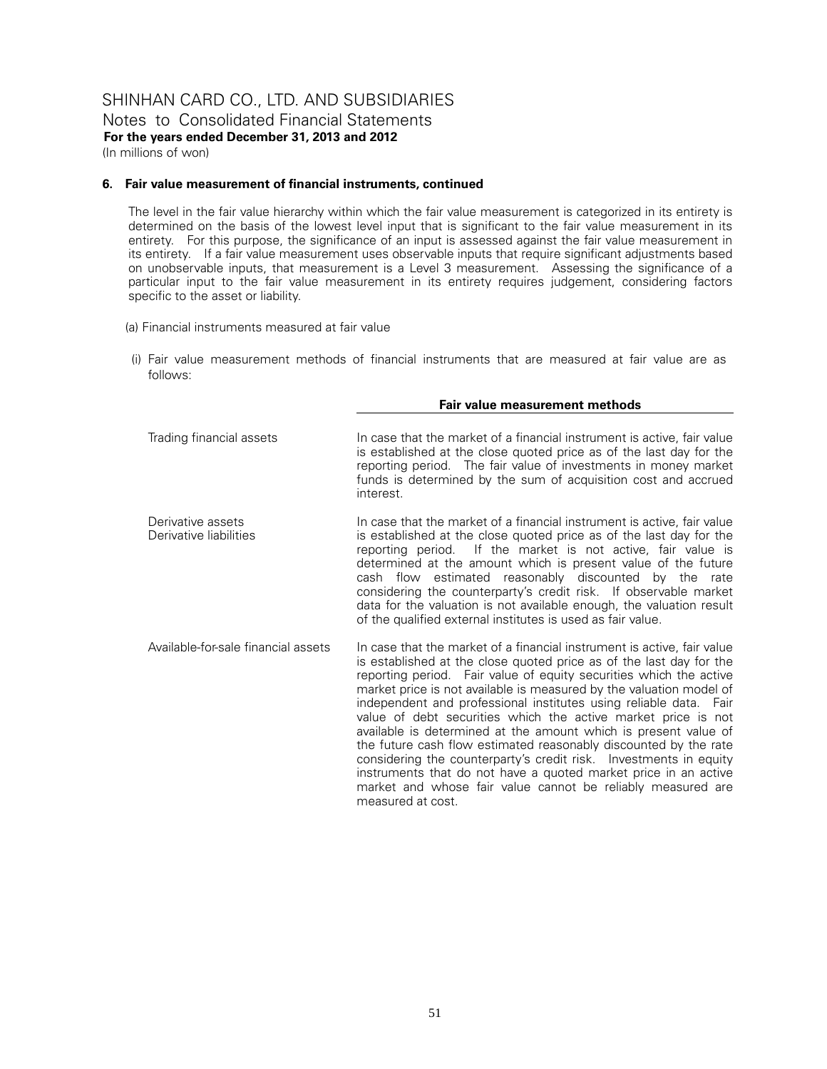## 6. Fair value measurement of financial instruments, continued

The level in the fair value hierarchy within which the fair value measurement is categorized in its entirety is determined on the basis of the lowest level input that is significant to the fair value measurement in its entirety. For this purpose, the significance of an input is assessed against the fair value measurement in its entirety. If a fair value measurement uses observable inputs that require significant adjustments based on unobservable inputs, that measurement is a Level 3 measurement. Assessing the significance of a particular input to the fair value measurement in its entirety requires judgement, considering factors specific to the asset or liability.

(a) Financial instruments measured at fair value

(i) Fair value measurement methods of financial instruments that are measured at fair value are as follows:

| | Fair value measurement methods |
|---|---|
| Trading financial assets | In case that the market of a financial instrument is active, fair value is established at the close quoted price as of the last day for the reporting period. The fair value of investments in money market funds is determined by the sum of acquisition cost and accrued interest. |
| Derivative assets<br>Derivative liabilities | In case that the market of a financial instrument is active, fair value is established at the close quoted price as of the last day for the reporting period. If the market is not active, fair value is determined at the amount which is present value of the future cash flow estimated reasonably discounted by the rate considering the counterparty's credit risk. If observable market data for the valuation is not available enough, the valuation result of the qualified external institutes is used as fair value. |
| Available-for-sale financial assets | In case that the market of a financial instrument is active, fair value is established at the close quoted price as of the last day for the reporting period. Fair value of equity securities which the active market price is not available is measured by the valuation model of independent and professional institutes using reliable data. Fair value of debt securities which the active market price is not available is determined at the amount which is present value of the future cash flow estimated reasonably discounted by the rate considering the counterparty's credit risk. Investments in equity instruments that do not have a quoted market price in an active market and whose fair value cannot be reliably measured are measured at cost. |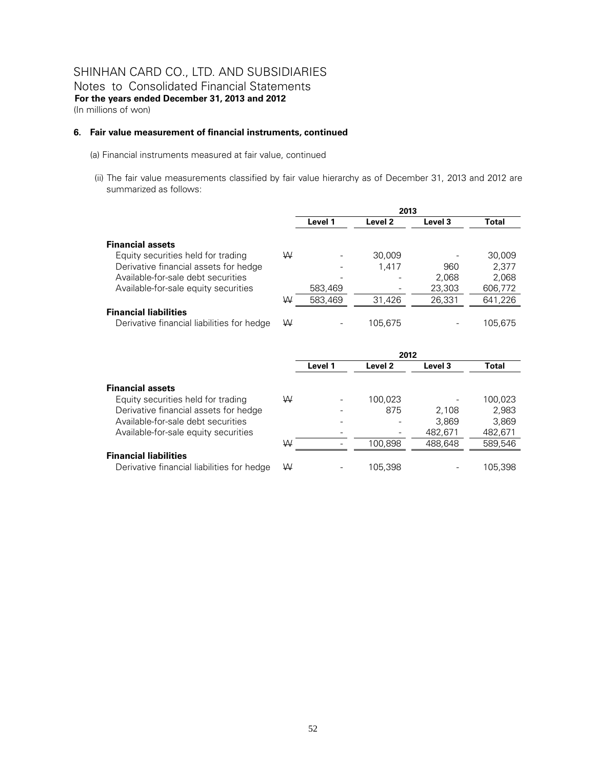# SHINHAN CARD CO., LTD. AND SUBSIDIARIES

Notes to Consolidated Financial Statements

**For the years ended December 31, 2013 and 2012**

(In millions of won)

### 6. Fair value measurement of financial instruments, continued

(a) Financial instruments measured at fair value, continued

(ii) The fair value measurements classified by fair value hierarchy as of December 31, 2013 and 2012 are summarized as follows:

| | | 2013 | | | |
|---|---|---|---|---|---|
| | | **Level 1** | **Level 2** | **Level 3** | **Total** |
| **Financial assets** | | | | | |
| Equity securities held for trading | ₩ | - | 30,009 | - | 30,009 |
| Derivative financial assets for hedge | | - | 1,417 | 960 | 2,377 |
| Available-for-sale debt securities | | - | - | 2,068 | 2,068 |
| Available-for-sale equity securities | | 583,469 | - | 23,303 | 606,772 |
| | ₩ | 583,469 | 31,426 | 26,331 | 641,226 |
| **Financial liabilities** | | | | | |
| Derivative financial liabilities for hedge | ₩ | - | 105,675 | - | 105,675 |

| | | 2012 | | | |
|---|---|---|---|---|---|
| | | **Level 1** | **Level 2** | **Level 3** | **Total** |
| **Financial assets** | | | | | |
| Equity securities held for trading | ₩ | - | 100,023 | - | 100,023 |
| Derivative financial assets for hedge | | - | 875 | 2,108 | 2,983 |
| Available-for-sale debt securities | | - | - | 3,869 | 3,869 |
| Available-for-sale equity securities | | - | - | 482,671 | 482,671 |
| | ₩ | - | 100,898 | 488,648 | 589,546 |
| **Financial liabilities** | | | | | |
| Derivative financial liabilities for hedge | ₩ | - | 105,398 | - | 105,398 |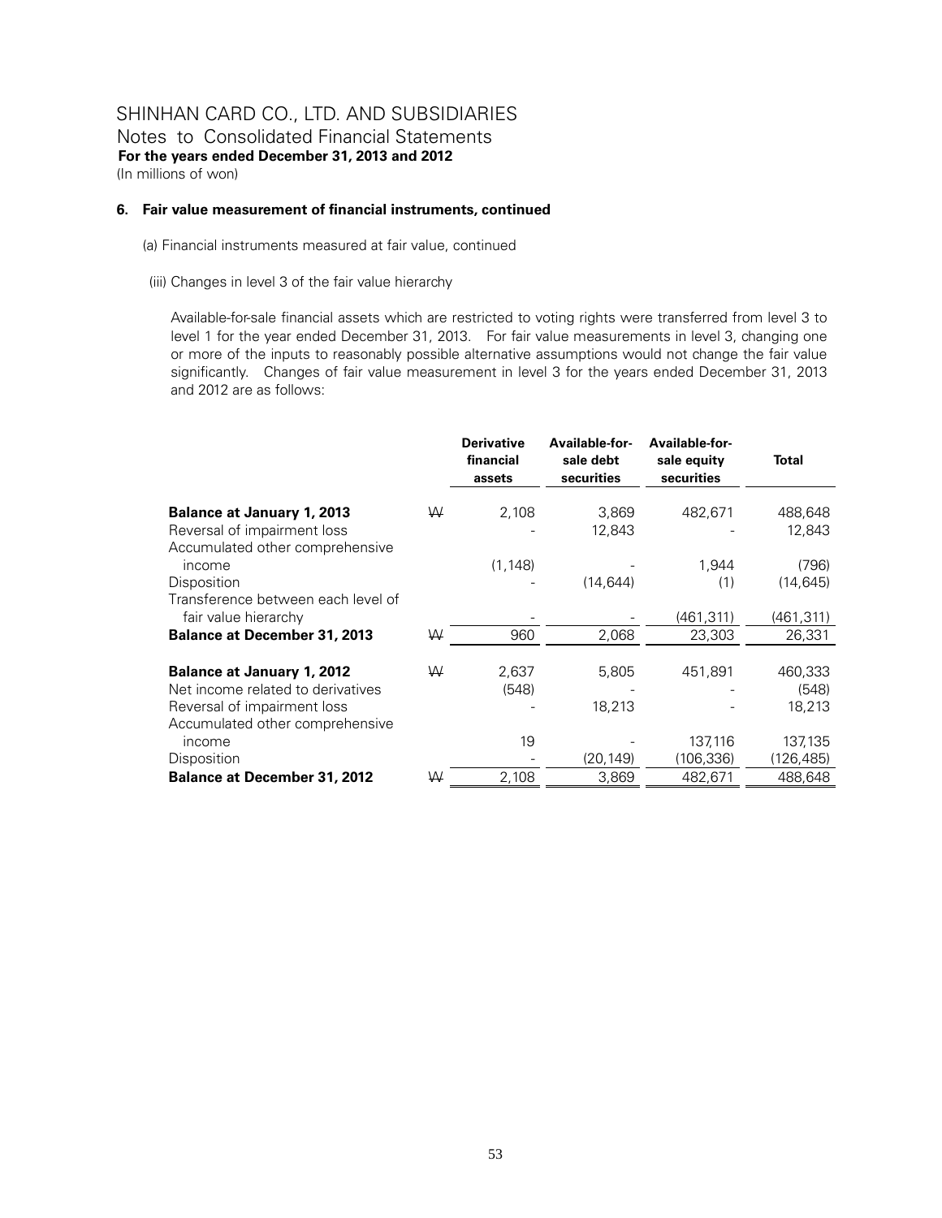SHINHAN CARD CO., LTD. AND SUBSIDIARIES
Notes to Consolidated Financial Statements
**For the years ended December 31, 2013 and 2012**
(In millions of won)

**6. Fair value measurement of financial instruments, continued**

(a) Financial instruments measured at fair value, continued

(iii) Changes in level 3 of the fair value hierarchy

Available-for-sale financial assets which are restricted to voting rights were transferred from level 3 to level 1 for the year ended December 31, 2013. For fair value measurements in level 3, changing one or more of the inputs to reasonably possible alternative assumptions would not change the fair value significantly. Changes of fair value measurement in level 3 for the years ended December 31, 2013 and 2012 are as follows:

| | | Derivative financial assets | Available-for-sale debt securities | Available-for-sale equity securities | Total |
|---|---|---|---|---|---|
| **Balance at January 1, 2013** | ₩ | 2,108 | 3,869 | 482,671 | 488,648 |
| Reversal of impairment loss | | - | 12,843 | - | 12,843 |
| Accumulated other comprehensive income | | (1,148) | - | 1,944 | (796) |
| Disposition | | - | (14,644) | (1) | (14,645) |
| Transference between each level of fair value hierarchy | | - | - | (461,311) | (461,311) |
| **Balance at December 31, 2013** | ₩ | 960 | 2,068 | 23,303 | 26,331 |
| **Balance at January 1, 2012** | ₩ | 2,637 | 5,805 | 451,891 | 460,333 |
| Net income related to derivatives | | (548) | - | - | (548) |
| Reversal of impairment loss | | - | 18,213 | - | 18,213 |
| Accumulated other comprehensive income | | 19 | - | 137,116 | 137,135 |
| Disposition | | - | (20,149) | (106,336) | (126,485) |
| **Balance at December 31, 2012** | ₩ | 2,108 | 3,869 | 482,671 | 488,648 |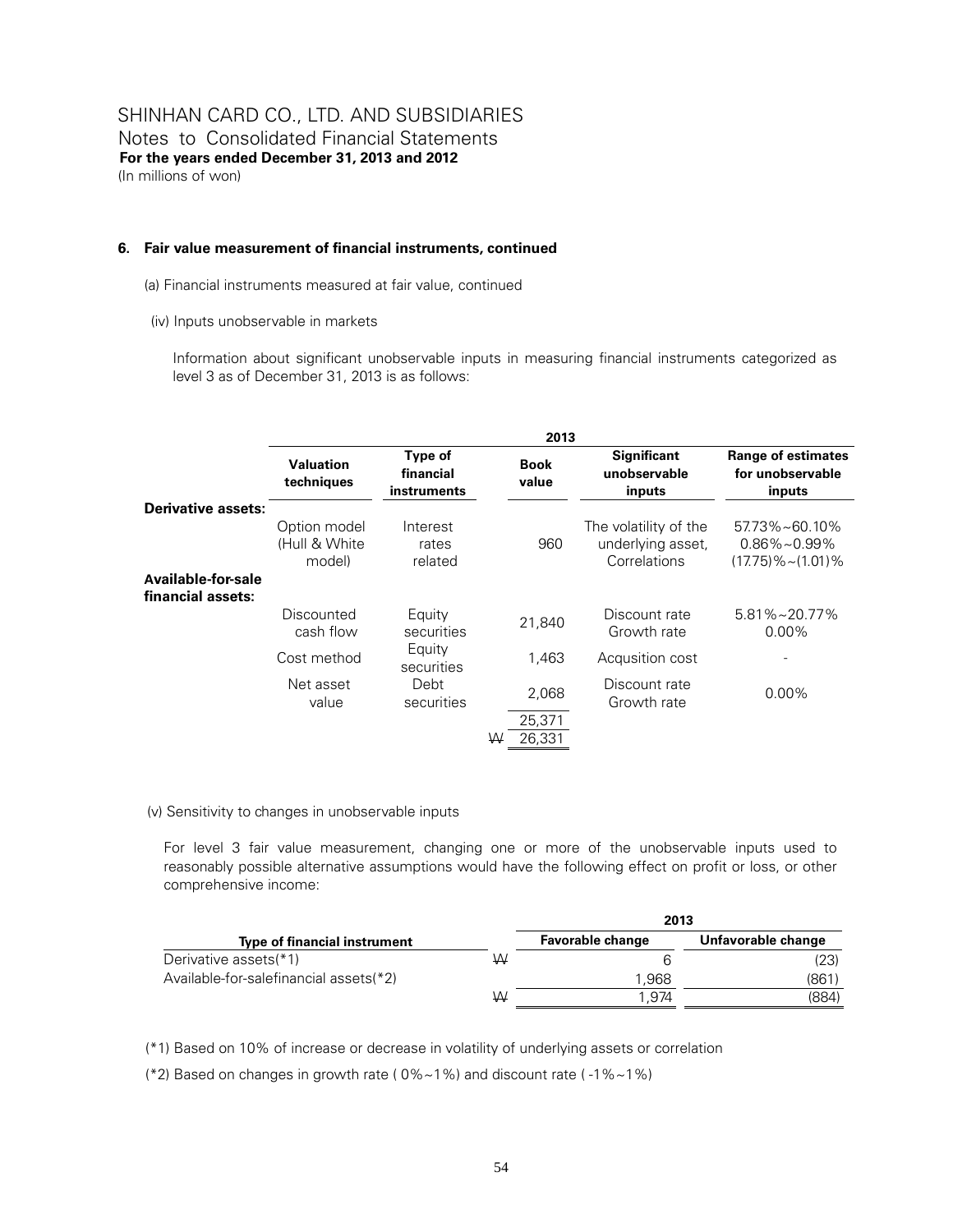SHINHAN CARD CO., LTD. AND SUBSIDIARIES
Notes to Consolidated Financial Statements
**For the years ended December 31, 2013 and 2012**
(In millions of won)

**6. Fair value measurement of financial instruments, continued**

(a) Financial instruments measured at fair value, continued

(iv) Inputs unobservable in markets

Information about significant unobservable inputs in measuring financial instruments categorized as level 3 as of December 31, 2013 is as follows:

| | 2013 | | | | |
|---|---|---|---|---|---|
| | **Valuation techniques** | **Type of financial instruments** | **Book value** | **Significant unobservable inputs** | **Range of estimates for unobservable inputs** |
| **Derivative assets:** | | | | | |
| | Option model (Hull & White model) | Interest rates related | 960 | The volatility of the underlying asset, Correlations | 57.73%~60.10%<br>0.86%~0.99%<br>(17.75)%~(1.01)% |
| **Available-for-sale financial assets:** | | | | | |
| | Discounted cash flow | Equity securities | 21,840 | Discount rate Growth rate | 5.81%~20.77%<br>0.00% |
| | Cost method | Equity securities | 1,463 | Acqusition cost | - |
| | Net asset value | Debt securities | 2,068 | Discount rate Growth rate | 0.00% |
| | | | 25,371 | | |
| | | | ₩ 26,331 | | |

(v) Sensitivity to changes in unobservable inputs

For level 3 fair value measurement, changing one or more of the unobservable inputs used to reasonably possible alternative assumptions would have the following effect on profit or loss, or other comprehensive income:

| | 2013 | |
|---|---|---|
| **Type of financial instrument** | **Favorable change** | **Unfavorable change** |
| Derivative assets(*1) | ₩ 6 | (23) |
| Available-for-salefinancial assets(*2) | 1,968 | (861) |
| | ₩ 1,974 | (884) |

(*1) Based on 10% of increase or decrease in volatility of underlying assets or correlation

(*2) Based on changes in growth rate ( 0%~1%) and discount rate ( -1%~1%)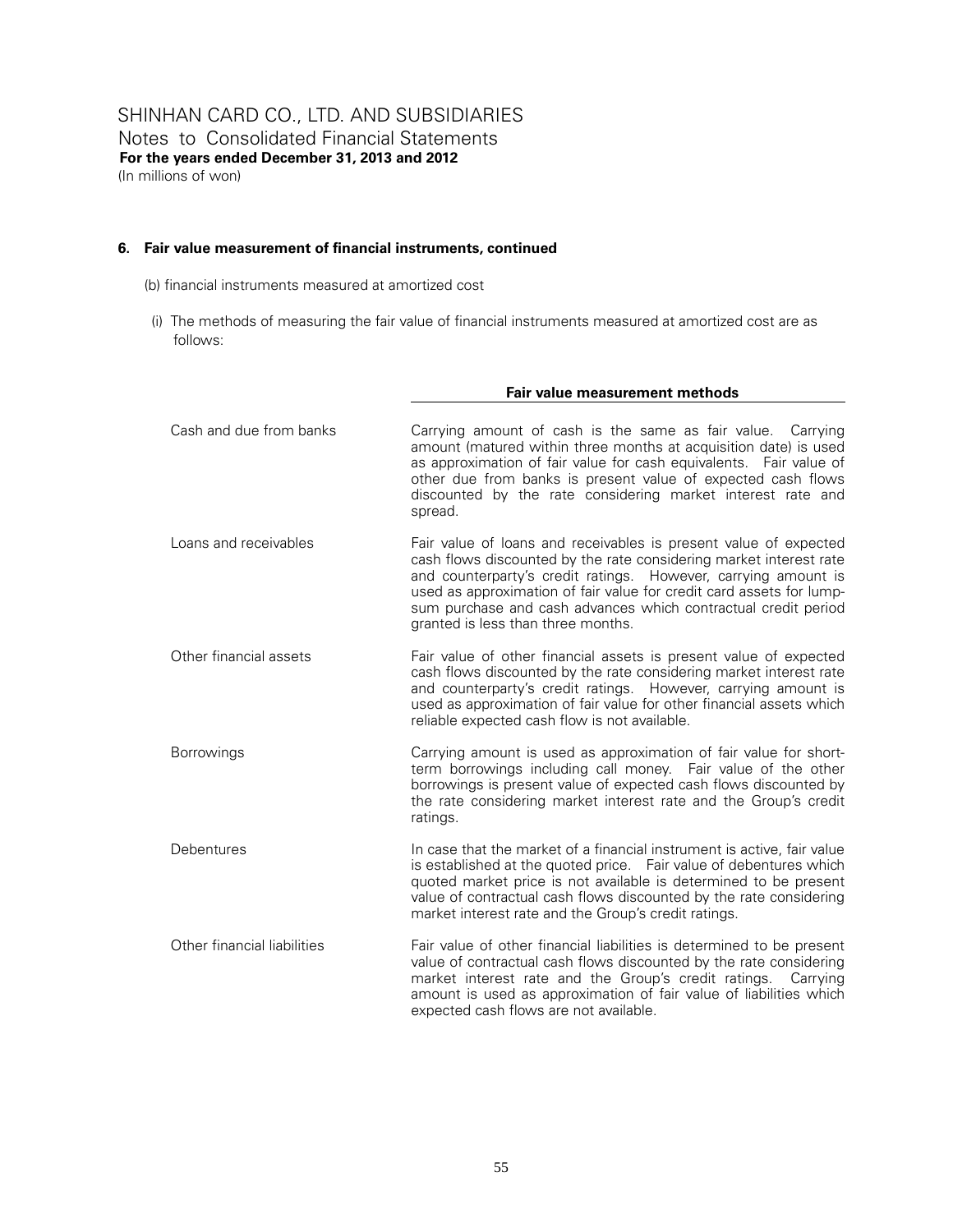# SHINHAN CARD CO., LTD. AND SUBSIDIARIES

Notes to Consolidated Financial Statements

**For the years ended December 31, 2013 and 2012**

(In millions of won)

## 6. Fair value measurement of financial instruments, continued

(b) financial instruments measured at amortized cost

(i) The methods of measuring the fair value of financial instruments measured at amortized cost are as follows:

| | **Fair value measurement methods** |
|---|---|
| Cash and due from banks | Carrying amount of cash is the same as fair value. Carrying amount (matured within three months at acquisition date) is used as approximation of fair value for cash equivalents. Fair value of other due from banks is present value of expected cash flows discounted by the rate considering market interest rate and spread. |
| Loans and receivables | Fair value of loans and receivables is present value of expected cash flows discounted by the rate considering market interest rate and counterparty's credit ratings. However, carrying amount is used as approximation of fair value for credit card assets for lump-sum purchase and cash advances which contractual credit period granted is less than three months. |
| Other financial assets | Fair value of other financial assets is present value of expected cash flows discounted by the rate considering market interest rate and counterparty's credit ratings. However, carrying amount is used as approximation of fair value for other financial assets which reliable expected cash flow is not available. |
| Borrowings | Carrying amount is used as approximation of fair value for short-term borrowings including call money. Fair value of the other borrowings is present value of expected cash flows discounted by the rate considering market interest rate and the Group's credit ratings. |
| Debentures | In case that the market of a financial instrument is active, fair value is established at the quoted price. Fair value of debentures which quoted market price is not available is determined to be present value of contractual cash flows discounted by the rate considering market interest rate and the Group's credit ratings. |
| Other financial liabilities | Fair value of other financial liabilities is determined to be present value of contractual cash flows discounted by the rate considering market interest rate and the Group's credit ratings. Carrying amount is used as approximation of fair value of liabilities which expected cash flows are not available. |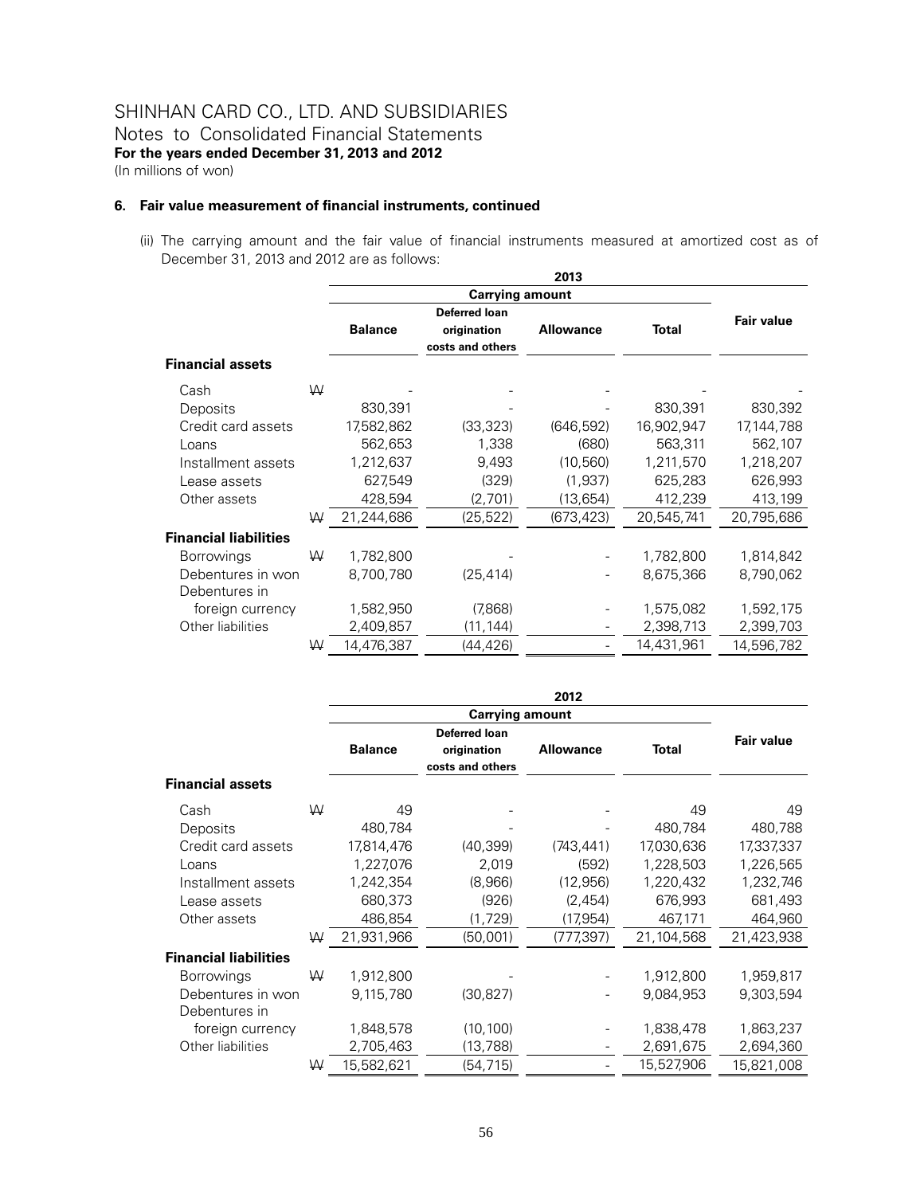SHINHAN CARD CO., LTD. AND SUBSIDIARIES

Notes to Consolidated Financial Statements

**For the years ended December 31, 2013 and 2012**

(In millions of won)

### 6. Fair value measurement of financial instruments, continued

(ii) The carrying amount and the fair value of financial instruments measured at amortized cost as of December 31, 2013 and 2012 are as follows:

| | | 2013 | | | | |
|---|---|---|---|---|---|---|
| | | Carrying amount | | | | |
| | | Balance | Deferred loan origination costs and others | Allowance | Total | Fair value |
| **Financial assets** | | | | | | |
| Cash | ₩ | - | - | - | - | - |
| Deposits | | 830,391 | - | - | 830,391 | 830,392 |
| Credit card assets | | 17,582,862 | (33,323) | (646,592) | 16,902,947 | 17,144,788 |
| Loans | | 562,653 | 1,338 | (680) | 563,311 | 562,107 |
| Installment assets | | 1,212,637 | 9,493 | (10,560) | 1,211,570 | 1,218,207 |
| Lease assets | | 627,549 | (329) | (1,937) | 625,283 | 626,993 |
| Other assets | | 428,594 | (2,701) | (13,654) | 412,239 | 413,199 |
| | ₩ | 21,244,686 | (25,522) | (673,423) | 20,545,741 | 20,795,686 |
| **Financial liabilities** | | | | | | |
| Borrowings | ₩ | 1,782,800 | - | - | 1,782,800 | 1,814,842 |
| Debentures in won | | 8,700,780 | (25,414) | - | 8,675,366 | 8,790,062 |
| Debentures in foreign currency | | 1,582,950 | (7,868) | - | 1,575,082 | 1,592,175 |
| Other liabilities | | 2,409,857 | (11,144) | - | 2,398,713 | 2,399,703 |
| | ₩ | 14,476,387 | (44,426) | - | 14,431,961 | 14,596,782 |

| | | 2012 | | | | |
|---|---|---|---|---|---|---|
| | | Carrying amount | | | | |
| | | Balance | Deferred loan origination costs and others | Allowance | Total | Fair value |
| **Financial assets** | | | | | | |
| Cash | ₩ | 49 | - | - | 49 | 49 |
| Deposits | | 480,784 | - | - | 480,784 | 480,788 |
| Credit card assets | | 17,814,476 | (40,399) | (743,441) | 17,030,636 | 17,337,337 |
| Loans | | 1,227,076 | 2,019 | (592) | 1,228,503 | 1,226,565 |
| Installment assets | | 1,242,354 | (8,966) | (12,956) | 1,220,432 | 1,232,746 |
| Lease assets | | 680,373 | (926) | (2,454) | 676,993 | 681,493 |
| Other assets | | 486,854 | (1,729) | (17,954) | 467,171 | 464,960 |
| | ₩ | 21,931,966 | (50,001) | (777,397) | 21,104,568 | 21,423,938 |
| **Financial liabilities** | | | | | | |
| Borrowings | ₩ | 1,912,800 | - | - | 1,912,800 | 1,959,817 |
| Debentures in won | | 9,115,780 | (30,827) | - | 9,084,953 | 9,303,594 |
| Debentures in foreign currency | | 1,848,578 | (10,100) | - | 1,838,478 | 1,863,237 |
| Other liabilities | | 2,705,463 | (13,788) | - | 2,691,675 | 2,694,360 |
| | ₩ | 15,582,621 | (54,715) | - | 15,527,906 | 15,821,008 |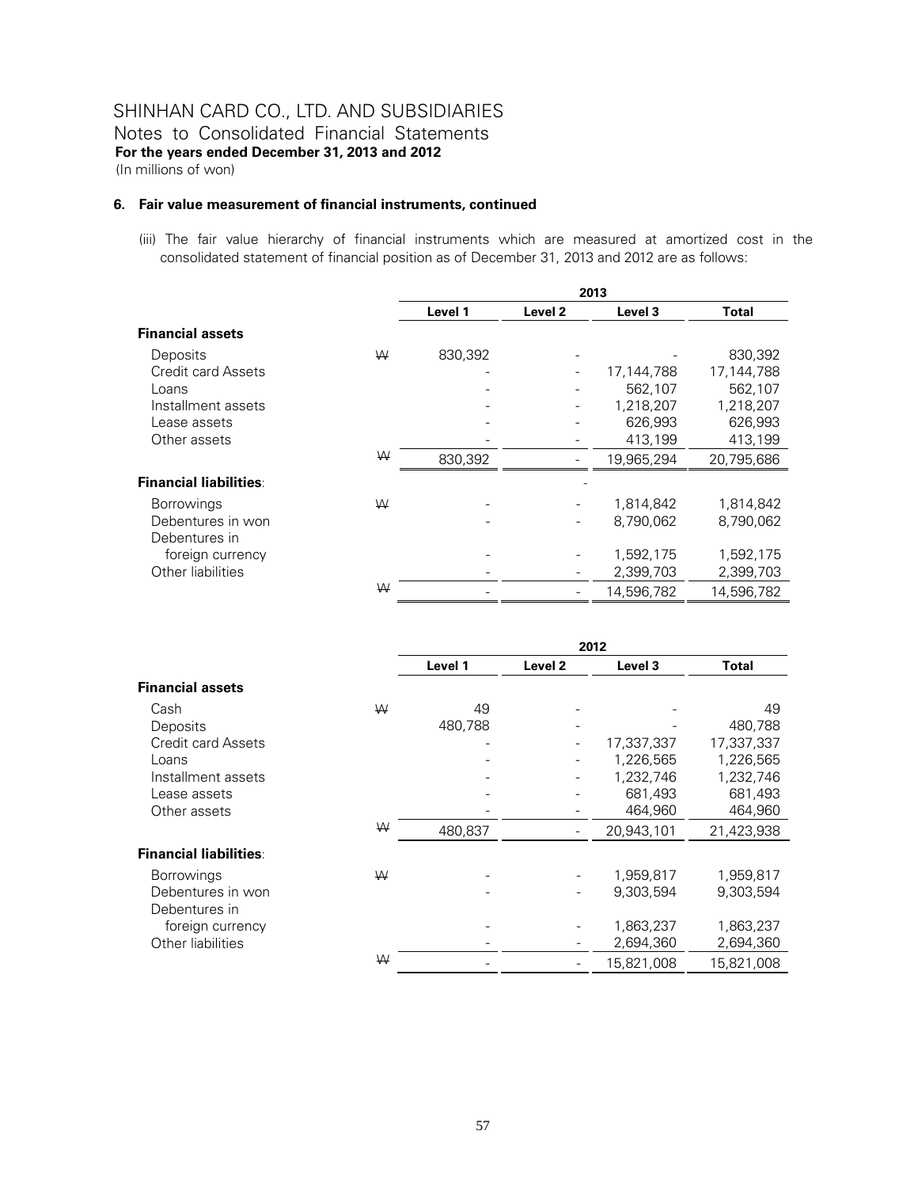# SHINHAN CARD CO., LTD. AND SUBSIDIARIES

Notes to Consolidated Financial Statements

**For the years ended December 31, 2013 and 2012**

(In millions of won)

### 6. Fair value measurement of financial instruments, continued

(iii) The fair value hierarchy of financial instruments which are measured at amortized cost in the consolidated statement of financial position as of December 31, 2013 and 2012 are as follows:

| | | 2013 | | | |
|---|---|---|---|---|---|
| | | Level 1 | Level 2 | Level 3 | Total |
| **Financial assets** | | | | | |
| Deposits | ₩ | 830,392 | - | - | 830,392 |
| Credit card Assets | | - | - | 17,144,788 | 17,144,788 |
| Loans | | - | - | 562,107 | 562,107 |
| Installment assets | | - | - | 1,218,207 | 1,218,207 |
| Lease assets | | - | - | 626,993 | 626,993 |
| Other assets | | - | - | 413,199 | 413,199 |
| | ₩ | 830,392 | - | 19,965,294 | 20,795,686 |
| **Financial liabilities**: | | | - | | |
| Borrowings | ₩ | - | - | 1,814,842 | 1,814,842 |
| Debentures in won | | - | - | 8,790,062 | 8,790,062 |
| Debentures in foreign currency | | - | - | 1,592,175 | 1,592,175 |
| Other liabilities | | - | - | 2,399,703 | 2,399,703 |
| | ₩ | - | - | 14,596,782 | 14,596,782 |

| | | 2012 | | | |
|---|---|---|---|---|---|
| | | Level 1 | Level 2 | Level 3 | Total |
| **Financial assets** | | | | | |
| Cash | ₩ | 49 | - | - | 49 |
| Deposits | | 480,788 | - | - | 480,788 |
| Credit card Assets | | - | - | 17,337,337 | 17,337,337 |
| Loans | | - | - | 1,226,565 | 1,226,565 |
| Installment assets | | - | - | 1,232,746 | 1,232,746 |
| Lease assets | | - | - | 681,493 | 681,493 |
| Other assets | | - | - | 464,960 | 464,960 |
| | ₩ | 480,837 | - | 20,943,101 | 21,423,938 |
| **Financial liabilities**: | | | | | |
| Borrowings | ₩ | - | - | 1,959,817 | 1,959,817 |
| Debentures in won | | - | - | 9,303,594 | 9,303,594 |
| Debentures in foreign currency | | - | - | 1,863,237 | 1,863,237 |
| Other liabilities | | - | - | 2,694,360 | 2,694,360 |
| | ₩ | - | - | 15,821,008 | 15,821,008 |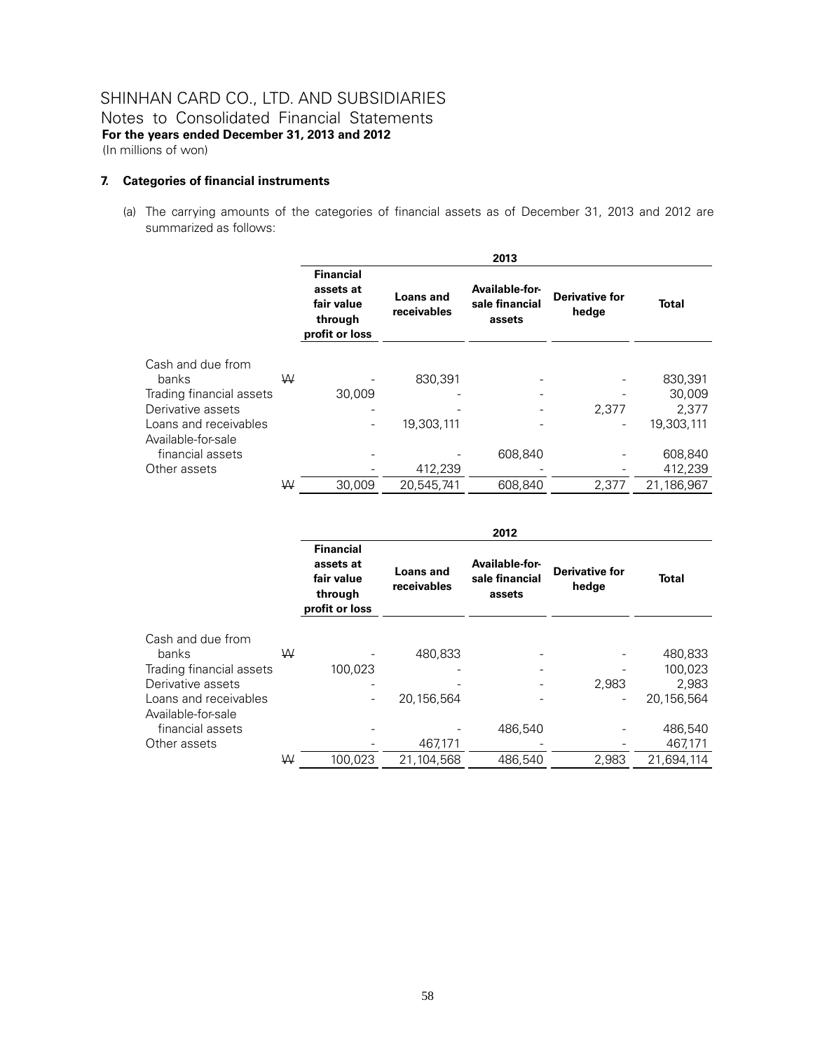# SHINHAN CARD CO., LTD. AND SUBSIDIARIES

Notes to Consolidated Financial Statements

**For the years ended December 31, 2013 and 2012**

(In millions of won)

## 7. Categories of financial instruments

(a) The carrying amounts of the categories of financial assets as of December 31, 2013 and 2012 are summarized as follows:

| | | 2013 | | | | |
|---|---|---|---|---|---|---|
| | | Financial assets at fair value through profit or loss | Loans and receivables | Available-for-sale financial assets | Derivative for hedge | Total |
| Cash and due from banks | ₩ | - | 830,391 | - | - | 830,391 |
| Trading financial assets | | 30,009 | - | - | - | 30,009 |
| Derivative assets | | - | - | - | 2,377 | 2,377 |
| Loans and receivables | | - | 19,303,111 | - | - | 19,303,111 |
| Available-for-sale financial assets | | - | - | 608,840 | - | 608,840 |
| Other assets | | - | 412,239 | - | - | 412,239 |
| | ₩ | 30,009 | 20,545,741 | 608,840 | 2,377 | 21,186,967 |

| | | 2012 | | | | |
|---|---|---|---|---|---|---|
| | | Financial assets at fair value through profit or loss | Loans and receivables | Available-for-sale financial assets | Derivative for hedge | Total |
| Cash and due from banks | ₩ | - | 480,833 | - | - | 480,833 |
| Trading financial assets | | 100,023 | - | - | - | 100,023 |
| Derivative assets | | - | - | - | 2,983 | 2,983 |
| Loans and receivables | | - | 20,156,564 | - | - | 20,156,564 |
| Available-for-sale financial assets | | - | - | 486,540 | - | 486,540 |
| Other assets | | - | 467,171 | - | - | 467,171 |
| | ₩ | 100,023 | 21,104,568 | 486,540 | 2,983 | 21,694,114 |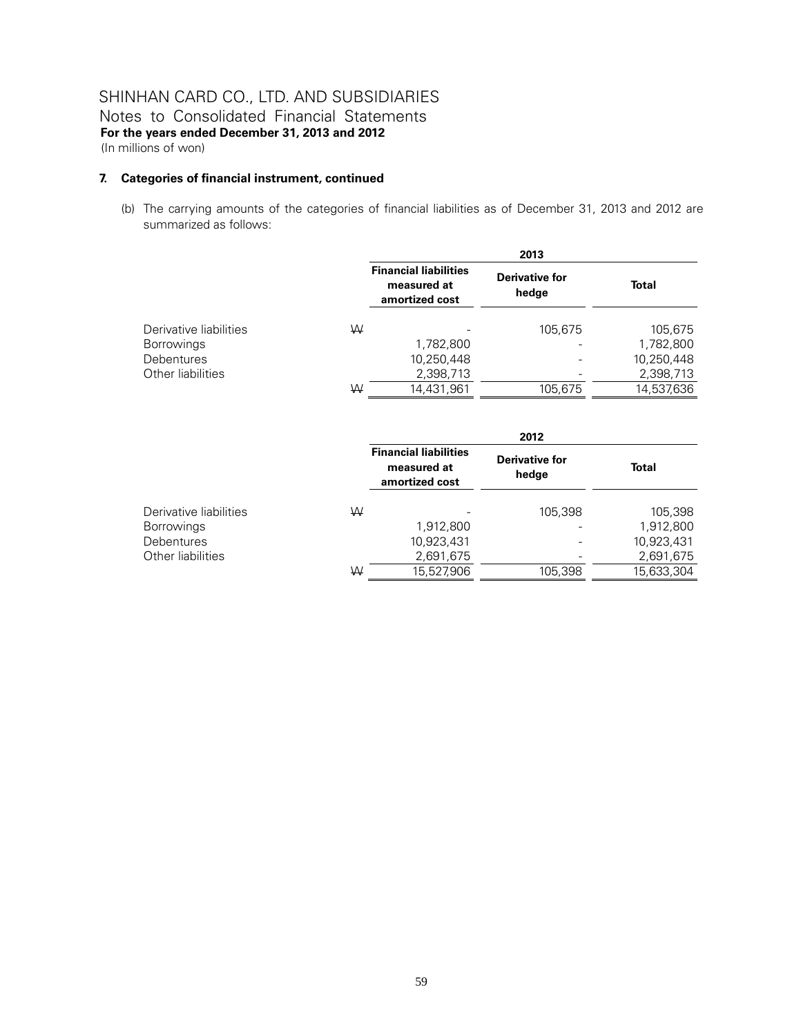SHINHAN CARD CO., LTD. AND SUBSIDIARIES
Notes to Consolidated Financial Statements
**For the years ended December 31, 2013 and 2012**
(In millions of won)

## 7. Categories of financial instrument, continued

(b) The carrying amounts of the categories of financial liabilities as of December 31, 2013 and 2012 are summarized as follows:

| | | 2013 | | |
|---|---|---|---|---|
| | | **Financial liabilities measured at amortized cost** | **Derivative for hedge** | **Total** |
| Derivative liabilities | ₩ | - | 105,675 | 105,675 |
| Borrowings | | 1,782,800 | - | 1,782,800 |
| Debentures | | 10,250,448 | - | 10,250,448 |
| Other liabilities | | 2,398,713 | - | 2,398,713 |
| | ₩ | 14,431,961 | 105,675 | 14,537,636 |

| | | 2012 | | |
|---|---|---|---|---|
| | | **Financial liabilities measured at amortized cost** | **Derivative for hedge** | **Total** |
| Derivative liabilities | ₩ | - | 105,398 | 105,398 |
| Borrowings | | 1,912,800 | - | 1,912,800 |
| Debentures | | 10,923,431 | - | 10,923,431 |
| Other liabilities | | 2,691,675 | - | 2,691,675 |
| | ₩ | 15,527,906 | 105,398 | 15,633,304 |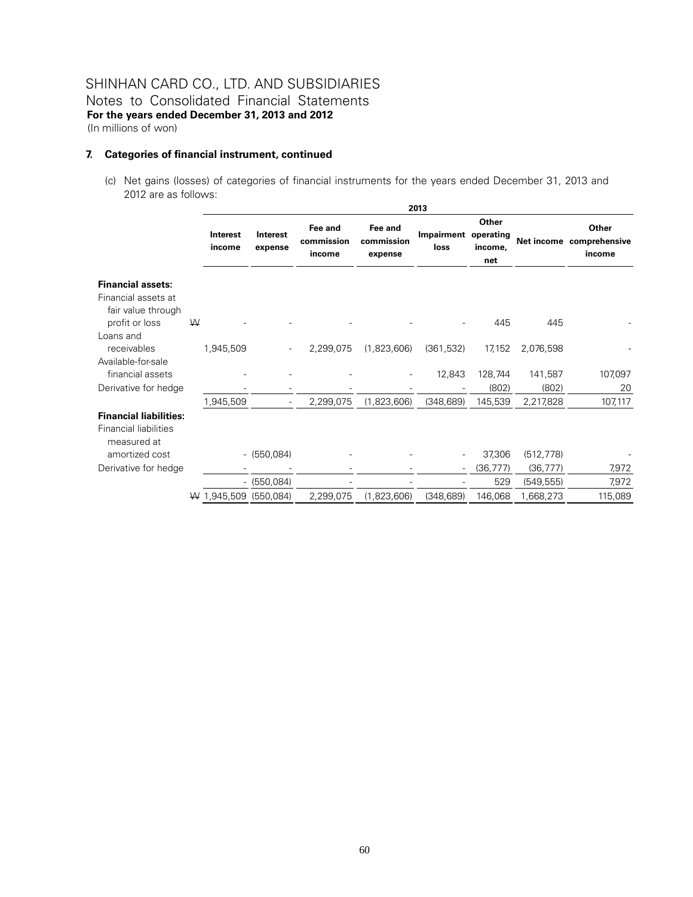SHINHAN CARD CO., LTD. AND SUBSIDIARIES
Notes to Consolidated Financial Statements
**For the years ended December 31, 2013 and 2012**
(In millions of won)

## 7. Categories of financial instrument, continued

(c) Net gains (losses) of categories of financial instruments for the years ended December 31, 2013 and 2012 are as follows:

| | 2013 | | | | | | | |
|---|---|---|---|---|---|---|---|---|
| | Interest income | Interest expense | Fee and commission income | Fee and commission expense | Impairment loss | Other operating income, net | Net income | Other comprehensive income |
| **Financial assets:** | | | | | | | | |
| Financial assets at fair value through profit or loss | ₩ - | - | - | - | - | 445 | 445 | - |
| Loans and receivables | 1,945,509 | - | 2,299,075 | (1,823,606) | (361,532) | 17,152 | 2,076,598 | - |
| Available-for-sale financial assets | - | - | - | - | 12,843 | 128,744 | 141,587 | 107,097 |
| Derivative for hedge | - | - | - | - | - | (802) | (802) | 20 |
| | 1,945,509 | - | 2,299,075 | (1,823,606) | (348,689) | 145,539 | 2,217,828 | 107,117 |
| **Financial liabilities:** | | | | | | | | |
| Financial liabilities measured at amortized cost | - | (550,084) | - | - | - | 37,306 | (512,778) | - |
| Derivative for hedge | - | - | - | - | - | (36,777) | (36,777) | 7,972 |
| | - | (550,084) | - | - | - | 529 | (549,555) | 7,972 |
| | ₩ 1,945,509 | (550,084) | 2,299,075 | (1,823,606) | (348,689) | 146,068 | 1,668,273 | 115,089 |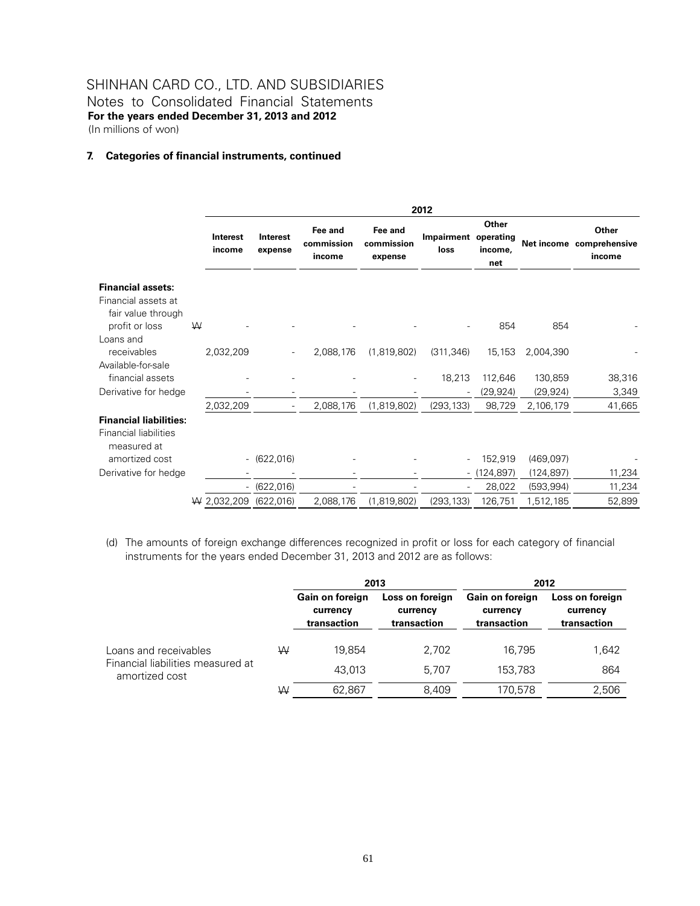# SHINHAN CARD CO., LTD. AND SUBSIDIARIES

Notes to Consolidated Financial Statements

**For the years ended December 31, 2013 and 2012**

(In millions of won)

### 7. Categories of financial instruments, continued

| | 2012 | | | | | | | |
|---|---|---|---|---|---|---|---|---|
| | Interest income | Interest expense | Fee and commission income | Fee and commission expense | Impairment loss | Other operating income, net | Net income | Other comprehensive income |
| **Financial assets:** | | | | | | | | |
| Financial assets at fair value through profit or loss | ₩ - | - | - | - | - | 854 | 854 | - |
| Loans and receivables | 2,032,209 | - | 2,088,176 | (1,819,802) | (311,346) | 15,153 | 2,004,390 | - |
| Available-for-sale financial assets | - | - | - | - | 18,213 | 112,646 | 130,859 | 38,316 |
| Derivative for hedge | - | - | - | - | - | (29,924) | (29,924) | 3,349 |
| | 2,032,209 | - | 2,088,176 | (1,819,802) | (293,133) | 98,729 | 2,106,179 | 41,665 |
| **Financial liabilities:** | | | | | | | | |
| Financial liabilities measured at amortized cost | - | (622,016) | - | - | - | 152,919 | (469,097) | - |
| Derivative for hedge | - | - | - | - | - | (124,897) | (124,897) | 11,234 |
| | - | (622,016) | - | - | - | 28,022 | (593,994) | 11,234 |
| | ₩ 2,032,209 | (622,016) | 2,088,176 | (1,819,802) | (293,133) | 126,751 | 1,512,185 | 52,899 |

(d) The amounts of foreign exchange differences recognized in profit or loss for each category of financial instruments for the years ended December 31, 2013 and 2012 are as follows:

| | 2013 | | 2012 | |
|---|---|---|---|---|
| | Gain on foreign currency transaction | Loss on foreign currency transaction | Gain on foreign currency transaction | Loss on foreign currency transaction |
| Loans and receivables | ₩ 19,854 | 2,702 | 16,795 | 1,642 |
| Financial liabilities measured at amortized cost | 43,013 | 5,707 | 153,783 | 864 |
| | ₩ 62,867 | 8,409 | 170,578 | 2,506 |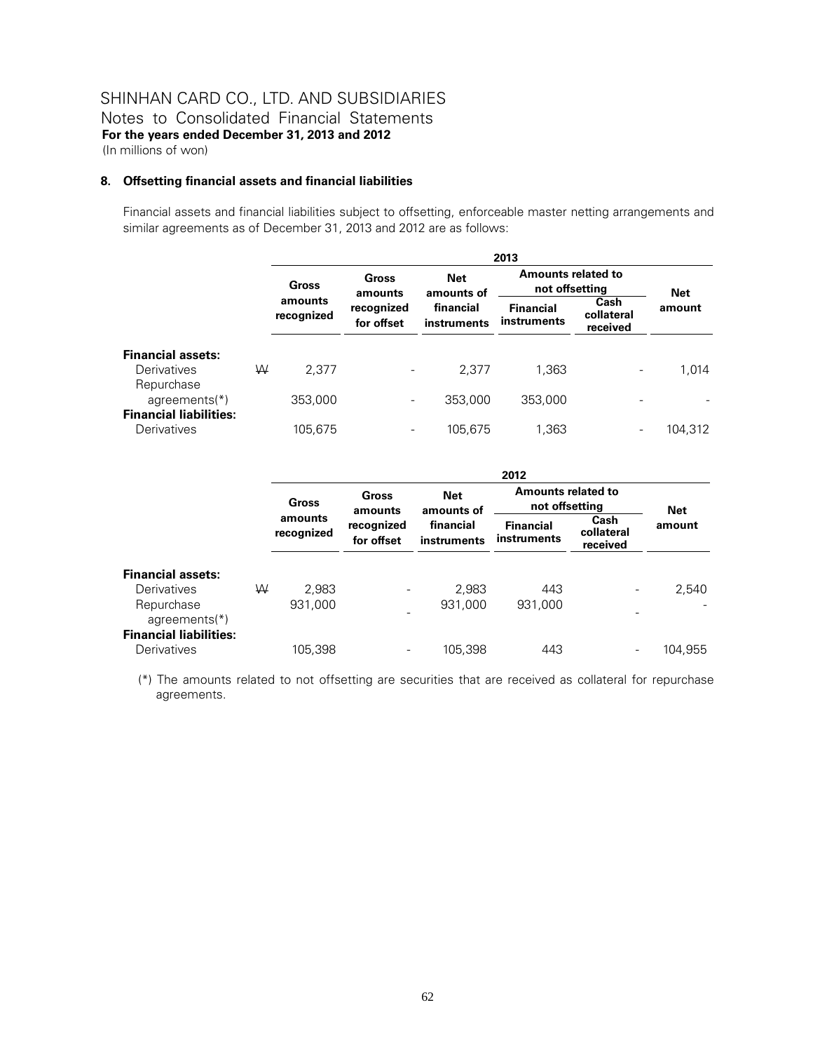SHINHAN CARD CO., LTD. AND SUBSIDIARIES
Notes to Consolidated Financial Statements
**For the years ended December 31, 2013 and 2012**
(In millions of won)

## 8. Offsetting financial assets and financial liabilities

Financial assets and financial liabilities subject to offsetting, enforceable master netting arrangements and similar agreements as of December 31, 2013 and 2012 are as follows:

| | | 2013 | | | | | |
|---|---|---|---|---|---|---|---|
| | | Gross amounts recognized | Gross amounts recognized for offset | Net amounts of financial instruments | Amounts related to not offsetting | | Net amount |
| | | | | | Financial instruments | Cash collateral received | |
| **Financial assets:** | | | | | | | |
| Derivatives | ₩ | 2,377 | - | 2,377 | 1,363 | - | 1,014 |
| Repurchase agreements(*) | | 353,000 | - | 353,000 | 353,000 | - | - |
| **Financial liabilities:** | | | | | | | |
| Derivatives | | 105,675 | - | 105,675 | 1,363 | - | 104,312 |

| | | 2012 | | | | | |
|---|---|---|---|---|---|---|---|
| | | Gross amounts recognized | Gross amounts recognized for offset | Net amounts of financial instruments | Amounts related to not offsetting | | Net amount |
| | | | | | Financial instruments | Cash collateral received | |
| **Financial assets:** | | | | | | | |
| Derivatives | ₩ | 2,983 | - | 2,983 | 443 | - | 2,540 |
| Repurchase agreements(*) | | 931,000 | - | 931,000 | 931,000 | - | - |
| **Financial liabilities:** | | | | | | | |
| Derivatives | | 105,398 | - | 105,398 | 443 | - | 104,955 |

(*) The amounts related to not offsetting are securities that are received as collateral for repurchase agreements.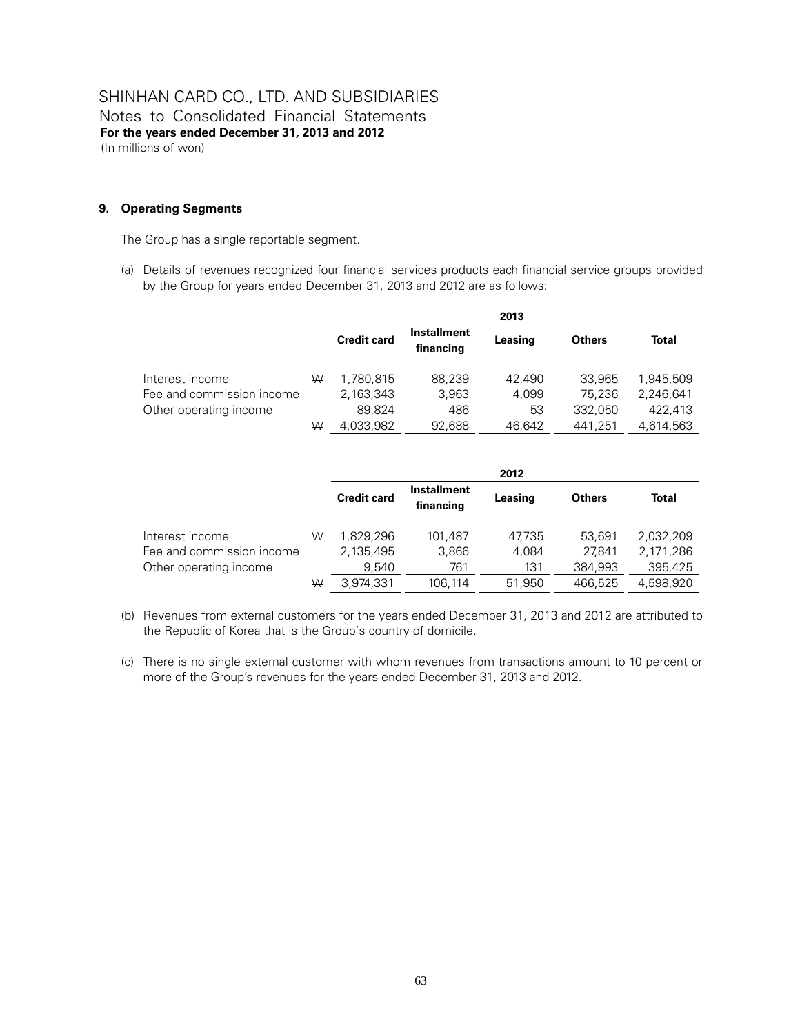SHINHAN CARD CO., LTD. AND SUBSIDIARIES
Notes to Consolidated Financial Statements
**For the years ended December 31, 2013 and 2012**
(In millions of won)

### 9. Operating Segments

The Group has a single reportable segment.

(a) Details of revenues recognized four financial services products each financial service groups provided by the Group for years ended December 31, 2013 and 2012 are as follows:

| | | 2013 | | | | |
|---|---|---|---|---|---|---|
| | | **Credit card** | **Installment financing** | **Leasing** | **Others** | **Total** |
| Interest income | ₩ | 1,780,815 | 88,239 | 42,490 | 33,965 | 1,945,509 |
| Fee and commission income | | 2,163,343 | 3,963 | 4,099 | 75,236 | 2,246,641 |
| Other operating income | | 89,824 | 486 | 53 | 332,050 | 422,413 |
| | ₩ | 4,033,982 | 92,688 | 46,642 | 441,251 | 4,614,563 |

| | | 2012 | | | | |
|---|---|---|---|---|---|---|
| | | **Credit card** | **Installment financing** | **Leasing** | **Others** | **Total** |
| Interest income | ₩ | 1,829,296 | 101,487 | 47,735 | 53,691 | 2,032,209 |
| Fee and commission income | | 2,135,495 | 3,866 | 4,084 | 27,841 | 2,171,286 |
| Other operating income | | 9,540 | 761 | 131 | 384,993 | 395,425 |
| | ₩ | 3,974,331 | 106,114 | 51,950 | 466,525 | 4,598,920 |

(b) Revenues from external customers for the years ended December 31, 2013 and 2012 are attributed to the Republic of Korea that is the Group's country of domicile.

(c) There is no single external customer with whom revenues from transactions amount to 10 percent or more of the Group's revenues for the years ended December 31, 2013 and 2012.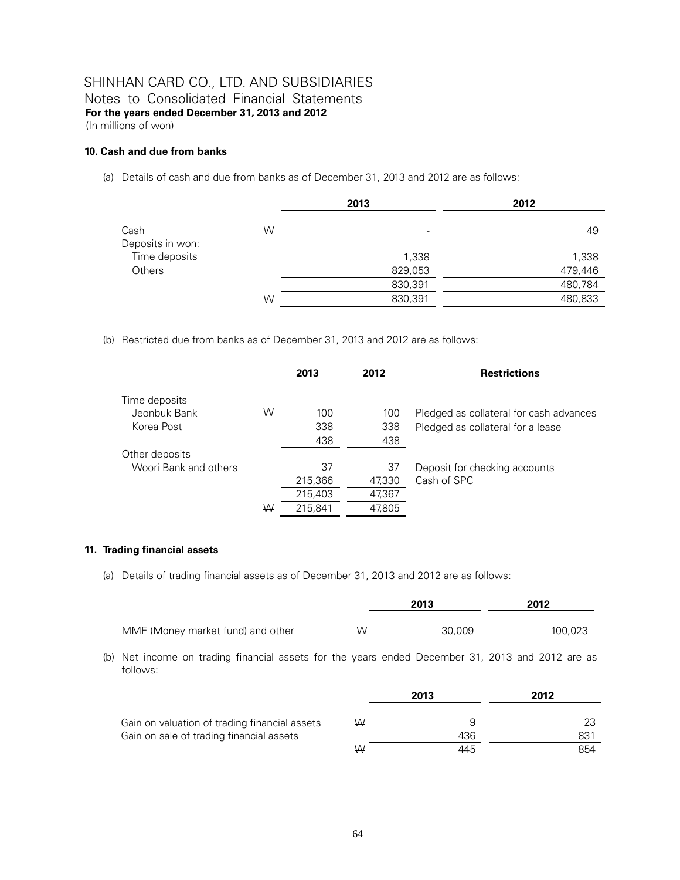SHINHAN CARD CO., LTD. AND SUBSIDIARIES
Notes to Consolidated Financial Statements
**For the years ended December 31, 2013 and 2012**
(In millions of won)

### 10. Cash and due from banks

(a) Details of cash and due from banks as of December 31, 2013 and 2012 are as follows:

| | | 2013 | 2012 |
|---|---|---|---|
| Cash | ₩ | - | 49 |
| Deposits in won: | | | |
| Time deposits | | 1,338 | 1,338 |
| Others | | 829,053 | 479,446 |
| | | 830,391 | 480,784 |
| | ₩ | 830,391 | 480,833 |

(b) Restricted due from banks as of December 31, 2013 and 2012 are as follows:

| | | 2013 | 2012 | Restrictions |
|---|---|---|---|---|
| Time deposits | | | | |
| Jeonbuk Bank | ₩ | 100 | 100 | Pledged as collateral for cash advances |
| Korea Post | | 338 | 338 | Pledged as collateral for a lease |
| | | 438 | 438 | |
| Other deposits | | | | |
| Woori Bank and others | | 37 | 37 | Deposit for checking accounts |
| | | 215,366 | 47,330 | Cash of SPC |
| | | 215,403 | 47,367 | |
| | ₩ | 215,841 | 47,805 | |

### 11. Trading financial assets

(a) Details of trading financial assets as of December 31, 2013 and 2012 are as follows:

| | | 2013 | 2012 |
|---|---|---|---|
| MMF (Money market fund) and other | ₩ | 30,009 | 100,023 |

(b) Net income on trading financial assets for the years ended December 31, 2013 and 2012 are as follows:

| | | 2013 | 2012 |
|---|---|---|---|
| Gain on valuation of trading financial assets | ₩ | 9 | 23 |
| Gain on sale of trading financial assets | | 436 | 831 |
| | ₩ | 445 | 854 |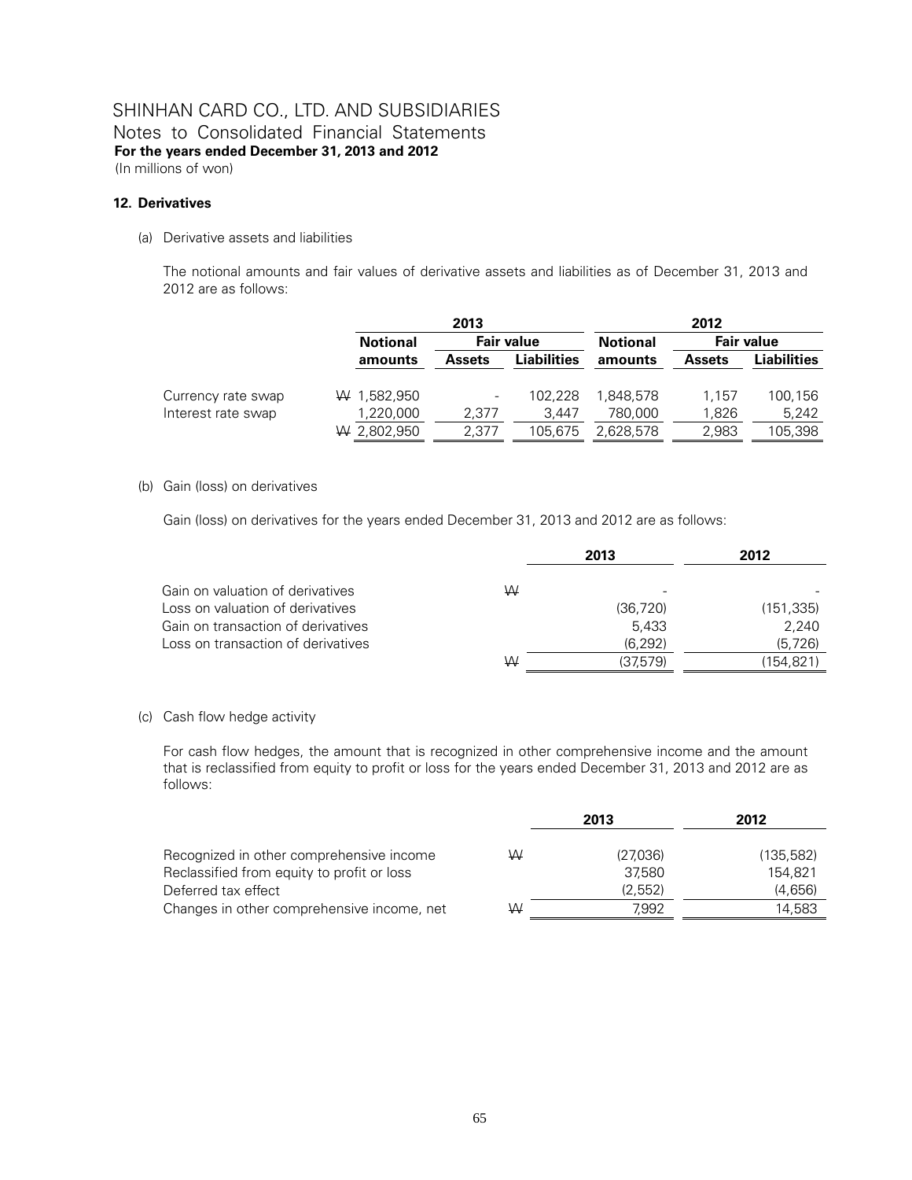SHINHAN CARD CO., LTD. AND SUBSIDIARIES
Notes to Consolidated Financial Statements
**For the years ended December 31, 2013 and 2012**
(In millions of won)

**12. Derivatives**

(a) Derivative assets and liabilities

The notional amounts and fair values of derivative assets and liabilities as of December 31, 2013 and 2012 are as follows:

| | 2013 | | | 2012 | | |
|---|---|---|---|---|---|---|
| | Notional | Fair value | | Notional | Fair value | |
| | amounts | Assets | Liabilities | amounts | Assets | Liabilities |
| Currency rate swap | ₩ 1,582,950 | - | 102,228 | 1,848,578 | 1,157 | 100,156 |
| Interest rate swap | 1,220,000 | 2,377 | 3,447 | 780,000 | 1,826 | 5,242 |
| | ₩ 2,802,950 | 2,377 | 105,675 | 2,628,578 | 2,983 | 105,398 |

(b) Gain (loss) on derivatives

Gain (loss) on derivatives for the years ended December 31, 2013 and 2012 are as follows:

| | | 2013 | 2012 |
|---|---|---|---|
| Gain on valuation of derivatives | ₩ | - | - |
| Loss on valuation of derivatives | | (36,720) | (151,335) |
| Gain on transaction of derivatives | | 5,433 | 2,240 |
| Loss on transaction of derivatives | | (6,292) | (5,726) |
| | ₩ | (37,579) | (154,821) |

(c) Cash flow hedge activity

For cash flow hedges, the amount that is recognized in other comprehensive income and the amount that is reclassified from equity to profit or loss for the years ended December 31, 2013 and 2012 are as follows:

| | | 2013 | 2012 |
|---|---|---|---|
| Recognized in other comprehensive income | ₩ | (27,036) | (135,582) |
| Reclassified from equity to profit or loss | | 37,580 | 154,821 |
| Deferred tax effect | | (2,552) | (4,656) |
| Changes in other comprehensive income, net | ₩ | 7,992 | 14,583 |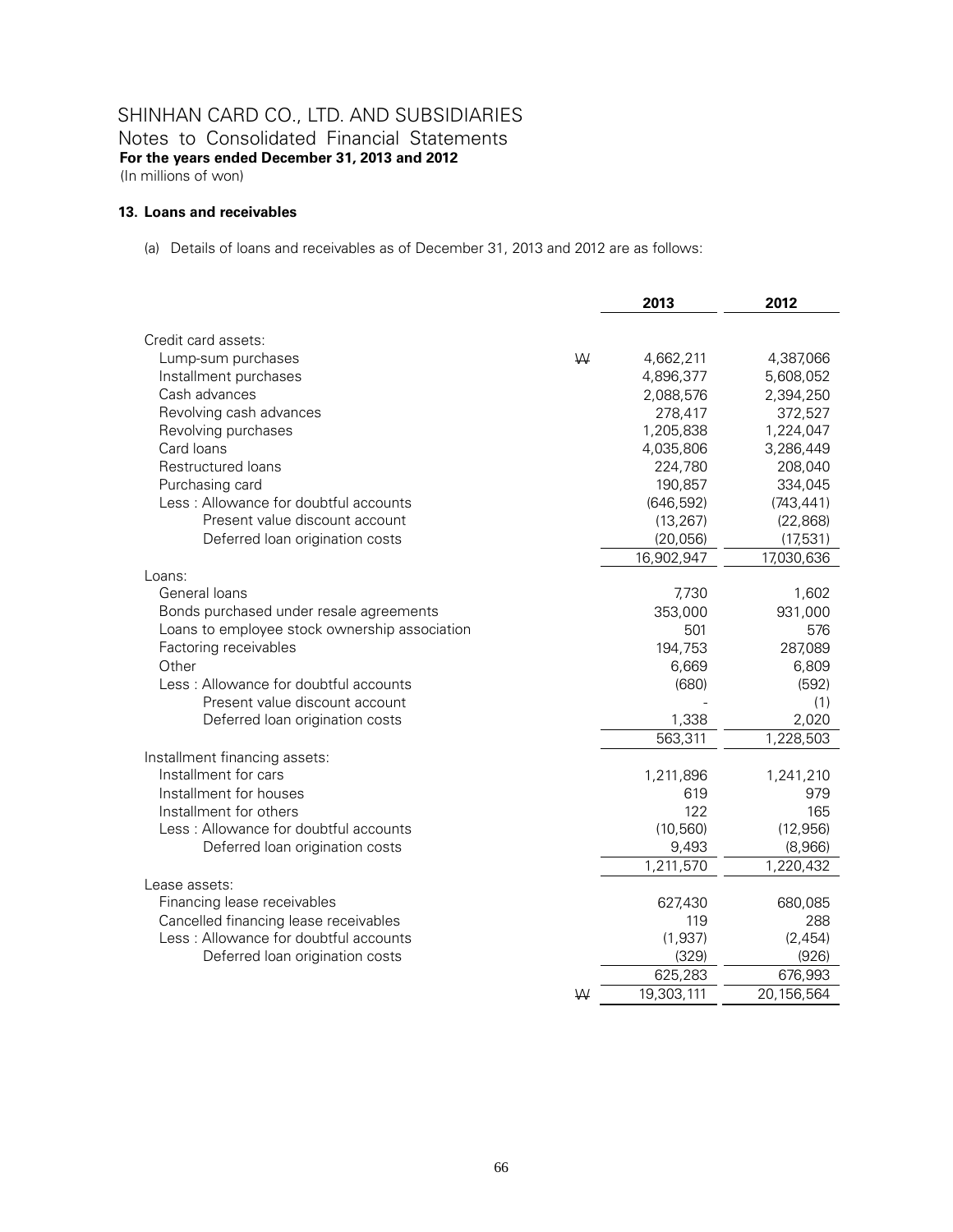# SHINHAN CARD CO., LTD. AND SUBSIDIARIES

Notes to Consolidated Financial Statements

**For the years ended December 31, 2013 and 2012**

(In millions of won)

### 13. Loans and receivables

(a) Details of loans and receivables as of December 31, 2013 and 2012 are as follows:

| | | 2013 | 2012 |
|---|---|---|---|
| Credit card assets: | | | |
| Lump-sum purchases | ₩ | 4,662,211 | 4,387,066 |
| Installment purchases | | 4,896,377 | 5,608,052 |
| Cash advances | | 2,088,576 | 2,394,250 |
| Revolving cash advances | | 278,417 | 372,527 |
| Revolving purchases | | 1,205,838 | 1,224,047 |
| Card loans | | 4,035,806 | 3,286,449 |
| Restructured loans | | 224,780 | 208,040 |
| Purchasing card | | 190,857 | 334,045 |
| Less : Allowance for doubtful accounts | | (646,592) | (743,441) |
| Present value discount account | | (13,267) | (22,868) |
| Deferred loan origination costs | | (20,056) | (17,531) |
| | | 16,902,947 | 17,030,636 |
| Loans: | | | |
| General loans | | 7,730 | 1,602 |
| Bonds purchased under resale agreements | | 353,000 | 931,000 |
| Loans to employee stock ownership association | | 501 | 576 |
| Factoring receivables | | 194,753 | 287,089 |
| Other | | 6,669 | 6,809 |
| Less : Allowance for doubtful accounts | | (680) | (592) |
| Present value discount account | | - | (1) |
| Deferred loan origination costs | | 1,338 | 2,020 |
| | | 563,311 | 1,228,503 |
| Installment financing assets: | | | |
| Installment for cars | | 1,211,896 | 1,241,210 |
| Installment for houses | | 619 | 979 |
| Installment for others | | 122 | 165 |
| Less : Allowance for doubtful accounts | | (10,560) | (12,956) |
| Deferred loan origination costs | | 9,493 | (8,966) |
| | | 1,211,570 | 1,220,432 |
| Lease assets: | | | |
| Financing lease receivables | | 627,430 | 680,085 |
| Cancelled financing lease receivables | | 119 | 288 |
| Less : Allowance for doubtful accounts | | (1,937) | (2,454) |
| Deferred loan origination costs | | (329) | (926) |
| | | 625,283 | 676,993 |
| | ₩ | 19,303,111 | 20,156,564 |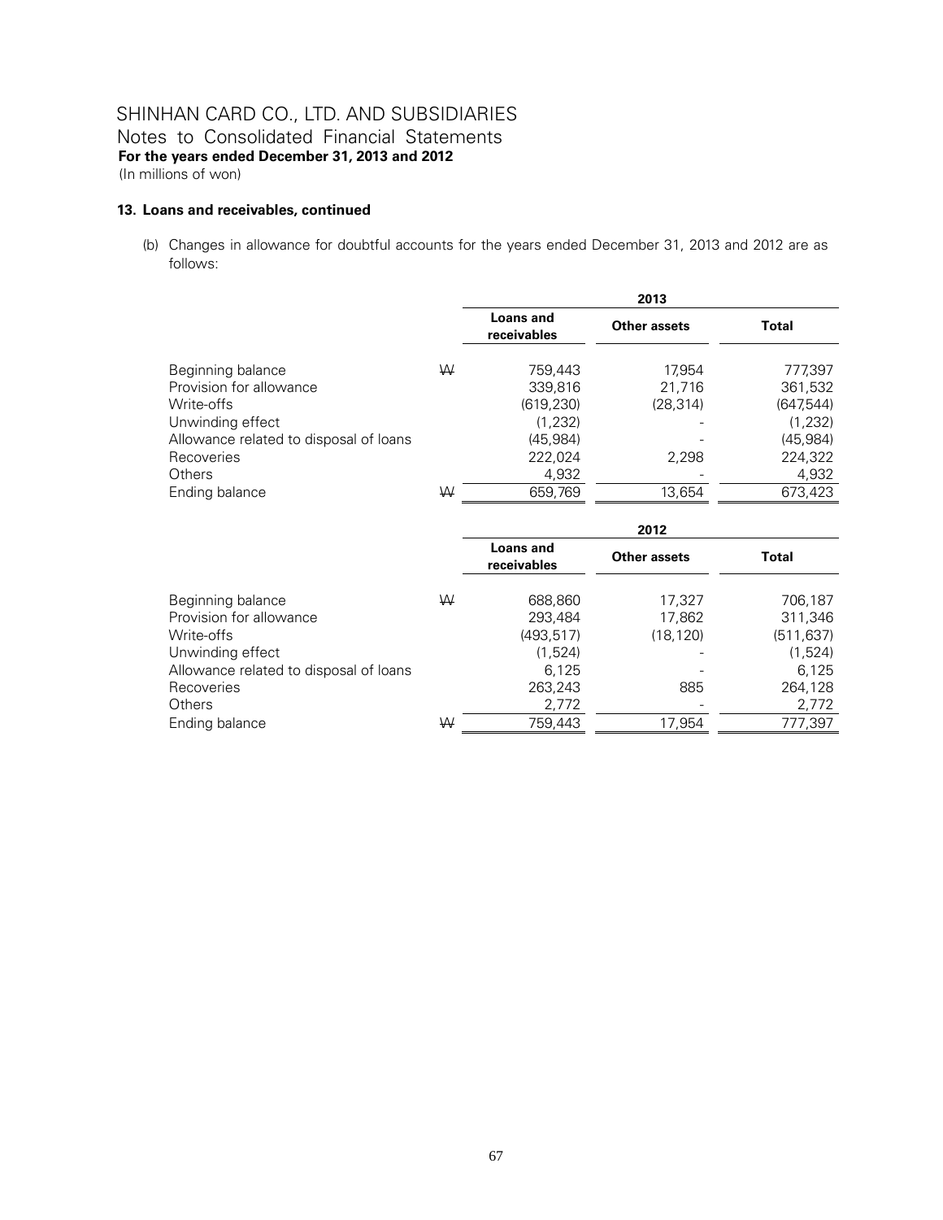SHINHAN CARD CO., LTD. AND SUBSIDIARIES
Notes to Consolidated Financial Statements
**For the years ended December 31, 2013 and 2012**
(In millions of won)

### 13. Loans and receivables, continued

(b) Changes in allowance for doubtful accounts for the years ended December 31, 2013 and 2012 are as follows:

| | | 2013 | | |
|---|---|---|---|---|
| | | **Loans and receivables** | **Other assets** | **Total** |
| Beginning balance | ₩ | 759,443 | 17,954 | 777,397 |
| Provision for allowance | | 339,816 | 21,716 | 361,532 |
| Write-offs | | (619,230) | (28,314) | (647,544) |
| Unwinding effect | | (1,232) | - | (1,232) |
| Allowance related to disposal of loans | | (45,984) | - | (45,984) |
| Recoveries | | 222,024 | 2,298 | 224,322 |
| Others | | 4,932 | - | 4,932 |
| Ending balance | ₩ | 659,769 | 13,654 | 673,423 |

| | | 2012 | | |
|---|---|---|---|---|
| | | **Loans and receivables** | **Other assets** | **Total** |
| Beginning balance | ₩ | 688,860 | 17,327 | 706,187 |
| Provision for allowance | | 293,484 | 17,862 | 311,346 |
| Write-offs | | (493,517) | (18,120) | (511,637) |
| Unwinding effect | | (1,524) | - | (1,524) |
| Allowance related to disposal of loans | | 6,125 | - | 6,125 |
| Recoveries | | 263,243 | 885 | 264,128 |
| Others | | 2,772 | - | 2,772 |
| Ending balance | ₩ | 759,443 | 17,954 | 777,397 |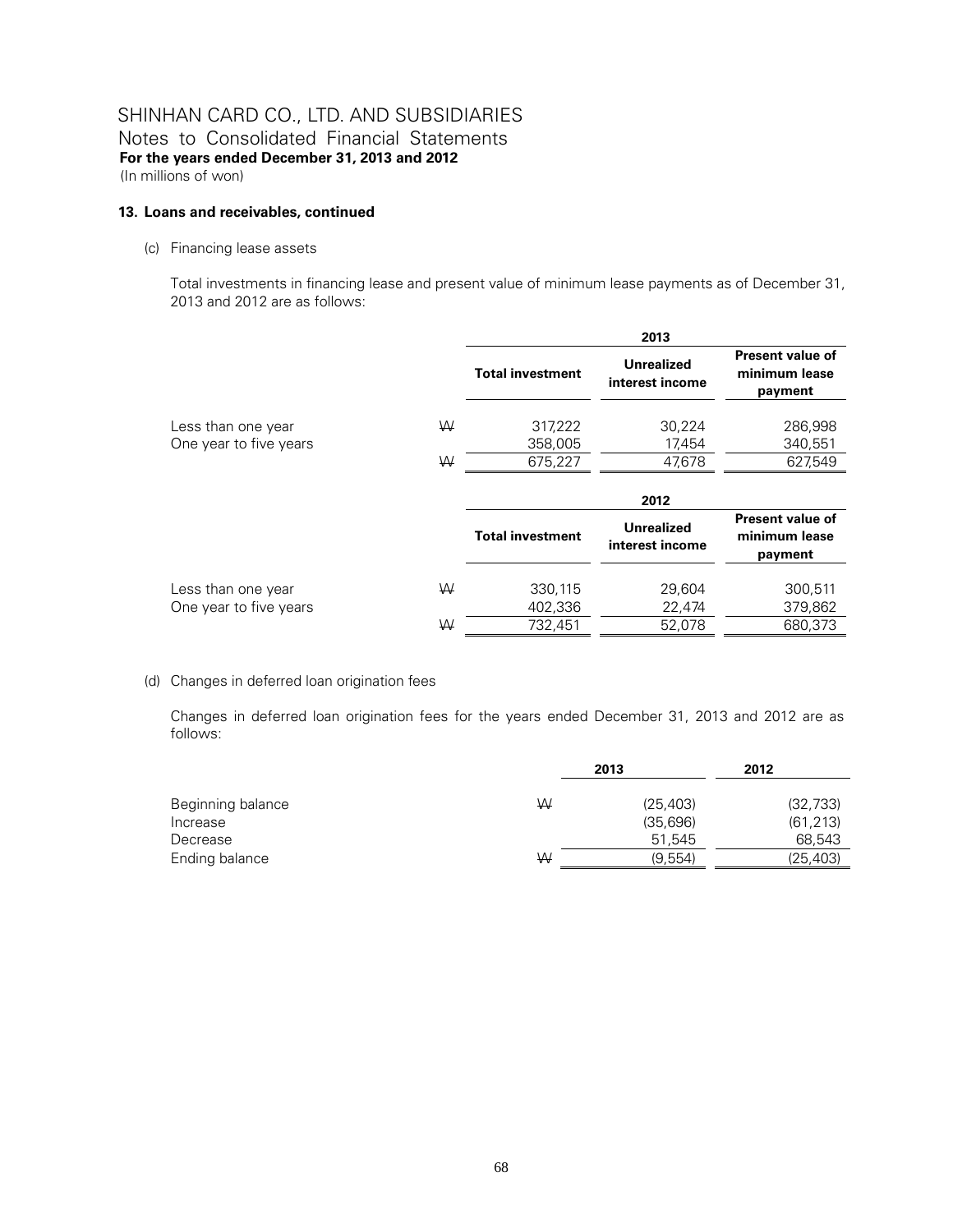# SHINHAN CARD CO., LTD. AND SUBSIDIARIES

Notes to Consolidated Financial Statements

**For the years ended December 31, 2013 and 2012**

(In millions of won)

### 13. Loans and receivables, continued

(c) Financing lease assets

Total investments in financing lease and present value of minimum lease payments as of December 31, 2013 and 2012 are as follows:

| | | 2013 | | |
|---|---|---|---|---|
| | | **Total investment** | **Unrealized interest income** | **Present value of minimum lease payment** |
| Less than one year | ₩ | 317,222 | 30,224 | 286,998 |
| One year to five years | | 358,005 | 17,454 | 340,551 |
| | ₩ | 675,227 | 47,678 | 627,549 |

| | | 2012 | | |
|---|---|---|---|---|
| | | **Total investment** | **Unrealized interest income** | **Present value of minimum lease payment** |
| Less than one year | ₩ | 330,115 | 29,604 | 300,511 |
| One year to five years | | 402,336 | 22,474 | 379,862 |
| | ₩ | 732,451 | 52,078 | 680,373 |

(d) Changes in deferred loan origination fees

Changes in deferred loan origination fees for the years ended December 31, 2013 and 2012 are as follows:

| | | 2013 | 2012 |
|---|---|---|---|
| Beginning balance | ₩ | (25,403) | (32,733) |
| Increase | | (35,696) | (61,213) |
| Decrease | | 51,545 | 68,543 |
| Ending balance | ₩ | (9,554) | (25,403) |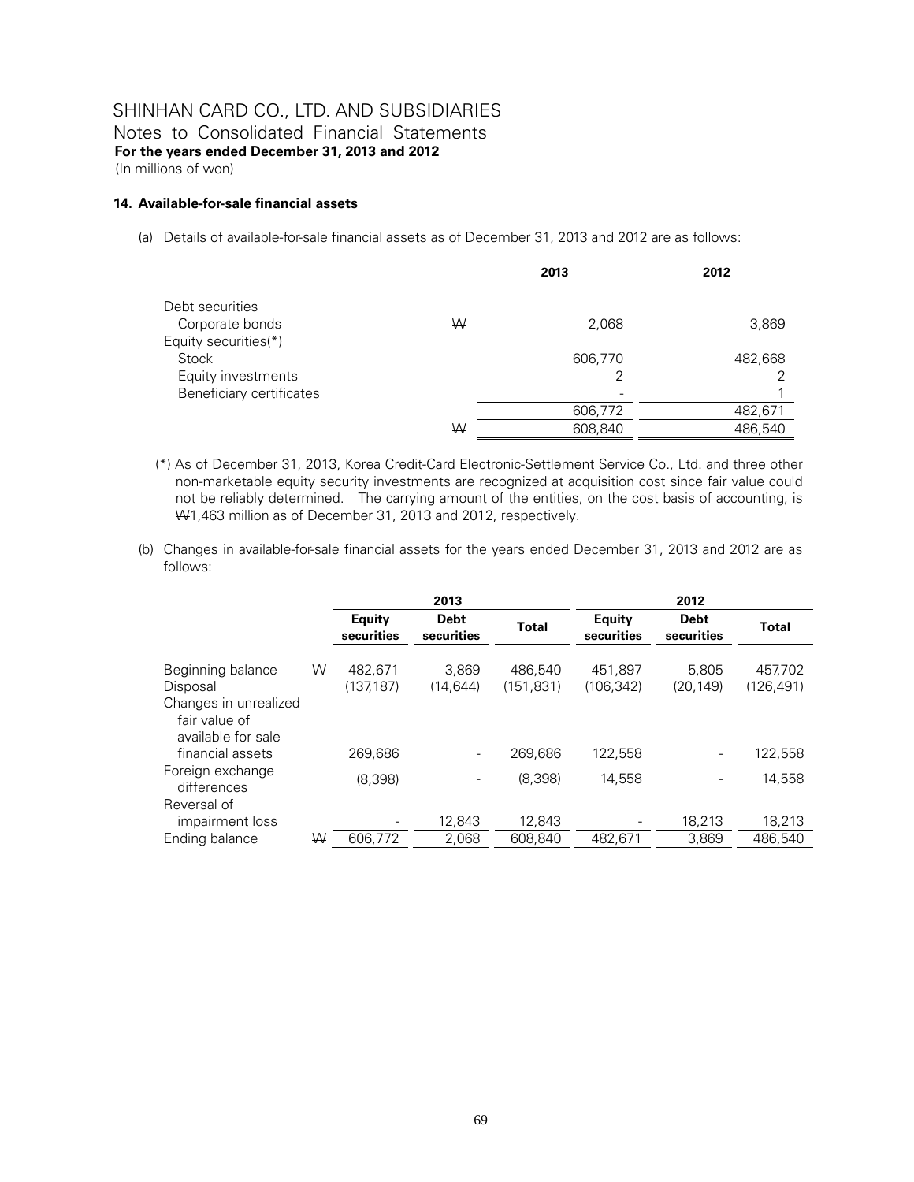# SHINHAN CARD CO., LTD. AND SUBSIDIARIES

Notes to Consolidated Financial Statements

**For the years ended December 31, 2013 and 2012**

(In millions of won)

### 14. Available-for-sale financial assets

(a) Details of available-for-sale financial assets as of December 31, 2013 and 2012 are as follows:

| | | 2013 | 2012 |
|---|---|---|---|
| Debt securities | | | |
| Corporate bonds | ₩ | 2,068 | 3,869 |
| Equity securities(*) | | | |
| Stock | | 606,770 | 482,668 |
| Equity investments | | 2 | 2 |
| Beneficiary certificates | | - | 1 |
| | | 606,772 | 482,671 |
| | ₩ | 608,840 | 486,540 |

(*) As of December 31, 2013, Korea Credit-Card Electronic-Settlement Service Co., Ltd. and three other non-marketable equity security investments are recognized at acquisition cost since fair value could not be reliably determined. The carrying amount of the entities, on the cost basis of accounting, is ₩1,463 million as of December 31, 2013 and 2012, respectively.

(b) Changes in available-for-sale financial assets for the years ended December 31, 2013 and 2012 are as follows:

| | | 2013 | | | 2012 | | |
|---|---|---|---|---|---|---|---|
| | | Equity securities | Debt securities | Total | Equity securities | Debt securities | Total |
| Beginning balance | ₩ | 482,671 | 3,869 | 486,540 | 451,897 | 5,805 | 457,702 |
| Disposal | | (137,187) | (14,644) | (151,831) | (106,342) | (20,149) | (126,491) |
| Changes in unrealized fair value of available for sale financial assets | | 269,686 | - | 269,686 | 122,558 | - | 122,558 |
| Foreign exchange differences | | (8,398) | - | (8,398) | 14,558 | - | 14,558 |
| Reversal of impairment loss | | - | 12,843 | 12,843 | - | 18,213 | 18,213 |
| Ending balance | ₩ | 606,772 | 2,068 | 608,840 | 482,671 | 3,869 | 486,540 |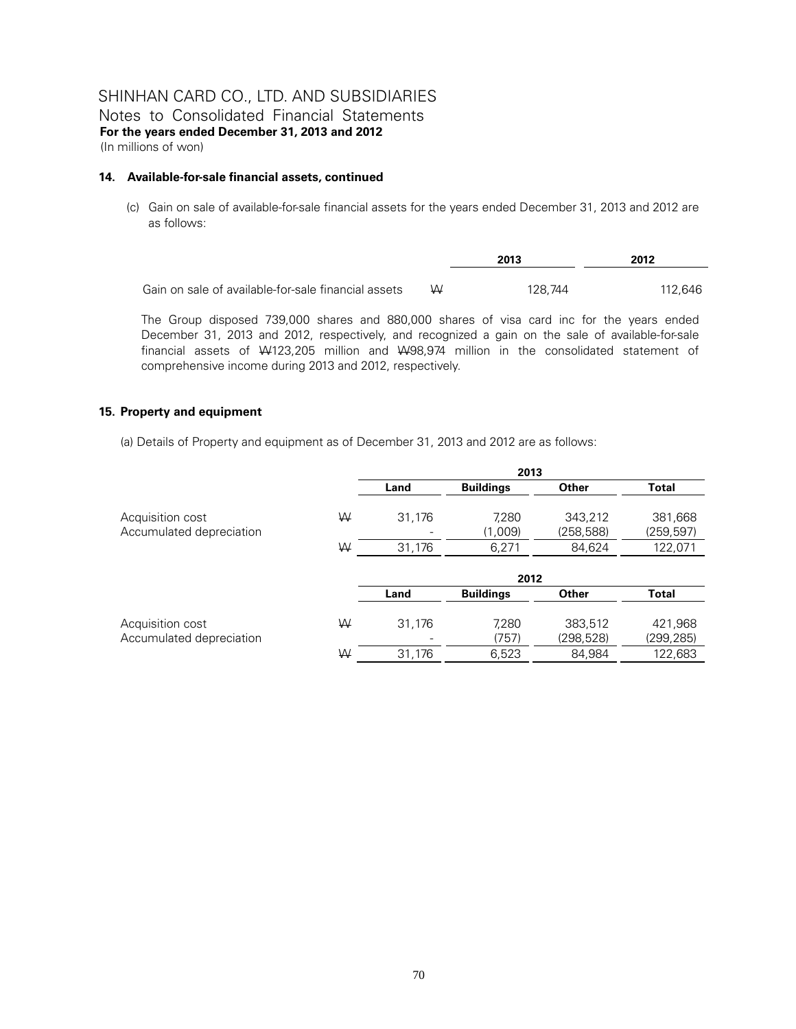# SHINHAN CARD CO., LTD. AND SUBSIDIARIES

Notes to Consolidated Financial Statements

**For the years ended December 31, 2013 and 2012**

(In millions of won)

**14. Available-for-sale financial assets, continued**

(c) Gain on sale of available-for-sale financial assets for the years ended December 31, 2013 and 2012 are as follows:

| | | 2013 | 2012 |
|---|---|---|---|
| Gain on sale of available-for-sale financial assets | ₩ | 128,744 | 112,646 |

The Group disposed 739,000 shares and 880,000 shares of visa card inc for the years ended December 31, 2013 and 2012, respectively, and recognized a gain on the sale of available-for-sale financial assets of ₩123,205 million and ₩98,974 million in the consolidated statement of comprehensive income during 2013 and 2012, respectively.

**15. Property and equipment**

(a) Details of Property and equipment as of December 31, 2013 and 2012 are as follows:

| | | 2013 | | | |
|---|---|---|---|---|---|
| | | Land | Buildings | Other | Total |
| Acquisition cost | ₩ | 31,176 | 7,280 | 343,212 | 381,668 |
| Accumulated depreciation | | - | (1,009) | (258,588) | (259,597) |
| | ₩ | 31,176 | 6,271 | 84,624 | 122,071 |

| | | 2012 | | | |
|---|---|---|---|---|---|
| | | Land | Buildings | Other | Total |
| Acquisition cost | ₩ | 31,176 | 7,280 | 383,512 | 421,968 |
| Accumulated depreciation | | - | (757) | (298,528) | (299,285) |
| | ₩ | 31,176 | 6,523 | 84,984 | 122,683 |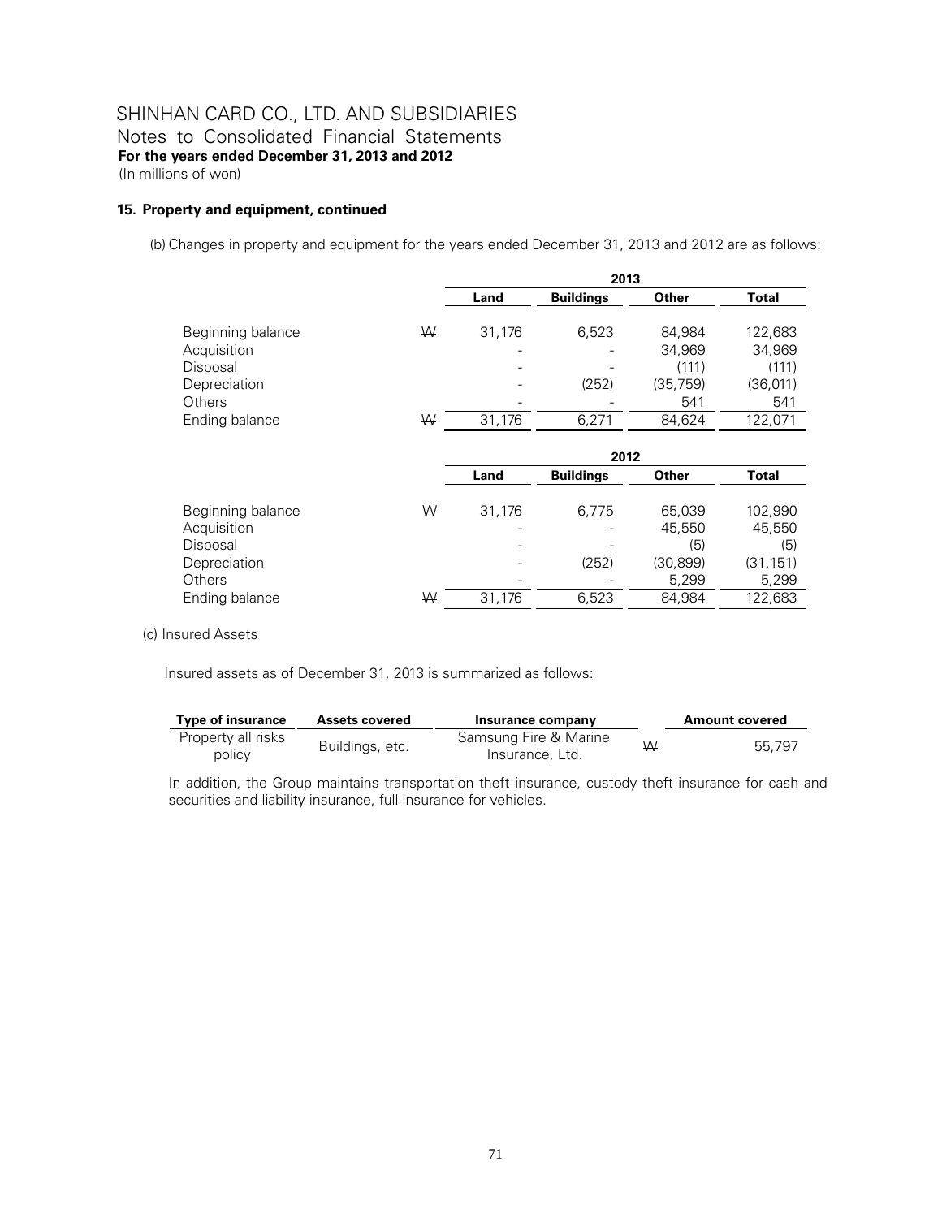SHINHAN CARD CO., LTD. AND SUBSIDIARIES
Notes to Consolidated Financial Statements
**For the years ended December 31, 2013 and 2012**
(In millions of won)

**15. Property and equipment, continued**

(b) Changes in property and equipment for the years ended December 31, 2013 and 2012 are as follows:

| | | 2013 | | | |
|---|---|---|---|---|---|
| | | **Land** | **Buildings** | **Other** | **Total** |
| Beginning balance | ₩ | 31,176 | 6,523 | 84,984 | 122,683 |
| Acquisition | | - | - | 34,969 | 34,969 |
| Disposal | | - | - | (111) | (111) |
| Depreciation | | - | (252) | (35,759) | (36,011) |
| Others | | - | - | 541 | 541 |
| Ending balance | ₩ | 31,176 | 6,271 | 84,624 | 122,071 |

| | | 2012 | | | |
|---|---|---|---|---|---|
| | | **Land** | **Buildings** | **Other** | **Total** |
| Beginning balance | ₩ | 31,176 | 6,775 | 65,039 | 102,990 |
| Acquisition | | - | - | 45,550 | 45,550 |
| Disposal | | - | - | (5) | (5) |
| Depreciation | | - | (252) | (30,899) | (31,151) |
| Others | | - | - | 5,299 | 5,299 |
| Ending balance | ₩ | 31,176 | 6,523 | 84,984 | 122,683 |

(c) Insured Assets

Insured assets as of December 31, 2013 is summarized as follows:

| **Type of insurance** | **Assets covered** | **Insurance company** | | **Amount covered** |
|---|---|---|---|---|
| Property all risks policy | Buildings, etc. | Samsung Fire & Marine Insurance, Ltd. | ₩ | 55,797 |

In addition, the Group maintains transportation theft insurance, custody theft insurance for cash and securities and liability insurance, full insurance for vehicles.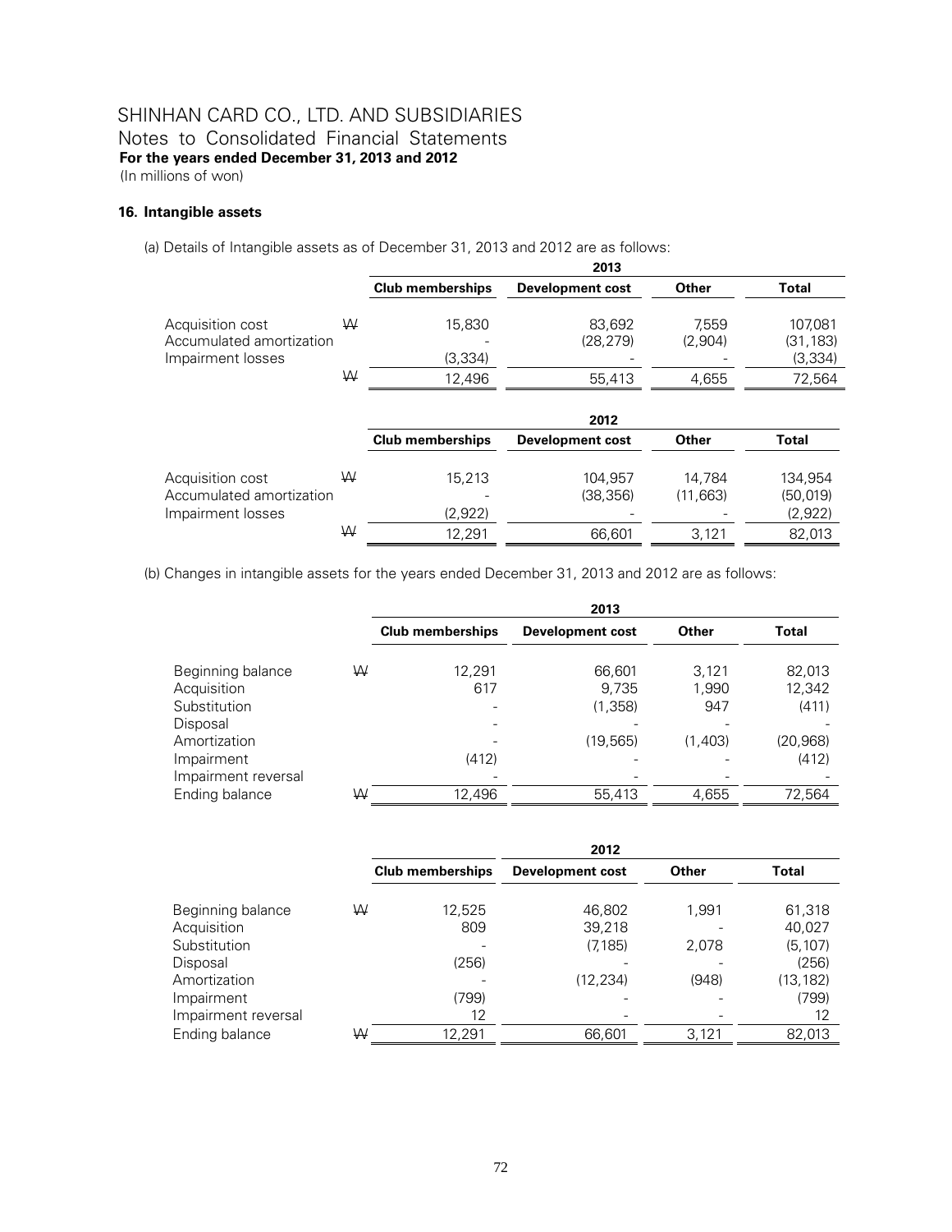# SHINHAN CARD CO., LTD. AND SUBSIDIARIES

Notes to Consolidated Financial Statements

**For the years ended December 31, 2013 and 2012**

(In millions of won)

### 16. Intangible assets

(a) Details of Intangible assets as of December 31, 2013 and 2012 are as follows:

| | | 2013 | | | |
|---|---|---|---|---|---|
| | | **Club memberships** | **Development cost** | **Other** | **Total** |
| Acquisition cost | ₩ | 15,830 | 83,692 | 7,559 | 107,081 |
| Accumulated amortization | | - | (28,279) | (2,904) | (31,183) |
| Impairment losses | | (3,334) | - | - | (3,334) |
| | ₩ | 12,496 | 55,413 | 4,655 | 72,564 |

| | | 2012 | | | |
|---|---|---|---|---|---|
| | | **Club memberships** | **Development cost** | **Other** | **Total** |
| Acquisition cost | ₩ | 15,213 | 104,957 | 14,784 | 134,954 |
| Accumulated amortization | | - | (38,356) | (11,663) | (50,019) |
| Impairment losses | | (2,922) | - | - | (2,922) |
| | ₩ | 12,291 | 66,601 | 3,121 | 82,013 |

(b) Changes in intangible assets for the years ended December 31, 2013 and 2012 are as follows:

| | | 2013 | | | |
|---|---|---|---|---|---|
| | | **Club memberships** | **Development cost** | **Other** | **Total** |
| Beginning balance | ₩ | 12,291 | 66,601 | 3,121 | 82,013 |
| Acquisition | | 617 | 9,735 | 1,990 | 12,342 |
| Substitution | | - | (1,358) | 947 | (411) |
| Disposal | | - | - | - | - |
| Amortization | | - | (19,565) | (1,403) | (20,968) |
| Impairment | | (412) | - | - | (412) |
| Impairment reversal | | - | - | - | - |
| Ending balance | ₩ | 12,496 | 55,413 | 4,655 | 72,564 |

| | | 2012 | | | |
|---|---|---|---|---|---|
| | | **Club memberships** | **Development cost** | **Other** | **Total** |
| Beginning balance | ₩ | 12,525 | 46,802 | 1,991 | 61,318 |
| Acquisition | | 809 | 39,218 | - | 40,027 |
| Substitution | | - | (7,185) | 2,078 | (5,107) |
| Disposal | | (256) | - | - | (256) |
| Amortization | | - | (12,234) | (948) | (13,182) |
| Impairment | | (799) | - | - | (799) |
| Impairment reversal | | 12 | - | - | 12 |
| Ending balance | ₩ | 12,291 | 66,601 | 3,121 | 82,013 |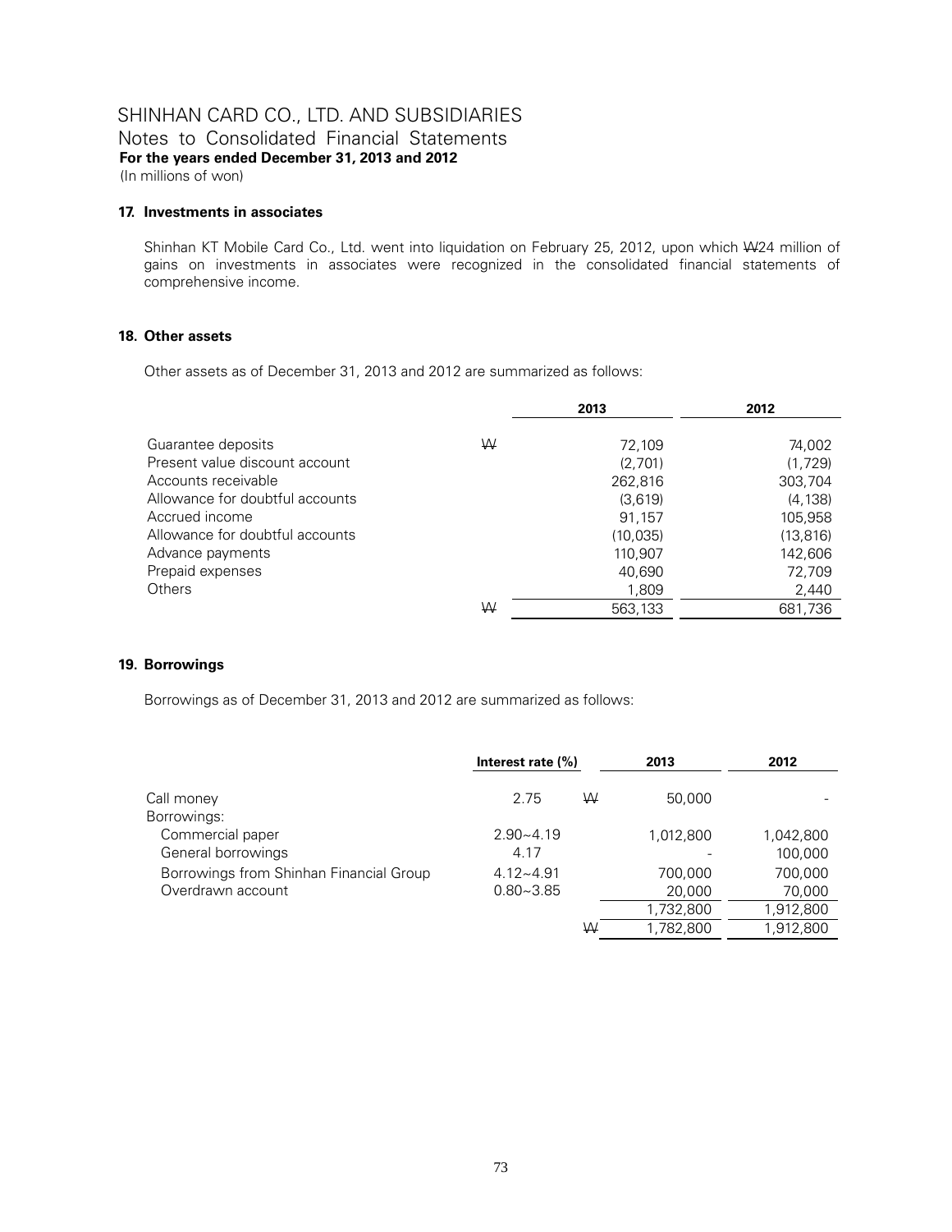# SHINHAN CARD CO., LTD. AND SUBSIDIARIES

Notes to Consolidated Financial Statements

**For the years ended December 31, 2013 and 2012**

(In millions of won)

### 17. Investments in associates

Shinhan KT Mobile Card Co., Ltd. went into liquidation on February 25, 2012, upon which ₩24 million of gains on investments in associates were recognized in the consolidated financial statements of comprehensive income.

### 18. Other assets

Other assets as of December 31, 2013 and 2012 are summarized as follows:

| | | 2013 | 2012 |
|---|---|---|---|
| Guarantee deposits | ₩ | 72,109 | 74,002 |
| Present value discount account | | (2,701) | (1,729) |
| Accounts receivable | | 262,816 | 303,704 |
| Allowance for doubtful accounts | | (3,619) | (4,138) |
| Accrued income | | 91,157 | 105,958 |
| Allowance for doubtful accounts | | (10,035) | (13,816) |
| Advance payments | | 110,907 | 142,606 |
| Prepaid expenses | | 40,690 | 72,709 |
| Others | | 1,809 | 2,440 |
| | ₩ | 563,133 | 681,736 |

### 19. Borrowings

Borrowings as of December 31, 2013 and 2012 are summarized as follows:

| | Interest rate (%) | | 2013 | 2012 |
|---|---|---|---|---|
| Call money | 2.75 | ₩ | 50,000 | - |
| Borrowings: | | | | |
| Commercial paper | 2.90~4.19 | | 1,012,800 | 1,042,800 |
| General borrowings | 4.17 | | - | 100,000 |
| Borrowings from Shinhan Financial Group | 4.12~4.91 | | 700,000 | 700,000 |
| Overdrawn account | 0.80~3.85 | | 20,000 | 70,000 |
| | | | 1,732,800 | 1,912,800 |
| | | ₩ | 1,782,800 | 1,912,800 |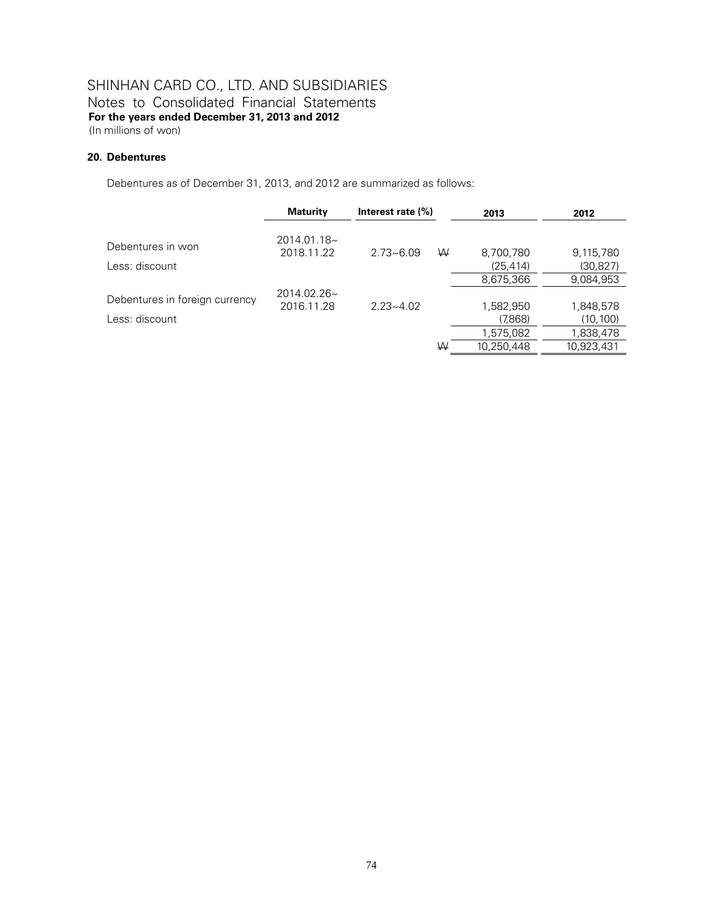SHINHAN CARD CO., LTD. AND SUBSIDIARIES
Notes to Consolidated Financial Statements
**For the years ended December 31, 2013 and 2012**
(In millions of won)

## 20. Debentures

Debentures as of December 31, 2013, and 2012 are summarized as follows:

| | Maturity | Interest rate (%) | | 2013 | 2012 |
|---|---|---|---|---|---|
| Debentures in won | 2014.01.18~ 2018.11.22 | 2.73~6.09 | ₩ | 8,700,780 | 9,115,780 |
| Less: discount | | | | (25,414) | (30,827) |
| | | | | 8,675,366 | 9,084,953 |
| Debentures in foreign currency | 2014.02.26~ 2016.11.28 | 2.23~4.02 | | 1,582,950 | 1,848,578 |
| Less: discount | | | | (7,868) | (10,100) |
| | | | | 1,575,082 | 1,838,478 |
| | | | ₩ | 10,250,448 | 10,923,431 |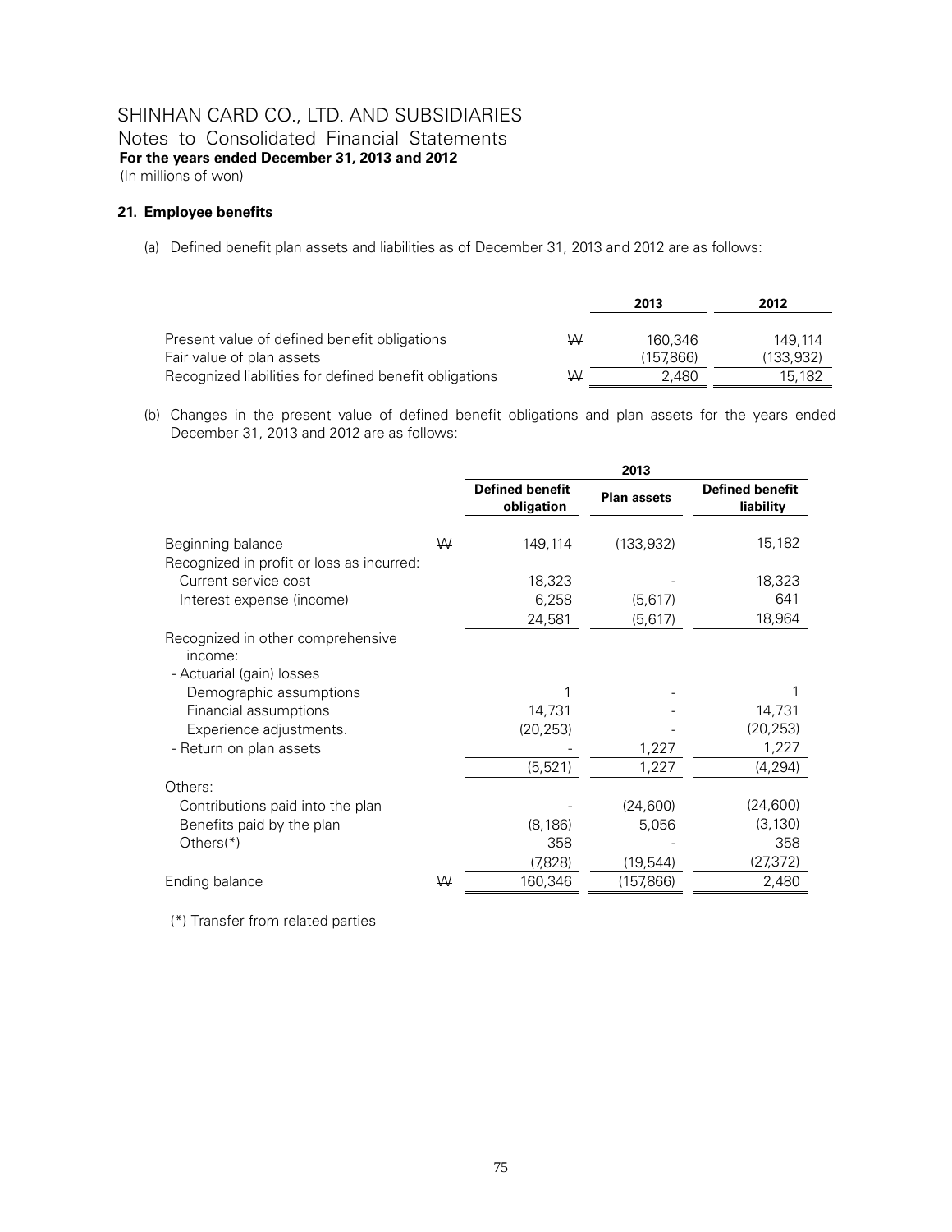# SHINHAN CARD CO., LTD. AND SUBSIDIARIES

Notes to Consolidated Financial Statements

**For the years ended December 31, 2013 and 2012**

(In millions of won)

## 21. Employee benefits

(a) Defined benefit plan assets and liabilities as of December 31, 2013 and 2012 are as follows:

| | | 2013 | 2012 |
|---|---|---|---|
| Present value of defined benefit obligations | ₩ | 160,346 | 149,114 |
| Fair value of plan assets | | (157,866) | (133,932) |
| Recognized liabilities for defined benefit obligations | ₩ | 2,480 | 15,182 |

(b) Changes in the present value of defined benefit obligations and plan assets for the years ended December 31, 2013 and 2012 are as follows:

| | | 2013 | | |
|---|---|---|---|---|
| | | **Defined benefit obligation** | **Plan assets** | **Defined benefit liability** |
| Beginning balance | ₩ | 149,114 | (133,932) | 15,182 |
| Recognized in profit or loss as incurred: | | | | |
| Current service cost | | 18,323 | - | 18,323 |
| Interest expense (income) | | 6,258 | (5,617) | 641 |
| | | 24,581 | (5,617) | 18,964 |
| Recognized in other comprehensive income: | | | | |
| - Actuarial (gain) losses | | | | |
| Demographic assumptions | | 1 | - | 1 |
| Financial assumptions | | 14,731 | - | 14,731 |
| Experience adjustments. | | (20,253) | - | (20,253) |
| - Return on plan assets | | - | 1,227 | 1,227 |
| | | (5,521) | 1,227 | (4,294) |
| Others: | | | | |
| Contributions paid into the plan | | - | (24,600) | (24,600) |
| Benefits paid by the plan | | (8,186) | 5,056 | (3,130) |
| Others(*) | | 358 | - | 358 |
| | | (7,828) | (19,544) | (27,372) |
| Ending balance | ₩ | 160,346 | (157,866) | 2,480 |

(*) Transfer from related parties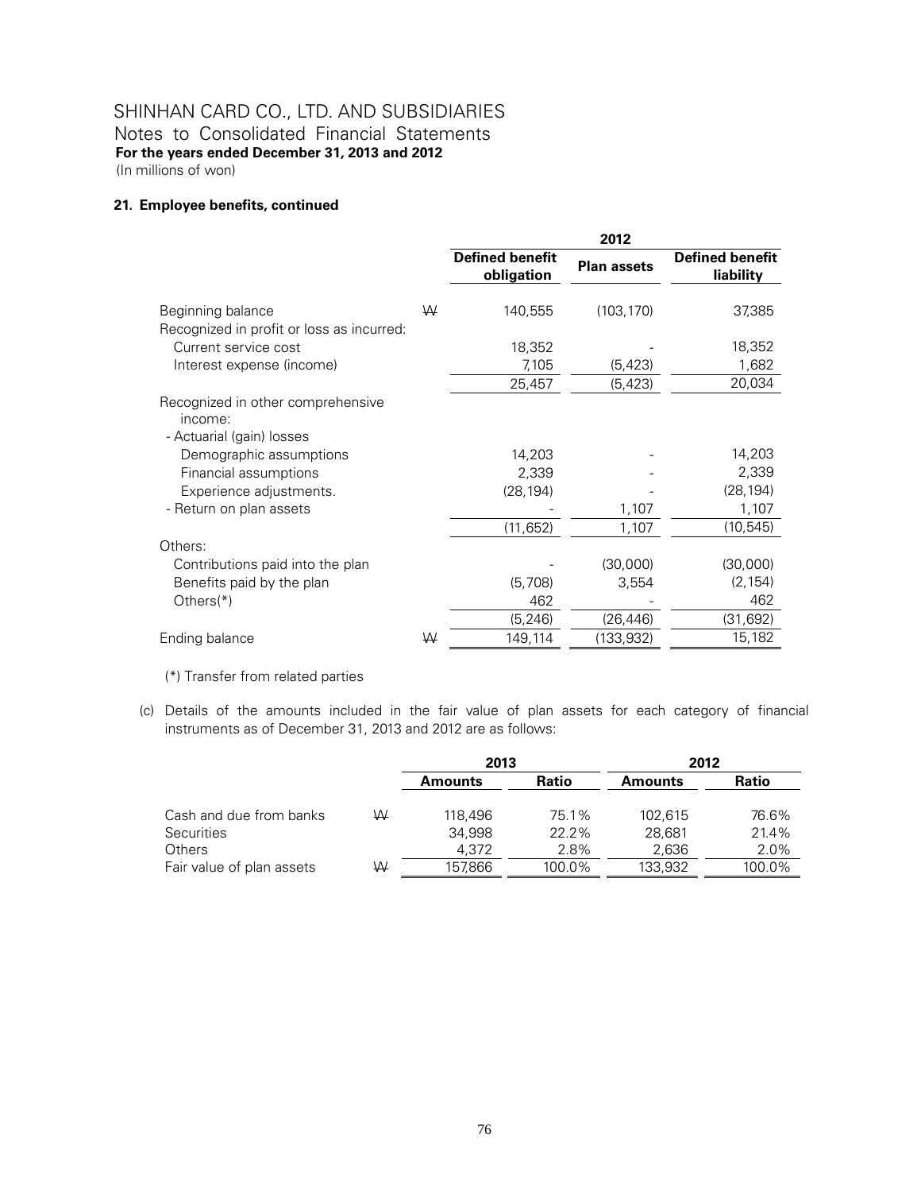# SHINHAN CARD CO., LTD. AND SUBSIDIARIES

Notes to Consolidated Financial Statements

**For the years ended December 31, 2013 and 2012**

(In millions of won)

### 21. Employee benefits, continued

| | | 2012 | | |
|---|---|---|---|---|
| | | **Defined benefit obligation** | **Plan assets** | **Defined benefit liability** |
| Beginning balance | ₩ | 140,555 | (103,170) | 37,385 |
| Recognized in profit or loss as incurred: | | | | |
| Current service cost | | 18,352 | - | 18,352 |
| Interest expense (income) | | 7,105 | (5,423) | 1,682 |
| | | 25,457 | (5,423) | 20,034 |
| Recognized in other comprehensive income: | | | | |
| - Actuarial (gain) losses | | | | |
| Demographic assumptions | | 14,203 | - | 14,203 |
| Financial assumptions | | 2,339 | - | 2,339 |
| Experience adjustments. | | (28,194) | - | (28,194) |
| - Return on plan assets | | - | 1,107 | 1,107 |
| | | (11,652) | 1,107 | (10,545) |
| Others: | | | | |
| Contributions paid into the plan | | - | (30,000) | (30,000) |
| Benefits paid by the plan | | (5,708) | 3,554 | (2,154) |
| Others(*) | | 462 | - | 462 |
| | | (5,246) | (26,446) | (31,692) |
| Ending balance | ₩ | 149,114 | (133,932) | 15,182 |

(*) Transfer from related parties

(c) Details of the amounts included in the fair value of plan assets for each category of financial instruments as of December 31, 2013 and 2012 are as follows:

| | | 2013 | | 2012 | |
|---|---|---|---|---|---|
| | | **Amounts** | **Ratio** | **Amounts** | **Ratio** |
| Cash and due from banks | ₩ | 118,496 | 75.1% | 102,615 | 76.6% |
| Securities | | 34,998 | 22.2% | 28,681 | 21.4% |
| Others | | 4,372 | 2.8% | 2,636 | 2.0% |
| Fair value of plan assets | ₩ | 157,866 | 100.0% | 133,932 | 100.0% |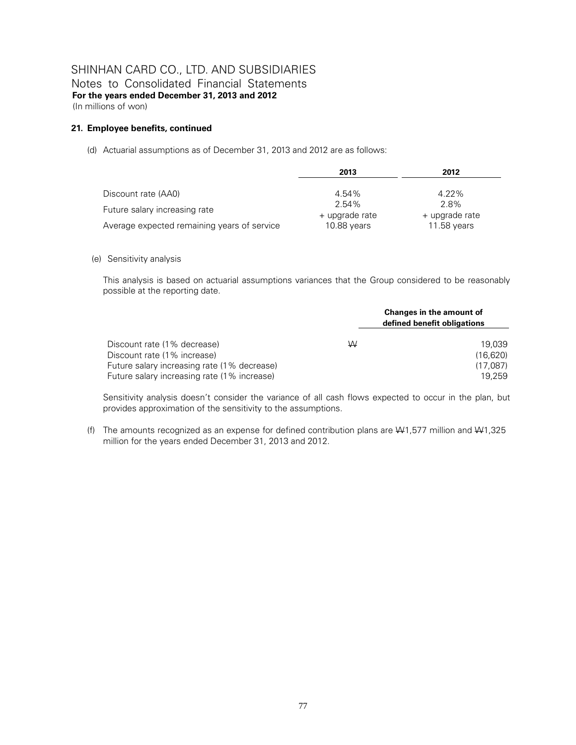# SHINHAN CARD CO., LTD. AND SUBSIDIARIES

Notes to Consolidated Financial Statements

**For the years ended December 31, 2013 and 2012**

(In millions of won)

## 21. Employee benefits, continued

(d) Actuarial assumptions as of December 31, 2013 and 2012 are as follows:

| | 2013 | 2012 |
|---|---|---|
| Discount rate (AA0) | 4.54% | 4.22% |
| Future salary increasing rate | 2.54% + upgrade rate | 2.8% + upgrade rate |
| Average expected remaining years of service | 10.88 years | 11.58 years |

(e) Sensitivity analysis

This analysis is based on actuarial assumptions variances that the Group considered to be reasonably possible at the reporting date.

| | | Changes in the amount of defined benefit obligations |
|---|---|---|
| Discount rate (1% decrease) | ₩ | 19,039 |
| Discount rate (1% increase) | | (16,620) |
| Future salary increasing rate (1% decrease) | | (17,087) |
| Future salary increasing rate (1% increase) | | 19,259 |

Sensitivity analysis doesn't consider the variance of all cash flows expected to occur in the plan, but provides approximation of the sensitivity to the assumptions.

(f) The amounts recognized as an expense for defined contribution plans are ₩1,577 million and ₩1,325 million for the years ended December 31, 2013 and 2012.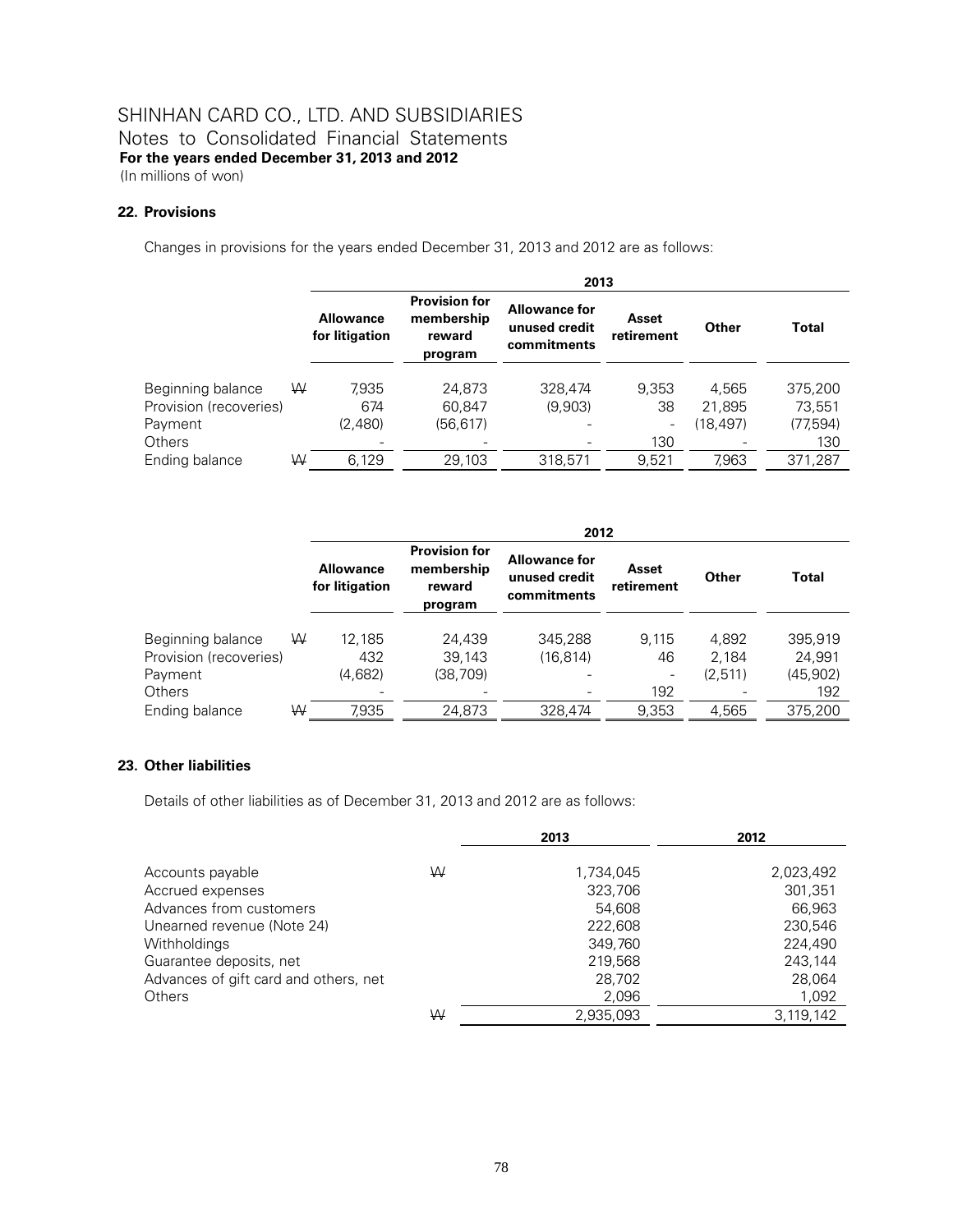# SHINHAN CARD CO., LTD. AND SUBSIDIARIES

Notes to Consolidated Financial Statements

**For the years ended December 31, 2013 and 2012**

(In millions of won)

## 22. Provisions

Changes in provisions for the years ended December 31, 2013 and 2012 are as follows:

| | | 2013 | | | | | |
|---|---|---|---|---|---|---|---|
| | | **Allowance for litigation** | **Provision for membership reward program** | **Allowance for unused credit commitments** | **Asset retirement** | **Other** | **Total** |
| Beginning balance | ₩ | 7,935 | 24,873 | 328,474 | 9,353 | 4,565 | 375,200 |
| Provision (recoveries) | | 674 | 60,847 | (9,903) | 38 | 21,895 | 73,551 |
| Payment | | (2,480) | (56,617) | - | - | (18,497) | (77,594) |
| Others | | - | - | - | 130 | - | 130 |
| Ending balance | ₩ | 6,129 | 29,103 | 318,571 | 9,521 | 7,963 | 371,287 |

| | | 2012 | | | | | |
|---|---|---|---|---|---|---|---|
| | | **Allowance for litigation** | **Provision for membership reward program** | **Allowance for unused credit commitments** | **Asset retirement** | **Other** | **Total** |
| Beginning balance | ₩ | 12,185 | 24,439 | 345,288 | 9,115 | 4,892 | 395,919 |
| Provision (recoveries) | | 432 | 39,143 | (16,814) | 46 | 2,184 | 24,991 |
| Payment | | (4,682) | (38,709) | - | - | (2,511) | (45,902) |
| Others | | - | - | - | 192 | - | 192 |
| Ending balance | ₩ | 7,935 | 24,873 | 328,474 | 9,353 | 4,565 | 375,200 |

## 23. Other liabilities

Details of other liabilities as of December 31, 2013 and 2012 are as follows:

| | | 2013 | 2012 |
|---|---|---|---|
| Accounts payable | ₩ | 1,734,045 | 2,023,492 |
| Accrued expenses | | 323,706 | 301,351 |
| Advances from customers | | 54,608 | 66,963 |
| Unearned revenue (Note 24) | | 222,608 | 230,546 |
| Withholdings | | 349,760 | 224,490 |
| Guarantee deposits, net | | 219,568 | 243,144 |
| Advances of gift card and others, net | | 28,702 | 28,064 |
| Others | | 2,096 | 1,092 |
| | ₩ | 2,935,093 | 3,119,142 |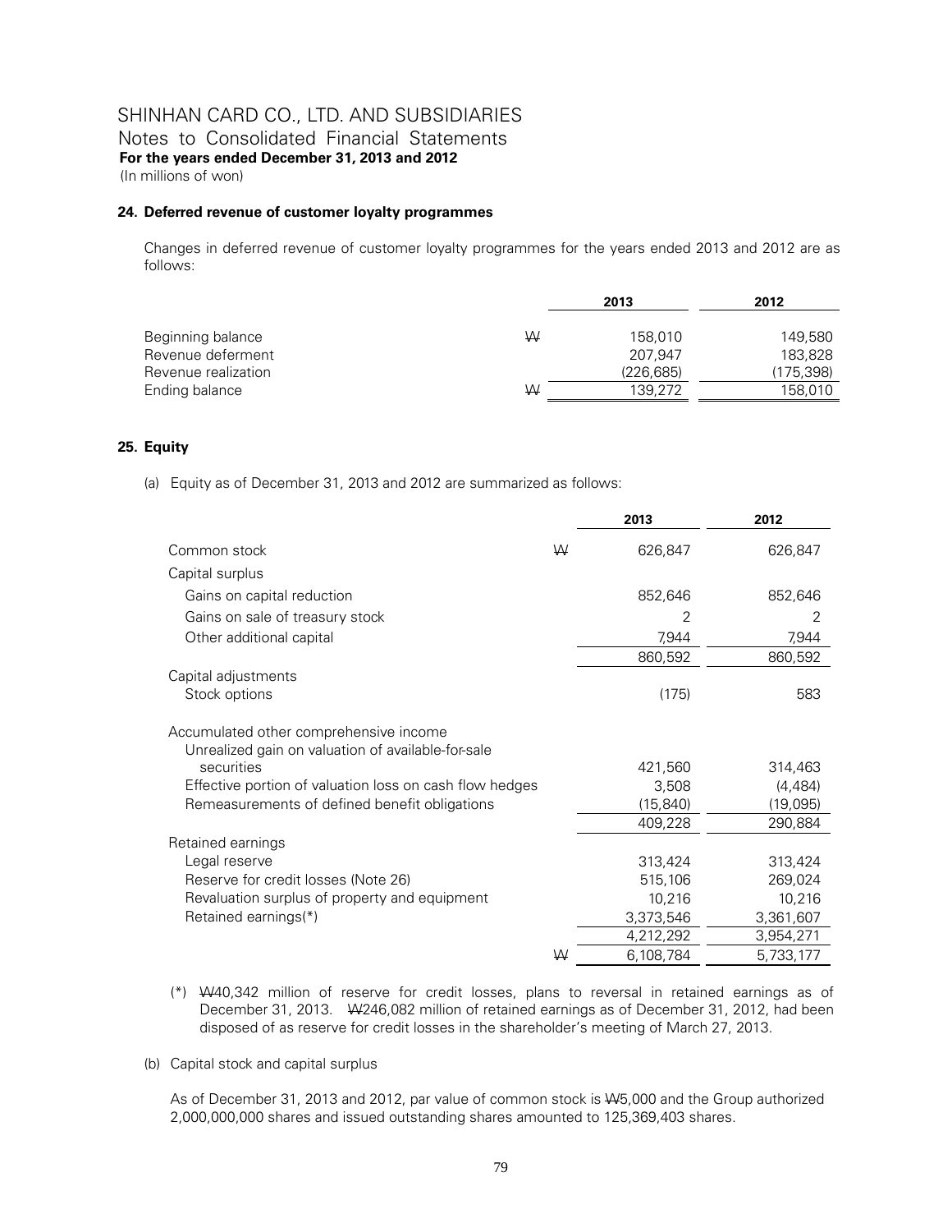SHINHAN CARD CO., LTD. AND SUBSIDIARIES
Notes to Consolidated Financial Statements
**For the years ended December 31, 2013 and 2012**
(In millions of won)

#### 24. Deferred revenue of customer loyalty programmes

Changes in deferred revenue of customer loyalty programmes for the years ended 2013 and 2012 are as follows:

| | | 2013 | 2012 |
|---|---|---|---|
| Beginning balance | ₩ | 158,010 | 149,580 |
| Revenue deferment | | 207,947 | 183,828 |
| Revenue realization | | (226,685) | (175,398) |
| Ending balance | ₩ | 139,272 | 158,010 |

#### 25. Equity

(a) Equity as of December 31, 2013 and 2012 are summarized as follows:

| | | 2013 | 2012 |
|---|---|---|---|
| Common stock | ₩ | 626,847 | 626,847 |
| Capital surplus | | | |
| Gains on capital reduction | | 852,646 | 852,646 |
| Gains on sale of treasury stock | | 2 | 2 |
| Other additional capital | | 7,944 | 7,944 |
| | | 860,592 | 860,592 |
| Capital adjustments | | | |
| Stock options | | (175) | 583 |
| Accumulated other comprehensive income | | | |
| Unrealized gain on valuation of available-for-sale securities | | 421,560 | 314,463 |
| Effective portion of valuation loss on cash flow hedges | | 3,508 | (4,484) |
| Remeasurements of defined benefit obligations | | (15,840) | (19,095) |
| | | 409,228 | 290,884 |
| Retained earnings | | | |
| Legal reserve | | 313,424 | 313,424 |
| Reserve for credit losses (Note 26) | | 515,106 | 269,024 |
| Revaluation surplus of property and equipment | | 10,216 | 10,216 |
| Retained earnings(*) | | 3,373,546 | 3,361,607 |
| | | 4,212,292 | 3,954,271 |
| | ₩ | 6,108,784 | 5,733,177 |

(*) ₩40,342 million of reserve for credit losses, plans to reversal in retained earnings as of December 31, 2013. ₩246,082 million of retained earnings as of December 31, 2012, had been disposed of as reserve for credit losses in the shareholder's meeting of March 27, 2013.

(b) Capital stock and capital surplus

As of December 31, 2013 and 2012, par value of common stock is ₩5,000 and the Group authorized 2,000,000,000 shares and issued outstanding shares amounted to 125,369,403 shares.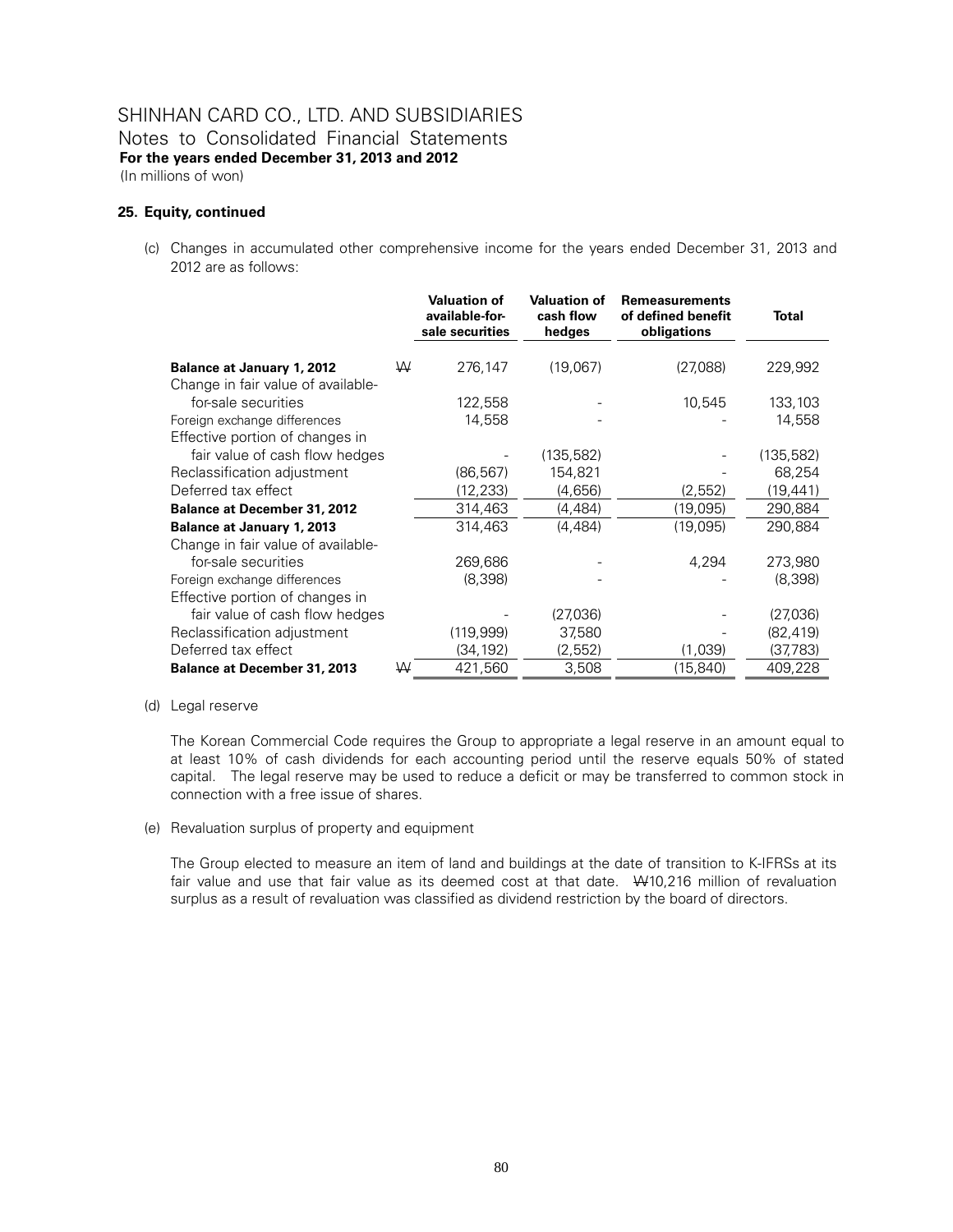# SHINHAN CARD CO., LTD. AND SUBSIDIARIES

Notes to Consolidated Financial Statements

**For the years ended December 31, 2013 and 2012**

(In millions of won)

### 25. Equity, continued

(c) Changes in accumulated other comprehensive income for the years ended December 31, 2013 and 2012 are as follows:

| | | Valuation of available-for-sale securities | Valuation of cash flow hedges | Remeasurements of defined benefit obligations | Total |
|---|---|---|---|---|---|
| **Balance at January 1, 2012** | ₩ | 276,147 | (19,067) | (27,088) | 229,992 |
| Change in fair value of available-for-sale securities | | 122,558 | - | 10,545 | 133,103 |
| Foreign exchange differences | | 14,558 | - | - | 14,558 |
| Effective portion of changes in fair value of cash flow hedges | | - | (135,582) | - | (135,582) |
| Reclassification adjustment | | (86,567) | 154,821 | - | 68,254 |
| Deferred tax effect | | (12,233) | (4,656) | (2,552) | (19,441) |
| **Balance at December 31, 2012** | | 314,463 | (4,484) | (19,095) | 290,884 |
| **Balance at January 1, 2013** | | 314,463 | (4,484) | (19,095) | 290,884 |
| Change in fair value of available-for-sale securities | | 269,686 | - | 4,294 | 273,980 |
| Foreign exchange differences | | (8,398) | - | - | (8,398) |
| Effective portion of changes in fair value of cash flow hedges | | - | (27,036) | - | (27,036) |
| Reclassification adjustment | | (119,999) | 37,580 | - | (82,419) |
| Deferred tax effect | | (34,192) | (2,552) | (1,039) | (37,783) |
| **Balance at December 31, 2013** | ₩ | 421,560 | 3,508 | (15,840) | 409,228 |

(d) Legal reserve

The Korean Commercial Code requires the Group to appropriate a legal reserve in an amount equal to at least 10% of cash dividends for each accounting period until the reserve equals 50% of stated capital. The legal reserve may be used to reduce a deficit or may be transferred to common stock in connection with a free issue of shares.

(e) Revaluation surplus of property and equipment

The Group elected to measure an item of land and buildings at the date of transition to K-IFRSs at its fair value and use that fair value as its deemed cost at that date. ₩10,216 million of revaluation surplus as a result of revaluation was classified as dividend restriction by the board of directors.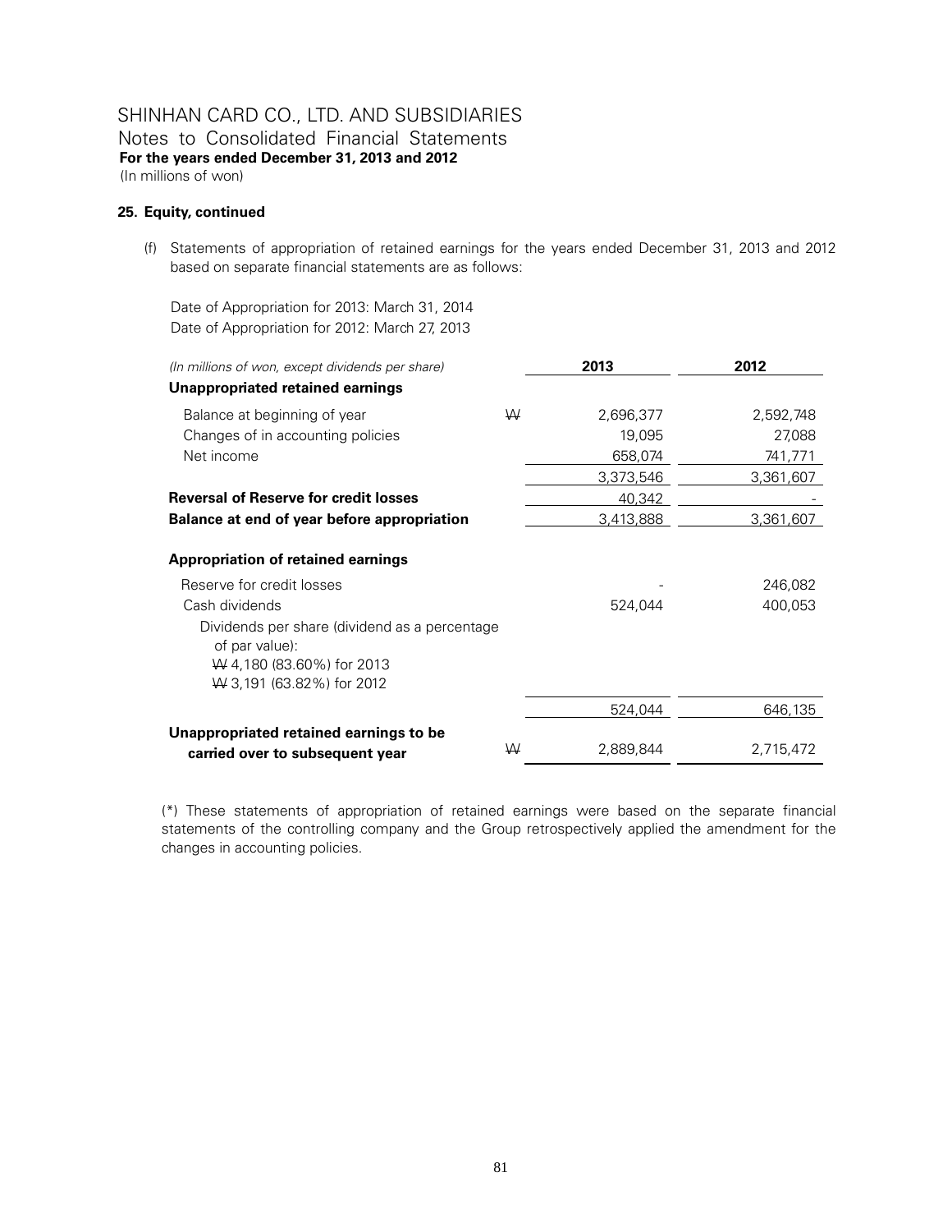# SHINHAN CARD CO., LTD. AND SUBSIDIARIES

Notes to Consolidated Financial Statements

**For the years ended December 31, 2013 and 2012**

(In millions of won)

**25. Equity, continued**

(f) Statements of appropriation of retained earnings for the years ended December 31, 2013 and 2012 based on separate financial statements are as follows:

Date of Appropriation for 2013: March 31, 2014
Date of Appropriation for 2012: March 27, 2013

| *(In millions of won, except dividends per share)* | | 2013 | 2012 |
|---|---|---|---|
| **Unappropriated retained earnings** | | | |
| Balance at beginning of year | ₩ | 2,696,377 | 2,592,748 |
| Changes of in accounting policies | | 19,095 | 27,088 |
| Net income | | 658,074 | 741,771 |
| | | 3,373,546 | 3,361,607 |
| **Reversal of Reserve for credit losses** | | 40,342 | - |
| **Balance at end of year before appropriation** | | 3,413,888 | 3,361,607 |
| **Appropriation of retained earnings** | | | |
| Reserve for credit losses | | - | 246,082 |
| Cash dividends | | 524,044 | 400,053 |
| Dividends per share (dividend as a percentage of par value): ₩ 4,180 (83.60%) for 2013 ₩ 3,191 (63.82%) for 2012 | | | |
| | | 524,044 | 646,135 |
| **Unappropriated retained earnings to be carried over to subsequent year** | ₩ | 2,889,844 | 2,715,472 |

(\*) These statements of appropriation of retained earnings were based on the separate financial statements of the controlling company and the Group retrospectively applied the amendment for the changes in accounting policies.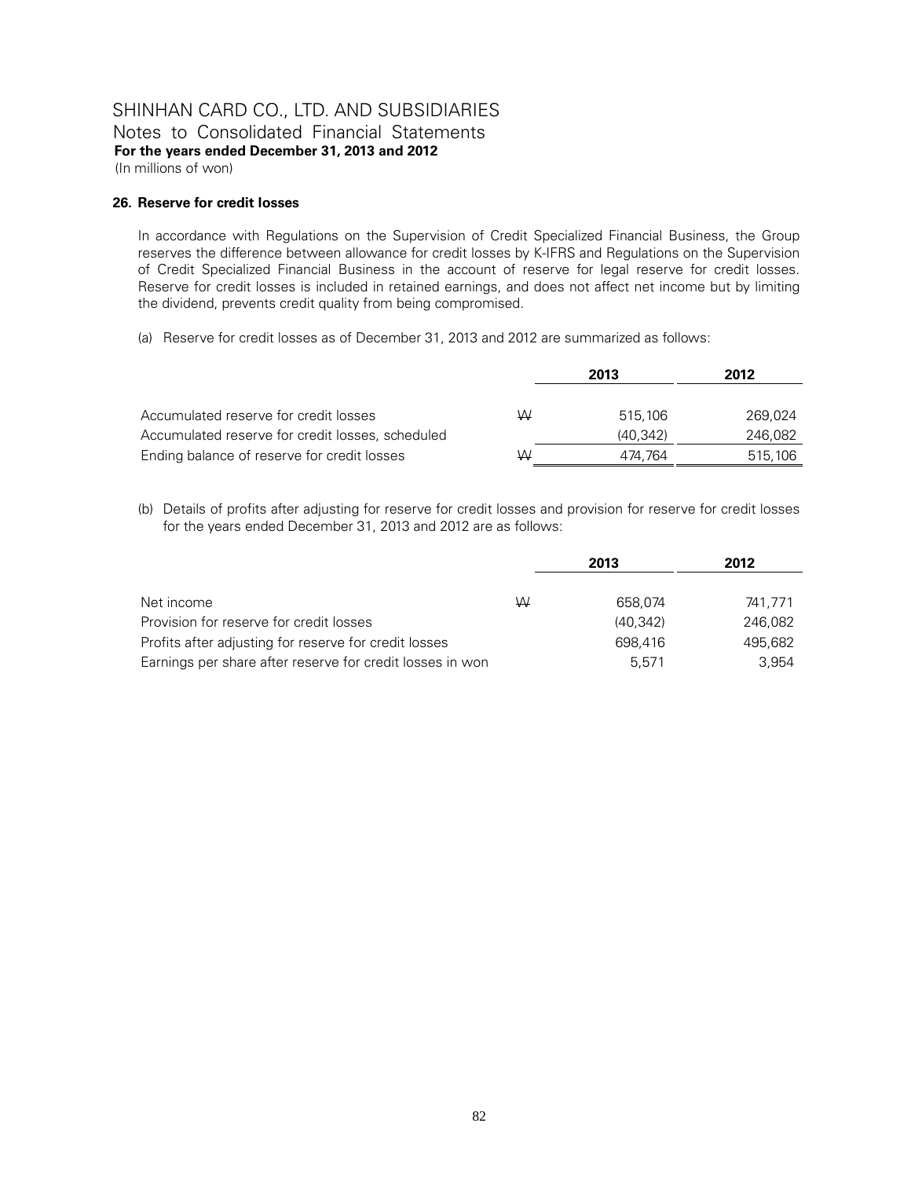# SHINHAN CARD CO., LTD. AND SUBSIDIARIES

Notes to Consolidated Financial Statements

**For the years ended December 31, 2013 and 2012**

(In millions of won)

## 26. Reserve for credit losses

In accordance with Regulations on the Supervision of Credit Specialized Financial Business, the Group reserves the difference between allowance for credit losses by K-IFRS and Regulations on the Supervision of Credit Specialized Financial Business in the account of reserve for legal reserve for credit losses. Reserve for credit losses is included in retained earnings, and does not affect net income but by limiting the dividend, prevents credit quality from being compromised.

(a) Reserve for credit losses as of December 31, 2013 and 2012 are summarized as follows:

| | | 2013 | 2012 |
|---|---|---|---|
| Accumulated reserve for credit losses | ₩ | 515,106 | 269,024 |
| Accumulated reserve for credit losses, scheduled | | (40,342) | 246,082 |
| Ending balance of reserve for credit losses | ₩ | 474,764 | 515,106 |

(b) Details of profits after adjusting for reserve for credit losses and provision for reserve for credit losses for the years ended December 31, 2013 and 2012 are as follows:

| | | 2013 | 2012 |
|---|---|---|---|
| Net income | ₩ | 658,074 | 741,771 |
| Provision for reserve for credit losses | | (40,342) | 246,082 |
| Profits after adjusting for reserve for credit losses | | 698,416 | 495,682 |
| Earnings per share after reserve for credit losses in won | | 5,571 | 3,954 |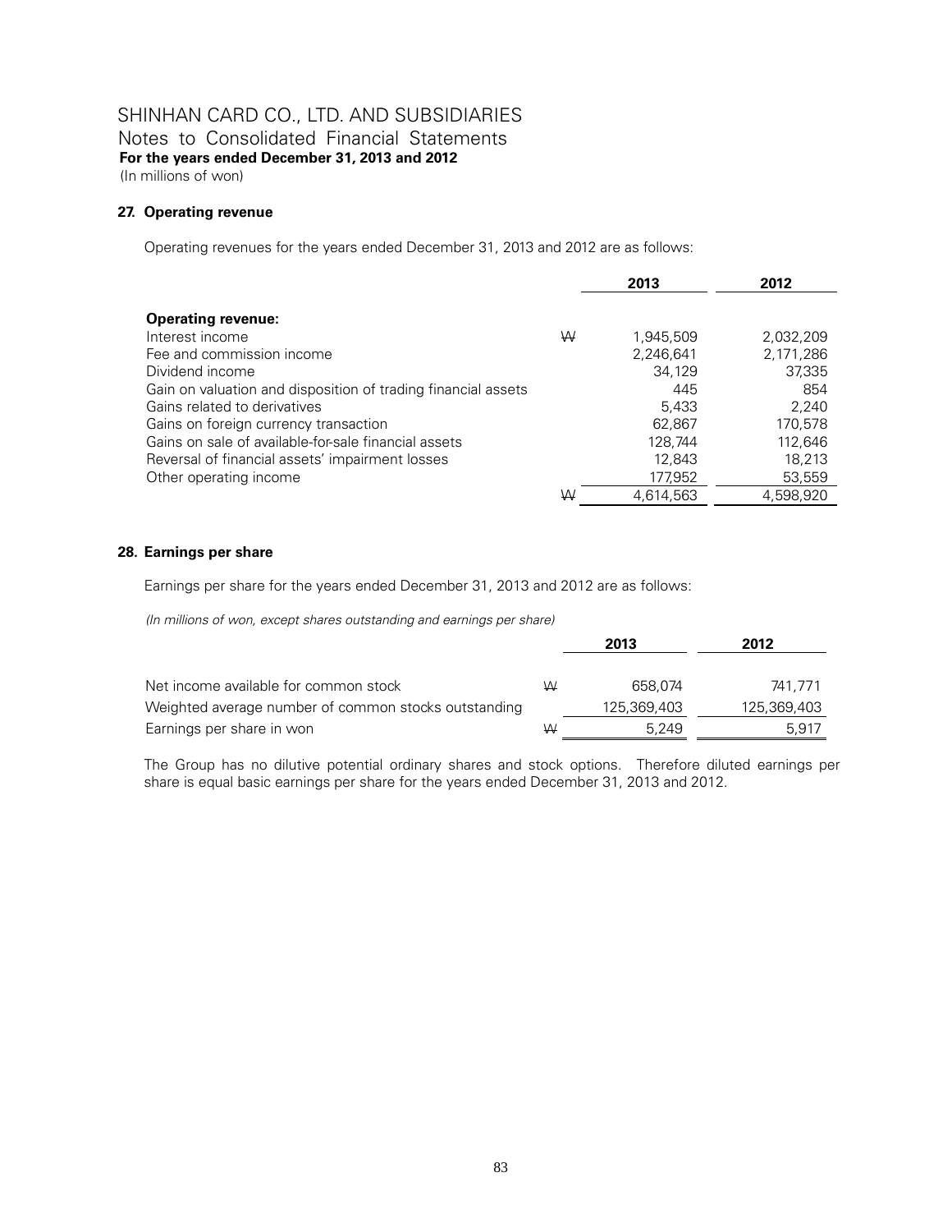SHINHAN CARD CO., LTD. AND SUBSIDIARIES
Notes to Consolidated Financial Statements
**For the years ended December 31, 2013 and 2012**
(In millions of won)

## 27. Operating revenue

Operating revenues for the years ended December 31, 2013 and 2012 are as follows:

| | | 2013 | 2012 |
|---|---|---|---|
| **Operating revenue:** | | | |
| Interest income | ₩ | 1,945,509 | 2,032,209 |
| Fee and commission income | | 2,246,641 | 2,171,286 |
| Dividend income | | 34,129 | 37,335 |
| Gain on valuation and disposition of trading financial assets | | 445 | 854 |
| Gains related to derivatives | | 5,433 | 2,240 |
| Gains on foreign currency transaction | | 62,867 | 170,578 |
| Gains on sale of available-for-sale financial assets | | 128,744 | 112,646 |
| Reversal of financial assets' impairment losses | | 12,843 | 18,213 |
| Other operating income | | 177,952 | 53,559 |
| | ₩ | 4,614,563 | 4,598,920 |

## 28. Earnings per share

Earnings per share for the years ended December 31, 2013 and 2012 are as follows:

*(In millions of won, except shares outstanding and earnings per share)*

| | | 2013 | 2012 |
|---|---|---|---|
| Net income available for common stock | ₩ | 658,074 | 741,771 |
| Weighted average number of common stocks outstanding | | 125,369,403 | 125,369,403 |
| Earnings per share in won | ₩ | 5,249 | 5,917 |

The Group has no dilutive potential ordinary shares and stock options. Therefore diluted earnings per share is equal basic earnings per share for the years ended December 31, 2013 and 2012.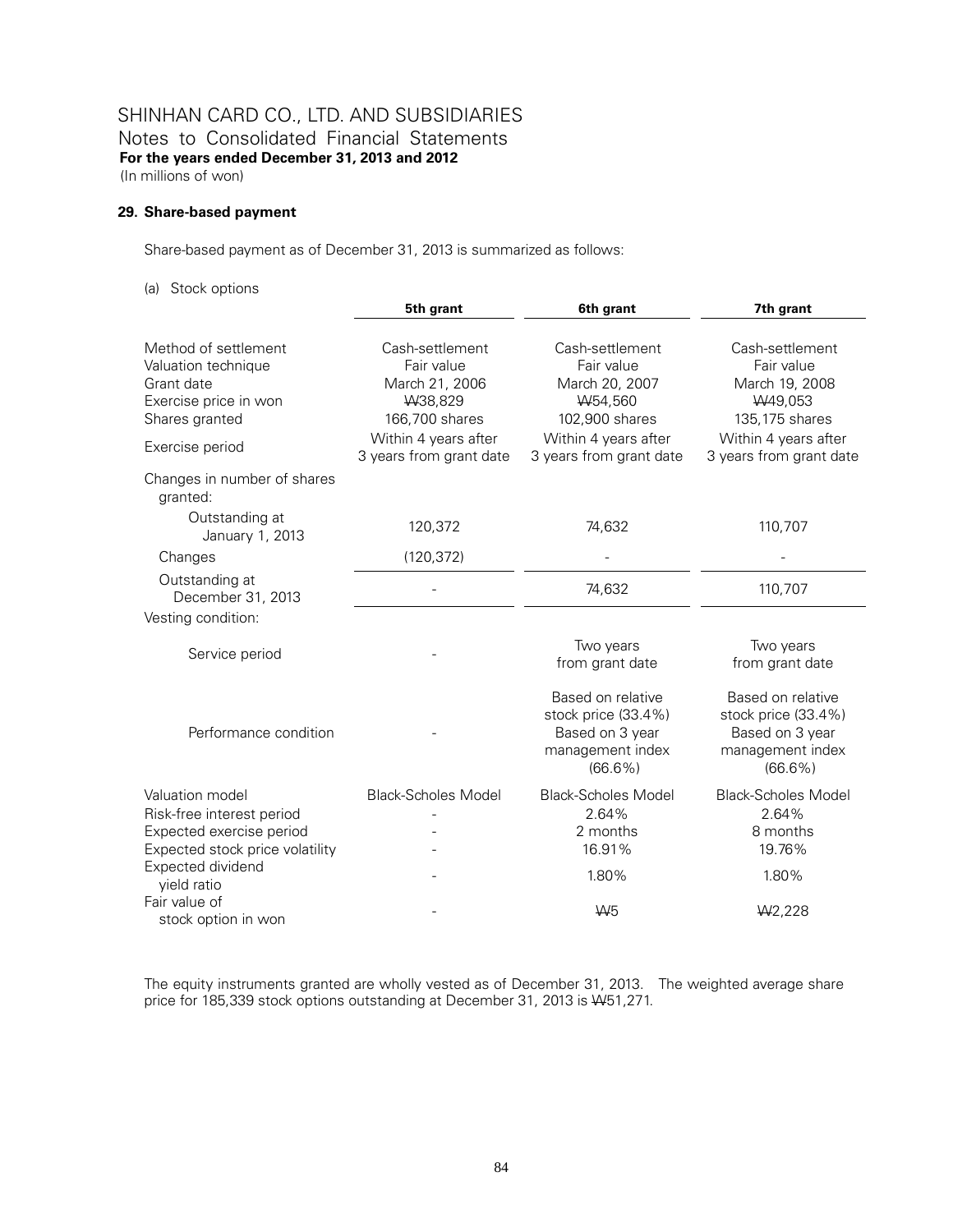SHINHAN CARD CO., LTD. AND SUBSIDIARIES
Notes to Consolidated Financial Statements
**For the years ended December 31, 2013 and 2012**
(In millions of won)

## 29. Share-based payment

Share-based payment as of December 31, 2013 is summarized as follows:

(a) Stock options

| | 5th grant | 6th grant | 7th grant |
|---|---|---|---|
| Method of settlement | Cash-settlement | Cash-settlement | Cash-settlement |
| Valuation technique | Fair value | Fair value | Fair value |
| Grant date | March 21, 2006 | March 20, 2007 | March 19, 2008 |
| Exercise price in won | ₩38,829 | ₩54,560 | ₩49,053 |
| Shares granted | 166,700 shares | 102,900 shares | 135,175 shares |
| Exercise period | Within 4 years after 3 years from grant date | Within 4 years after 3 years from grant date | Within 4 years after 3 years from grant date |
| Changes in number of shares granted: | | | |
| Outstanding at January 1, 2013 | 120,372 | 74,632 | 110,707 |
| Changes | (120,372) | - | - |
| Outstanding at December 31, 2013 | - | 74,632 | 110,707 |
| Vesting condition: | | | |
| Service period | - | Two years from grant date | Two years from grant date |
| Performance condition | - | Based on relative stock price (33.4%) Based on 3 year management index (66.6%) | Based on relative stock price (33.4%) Based on 3 year management index (66.6%) |
| Valuation model | Black-Scholes Model | Black-Scholes Model | Black-Scholes Model |
| Risk-free interest period | - | 2.64% | 2.64% |
| Expected exercise period | - | 2 months | 8 months |
| Expected stock price volatility | - | 16.91% | 19.76% |
| Expected dividend yield ratio | - | 1.80% | 1.80% |
| Fair value of stock option in won | - | ₩5 | ₩2,228 |

The equity instruments granted are wholly vested as of December 31, 2013. The weighted average share price for 185,339 stock options outstanding at December 31, 2013 is ₩51,271.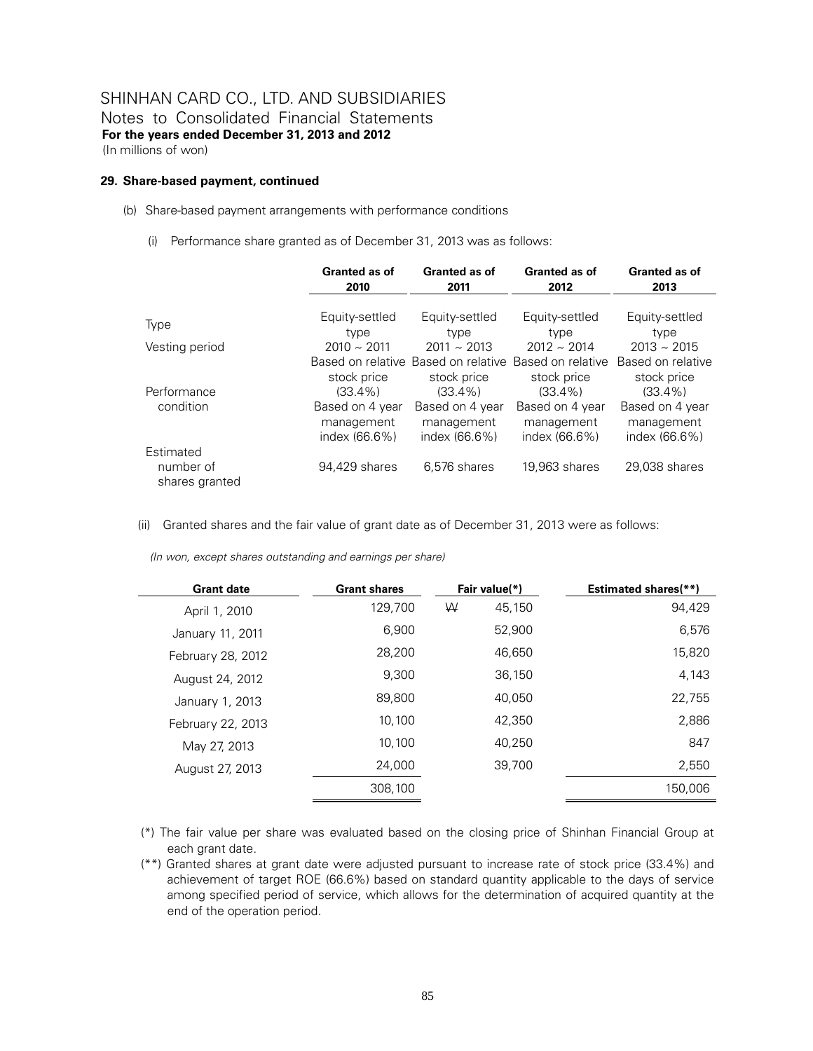# SHINHAN CARD CO., LTD. AND SUBSIDIARIES
Notes to Consolidated Financial Statements
**For the years ended December 31, 2013 and 2012**
(In millions of won)

### 29. Share-based payment, continued

(b) Share-based payment arrangements with performance conditions

(i) Performance share granted as of December 31, 2013 was as follows:

| | Granted as of 2010 | Granted as of 2011 | Granted as of 2012 | Granted as of 2013 |
|---|---|---|---|---|
| Type | Equity-settled type | Equity-settled type | Equity-settled type | Equity-settled type |
| Vesting period | 2010 ~ 2011 | 2011 ~ 2013 | 2012 ~ 2014 | 2013 ~ 2015 |
| Performance condition | Based on relative stock price (33.4%) Based on 4 year management index (66.6%) | Based on relative stock price (33.4%) Based on 4 year management index (66.6%) | Based on relative stock price (33.4%) Based on 4 year management index (66.6%) | Based on relative stock price (33.4%) Based on 4 year management index (66.6%) |
| Estimated number of shares granted | 94,429 shares | 6,576 shares | 19,963 shares | 29,038 shares |

(ii) Granted shares and the fair value of grant date as of December 31, 2013 were as follows:

*(In won, except shares outstanding and earnings per share)*

| Grant date | Grant shares | Fair value(*) | Estimated shares(**) |
|---|---|---|---|
| April 1, 2010 | 129,700 | ₩ 45,150 | 94,429 |
| January 11, 2011 | 6,900 | 52,900 | 6,576 |
| February 28, 2012 | 28,200 | 46,650 | 15,820 |
| August 24, 2012 | 9,300 | 36,150 | 4,143 |
| January 1, 2013 | 89,800 | 40,050 | 22,755 |
| February 22, 2013 | 10,100 | 42,350 | 2,886 |
| May 27, 2013 | 10,100 | 40,250 | 847 |
| August 27, 2013 | 24,000 | 39,700 | 2,550 |
| | 308,100 | | 150,006 |

(*) The fair value per share was evaluated based on the closing price of Shinhan Financial Group at each grant date.

(**) Granted shares at grant date were adjusted pursuant to increase rate of stock price (33.4%) and achievement of target ROE (66.6%) based on standard quantity applicable to the days of service among specified period of service, which allows for the determination of acquired quantity at the end of the operation period.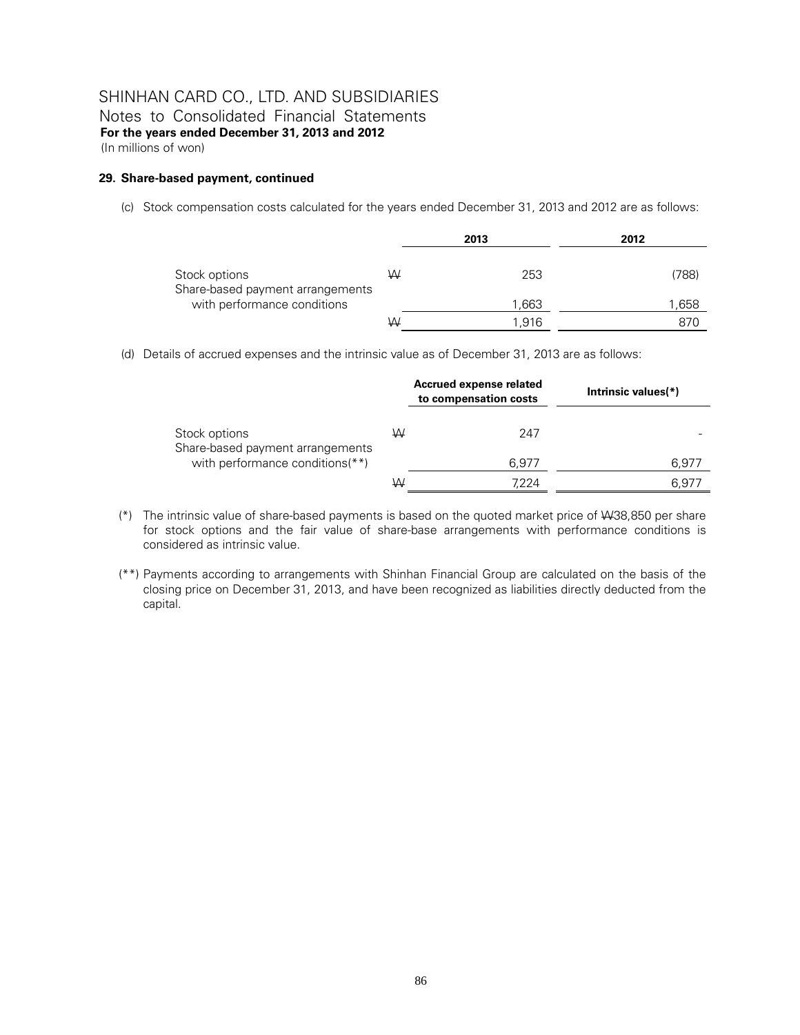SHINHAN CARD CO., LTD. AND SUBSIDIARIES
Notes to Consolidated Financial Statements
**For the years ended December 31, 2013 and 2012**
(In millions of won)

**29. Share-based payment, continued**

(c) Stock compensation costs calculated for the years ended December 31, 2013 and 2012 are as follows:

| | | 2013 | 2012 |
|---|---|---|---|
| Stock options | ₩ | 253 | (788) |
| Share-based payment arrangements with performance conditions | | 1,663 | 1,658 |
| | ₩ | 1,916 | 870 |

(d) Details of accrued expenses and the intrinsic value as of December 31, 2013 are as follows:

| | | Accrued expense related to compensation costs | Intrinsic values(*) |
|---|---|---|---|
| Stock options | ₩ | 247 | - |
| Share-based payment arrangements with performance conditions(**) | | 6,977 | 6,977 |
| | ₩ | 7,224 | 6,977 |

(*) The intrinsic value of share-based payments is based on the quoted market price of ₩38,850 per share for stock options and the fair value of share-base arrangements with performance conditions is considered as intrinsic value.

(**) Payments according to arrangements with Shinhan Financial Group are calculated on the basis of the closing price on December 31, 2013, and have been recognized as liabilities directly deducted from the capital.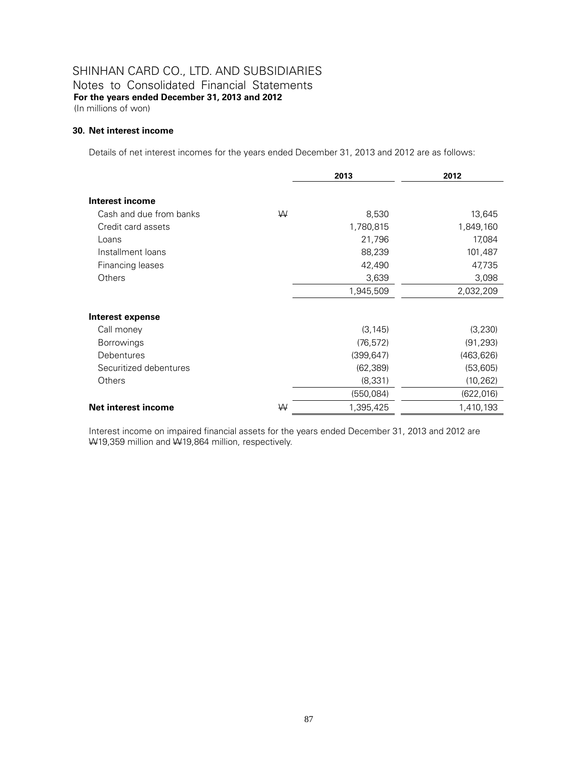# SHINHAN CARD CO., LTD. AND SUBSIDIARIES

Notes to Consolidated Financial Statements

**For the years ended December 31, 2013 and 2012**

(In millions of won)

### 30. Net interest income

Details of net interest incomes for the years ended December 31, 2013 and 2012 are as follows:

| | | 2013 | 2012 |
|---|---|---|---|
| **Interest income** | | | |
| Cash and due from banks | ₩ | 8,530 | 13,645 |
| Credit card assets | | 1,780,815 | 1,849,160 |
| Loans | | 21,796 | 17,084 |
| Installment loans | | 88,239 | 101,487 |
| Financing leases | | 42,490 | 47,735 |
| Others | | 3,639 | 3,098 |
| | | 1,945,509 | 2,032,209 |
| **Interest expense** | | | |
| Call money | | (3,145) | (3,230) |
| Borrowings | | (76,572) | (91,293) |
| Debentures | | (399,647) | (463,626) |
| Securitized debentures | | (62,389) | (53,605) |
| Others | | (8,331) | (10,262) |
| | | (550,084) | (622,016) |
| **Net interest income** | ₩ | 1,395,425 | 1,410,193 |

Interest income on impaired financial assets for the years ended December 31, 2013 and 2012 are ₩19,359 million and ₩19,864 million, respectively.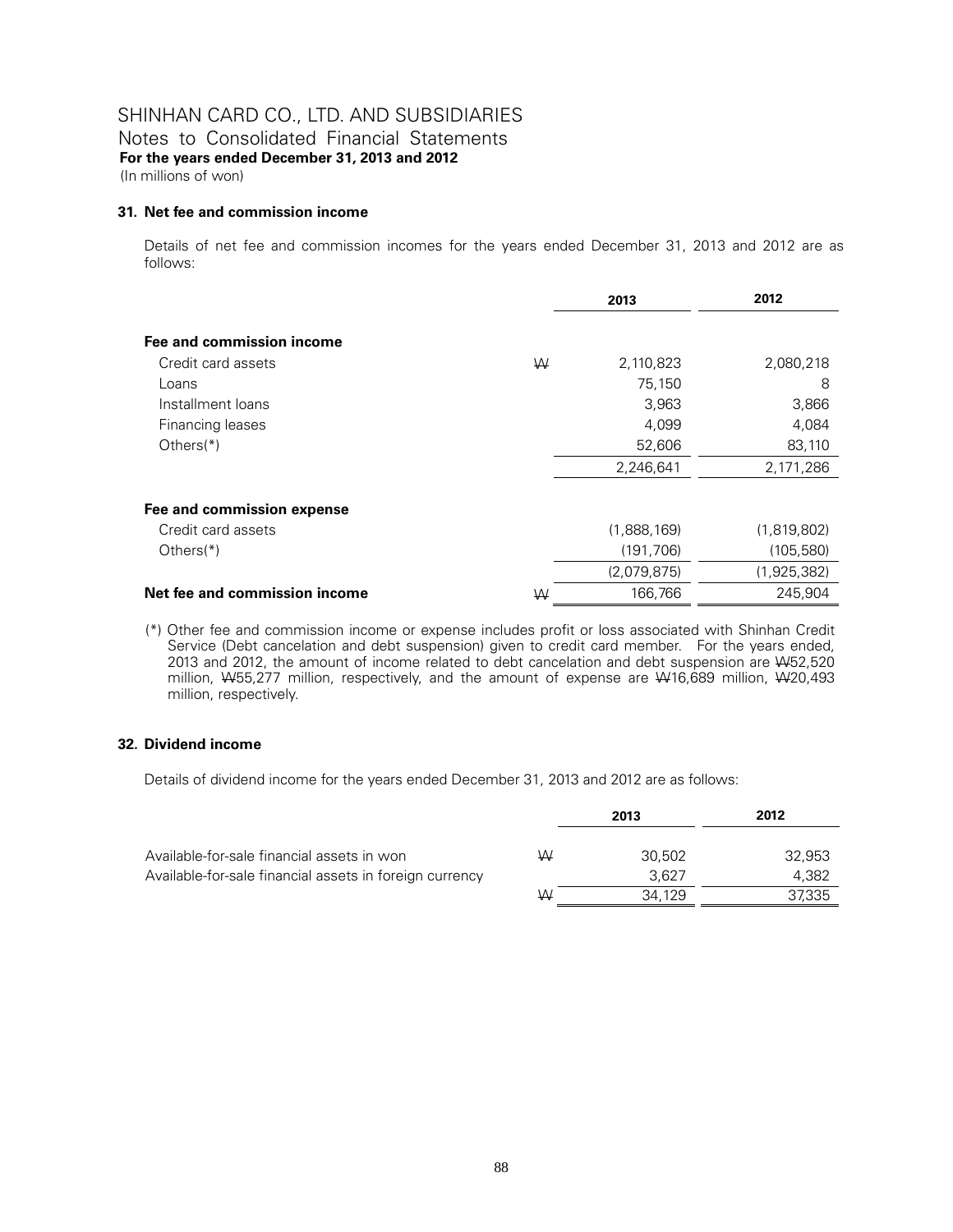SHINHAN CARD CO., LTD. AND SUBSIDIARIES
Notes to Consolidated Financial Statements
**For the years ended December 31, 2013 and 2012**
(In millions of won)

### 31. Net fee and commission income

Details of net fee and commission incomes for the years ended December 31, 2013 and 2012 are as follows:

| | | 2013 | 2012 |
|---|---|---|---|
| **Fee and commission income** | | | |
| Credit card assets | ₩ | 2,110,823 | 2,080,218 |
| Loans | | 75,150 | 8 |
| Installment loans | | 3,963 | 3,866 |
| Financing leases | | 4,099 | 4,084 |
| Others(*) | | 52,606 | 83,110 |
| | | 2,246,641 | 2,171,286 |
| **Fee and commission expense** | | | |
| Credit card assets | | (1,888,169) | (1,819,802) |
| Others(*) | | (191,706) | (105,580) |
| | | (2,079,875) | (1,925,382) |
| **Net fee and commission income** | ₩ | 166,766 | 245,904 |

(*) Other fee and commission income or expense includes profit or loss associated with Shinhan Credit Service (Debt cancelation and debt suspension) given to credit card member. For the years ended, 2013 and 2012, the amount of income related to debt cancelation and debt suspension are ₩52,520 million, ₩55,277 million, respectively, and the amount of expense are ₩16,689 million, ₩20,493 million, respectively.

### 32. Dividend income

Details of dividend income for the years ended December 31, 2013 and 2012 are as follows:

| | | 2013 | 2012 |
|---|---|---|---|
| Available-for-sale financial assets in won | ₩ | 30,502 | 32,953 |
| Available-for-sale financial assets in foreign currency | | 3,627 | 4,382 |
| | ₩ | 34,129 | 37,335 |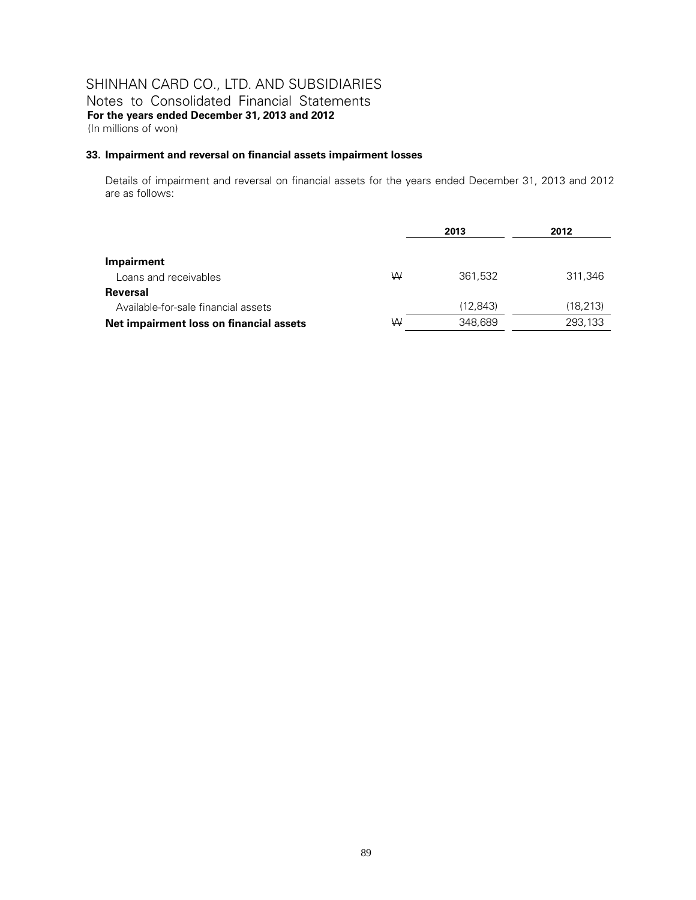SHINHAN CARD CO., LTD. AND SUBSIDIARIES
Notes to Consolidated Financial Statements
**For the years ended December 31, 2013 and 2012**
(In millions of won)

### 33. Impairment and reversal on financial assets impairment losses

Details of impairment and reversal on financial assets for the years ended December 31, 2013 and 2012 are as follows:

| | | 2013 | 2012 |
|---|---|---|---|
| **Impairment** | | | |
| Loans and receivables | ₩ | 361,532 | 311,346 |
| **Reversal** | | | |
| Available-for-sale financial assets | | (12,843) | (18,213) |
| **Net impairment loss on financial assets** | ₩ | 348,689 | 293,133 |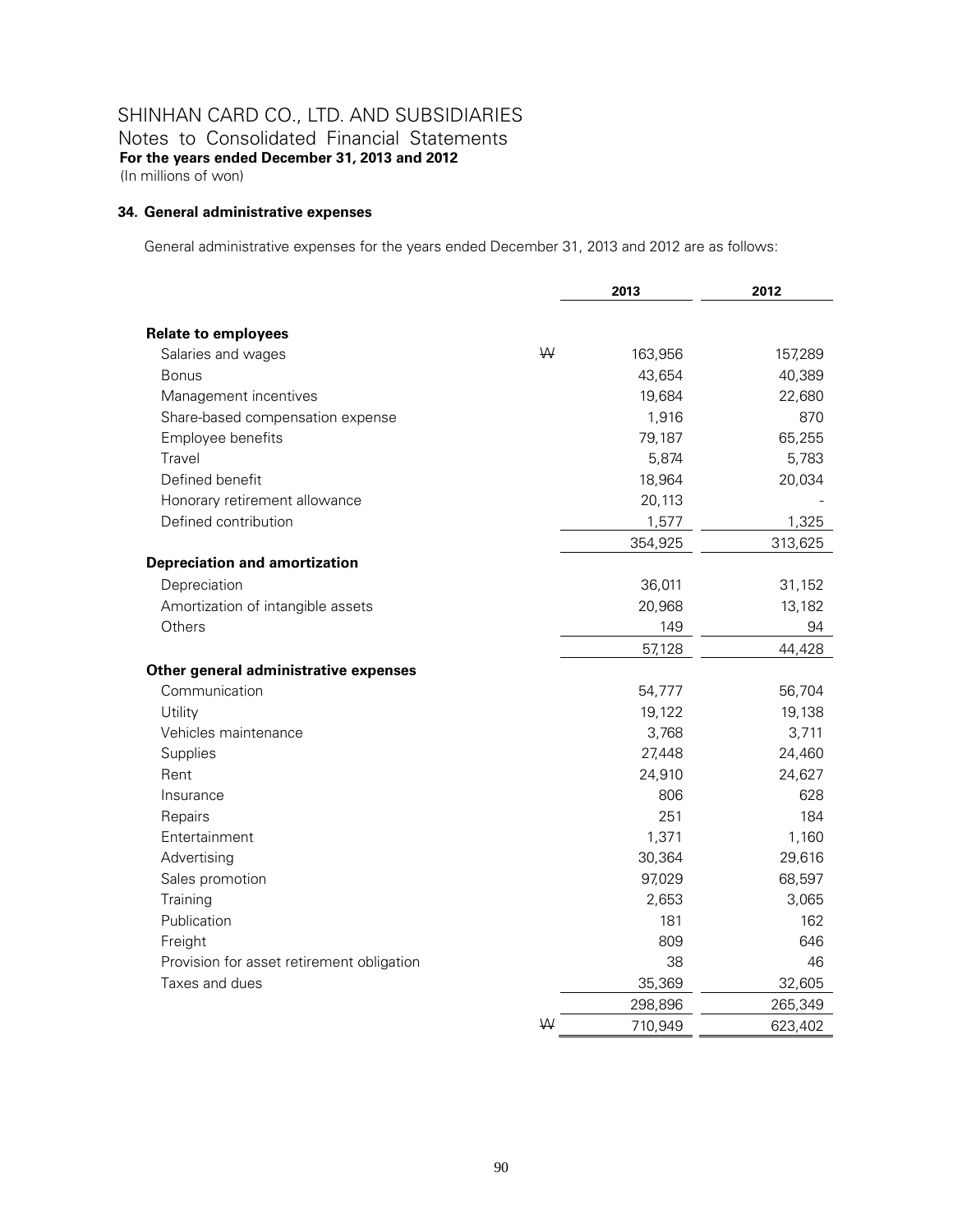SHINHAN CARD CO., LTD. AND SUBSIDIARIES
Notes to Consolidated Financial Statements
**For the years ended December 31, 2013 and 2012**
(In millions of won)

### 34. General administrative expenses

General administrative expenses for the years ended December 31, 2013 and 2012 are as follows:

| | | 2013 | 2012 |
|---|---|---|---|
| **Relate to employees** | | | |
| Salaries and wages | ₩ | 163,956 | 157,289 |
| Bonus | | 43,654 | 40,389 |
| Management incentives | | 19,684 | 22,680 |
| Share-based compensation expense | | 1,916 | 870 |
| Employee benefits | | 79,187 | 65,255 |
| Travel | | 5,874 | 5,783 |
| Defined benefit | | 18,964 | 20,034 |
| Honorary retirement allowance | | 20,113 | - |
| Defined contribution | | 1,577 | 1,325 |
| | | 354,925 | 313,625 |
| **Depreciation and amortization** | | | |
| Depreciation | | 36,011 | 31,152 |
| Amortization of intangible assets | | 20,968 | 13,182 |
| Others | | 149 | 94 |
| | | 57,128 | 44,428 |
| **Other general administrative expenses** | | | |
| Communication | | 54,777 | 56,704 |
| Utility | | 19,122 | 19,138 |
| Vehicles maintenance | | 3,768 | 3,711 |
| Supplies | | 27,448 | 24,460 |
| Rent | | 24,910 | 24,627 |
| Insurance | | 806 | 628 |
| Repairs | | 251 | 184 |
| Entertainment | | 1,371 | 1,160 |
| Advertising | | 30,364 | 29,616 |
| Sales promotion | | 97,029 | 68,597 |
| Training | | 2,653 | 3,065 |
| Publication | | 181 | 162 |
| Freight | | 809 | 646 |
| Provision for asset retirement obligation | | 38 | 46 |
| Taxes and dues | | 35,369 | 32,605 |
| | | 298,896 | 265,349 |
| | ₩ | 710,949 | 623,402 |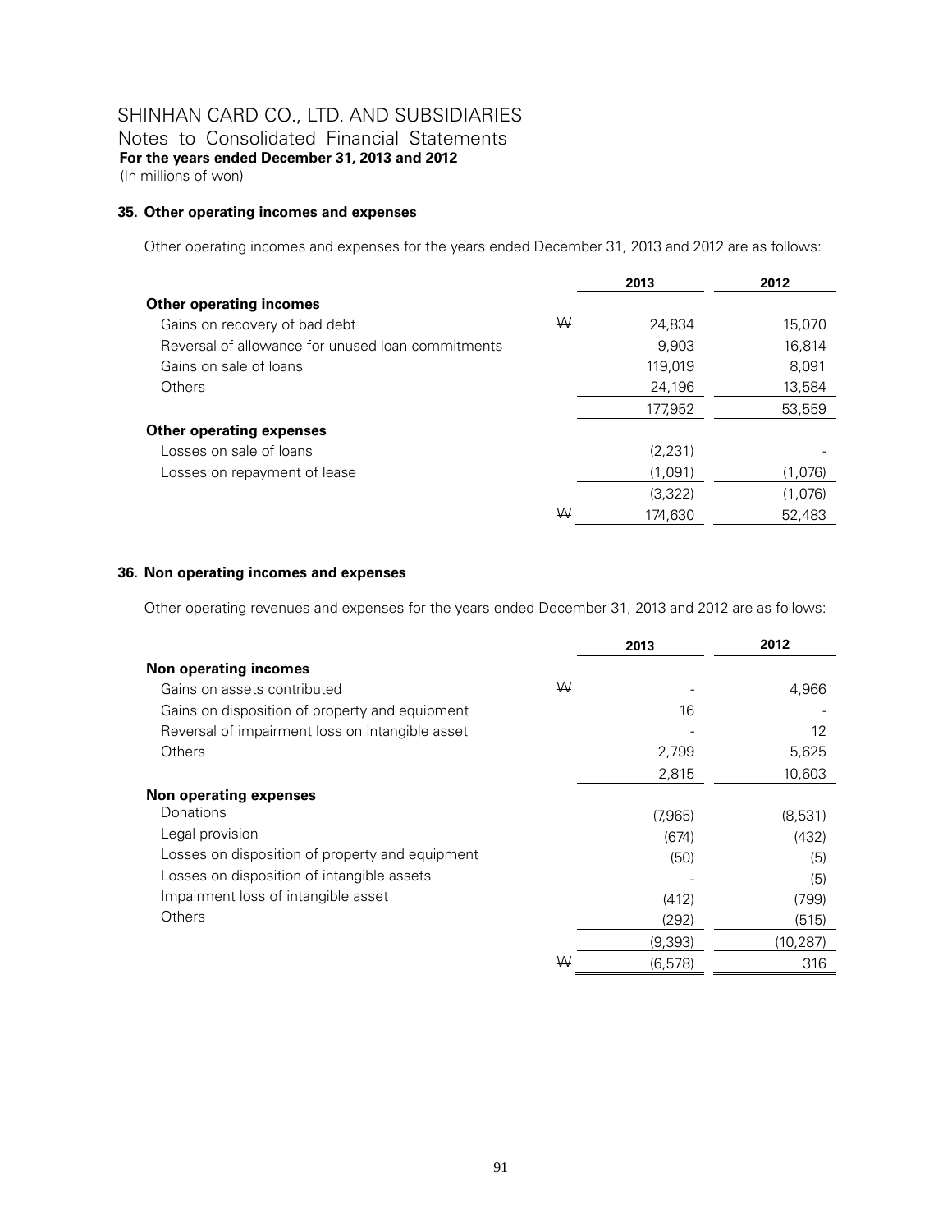# SHINHAN CARD CO., LTD. AND SUBSIDIARIES
Notes to Consolidated Financial Statements
**For the years ended December 31, 2013 and 2012**
(In millions of won)

### 35. Other operating incomes and expenses

Other operating incomes and expenses for the years ended December 31, 2013 and 2012 are as follows:

| | | 2013 | 2012 |
|---|---|---|---|
| **Other operating incomes** | | | |
| Gains on recovery of bad debt | ₩ | 24,834 | 15,070 |
| Reversal of allowance for unused loan commitments | | 9,903 | 16,814 |
| Gains on sale of loans | | 119,019 | 8,091 |
| Others | | 24,196 | 13,584 |
| | | 177,952 | 53,559 |
| **Other operating expenses** | | | |
| Losses on sale of loans | | (2,231) | - |
| Losses on repayment of lease | | (1,091) | (1,076) |
| | | (3,322) | (1,076) |
| | ₩ | 174,630 | 52,483 |

### 36. Non operating incomes and expenses

Other operating revenues and expenses for the years ended December 31, 2013 and 2012 are as follows:

| | | 2013 | 2012 |
|---|---|---|---|
| **Non operating incomes** | | | |
| Gains on assets contributed | ₩ | - | 4,966 |
| Gains on disposition of property and equipment | | 16 | - |
| Reversal of impairment loss on intangible asset | | - | 12 |
| Others | | 2,799 | 5,625 |
| | | 2,815 | 10,603 |
| **Non operating expenses** | | | |
| Donations | | (7,965) | (8,531) |
| Legal provision | | (674) | (432) |
| Losses on disposition of property and equipment | | (50) | (5) |
| Losses on disposition of intangible assets | | - | (5) |
| Impairment loss of intangible asset | | (412) | (799) |
| Others | | (292) | (515) |
| | | (9,393) | (10,287) |
| | ₩ | (6,578) | 316 |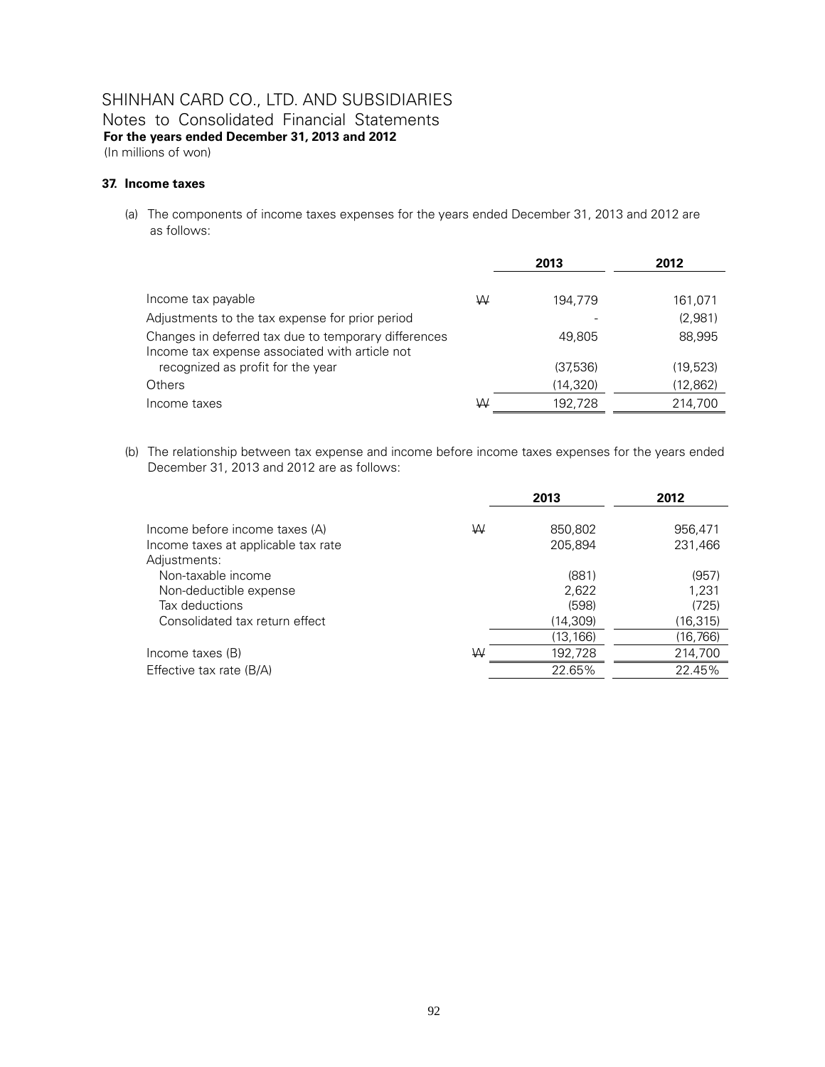# SHINHAN CARD CO., LTD. AND SUBSIDIARIES

Notes to Consolidated Financial Statements

**For the years ended December 31, 2013 and 2012**

(In millions of won)

## 37. Income taxes

(a) The components of income taxes expenses for the years ended December 31, 2013 and 2012 are as follows:

| | | 2013 | 2012 |
|---|---|---|---|
| Income tax payable | ₩ | 194,779 | 161,071 |
| Adjustments to the tax expense for prior period | | - | (2,981) |
| Changes in deferred tax due to temporary differences | | 49,805 | 88,995 |
| Income tax expense associated with article not recognized as profit for the year | | (37,536) | (19,523) |
| Others | | (14,320) | (12,862) |
| Income taxes | ₩ | 192,728 | 214,700 |

(b) The relationship between tax expense and income before income taxes expenses for the years ended December 31, 2013 and 2012 are as follows:

| | | 2013 | 2012 |
|---|---|---|---|
| Income before income taxes (A) | ₩ | 850,802 | 956,471 |
| Income taxes at applicable tax rate | | 205,894 | 231,466 |
| Adjustments: | | | |
| Non-taxable income | | (881) | (957) |
| Non-deductible expense | | 2,622 | 1,231 |
| Tax deductions | | (598) | (725) |
| Consolidated tax return effect | | (14,309) | (16,315) |
| | | (13,166) | (16,766) |
| Income taxes (B) | ₩ | 192,728 | 214,700 |
| Effective tax rate (B/A) | | 22.65% | 22.45% |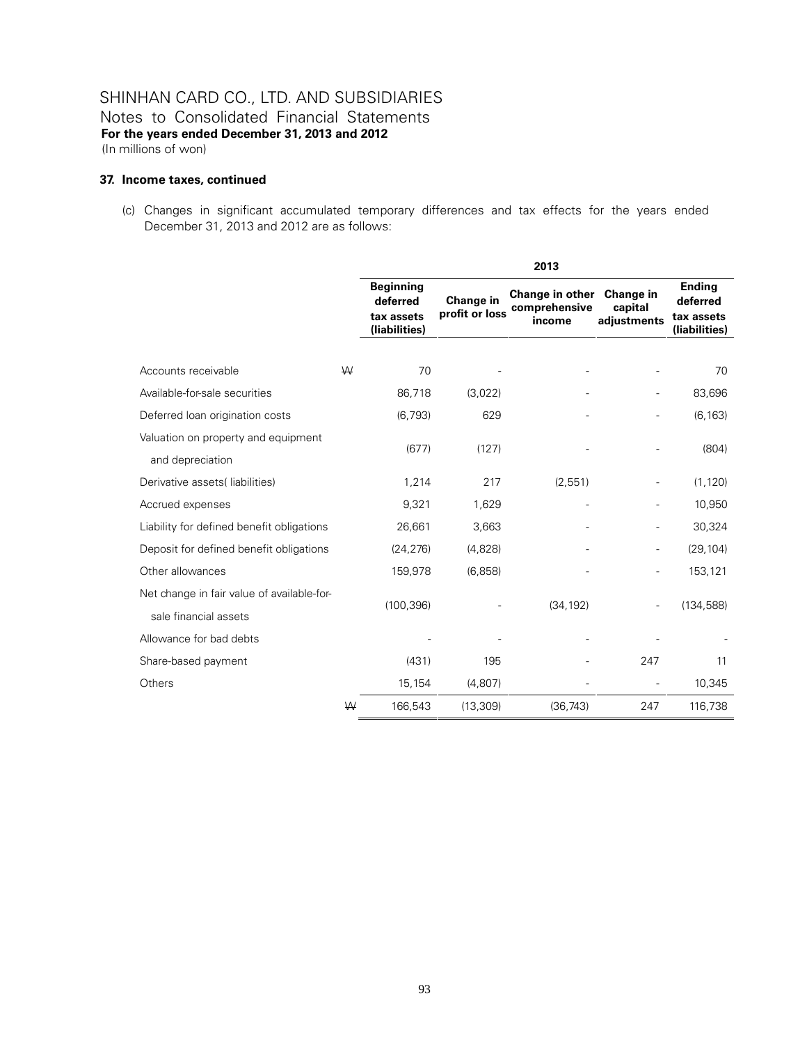SHINHAN CARD CO., LTD. AND SUBSIDIARIES

Notes to Consolidated Financial Statements

**For the years ended December 31, 2013 and 2012**

(In millions of won)

**37. Income taxes, continued**

(c) Changes in significant accumulated temporary differences and tax effects for the years ended December 31, 2013 and 2012 are as follows:

| | | 2013 | | | | |
|---|---|---|---|---|---|---|
| | | **Beginning deferred tax assets (liabilities)** | **Change in profit or loss** | **Change in other comprehensive income** | **Change in capital adjustments** | **Ending deferred tax assets (liabilities)** |
| Accounts receivable | ₩ | 70 | - | - | - | 70 |
| Available-for-sale securities | | 86,718 | (3,022) | - | - | 83,696 |
| Deferred loan origination costs | | (6,793) | 629 | - | - | (6,163) |
| Valuation on property and equipment and depreciation | | (677) | (127) | - | - | (804) |
| Derivative assets( liabilities) | | 1,214 | 217 | (2,551) | - | (1,120) |
| Accrued expenses | | 9,321 | 1,629 | - | - | 10,950 |
| Liability for defined benefit obligations | | 26,661 | 3,663 | - | - | 30,324 |
| Deposit for defined benefit obligations | | (24,276) | (4,828) | - | - | (29,104) |
| Other allowances | | 159,978 | (6,858) | - | - | 153,121 |
| Net change in fair value of available-for-sale financial assets | | (100,396) | - | (34,192) | - | (134,588) |
| Allowance for bad debts | | - | - | - | - | - |
| Share-based payment | | (431) | 195 | - | 247 | 11 |
| Others | | 15,154 | (4,807) | - | - | 10,345 |
| | ₩ | 166,543 | (13,309) | (36,743) | 247 | 116,738 |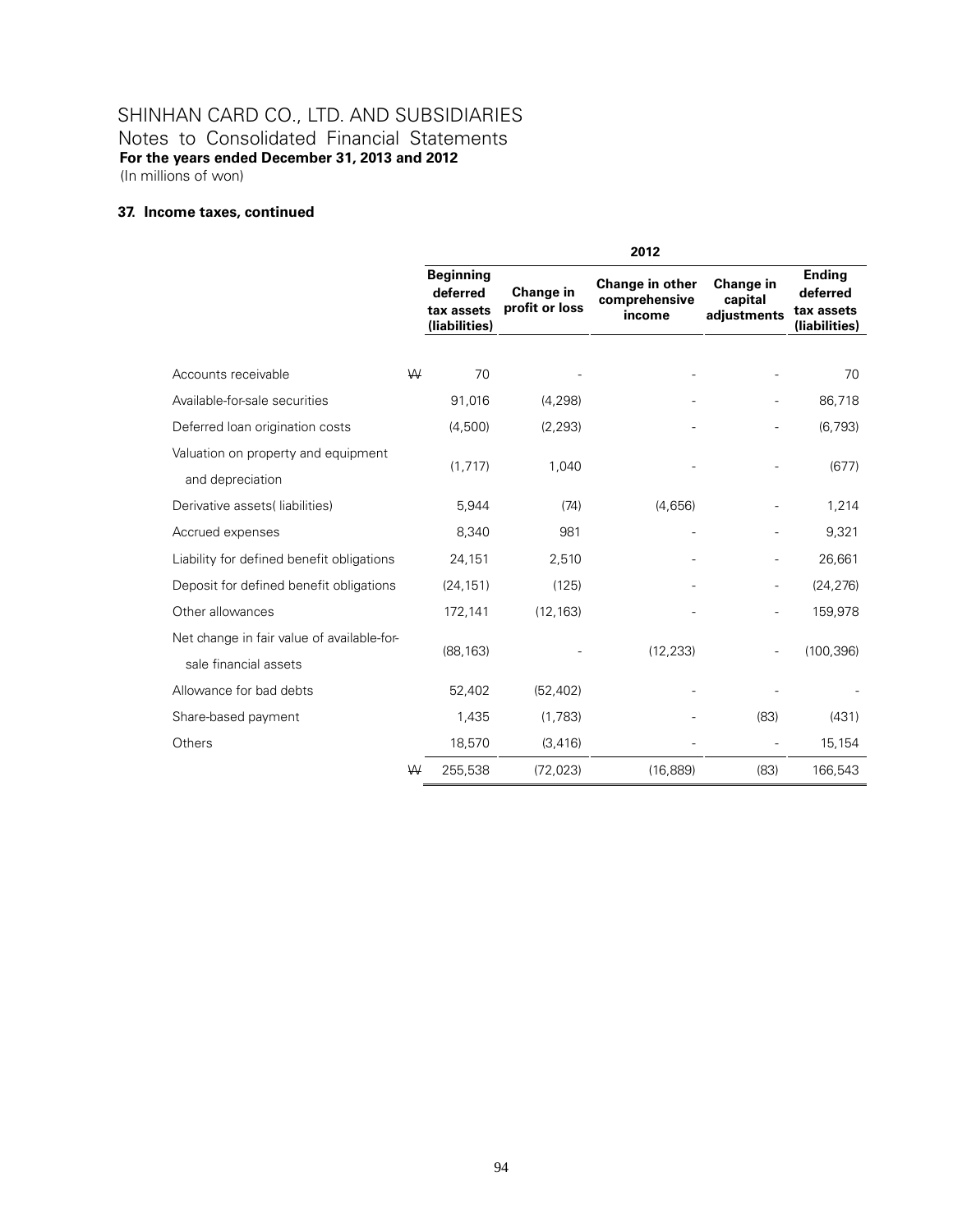# SHINHAN CARD CO., LTD. AND SUBSIDIARIES

Notes to Consolidated Financial Statements

**For the years ended December 31, 2013 and 2012**

(In millions of won)

### 37. Income taxes, continued

| | 2012 | | | | |
|---|---|---|---|---|---|
| | **Beginning deferred tax assets (liabilities)** | **Change in profit or loss** | **Change in other comprehensive income** | **Change in capital adjustments** | **Ending deferred tax assets (liabilities)** |
| Accounts receivable | ₩ 70 | - | - | - | 70 |
| Available-for-sale securities | 91,016 | (4,298) | - | - | 86,718 |
| Deferred loan origination costs | (4,500) | (2,293) | - | - | (6,793) |
| Valuation on property and equipment and depreciation | (1,717) | 1,040 | - | - | (677) |
| Derivative assets( liabilities) | 5,944 | (74) | (4,656) | - | 1,214 |
| Accrued expenses | 8,340 | 981 | - | - | 9,321 |
| Liability for defined benefit obligations | 24,151 | 2,510 | - | - | 26,661 |
| Deposit for defined benefit obligations | (24,151) | (125) | - | - | (24,276) |
| Other allowances | 172,141 | (12,163) | - | - | 159,978 |
| Net change in fair value of available-for-sale financial assets | (88,163) | - | (12,233) | - | (100,396) |
| Allowance for bad debts | 52,402 | (52,402) | - | - | - |
| Share-based payment | 1,435 | (1,783) | - | (83) | (431) |
| Others | 18,570 | (3,416) | - | - | 15,154 |
| | ₩ 255,538 | (72,023) | (16,889) | (83) | 166,543 |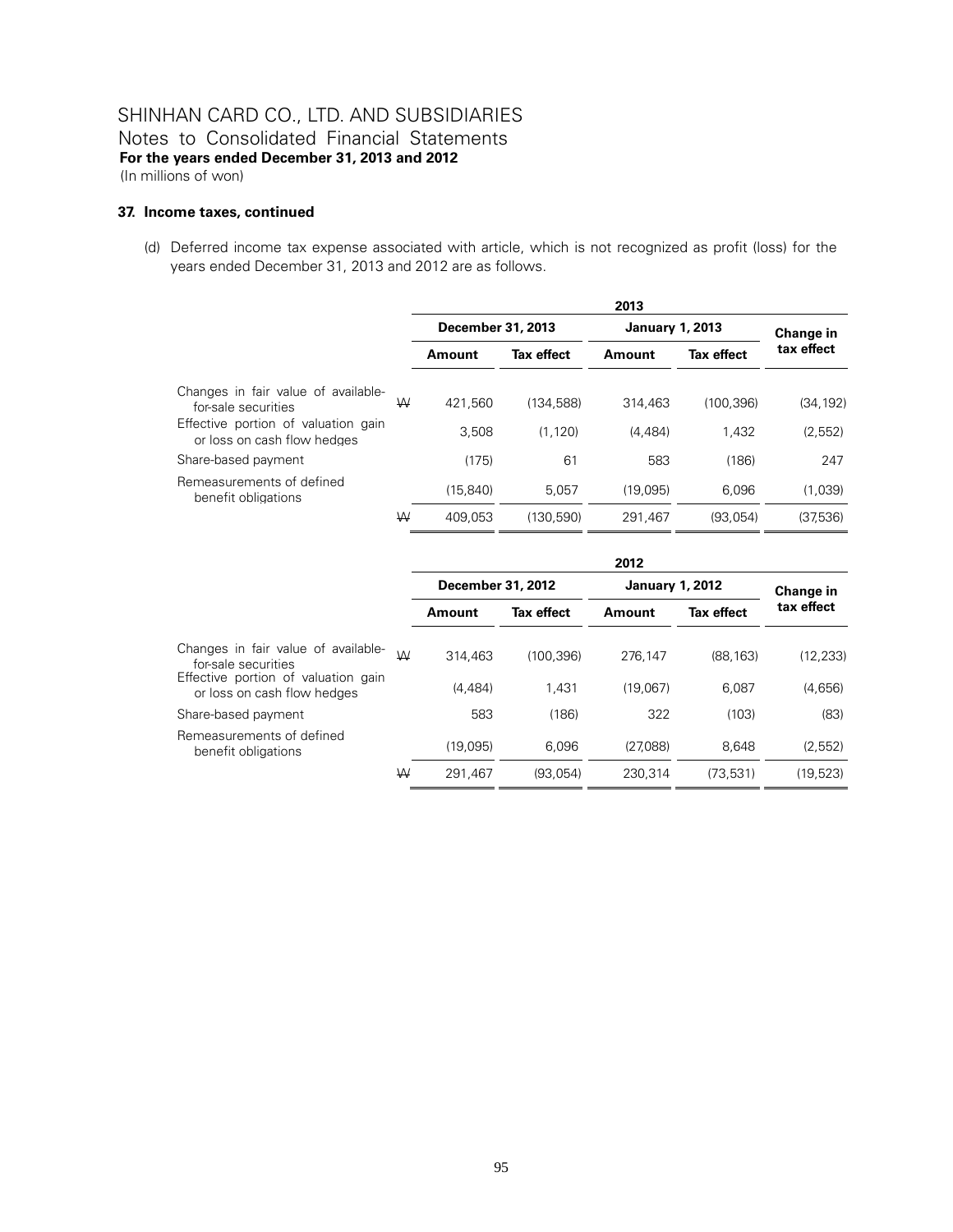SHINHAN CARD CO., LTD. AND SUBSIDIARIES
Notes to Consolidated Financial Statements
**For the years ended December 31, 2013 and 2012**
(In millions of won)

**37. Income taxes, continued**

(d) Deferred income tax expense associated with article, which is not recognized as profit (loss) for the years ended December 31, 2013 and 2012 are as follows.

| | | 2013 | | | | |
|---|---|---|---|---|---|---|
| | | December 31, 2013 | | January 1, 2013 | | Change in tax effect |
| | | Amount | Tax effect | Amount | Tax effect | |
| Changes in fair value of available-for-sale securities | ₩ | 421,560 | (134,588) | 314,463 | (100,396) | (34,192) |
| Effective portion of valuation gain or loss on cash flow hedges | | 3,508 | (1,120) | (4,484) | 1,432 | (2,552) |
| Share-based payment | | (175) | 61 | 583 | (186) | 247 |
| Remeasurements of defined benefit obligations | | (15,840) | 5,057 | (19,095) | 6,096 | (1,039) |
| | ₩ | 409,053 | (130,590) | 291,467 | (93,054) | (37,536) |

| | | 2012 | | | | |
|---|---|---|---|---|---|---|
| | | December 31, 2012 | | January 1, 2012 | | Change in tax effect |
| | | Amount | Tax effect | Amount | Tax effect | |
| Changes in fair value of available-for-sale securities | ₩ | 314,463 | (100,396) | 276,147 | (88,163) | (12,233) |
| Effective portion of valuation gain or loss on cash flow hedges | | (4,484) | 1,431 | (19,067) | 6,087 | (4,656) |
| Share-based payment | | 583 | (186) | 322 | (103) | (83) |
| Remeasurements of defined benefit obligations | | (19,095) | 6,096 | (27,088) | 8,648 | (2,552) |
| | ₩ | 291,467 | (93,054) | 230,314 | (73,531) | (19,523) |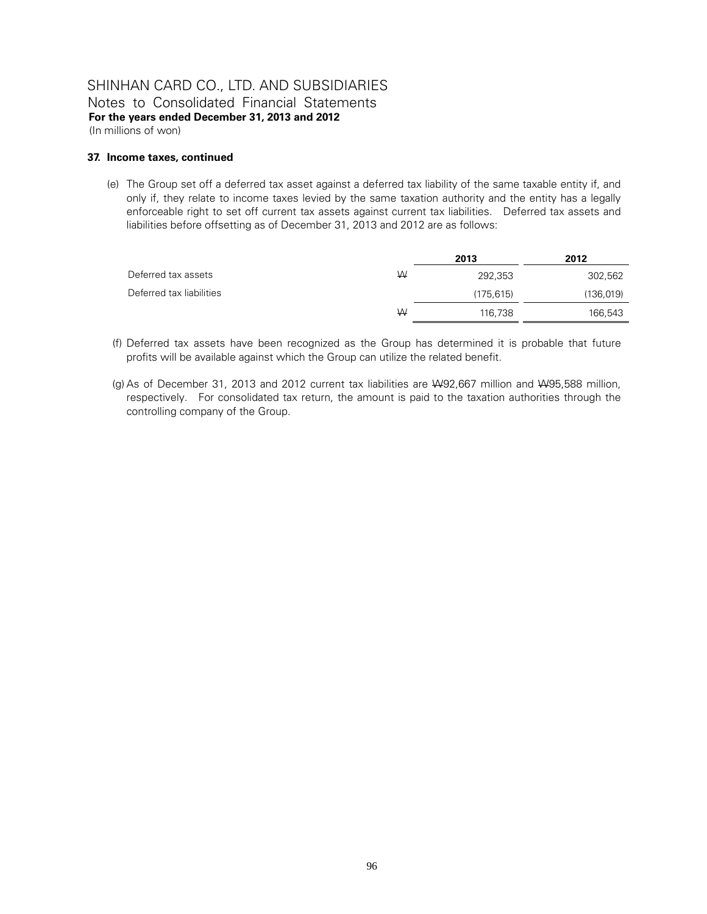SHINHAN CARD CO., LTD. AND SUBSIDIARIES
Notes to Consolidated Financial Statements
**For the years ended December 31, 2013 and 2012**
(In millions of won)

**37. Income taxes, continued**

(e) The Group set off a deferred tax asset against a deferred tax liability of the same taxable entity if, and only if, they relate to income taxes levied by the same taxation authority and the entity has a legally enforceable right to set off current tax assets against current tax liabilities. Deferred tax assets and liabilities before offsetting as of December 31, 2013 and 2012 are as follows:

| | | 2013 | 2012 |
|---|---|---|---|
| Deferred tax assets | ₩ | 292,353 | 302,562 |
| Deferred tax liabilities | | (175,615) | (136,019) |
| | ₩ | 116,738 | 166,543 |

(f) Deferred tax assets have been recognized as the Group has determined it is probable that future profits will be available against which the Group can utilize the related benefit.

(g) As of December 31, 2013 and 2012 current tax liabilities are ₩92,667 million and ₩95,588 million, respectively. For consolidated tax return, the amount is paid to the taxation authorities through the controlling company of the Group.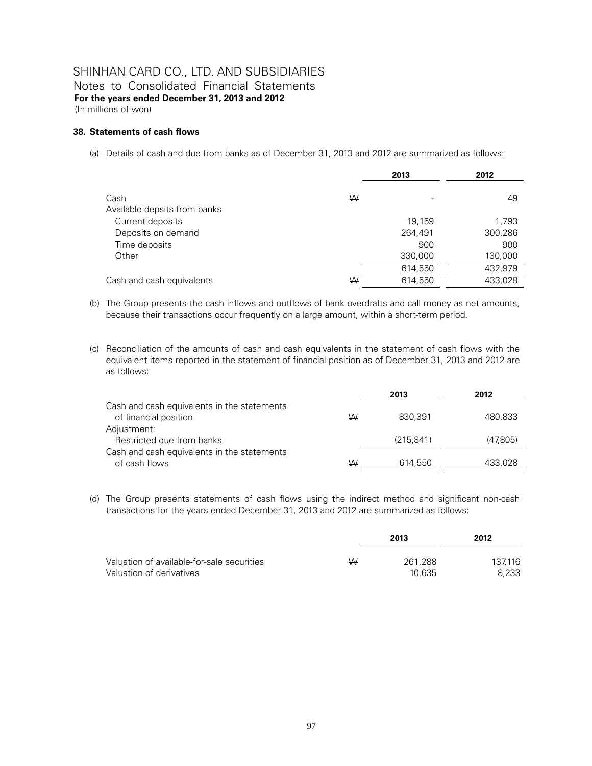# SHINHAN CARD CO., LTD. AND SUBSIDIARIES

Notes to Consolidated Financial Statements

**For the years ended December 31, 2013 and 2012**

(In millions of won)

### 38. Statements of cash flows

(a) Details of cash and due from banks as of December 31, 2013 and 2012 are summarized as follows:

| | | 2013 | 2012 |
|---|---|---|---|
| Cash | ₩ | - | 49 |
| Available depsits from banks | | | |
| Current deposits | | 19,159 | 1,793 |
| Deposits on demand | | 264,491 | 300,286 |
| Time deposits | | 900 | 900 |
| Other | | 330,000 | 130,000 |
| | | 614,550 | 432,979 |
| Cash and cash equivalents | ₩ | 614,550 | 433,028 |

(b) The Group presents the cash inflows and outflows of bank overdrafts and call money as net amounts, because their transactions occur frequently on a large amount, within a short-term period.

(c) Reconciliation of the amounts of cash and cash equivalents in the statement of cash flows with the equivalent items reported in the statement of financial position as of December 31, 2013 and 2012 are as follows:

| | | 2013 | 2012 |
|---|---|---|---|
| Cash and cash equivalents in the statements of financial position | ₩ | 830,391 | 480,833 |
| Adjustment: | | | |
| Restricted due from banks | | (215,841) | (47,805) |
| Cash and cash equivalents in the statements of cash flows | ₩ | 614,550 | 433,028 |

(d) The Group presents statements of cash flows using the indirect method and significant non-cash transactions for the years ended December 31, 2013 and 2012 are summarized as follows:

| | | 2013 | 2012 |
|---|---|---|---|
| Valuation of available-for-sale securities | ₩ | 261,288 | 137,116 |
| Valuation of derivatives | | 10,635 | 8,233 |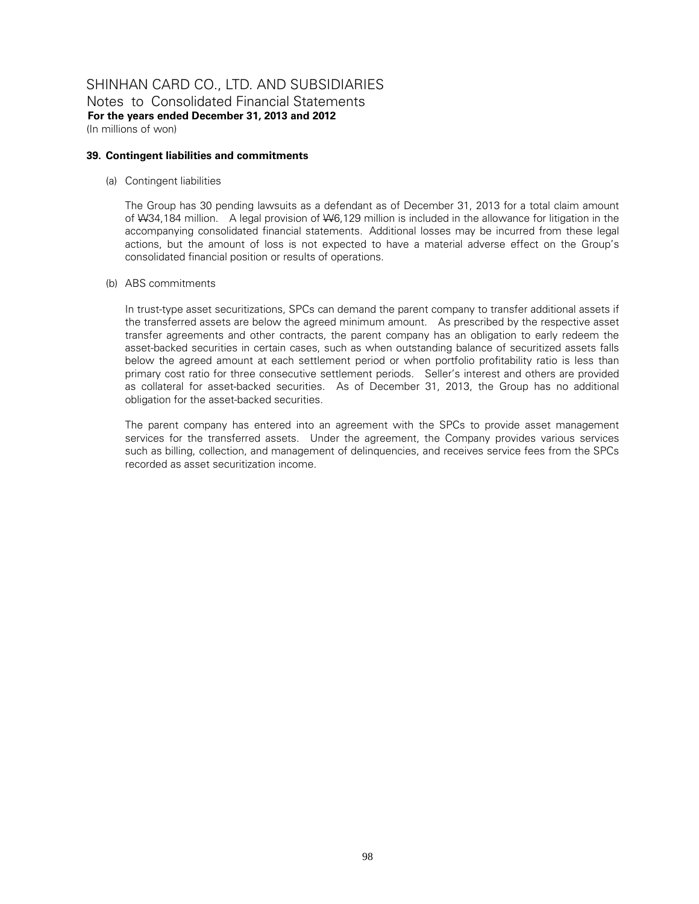SHINHAN CARD CO., LTD. AND SUBSIDIARIES
Notes to Consolidated Financial Statements
**For the years ended December 31, 2013 and 2012**
(In millions of won)

## 39. Contingent liabilities and commitments

(a) Contingent liabilities

The Group has 30 pending lawsuits as a defendant as of December 31, 2013 for a total claim amount of ₩34,184 million. A legal provision of ₩6,129 million is included in the allowance for litigation in the accompanying consolidated financial statements. Additional losses may be incurred from these legal actions, but the amount of loss is not expected to have a material adverse effect on the Group's consolidated financial position or results of operations.

(b) ABS commitments

In trust-type asset securitizations, SPCs can demand the parent company to transfer additional assets if the transferred assets are below the agreed minimum amount. As prescribed by the respective asset transfer agreements and other contracts, the parent company has an obligation to early redeem the asset-backed securities in certain cases, such as when outstanding balance of securitized assets falls below the agreed amount at each settlement period or when portfolio profitability ratio is less than primary cost ratio for three consecutive settlement periods. Seller's interest and others are provided as collateral for asset-backed securities. As of December 31, 2013, the Group has no additional obligation for the asset-backed securities.

The parent company has entered into an agreement with the SPCs to provide asset management services for the transferred assets. Under the agreement, the Company provides various services such as billing, collection, and management of delinquencies, and receives service fees from the SPCs recorded as asset securitization income.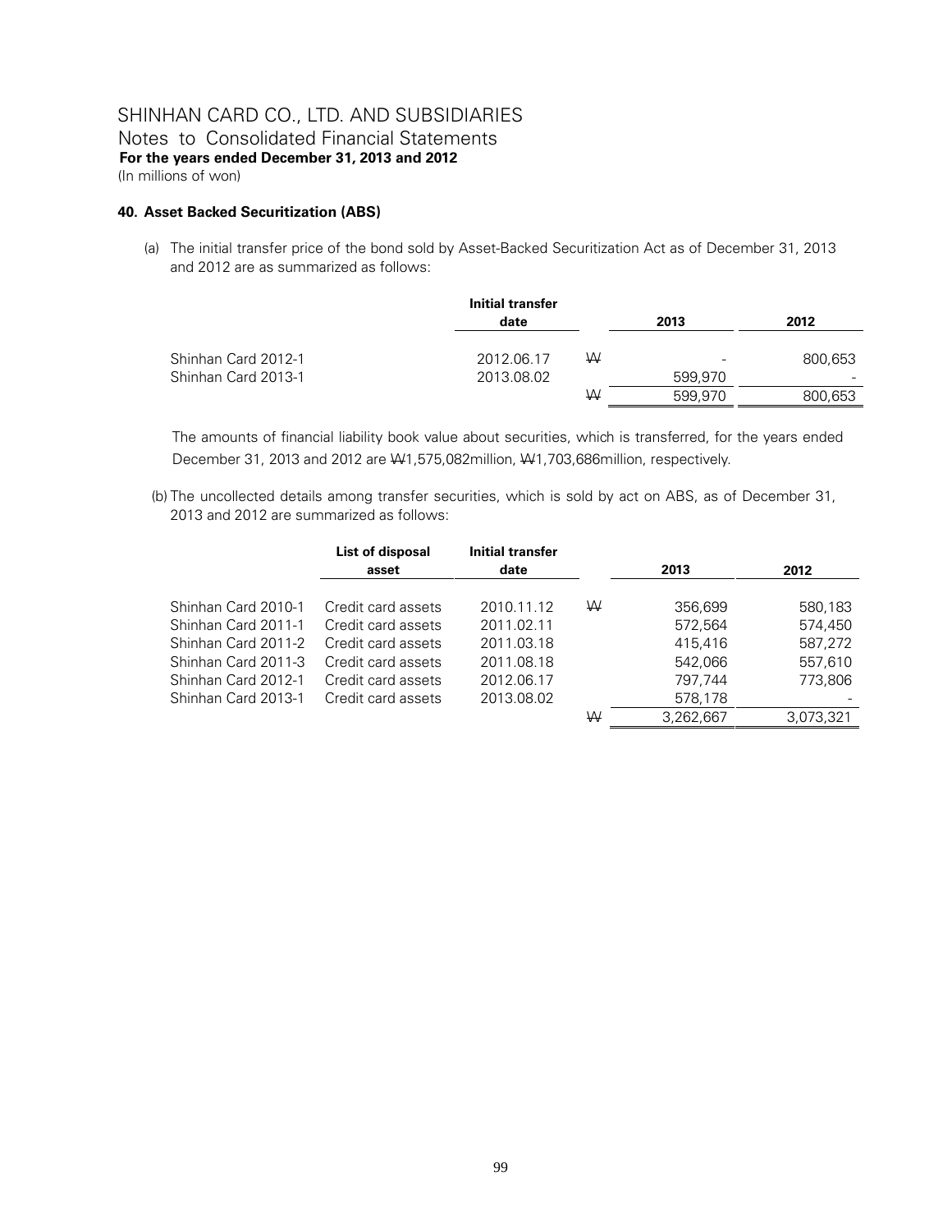SHINHAN CARD CO., LTD. AND SUBSIDIARIES
Notes to Consolidated Financial Statements
**For the years ended December 31, 2013 and 2012**
(In millions of won)

### 40. Asset Backed Securitization (ABS)

(a) The initial transfer price of the bond sold by Asset-Backed Securitization Act as of December 31, 2013 and 2012 are as summarized as follows:

| | Initial transfer date | | 2013 | 2012 |
|---|---|---|---|---|
| Shinhan Card 2012-1 | 2012.06.17 | ₩ | - | 800,653 |
| Shinhan Card 2013-1 | 2013.08.02 | | 599,970 | - |
| | | ₩ | 599,970 | 800,653 |

The amounts of financial liability book value about securities, which is transferred, for the years ended December 31, 2013 and 2012 are ₩1,575,082million, ₩1,703,686million, respectively.

(b) The uncollected details among transfer securities, which is sold by act on ABS, as of December 31, 2013 and 2012 are summarized as follows:

| | List of disposal asset | Initial transfer date | | 2013 | 2012 |
|---|---|---|---|---|---|
| Shinhan Card 2010-1 | Credit card assets | 2010.11.12 | ₩ | 356,699 | 580,183 |
| Shinhan Card 2011-1 | Credit card assets | 2011.02.11 | | 572,564 | 574,450 |
| Shinhan Card 2011-2 | Credit card assets | 2011.03.18 | | 415,416 | 587,272 |
| Shinhan Card 2011-3 | Credit card assets | 2011.08.18 | | 542,066 | 557,610 |
| Shinhan Card 2012-1 | Credit card assets | 2012.06.17 | | 797,744 | 773,806 |
| Shinhan Card 2013-1 | Credit card assets | 2013.08.02 | | 578,178 | - |
| | | | ₩ | 3,262,667 | 3,073,321 |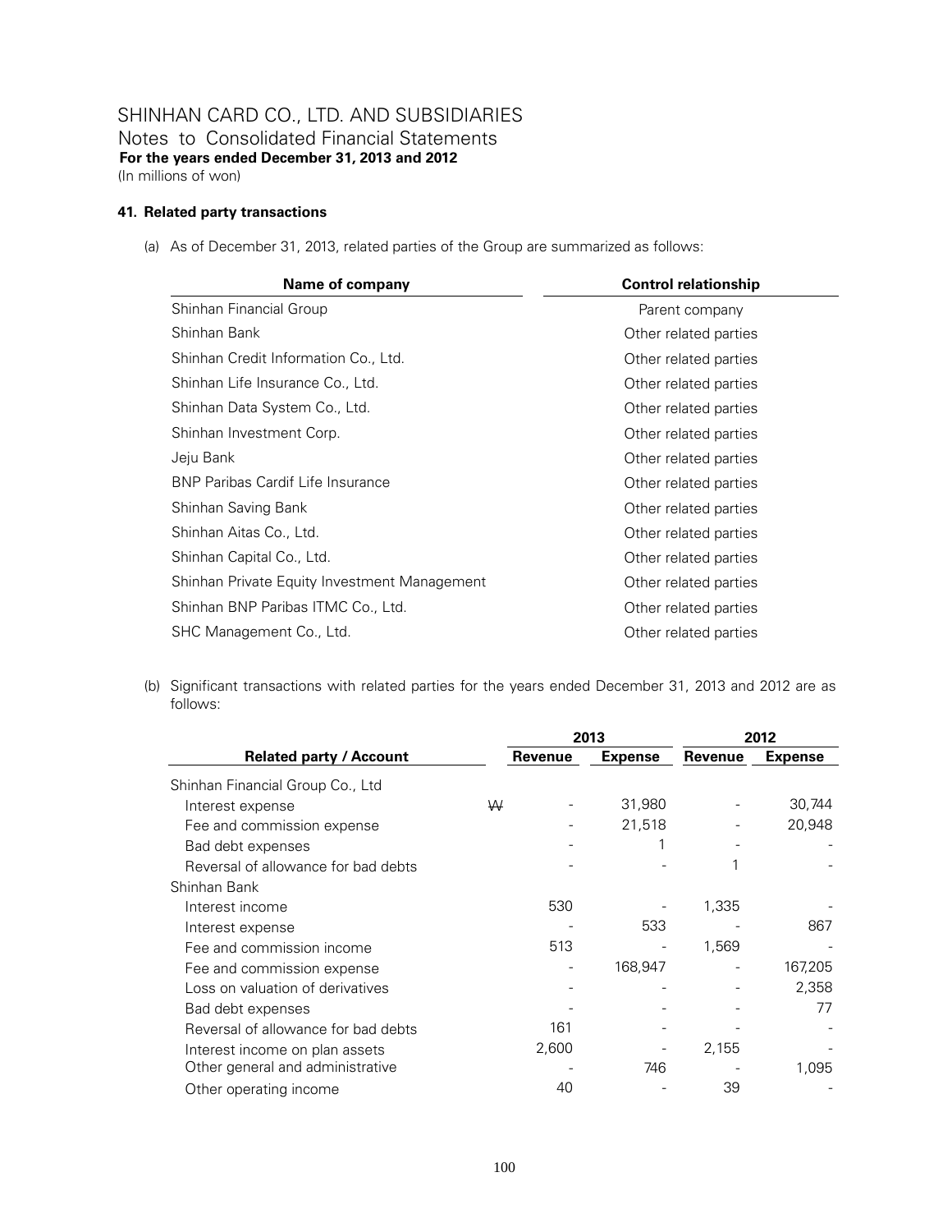SHINHAN CARD CO., LTD. AND SUBSIDIARIES
Notes to Consolidated Financial Statements
**For the years ended December 31, 2013 and 2012**
(In millions of won)

### 41. Related party transactions

(a) As of December 31, 2013, related parties of the Group are summarized as follows:

| Name of company | Control relationship |
|---|---|
| Shinhan Financial Group | Parent company |
| Shinhan Bank | Other related parties |
| Shinhan Credit Information Co., Ltd. | Other related parties |
| Shinhan Life Insurance Co., Ltd. | Other related parties |
| Shinhan Data System Co., Ltd. | Other related parties |
| Shinhan Investment Corp. | Other related parties |
| Jeju Bank | Other related parties |
| BNP Paribas Cardif Life Insurance | Other related parties |
| Shinhan Saving Bank | Other related parties |
| Shinhan Aitas Co., Ltd. | Other related parties |
| Shinhan Capital Co., Ltd. | Other related parties |
| Shinhan Private Equity Investment Management | Other related parties |
| Shinhan BNP Paribas ITMC Co., Ltd. | Other related parties |
| SHC Management Co., Ltd. | Other related parties |

(b) Significant transactions with related parties for the years ended December 31, 2013 and 2012 are as follows:

| | | 2013 | | 2012 | |
|---|---|---|---|---|---|
| **Related party / Account** | | **Revenue** | **Expense** | **Revenue** | **Expense** |
| Shinhan Financial Group Co., Ltd | | | | | |
| Interest expense | ₩ | - | 31,980 | - | 30,744 |
| Fee and commission expense | | - | 21,518 | - | 20,948 |
| Bad debt expenses | | - | 1 | - | - |
| Reversal of allowance for bad debts | | - | - | 1 | - |
| Shinhan Bank | | | | | |
| Interest income | | 530 | - | 1,335 | - |
| Interest expense | | - | 533 | - | 867 |
| Fee and commission income | | 513 | - | 1,569 | - |
| Fee and commission expense | | - | 168,947 | - | 167,205 |
| Loss on valuation of derivatives | | - | - | - | 2,358 |
| Bad debt expenses | | - | - | - | 77 |
| Reversal of allowance for bad debts | | 161 | - | - | - |
| Interest income on plan assets | | 2,600 | - | 2,155 | - |
| Other general and administrative | | - | 746 | - | 1,095 |
| Other operating income | | 40 | - | 39 | - |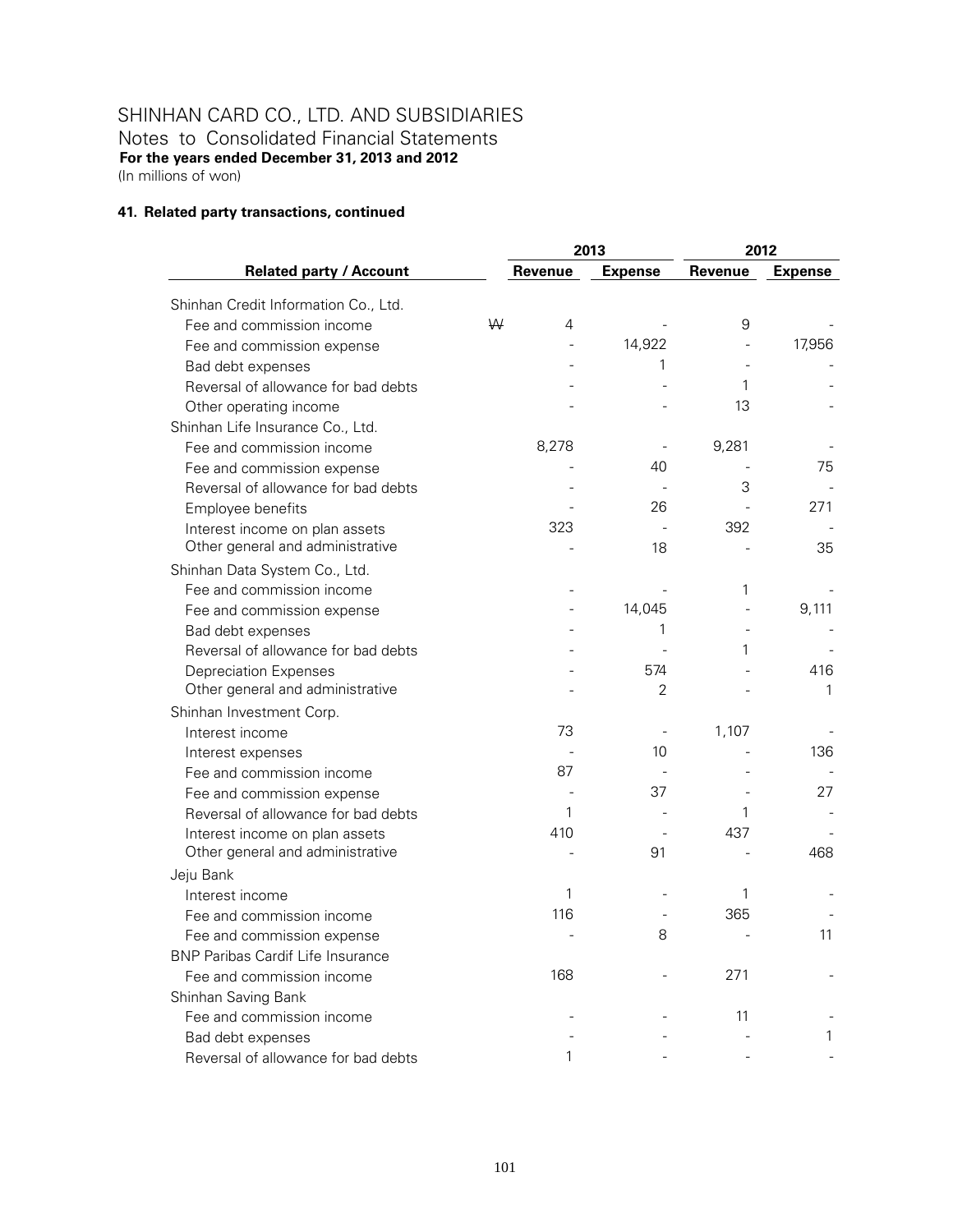SHINHAN CARD CO., LTD. AND SUBSIDIARIES

Notes to Consolidated Financial Statements

**For the years ended December 31, 2013 and 2012**

(In millions of won)

**41. Related party transactions, continued**

| Related party / Account | | 2013 | | 2012 | |
|---|---|---|---|---|---|
| | | Revenue | Expense | Revenue | Expense |
| Shinhan Credit Information Co., Ltd. | | | | | |
| Fee and commission income | ₩ | 4 | - | 9 | - |
| Fee and commission expense | | - | 14,922 | - | 17,956 |
| Bad debt expenses | | - | 1 | - | - |
| Reversal of allowance for bad debts | | - | - | 1 | - |
| Other operating income | | - | - | 13 | - |
| Shinhan Life Insurance Co., Ltd. | | | | | |
| Fee and commission income | | 8,278 | - | 9,281 | - |
| Fee and commission expense | | - | 40 | - | 75 |
| Reversal of allowance for bad debts | | - | - | 3 | - |
| Employee benefits | | - | 26 | - | 271 |
| Interest income on plan assets | | 323 | - | 392 | - |
| Other general and administrative | | - | 18 | - | 35 |
| Shinhan Data System Co., Ltd. | | | | | |
| Fee and commission income | | - | - | 1 | - |
| Fee and commission expense | | - | 14,045 | - | 9,111 |
| Bad debt expenses | | - | 1 | - | - |
| Reversal of allowance for bad debts | | - | - | 1 | - |
| Depreciation Expenses | | - | 574 | - | 416 |
| Other general and administrative | | - | 2 | - | 1 |
| Shinhan Investment Corp. | | | | | |
| Interest income | | 73 | - | 1,107 | - |
| Interest expenses | | - | 10 | - | 136 |
| Fee and commission income | | 87 | - | - | - |
| Fee and commission expense | | - | 37 | - | 27 |
| Reversal of allowance for bad debts | | 1 | - | 1 | - |
| Interest income on plan assets | | 410 | - | 437 | - |
| Other general and administrative | | - | 91 | - | 468 |
| Jeju Bank | | | | | |
| Interest income | | 1 | - | 1 | - |
| Fee and commission income | | 116 | - | 365 | - |
| Fee and commission expense | | - | 8 | - | 11 |
| BNP Paribas Cardif Life Insurance | | | | | |
| Fee and commission income | | 168 | - | 271 | - |
| Shinhan Saving Bank | | | | | |
| Fee and commission income | | - | - | 11 | - |
| Bad debt expenses | | - | - | - | 1 |
| Reversal of allowance for bad debts | | 1 | - | - | - |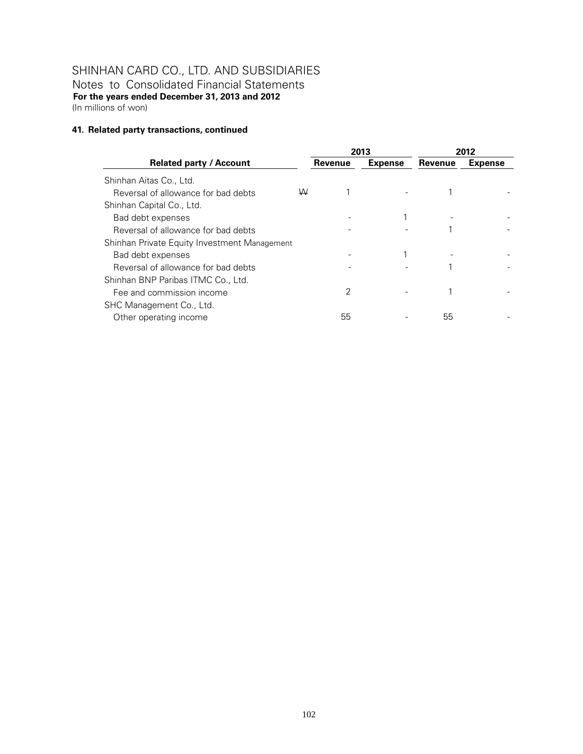# SHINHAN CARD CO., LTD. AND SUBSIDIARIES

Notes to Consolidated Financial Statements

**For the years ended December 31, 2013 and 2012**

(In millions of won)

### 41. Related party transactions, continued

| Related party / Account | | 2013 | | 2012 | |
|---|---|---|---|---|---|
| | | Revenue | Expense | Revenue | Expense |
| Shinhan Aitas Co., Ltd. | | | | | |
| Reversal of allowance for bad debts | ₩ | 1 | - | 1 | - |
| Shinhan Capital Co., Ltd. | | | | | |
| Bad debt expenses | | - | 1 | - | - |
| Reversal of allowance for bad debts | | - | - | 1 | - |
| Shinhan Private Equity Investment Management | | | | | |
| Bad debt expenses | | - | 1 | - | - |
| Reversal of allowance for bad debts | | - | - | 1 | - |
| Shinhan BNP Paribas ITMC Co., Ltd. | | | | | |
| Fee and commission income | | 2 | - | 1 | - |
| SHC Management Co., Ltd. | | | | | |
| Other operating income | | 55 | - | 55 | - |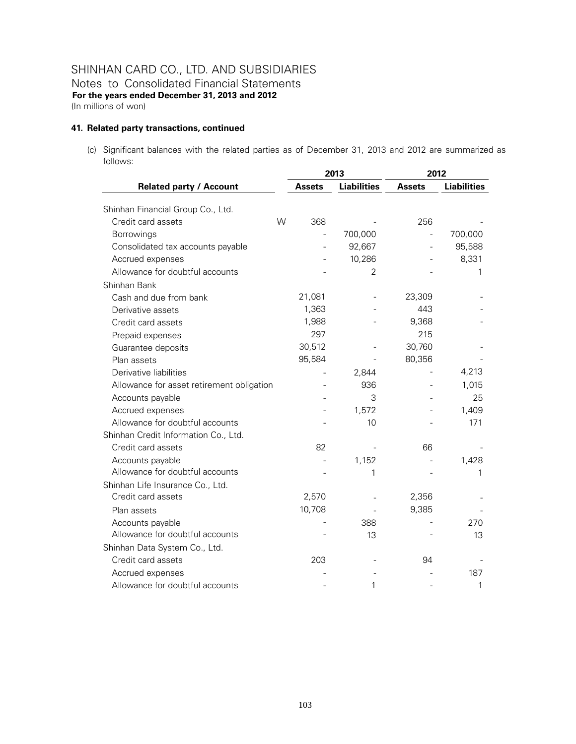# SHINHAN CARD CO., LTD. AND SUBSIDIARIES

Notes to Consolidated Financial Statements

**For the years ended December 31, 2013 and 2012**

(In millions of won)

### 41. Related party transactions, continued

(c) Significant balances with the related parties as of December 31, 2013 and 2012 are summarized as follows:

| Related party / Account | | 2013 | | 2012 | |
|---|---|---|---|---|---|
| | | **Assets** | **Liabilities** | **Assets** | **Liabilities** |
| Shinhan Financial Group Co., Ltd. | | | | | |
| Credit card assets | ₩ | 368 | - | 256 | - |
| Borrowings | | - | 700,000 | - | 700,000 |
| Consolidated tax accounts payable | | - | 92,667 | - | 95,588 |
| Accrued expenses | | - | 10,286 | - | 8,331 |
| Allowance for doubtful accounts | | - | 2 | - | 1 |
| Shinhan Bank | | | | | |
| Cash and due from bank | | 21,081 | - | 23,309 | - |
| Derivative assets | | 1,363 | - | 443 | - |
| Credit card assets | | 1,988 | - | 9,368 | - |
| Prepaid expenses | | 297 | | 215 | |
| Guarantee deposits | | 30,512 | - | 30,760 | - |
| Plan assets | | 95,584 | - | 80,356 | - |
| Derivative liabilities | | - | 2,844 | - | 4,213 |
| Allowance for asset retirement obligation | | - | 936 | - | 1,015 |
| Accounts payable | | - | 3 | - | 25 |
| Accrued expenses | | - | 1,572 | - | 1,409 |
| Allowance for doubtful accounts | | - | 10 | - | 171 |
| Shinhan Credit Information Co., Ltd. | | | | | |
| Credit card assets | | 82 | - | 66 | - |
| Accounts payable | | - | 1,152 | - | 1,428 |
| Allowance for doubtful accounts | | - | 1 | - | 1 |
| Shinhan Life Insurance Co., Ltd. | | | | | |
| Credit card assets | | 2,570 | - | 2,356 | - |
| Plan assets | | 10,708 | - | 9,385 | - |
| Accounts payable | | - | 388 | - | 270 |
| Allowance for doubtful accounts | | - | 13 | - | 13 |
| Shinhan Data System Co., Ltd. | | | | | |
| Credit card assets | | 203 | - | 94 | - |
| Accrued expenses | | - | - | - | 187 |
| Allowance for doubtful accounts | | - | 1 | - | 1 |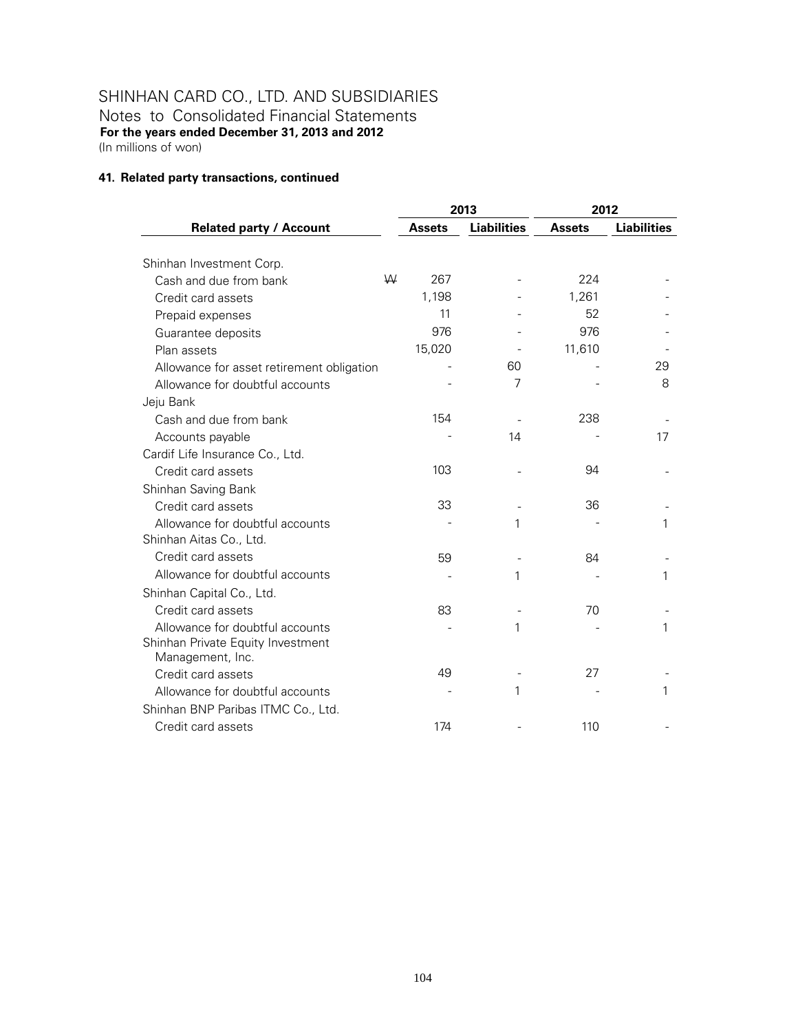# SHINHAN CARD CO., LTD. AND SUBSIDIARIES

Notes to Consolidated Financial Statements

**For the years ended December 31, 2013 and 2012**

(In millions of won)

## 41. Related party transactions, continued

| Related party / Account | | 2013 | | 2012 | |
|---|---|---|---|---|---|
| | | **Assets** | **Liabilities** | **Assets** | **Liabilities** |
| Shinhan Investment Corp. | | | | | |
| Cash and due from bank | ₩ | 267 | - | 224 | - |
| Credit card assets | | 1,198 | - | 1,261 | - |
| Prepaid expenses | | 11 | - | 52 | - |
| Guarantee deposits | | 976 | - | 976 | - |
| Plan assets | | 15,020 | - | 11,610 | - |
| Allowance for asset retirement obligation | | - | 60 | - | 29 |
| Allowance for doubtful accounts | | - | 7 | - | 8 |
| Jeju Bank | | | | | |
| Cash and due from bank | | 154 | - | 238 | - |
| Accounts payable | | - | 14 | - | 17 |
| Cardif Life Insurance Co., Ltd. | | | | | |
| Credit card assets | | 103 | - | 94 | - |
| Shinhan Saving Bank | | | | | |
| Credit card assets | | 33 | - | 36 | - |
| Allowance for doubtful accounts | | - | 1 | - | 1 |
| Shinhan Aitas Co., Ltd. | | | | | |
| Credit card assets | | 59 | - | 84 | - |
| Allowance for doubtful accounts | | - | 1 | - | 1 |
| Shinhan Capital Co., Ltd. | | | | | |
| Credit card assets | | 83 | - | 70 | - |
| Allowance for doubtful accounts | | - | 1 | - | 1 |
| Shinhan Private Equity Investment Management, Inc. | | | | | |
| Credit card assets | | 49 | - | 27 | - |
| Allowance for doubtful accounts | | - | 1 | - | 1 |
| Shinhan BNP Paribas ITMC Co., Ltd. | | | | | |
| Credit card assets | | 174 | - | 110 | - |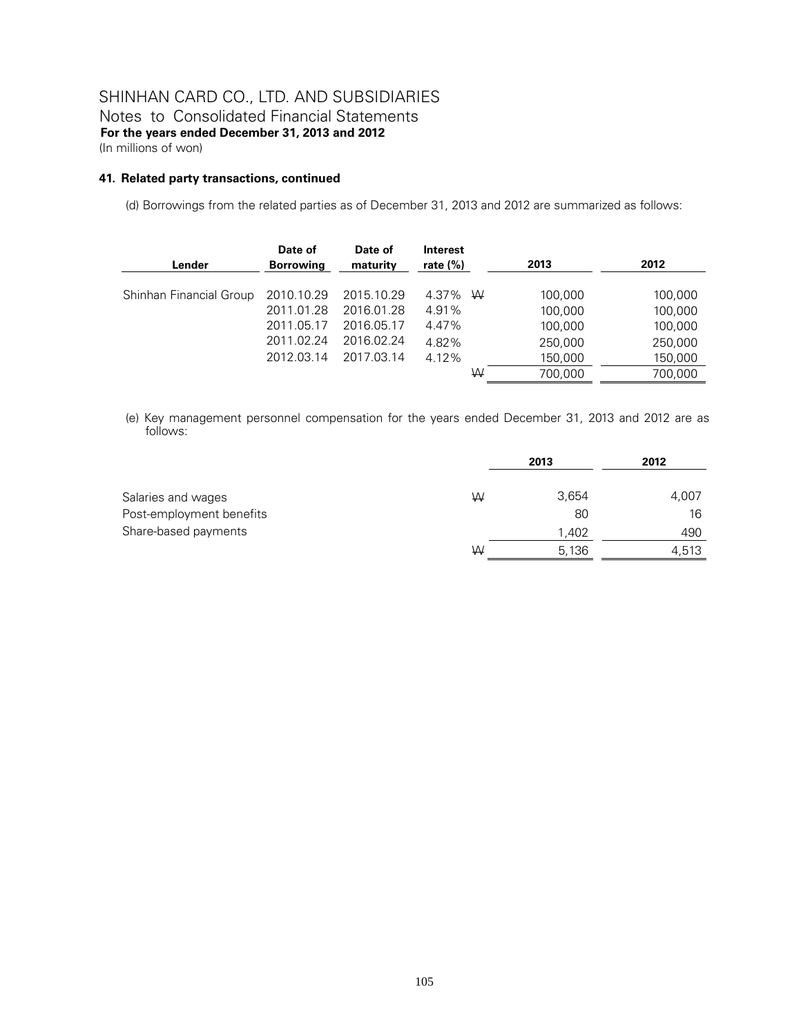# SHINHAN CARD CO., LTD. AND SUBSIDIARIES
Notes to Consolidated Financial Statements
**For the years ended December 31, 2013 and 2012**
(In millions of won)

### 41. Related party transactions, continued

(d) Borrowings from the related parties as of December 31, 2013 and 2012 are summarized as follows:

| Lender | Date of Borrowing | Date of maturity | Interest rate (%) | | 2013 | 2012 |
|---|---|---|---|---|---|---|
| Shinhan Financial Group | 2010.10.29 | 2015.10.29 | 4.37% | ₩ | 100,000 | 100,000 |
| | 2011.01.28 | 2016.01.28 | 4.91% | | 100,000 | 100,000 |
| | 2011.05.17 | 2016.05.17 | 4.47% | | 100,000 | 100,000 |
| | 2011.02.24 | 2016.02.24 | 4.82% | | 250,000 | 250,000 |
| | 2012.03.14 | 2017.03.14 | 4.12% | | 150,000 | 150,000 |
| | | | | ₩ | 700,000 | 700,000 |

(e) Key management personnel compensation for the years ended December 31, 2013 and 2012 are as follows:

| | | 2013 | 2012 |
|---|---|---|---|
| Salaries and wages | ₩ | 3,654 | 4,007 |
| Post-employment benefits | | 80 | 16 |
| Share-based payments | | 1,402 | 490 |
| | ₩ | 5,136 | 4,513 |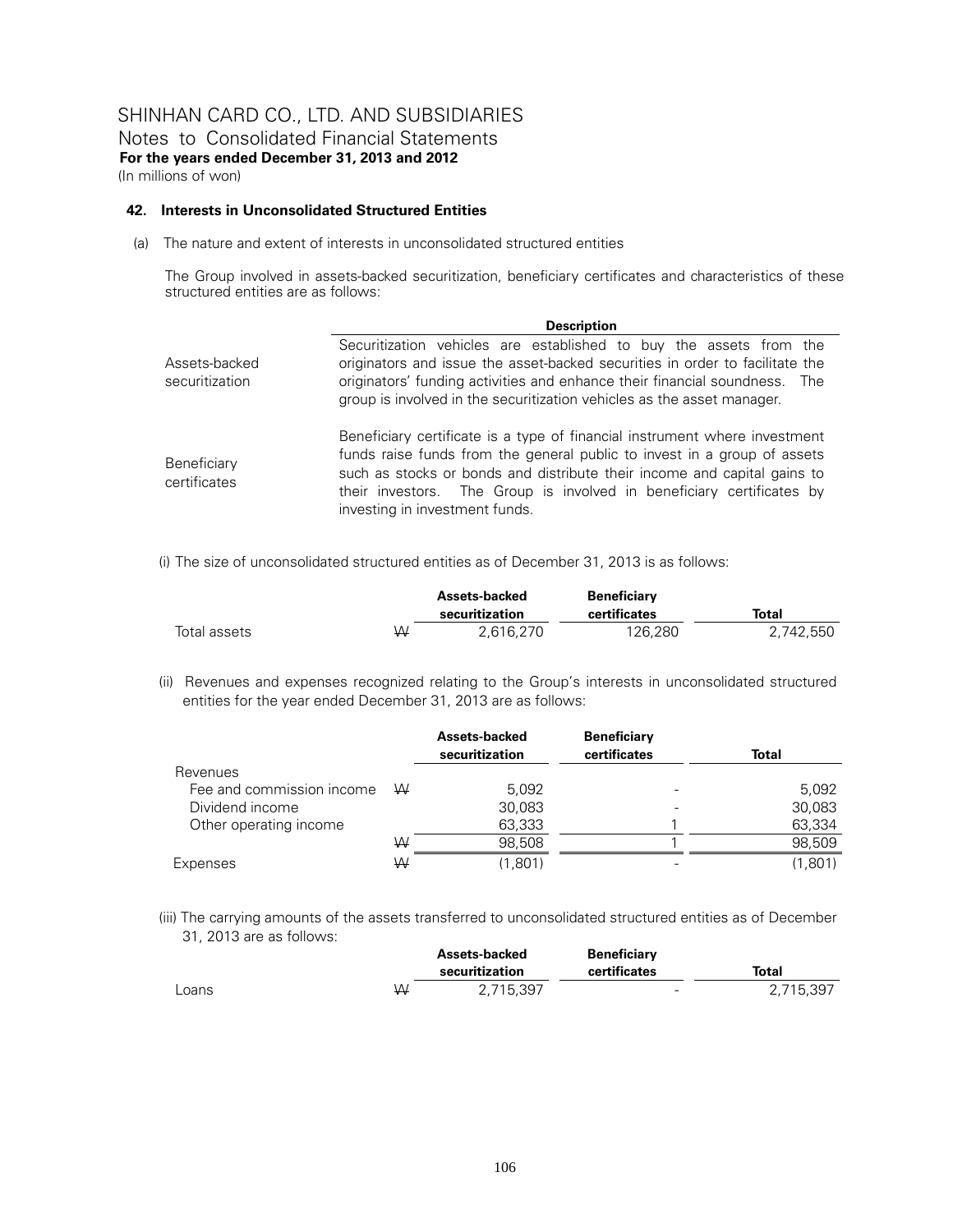SHINHAN CARD CO., LTD. AND SUBSIDIARIES

Notes to Consolidated Financial Statements

**For the years ended December 31, 2013 and 2012**

(In millions of won)

**42. Interests in Unconsolidated Structured Entities**

(a) The nature and extent of interests in unconsolidated structured entities

The Group involved in assets-backed securitization, beneficiary certificates and characteristics of these structured entities are as follows:

| | **Description** |
|---|---|
| Assets-backed securitization | Securitization vehicles are established to buy the assets from the originators and issue the asset-backed securities in order to facilitate the originators' funding activities and enhance their financial soundness. The group is involved in the securitization vehicles as the asset manager. |
| Beneficiary certificates | Beneficiary certificate is a type of financial instrument where investment funds raise funds from the general public to invest in a group of assets such as stocks or bonds and distribute their income and capital gains to their investors. The Group is involved in beneficiary certificates by investing in investment funds. |

(i) The size of unconsolidated structured entities as of December 31, 2013 is as follows:

| | | **Assets-backed securitization** | **Beneficiary certificates** | **Total** |
|---|---|---|---|---|
| Total assets | ₩ | 2,616,270 | 126,280 | 2,742,550 |

(ii) Revenues and expenses recognized relating to the Group's interests in unconsolidated structured entities for the year ended December 31, 2013 are as follows:

| | | **Assets-backed securitization** | **Beneficiary certificates** | **Total** |
|---|---|---|---|---|
| Revenues | | | | |
| Fee and commission income | ₩ | 5,092 | - | 5,092 |
| Dividend income | | 30,083 | - | 30,083 |
| Other operating income | | 63,333 | 1 | 63,334 |
| | ₩ | 98,508 | 1 | 98,509 |
| Expenses | ₩ | (1,801) | - | (1,801) |

(iii) The carrying amounts of the assets transferred to unconsolidated structured entities as of December 31, 2013 are as follows:

| | | **Assets-backed securitization** | **Beneficiary certificates** | **Total** |
|---|---|---|---|---|
| Loans | ₩ | 2,715,397 | - | 2,715,397 |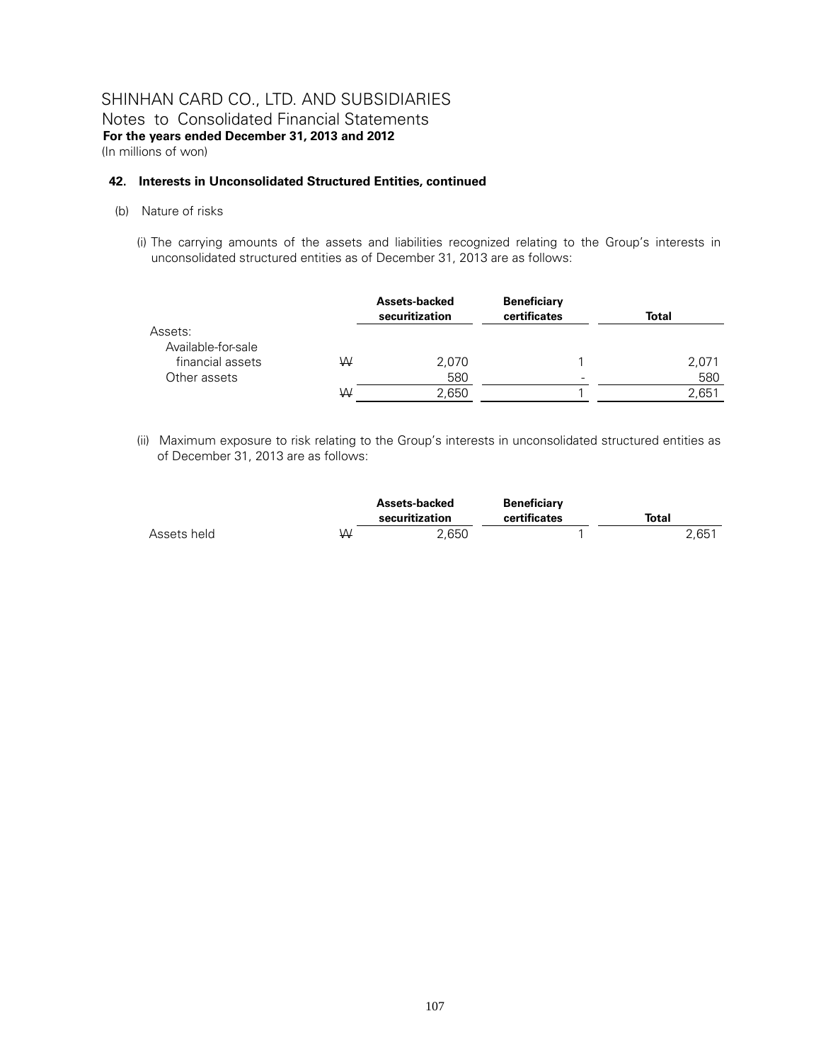# SHINHAN CARD CO., LTD. AND SUBSIDIARIES

Notes to Consolidated Financial Statements

**For the years ended December 31, 2013 and 2012**

(In millions of won)

### 42. Interests in Unconsolidated Structured Entities, continued

(b) Nature of risks

(i) The carrying amounts of the assets and liabilities recognized relating to the Group's interests in unconsolidated structured entities as of December 31, 2013 are as follows:

| | | Assets-backed securitization | Beneficiary certificates | Total |
|---|---|---|---|---|
| Assets: | | | | |
| Available-for-sale financial assets | ₩ | 2,070 | 1 | 2,071 |
| Other assets | | 580 | - | 580 |
| | ₩ | 2,650 | 1 | 2,651 |

(ii) Maximum exposure to risk relating to the Group's interests in unconsolidated structured entities as of December 31, 2013 are as follows:

| | | Assets-backed securitization | Beneficiary certificates | Total |
|---|---|---|---|---|
| Assets held | ₩ | 2,650 | 1 | 2,651 |